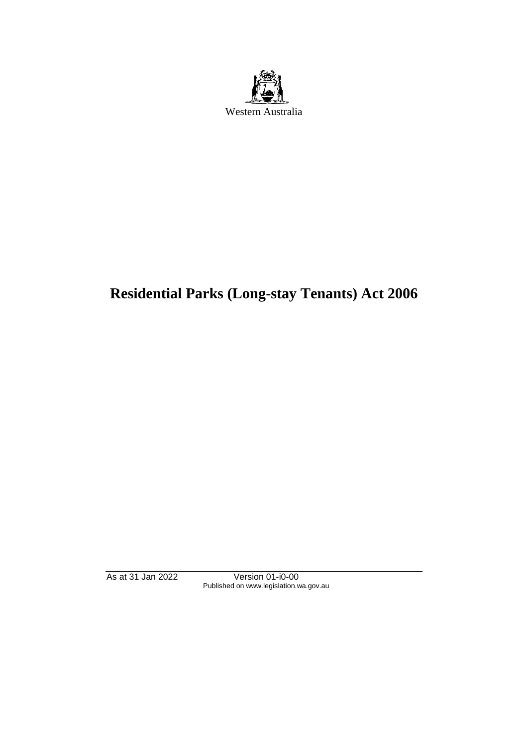Western Australia

# Residential Parks (Long-stay Tenants) Act 2006

As at 31 Jan 2022 Version 01-i0-00
Published on www.legislation.wa.gov.au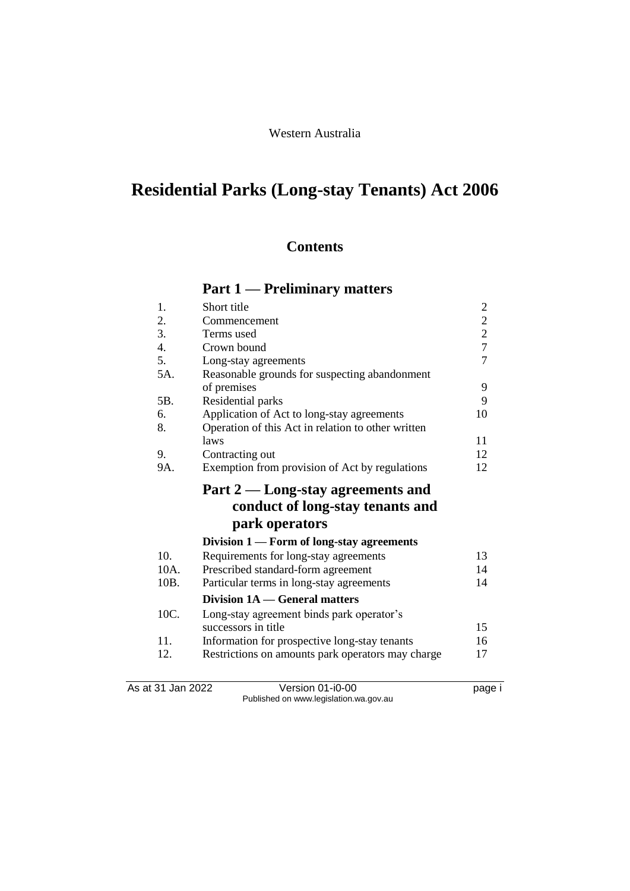Western Australia

# Residential Parks (Long-stay Tenants) Act 2006

## Contents

### Part 1 — Preliminary matters

| | | |
|---|---|---|
| 1. | Short title | 2 |
| 2. | Commencement | 2 |
| 3. | Terms used | 2 |
| 4. | Crown bound | 7 |
| 5. | Long-stay agreements | 7 |
| 5A. | Reasonable grounds for suspecting abandonment of premises | 9 |
| 5B. | Residential parks | 9 |
| 6. | Application of Act to long-stay agreements | 10 |
| 8. | Operation of this Act in relation to other written laws | 11 |
| 9. | Contracting out | 12 |
| 9A. | Exemption from provision of Act by regulations | 12 |

### Part 2 — Long-stay agreements and conduct of long-stay tenants and park operators

#### Division 1 — Form of long-stay agreements

| | | |
|---|---|---|
| 10. | Requirements for long-stay agreements | 13 |
| 10A. | Prescribed standard-form agreement | 14 |
| 10B. | Particular terms in long-stay agreements | 14 |

#### Division 1A — General matters

| | | |
|---|---|---|
| 10C. | Long-stay agreement binds park operator's successors in title | 15 |
| 11. | Information for prospective long-stay tenants | 16 |
| 12. | Restrictions on amounts park operators may charge | 17 |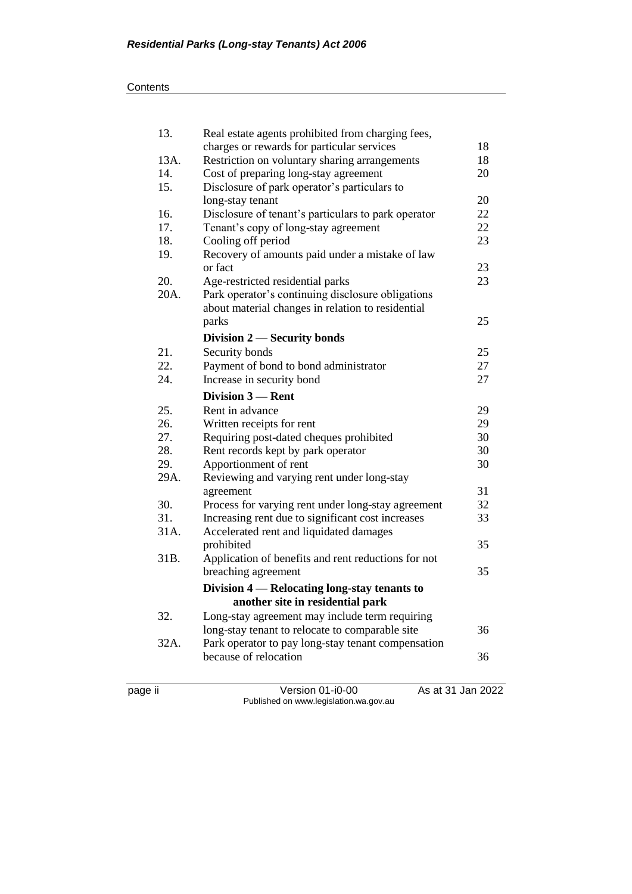| | | |
|---|---|---|
| 13. | Real estate agents prohibited from charging fees, charges or rewards for particular services | 18 |
| 13A. | Restriction on voluntary sharing arrangements | 18 |
| 14. | Cost of preparing long-stay agreement | 20 |
| 15. | Disclosure of park operator's particulars to long-stay tenant | 20 |
| 16. | Disclosure of tenant's particulars to park operator | 22 |
| 17. | Tenant's copy of long-stay agreement | 22 |
| 18. | Cooling off period | 23 |
| 19. | Recovery of amounts paid under a mistake of law or fact | 23 |
| 20. | Age-restricted residential parks | 23 |
| 20A. | Park operator's continuing disclosure obligations about material changes in relation to residential parks | 25 |
| | **Division 2 — Security bonds** | |
| 21. | Security bonds | 25 |
| 22. | Payment of bond to bond administrator | 27 |
| 24. | Increase in security bond | 27 |
| | **Division 3 — Rent** | |
| 25. | Rent in advance | 29 |
| 26. | Written receipts for rent | 29 |
| 27. | Requiring post-dated cheques prohibited | 30 |
| 28. | Rent records kept by park operator | 30 |
| 29. | Apportionment of rent | 30 |
| 29A. | Reviewing and varying rent under long-stay agreement | 31 |
| 30. | Process for varying rent under long-stay agreement | 32 |
| 31. | Increasing rent due to significant cost increases | 33 |
| 31A. | Accelerated rent and liquidated damages prohibited | 35 |
| 31B. | Application of benefits and rent reductions for not breaching agreement | 35 |
| | **Division 4 — Relocating long-stay tenants to another site in residential park** | |
| 32. | Long-stay agreement may include term requiring long-stay tenant to relocate to comparable site | 36 |
| 32A. | Park operator to pay long-stay tenant compensation because of relocation | 36 |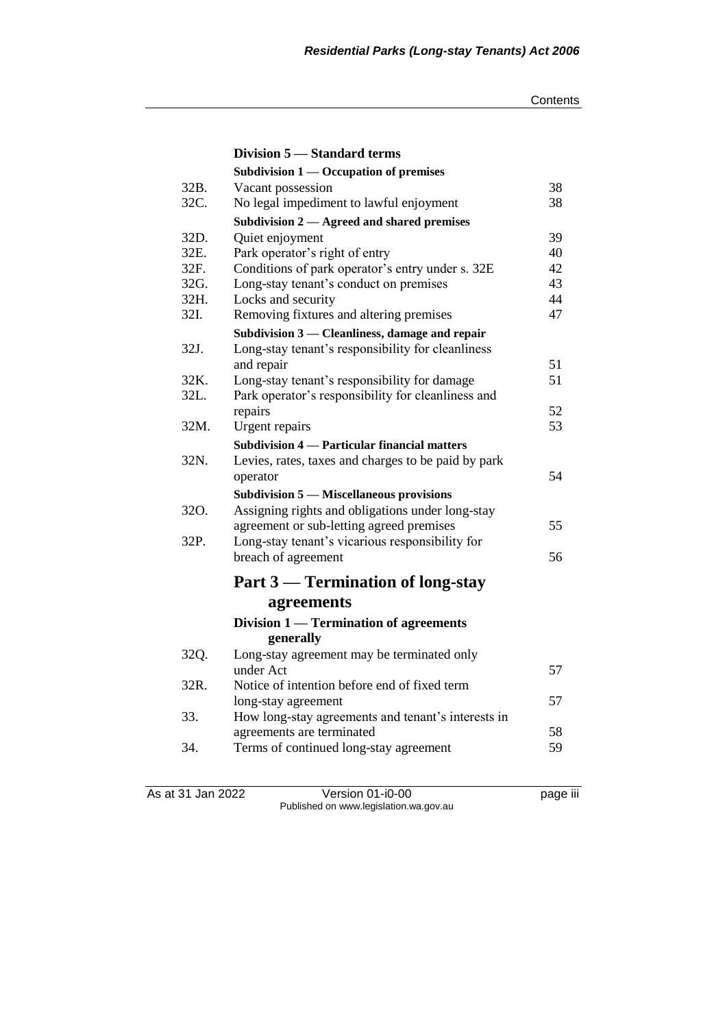### Division 5 — Standard terms

#### Subdivision 1 — Occupation of premises

| | | |
|---|---|---|
| 32B. | Vacant possession | 38 |
| 32C. | No legal impediment to lawful enjoyment | 38 |

#### Subdivision 2 — Agreed and shared premises

| | | |
|---|---|---|
| 32D. | Quiet enjoyment | 39 |
| 32E. | Park operator's right of entry | 40 |
| 32F. | Conditions of park operator's entry under s. 32E | 42 |
| 32G. | Long-stay tenant's conduct on premises | 43 |
| 32H. | Locks and security | 44 |
| 32I. | Removing fixtures and altering premises | 47 |

#### Subdivision 3 — Cleanliness, damage and repair

| | | |
|---|---|---|
| 32J. | Long-stay tenant's responsibility for cleanliness and repair | 51 |
| 32K. | Long-stay tenant's responsibility for damage | 51 |
| 32L. | Park operator's responsibility for cleanliness and repairs | 52 |
| 32M. | Urgent repairs | 53 |

#### Subdivision 4 — Particular financial matters

| | | |
|---|---|---|
| 32N. | Levies, rates, taxes and charges to be paid by park operator | 54 |

#### Subdivision 5 — Miscellaneous provisions

| | | |
|---|---|---|
| 32O. | Assigning rights and obligations under long-stay agreement or sub-letting agreed premises | 55 |
| 32P. | Long-stay tenant's vicarious responsibility for breach of agreement | 56 |

## Part 3 — Termination of long-stay agreements

### Division 1 — Termination of agreements generally

| | | |
|---|---|---|
| 32Q. | Long-stay agreement may be terminated only under Act | 57 |
| 32R. | Notice of intention before end of fixed term long-stay agreement | 57 |
| 33. | How long-stay agreements and tenant's interests in agreements are terminated | 58 |
| 34. | Terms of continued long-stay agreement | 59 |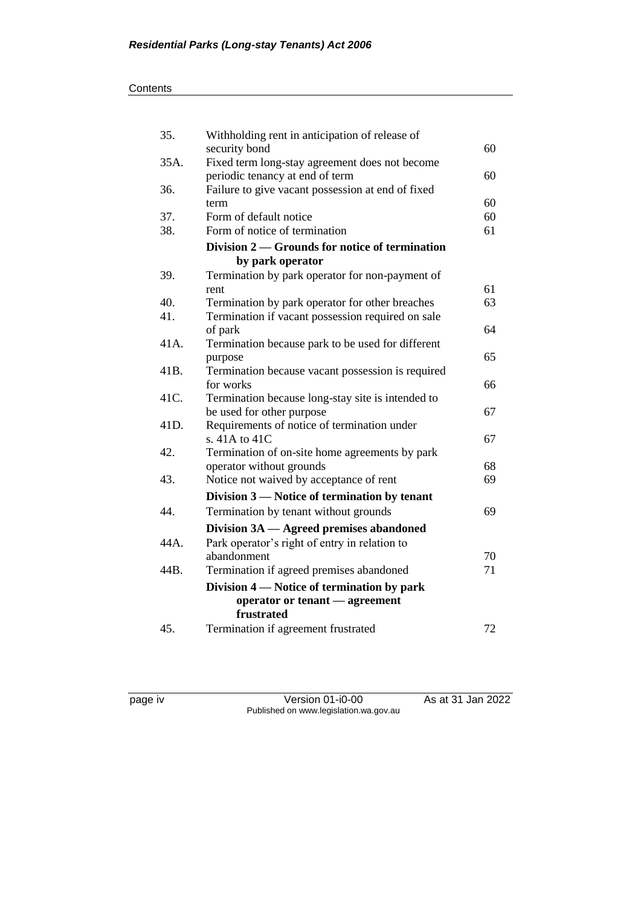| | | |
|---|---|---|
| 35. | Withholding rent in anticipation of release of security bond | 60 |
| 35A. | Fixed term long-stay agreement does not become periodic tenancy at end of term | 60 |
| 36. | Failure to give vacant possession at end of fixed term | 60 |
| 37. | Form of default notice | 60 |
| 38. | Form of notice of termination | 61 |
| | **Division 2 — Grounds for notice of termination by park operator** | |
| 39. | Termination by park operator for non-payment of rent | 61 |
| 40. | Termination by park operator for other breaches | 63 |
| 41. | Termination if vacant possession required on sale of park | 64 |
| 41A. | Termination because park to be used for different purpose | 65 |
| 41B. | Termination because vacant possession is required for works | 66 |
| 41C. | Termination because long-stay site is intended to be used for other purpose | 67 |
| 41D. | Requirements of notice of termination under s. 41A to 41C | 67 |
| 42. | Termination of on-site home agreements by park operator without grounds | 68 |
| 43. | Notice not waived by acceptance of rent | 69 |
| | **Division 3 — Notice of termination by tenant** | |
| 44. | Termination by tenant without grounds | 69 |
| | **Division 3A — Agreed premises abandoned** | |
| 44A. | Park operator's right of entry in relation to abandonment | 70 |
| 44B. | Termination if agreed premises abandoned | 71 |
| | **Division 4 — Notice of termination by park operator or tenant — agreement frustrated** | |
| 45. | Termination if agreement frustrated | 72 |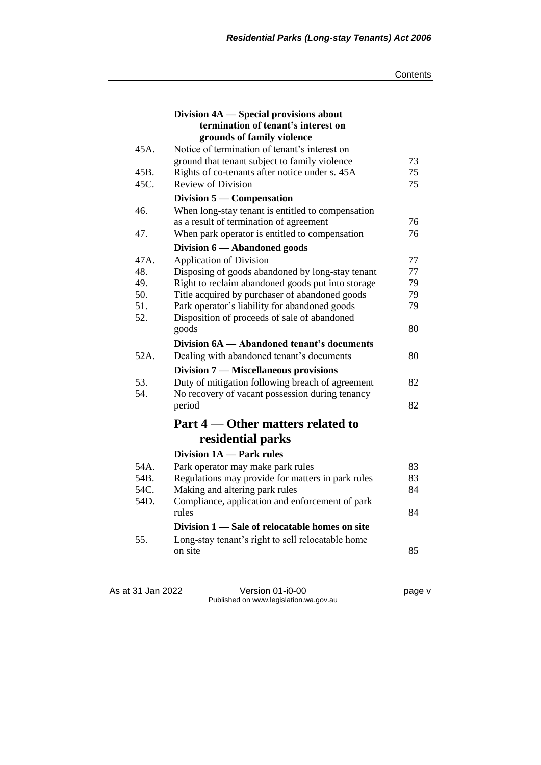#### Division 4A — Special provisions about termination of tenant's interest on grounds of family violence

| | | |
|---|---|---|
| 45A. | Notice of termination of tenant's interest on ground that tenant subject to family violence | 73 |
| 45B. | Rights of co-tenants after notice under s. 45A | 75 |
| 45C. | Review of Division | 75 |

#### Division 5 — Compensation

| | | |
|---|---|---|
| 46. | When long-stay tenant is entitled to compensation as a result of termination of agreement | 76 |
| 47. | When park operator is entitled to compensation | 76 |

#### Division 6 — Abandoned goods

| | | |
|---|---|---|
| 47A. | Application of Division | 77 |
| 48. | Disposing of goods abandoned by long-stay tenant | 77 |
| 49. | Right to reclaim abandoned goods put into storage | 79 |
| 50. | Title acquired by purchaser of abandoned goods | 79 |
| 51. | Park operator's liability for abandoned goods | 79 |
| 52. | Disposition of proceeds of sale of abandoned goods | 80 |

#### Division 6A — Abandoned tenant's documents

| | | |
|---|---|---|
| 52A. | Dealing with abandoned tenant's documents | 80 |

#### Division 7 — Miscellaneous provisions

| | | |
|---|---|---|
| 53. | Duty of mitigation following breach of agreement | 82 |
| 54. | No recovery of vacant possession during tenancy period | 82 |

## Part 4 — Other matters related to residential parks

#### Division 1A — Park rules

| | | |
|---|---|---|
| 54A. | Park operator may make park rules | 83 |
| 54B. | Regulations may provide for matters in park rules | 83 |
| 54C. | Making and altering park rules | 84 |
| 54D. | Compliance, application and enforcement of park rules | 84 |

#### Division 1 — Sale of relocatable homes on site

| | | |
|---|---|---|
| 55. | Long-stay tenant's right to sell relocatable home on site | 85 |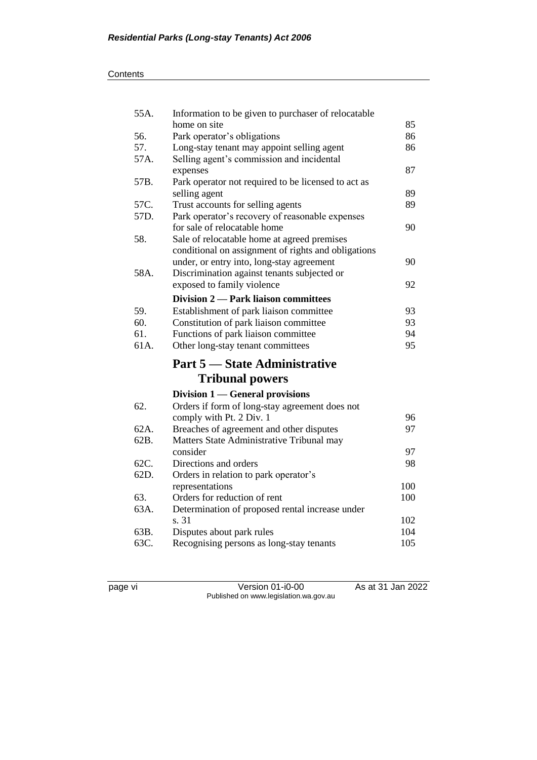| | | |
|---|---|---|
| 55A. | Information to be given to purchaser of relocatable home on site | 85 |
| 56. | Park operator's obligations | 86 |
| 57. | Long-stay tenant may appoint selling agent | 86 |
| 57A. | Selling agent's commission and incidental expenses | 87 |
| 57B. | Park operator not required to be licensed to act as selling agent | 89 |
| 57C. | Trust accounts for selling agents | 89 |
| 57D. | Park operator's recovery of reasonable expenses for sale of relocatable home | 90 |
| 58. | Sale of relocatable home at agreed premises conditional on assignment of rights and obligations under, or entry into, long-stay agreement | 90 |
| 58A. | Discrimination against tenants subjected or exposed to family violence | 92 |

### Division 2 — Park liaison committees

| | | |
|---|---|---|
| 59. | Establishment of park liaison committee | 93 |
| 60. | Constitution of park liaison committee | 93 |
| 61. | Functions of park liaison committee | 94 |
| 61A. | Other long-stay tenant committees | 95 |

## Part 5 — State Administrative Tribunal powers

### Division 1 — General provisions

| | | |
|---|---|---|
| 62. | Orders if form of long-stay agreement does not comply with Pt. 2 Div. 1 | 96 |
| 62A. | Breaches of agreement and other disputes | 97 |
| 62B. | Matters State Administrative Tribunal may consider | 97 |
| 62C. | Directions and orders | 98 |
| 62D. | Orders in relation to park operator's representations | 100 |
| 63. | Orders for reduction of rent | 100 |
| 63A. | Determination of proposed rental increase under s. 31 | 102 |
| 63B. | Disputes about park rules | 104 |
| 63C. | Recognising persons as long-stay tenants | 105 |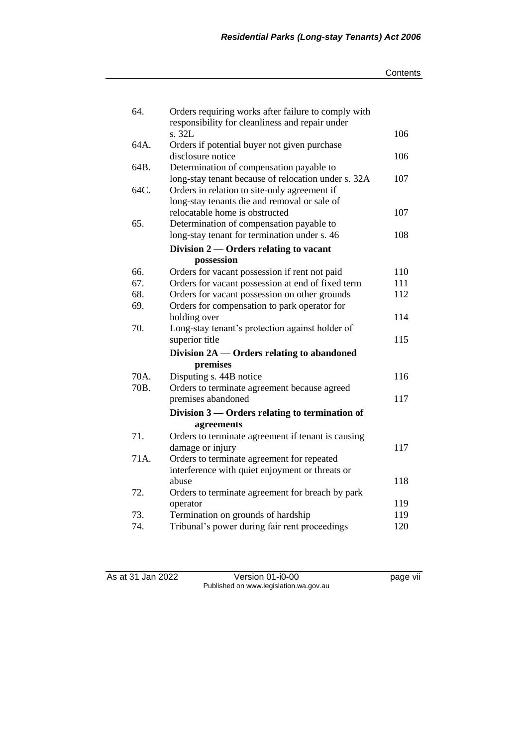| | | |
|---|---|---|
| 64. | Orders requiring works after failure to comply with responsibility for cleanliness and repair under s. 32L | 106 |
| 64A. | Orders if potential buyer not given purchase disclosure notice | 106 |
| 64B. | Determination of compensation payable to long-stay tenant because of relocation under s. 32A | 107 |
| 64C. | Orders in relation to site-only agreement if long-stay tenants die and removal or sale of relocatable home is obstructed | 107 |
| 65. | Determination of compensation payable to long-stay tenant for termination under s. 46 | 108 |
| | **Division 2 — Orders relating to vacant possession** | |
| 66. | Orders for vacant possession if rent not paid | 110 |
| 67. | Orders for vacant possession at end of fixed term | 111 |
| 68. | Orders for vacant possession on other grounds | 112 |
| 69. | Orders for compensation to park operator for holding over | 114 |
| 70. | Long-stay tenant's protection against holder of superior title | 115 |
| | **Division 2A — Orders relating to abandoned premises** | |
| 70A. | Disputing s. 44B notice | 116 |
| 70B. | Orders to terminate agreement because agreed premises abandoned | 117 |
| | **Division 3 — Orders relating to termination of agreements** | |
| 71. | Orders to terminate agreement if tenant is causing damage or injury | 117 |
| 71A. | Orders to terminate agreement for repeated interference with quiet enjoyment or threats or abuse | 118 |
| 72. | Orders to terminate agreement for breach by park operator | 119 |
| 73. | Termination on grounds of hardship | 119 |
| 74. | Tribunal's power during fair rent proceedings | 120 |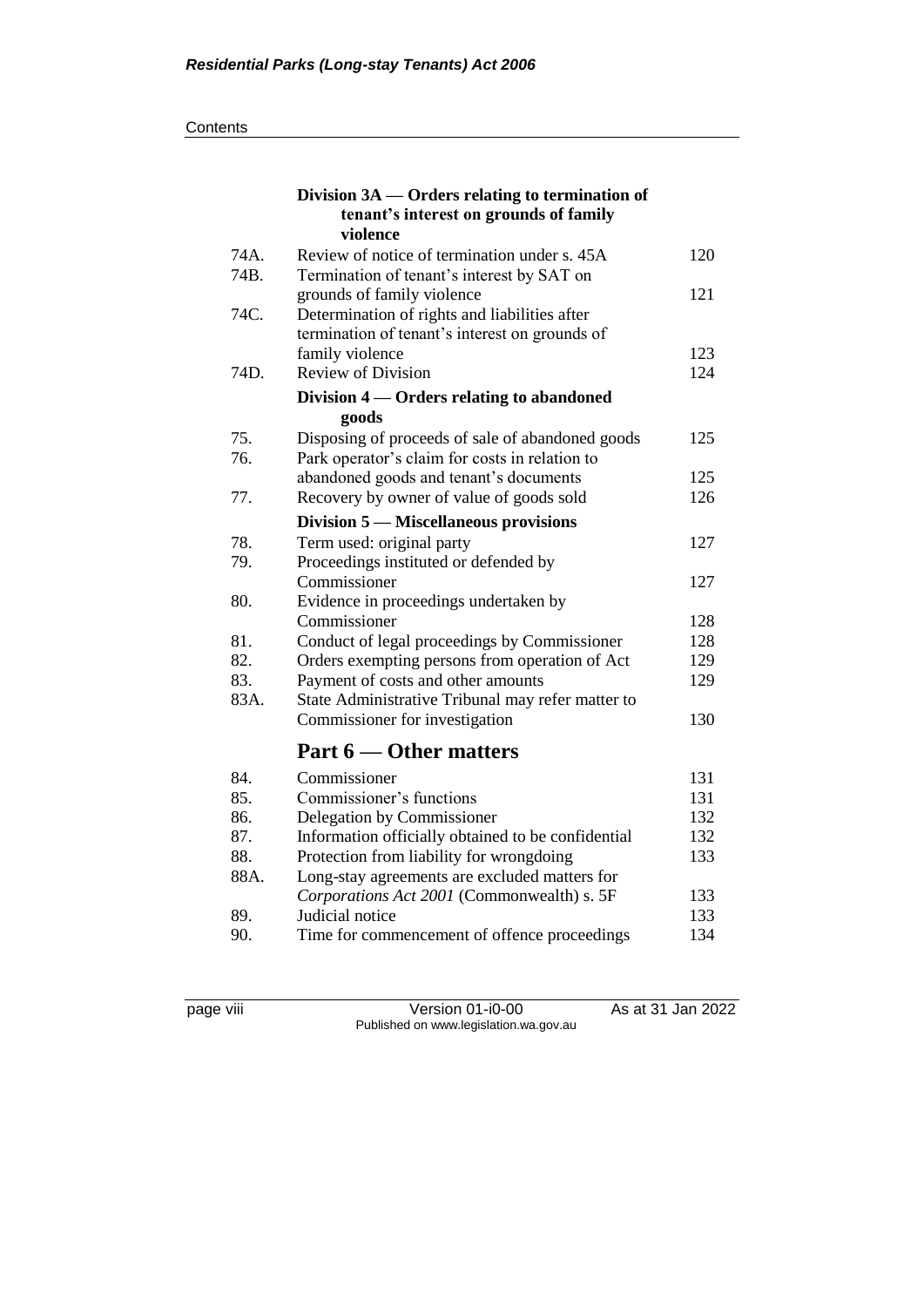### Division 3A — Orders relating to termination of tenant's interest on grounds of family violence

| | | |
|---|---|---|
| 74A. | Review of notice of termination under s. 45A | 120 |
| 74B. | Termination of tenant's interest by SAT on grounds of family violence | 121 |
| 74C. | Determination of rights and liabilities after termination of tenant's interest on grounds of family violence | 123 |
| 74D. | Review of Division | 124 |

### Division 4 — Orders relating to abandoned goods

| | | |
|---|---|---|
| 75. | Disposing of proceeds of sale of abandoned goods | 125 |
| 76. | Park operator's claim for costs in relation to abandoned goods and tenant's documents | 125 |
| 77. | Recovery by owner of value of goods sold | 126 |

### Division 5 — Miscellaneous provisions

| | | |
|---|---|---|
| 78. | Term used: original party | 127 |
| 79. | Proceedings instituted or defended by Commissioner | 127 |
| 80. | Evidence in proceedings undertaken by Commissioner | 128 |
| 81. | Conduct of legal proceedings by Commissioner | 128 |
| 82. | Orders exempting persons from operation of Act | 129 |
| 83. | Payment of costs and other amounts | 129 |
| 83A. | State Administrative Tribunal may refer matter to Commissioner for investigation | 130 |

## Part 6 — Other matters

| | | |
|---|---|---|
| 84. | Commissioner | 131 |
| 85. | Commissioner's functions | 131 |
| 86. | Delegation by Commissioner | 132 |
| 87. | Information officially obtained to be confidential | 132 |
| 88. | Protection from liability for wrongdoing | 133 |
| 88A. | Long-stay agreements are excluded matters for *Corporations Act 2001* (Commonwealth) s. 5F | 133 |
| 89. | Judicial notice | 133 |
| 90. | Time for commencement of offence proceedings | 134 |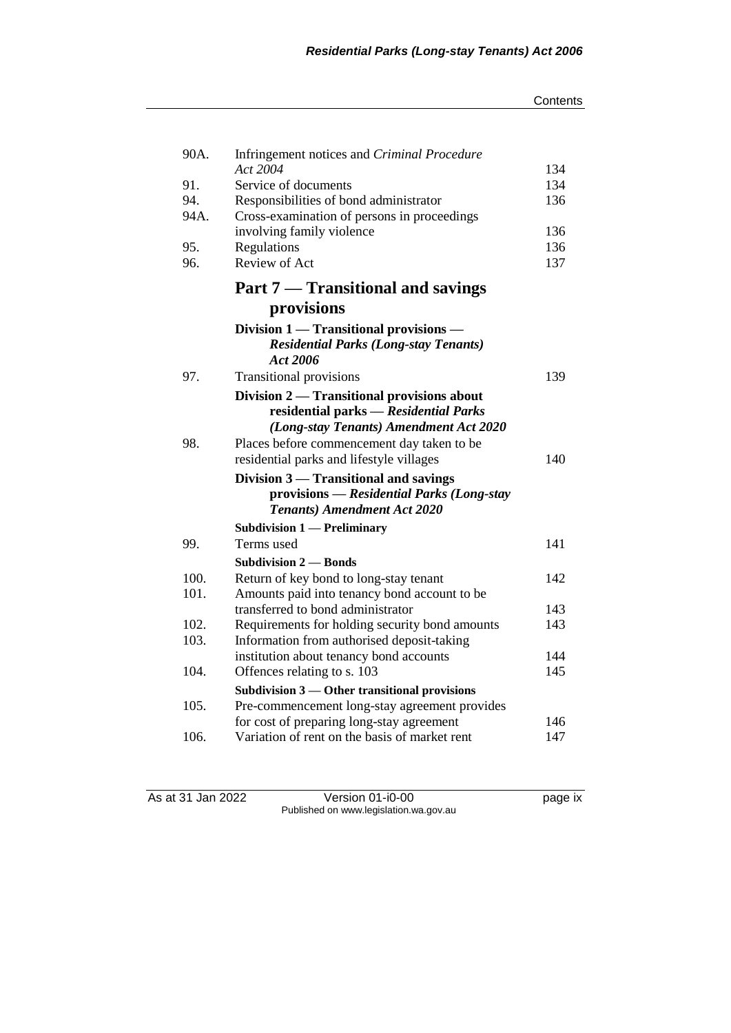| | | |
|---|---|---|
| 90A. | Infringement notices and *Criminal Procedure Act 2004* | 134 |
| 91. | Service of documents | 134 |
| 94. | Responsibilities of bond administrator | 136 |
| 94A. | Cross-examination of persons in proceedings involving family violence | 136 |
| 95. | Regulations | 136 |
| 96. | Review of Act | 137 |

## Part 7 — Transitional and savings provisions

**Division 1 — Transitional provisions — *Residential Parks (Long-stay Tenants) Act 2006***

| | | |
|---|---|---|
| 97. | Transitional provisions | 139 |

**Division 2 — Transitional provisions about residential parks — *Residential Parks (Long-stay Tenants) Amendment Act 2020***

| | | |
|---|---|---|
| 98. | Places before commencement day taken to be residential parks and lifestyle villages | 140 |

**Division 3 — Transitional and savings provisions — *Residential Parks (Long-stay Tenants) Amendment Act 2020***

**Subdivision 1 — Preliminary**

| | | |
|---|---|---|
| 99. | Terms used | 141 |

**Subdivision 2 — Bonds**

| | | |
|---|---|---|
| 100. | Return of key bond to long-stay tenant | 142 |
| 101. | Amounts paid into tenancy bond account to be transferred to bond administrator | 143 |
| 102. | Requirements for holding security bond amounts | 143 |
| 103. | Information from authorised deposit-taking institution about tenancy bond accounts | 144 |
| 104. | Offences relating to s. 103 | 145 |

**Subdivision 3 — Other transitional provisions**

| | | |
|---|---|---|
| 105. | Pre-commencement long-stay agreement provides for cost of preparing long-stay agreement | 146 |
| 106. | Variation of rent on the basis of market rent | 147 |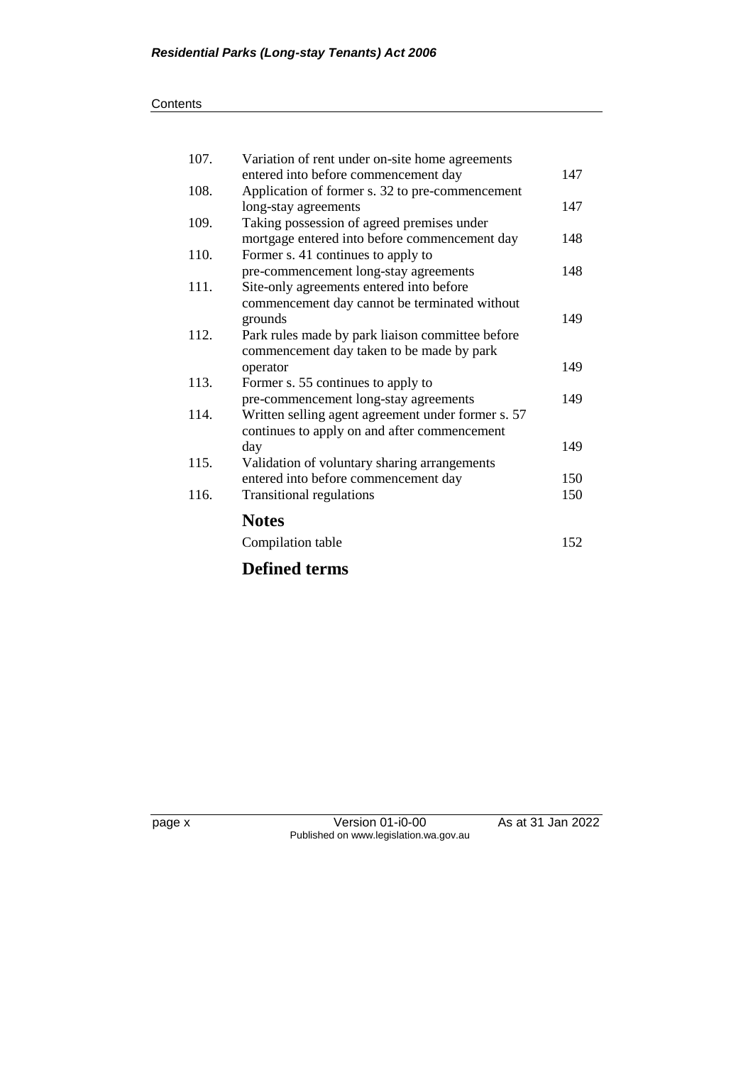| | | |
|---|---|---|
| 107. | Variation of rent under on-site home agreements entered into before commencement day | 147 |
| 108. | Application of former s. 32 to pre-commencement long-stay agreements | 147 |
| 109. | Taking possession of agreed premises under mortgage entered into before commencement day | 148 |
| 110. | Former s. 41 continues to apply to pre-commencement long-stay agreements | 148 |
| 111. | Site-only agreements entered into before commencement day cannot be terminated without grounds | 149 |
| 112. | Park rules made by park liaison committee before commencement day taken to be made by park operator | 149 |
| 113. | Former s. 55 continues to apply to pre-commencement long-stay agreements | 149 |
| 114. | Written selling agent agreement under former s. 57 continues to apply on and after commencement day | 149 |
| 115. | Validation of voluntary sharing arrangements entered into before commencement day | 150 |
| 116. | Transitional regulations | 150 |

## Notes

| | |
|---|---|
| Compilation table | 152 |

## Defined terms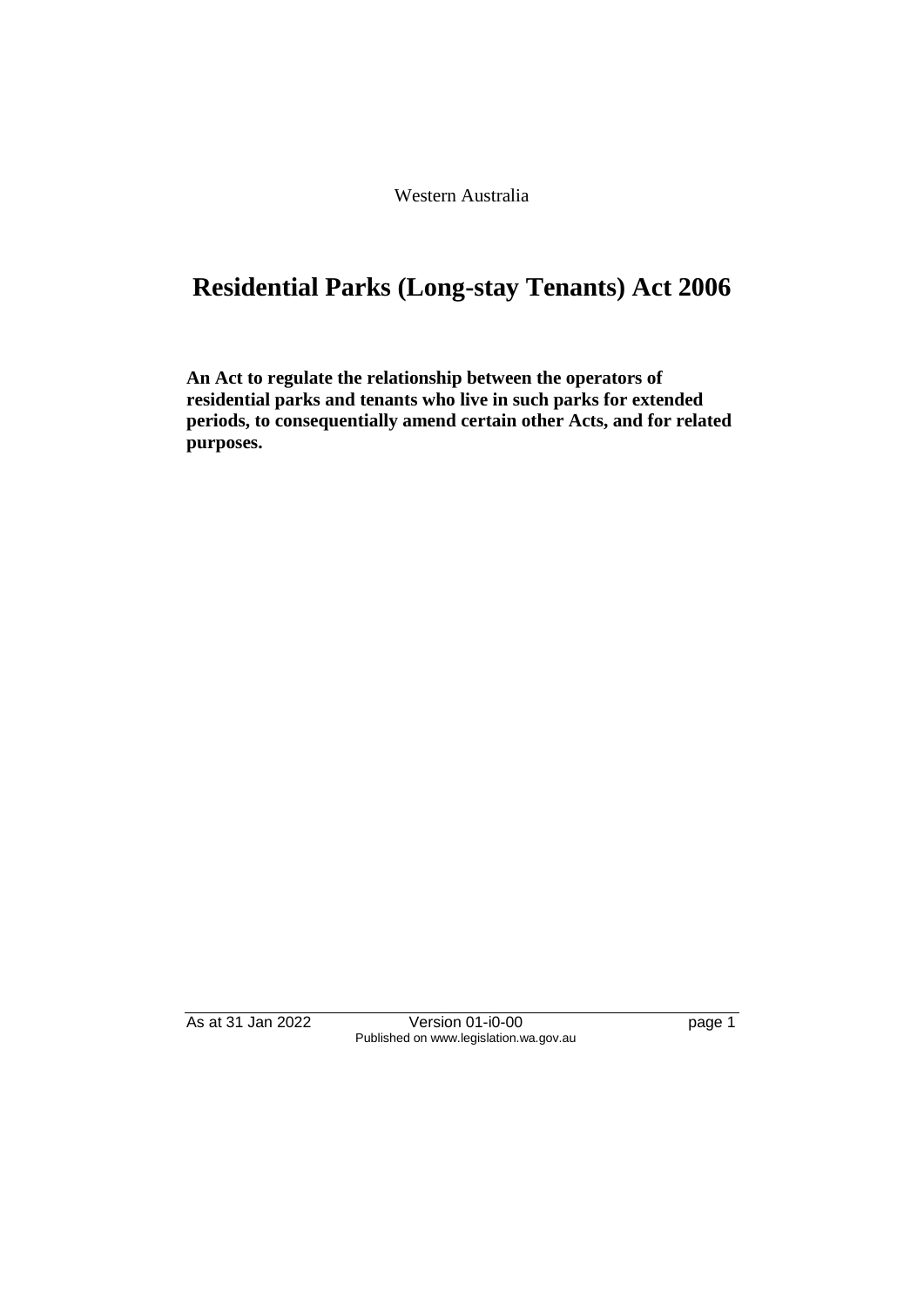Western Australia

# Residential Parks (Long-stay Tenants) Act 2006

**An Act to regulate the relationship between the operators of residential parks and tenants who live in such parks for extended periods, to consequentially amend certain other Acts, and for related purposes.**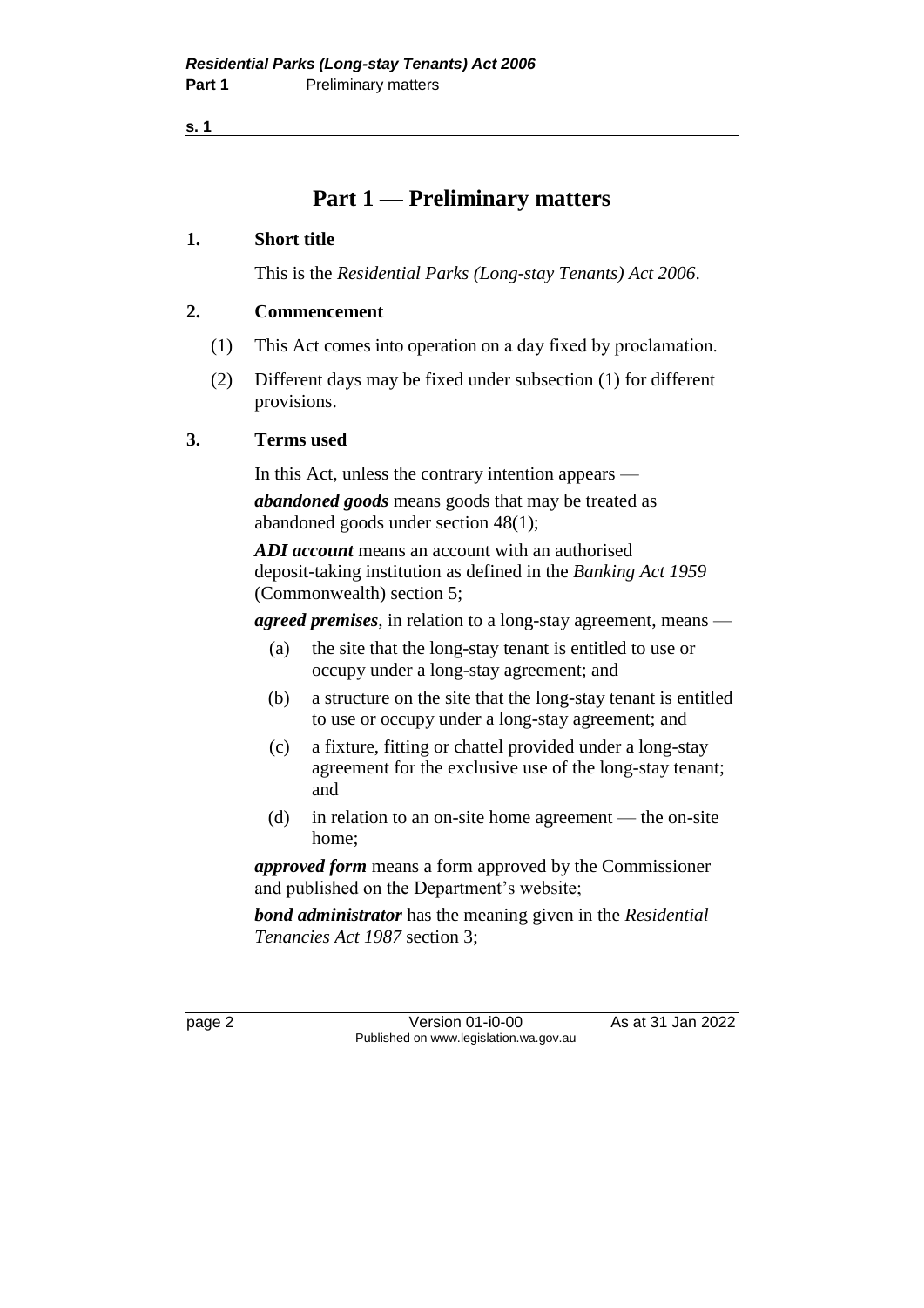# Part 1 — Preliminary matters

## 1. Short title

This is the *Residential Parks (Long-stay Tenants) Act 2006*.

## 2. Commencement

(1) This Act comes into operation on a day fixed by proclamation.

(2) Different days may be fixed under subsection (1) for different provisions.

## 3. Terms used

In this Act, unless the contrary intention appears —

***abandoned goods*** means goods that may be treated as abandoned goods under section 48(1);

***ADI account*** means an account with an authorised deposit-taking institution as defined in the *Banking Act 1959* (Commonwealth) section 5;

***agreed premises***, in relation to a long-stay agreement, means —

(a) the site that the long-stay tenant is entitled to use or occupy under a long-stay agreement; and

(b) a structure on the site that the long-stay tenant is entitled to use or occupy under a long-stay agreement; and

(c) a fixture, fitting or chattel provided under a long-stay agreement for the exclusive use of the long-stay tenant; and

(d) in relation to an on-site home agreement — the on-site home;

***approved form*** means a form approved by the Commissioner and published on the Department's website;

***bond administrator*** has the meaning given in the *Residential Tenancies Act 1987* section 3;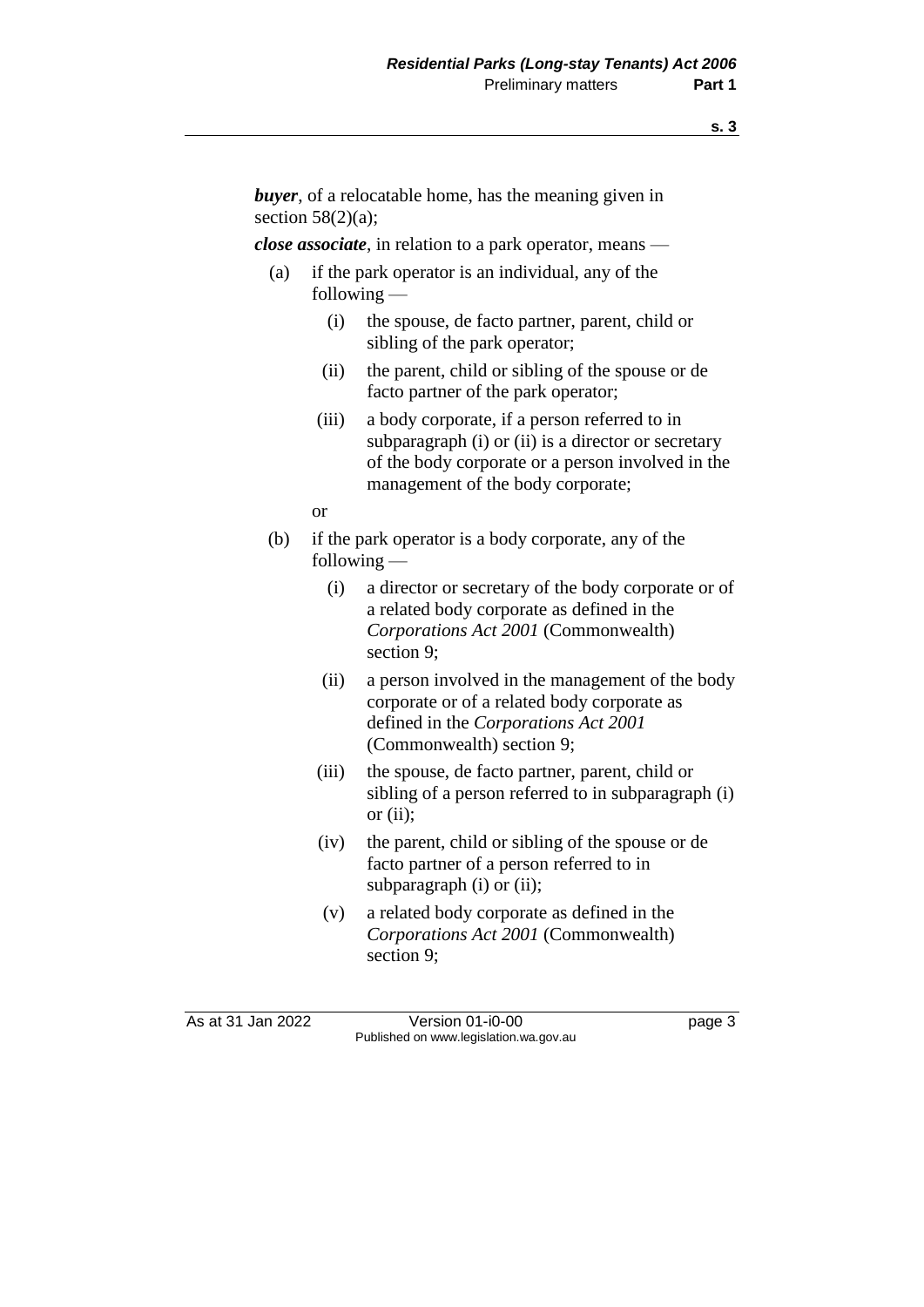***buyer***, of a relocatable home, has the meaning given in section 58(2)(a);

***close associate***, in relation to a park operator, means —

(a) if the park operator is an individual, any of the following —

  (i) the spouse, de facto partner, parent, child or sibling of the park operator;

  (ii) the parent, child or sibling of the spouse or de facto partner of the park operator;

  (iii) a body corporate, if a person referred to in subparagraph (i) or (ii) is a director or secretary of the body corporate or a person involved in the management of the body corporate;

  or

(b) if the park operator is a body corporate, any of the following —

  (i) a director or secretary of the body corporate or of a related body corporate as defined in the *Corporations Act 2001* (Commonwealth) section 9;

  (ii) a person involved in the management of the body corporate or of a related body corporate as defined in the *Corporations Act 2001* (Commonwealth) section 9;

  (iii) the spouse, de facto partner, parent, child or sibling of a person referred to in subparagraph (i) or (ii);

  (iv) the parent, child or sibling of the spouse or de facto partner of a person referred to in subparagraph (i) or (ii);

  (v) a related body corporate as defined in the *Corporations Act 2001* (Commonwealth) section 9;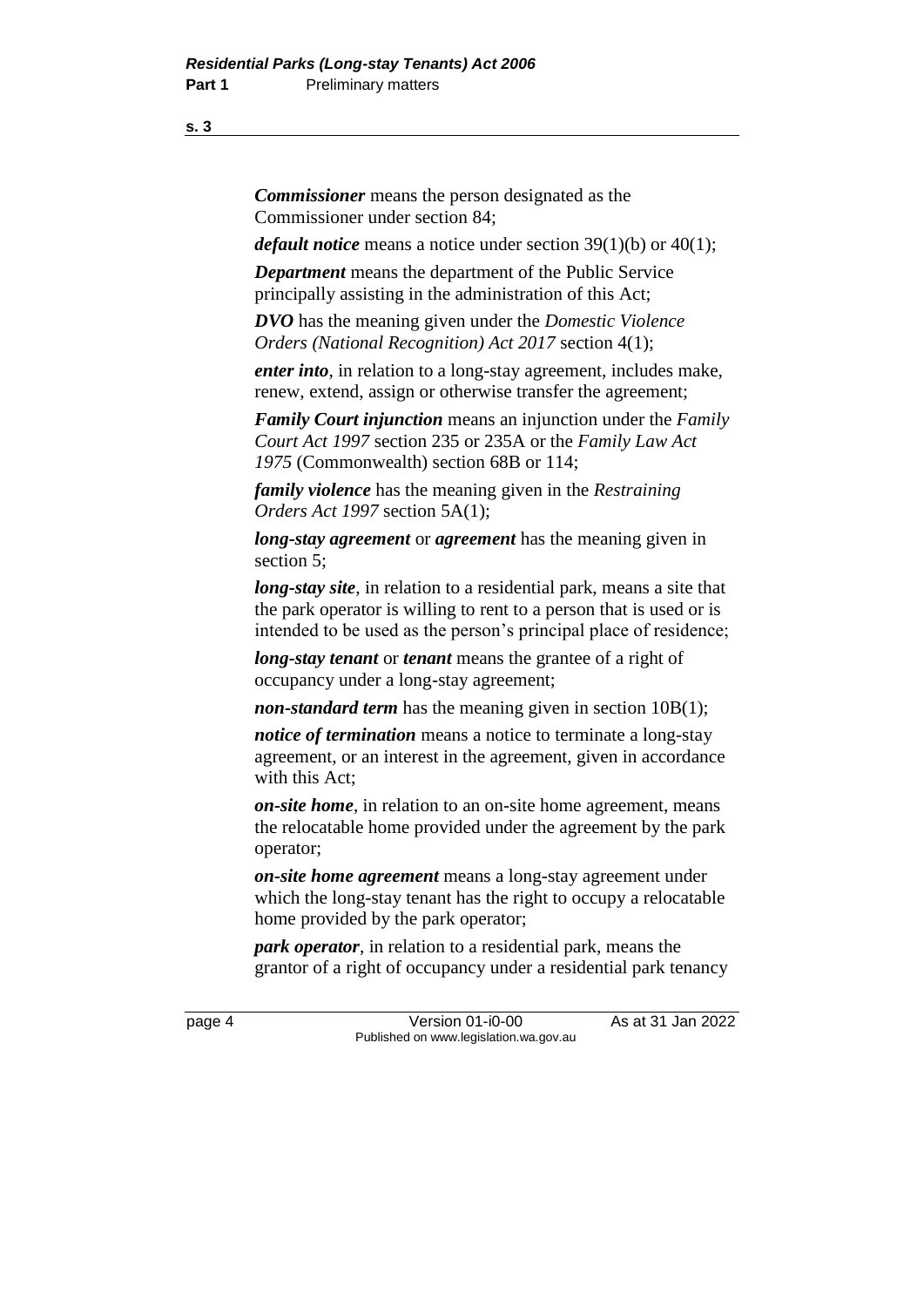***Commissioner*** means the person designated as the Commissioner under section 84;

***default notice*** means a notice under section 39(1)(b) or 40(1);

***Department*** means the department of the Public Service principally assisting in the administration of this Act;

***DVO*** has the meaning given under the *Domestic Violence Orders (National Recognition) Act 2017* section 4(1);

***enter into***, in relation to a long-stay agreement, includes make, renew, extend, assign or otherwise transfer the agreement;

***Family Court injunction*** means an injunction under the *Family Court Act 1997* section 235 or 235A or the *Family Law Act 1975* (Commonwealth) section 68B or 114;

***family violence*** has the meaning given in the *Restraining Orders Act 1997* section 5A(1);

***long-stay agreement*** or ***agreement*** has the meaning given in section 5;

***long-stay site***, in relation to a residential park, means a site that the park operator is willing to rent to a person that is used or is intended to be used as the person's principal place of residence;

***long-stay tenant*** or ***tenant*** means the grantee of a right of occupancy under a long-stay agreement;

***non-standard term*** has the meaning given in section 10B(1);

***notice of termination*** means a notice to terminate a long-stay agreement, or an interest in the agreement, given in accordance with this Act;

***on-site home***, in relation to an on-site home agreement, means the relocatable home provided under the agreement by the park operator;

***on-site home agreement*** means a long-stay agreement under which the long-stay tenant has the right to occupy a relocatable home provided by the park operator;

***park operator***, in relation to a residential park, means the grantor of a right of occupancy under a residential park tenancy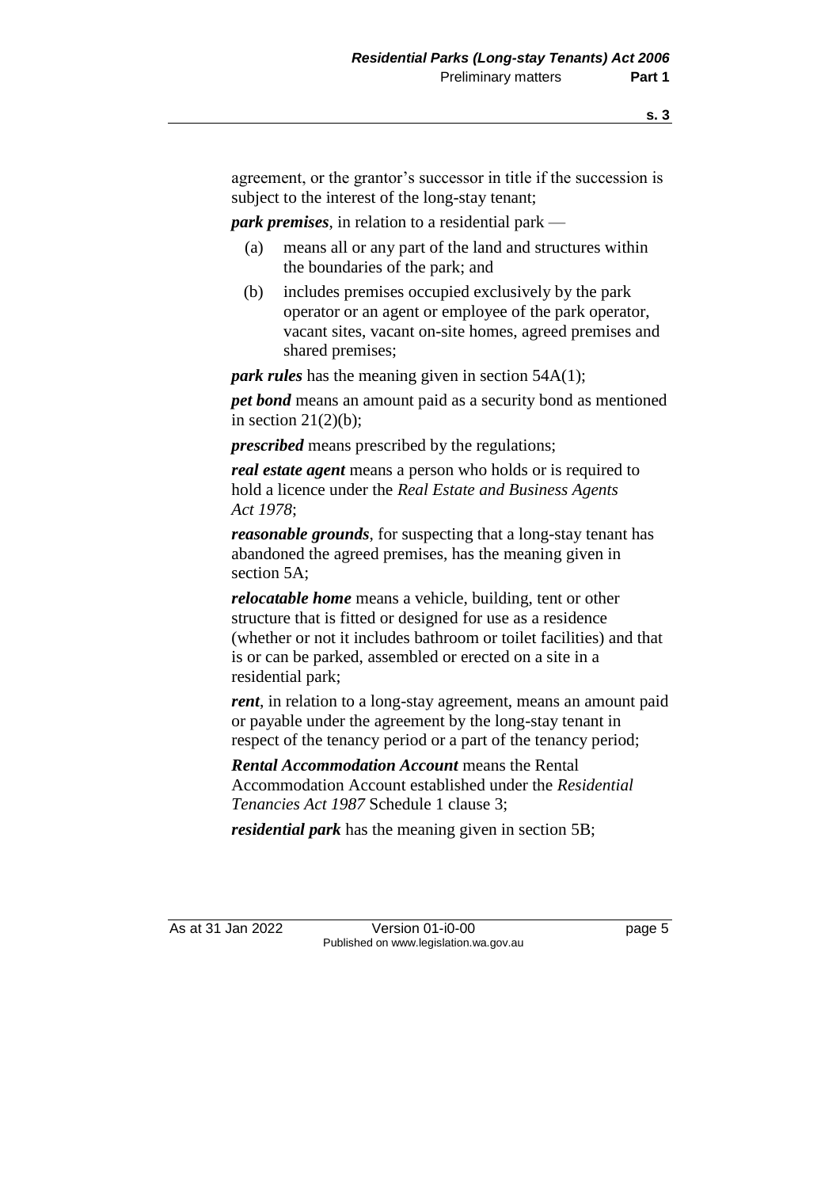agreement, or the grantor's successor in title if the succession is subject to the interest of the long-stay tenant;

***park premises***, in relation to a residential park —

- (a) means all or any part of the land and structures within the boundaries of the park; and
- (b) includes premises occupied exclusively by the park operator or an agent or employee of the park operator, vacant sites, vacant on-site homes, agreed premises and shared premises;

***park rules*** has the meaning given in section 54A(1);

***pet bond*** means an amount paid as a security bond as mentioned in section 21(2)(b);

***prescribed*** means prescribed by the regulations;

***real estate agent*** means a person who holds or is required to hold a licence under the *Real Estate and Business Agents Act 1978*;

***reasonable grounds***, for suspecting that a long-stay tenant has abandoned the agreed premises, has the meaning given in section 5A;

***relocatable home*** means a vehicle, building, tent or other structure that is fitted or designed for use as a residence (whether or not it includes bathroom or toilet facilities) and that is or can be parked, assembled or erected on a site in a residential park;

***rent***, in relation to a long-stay agreement, means an amount paid or payable under the agreement by the long-stay tenant in respect of the tenancy period or a part of the tenancy period;

***Rental Accommodation Account*** means the Rental Accommodation Account established under the *Residential Tenancies Act 1987* Schedule 1 clause 3;

***residential park*** has the meaning given in section 5B;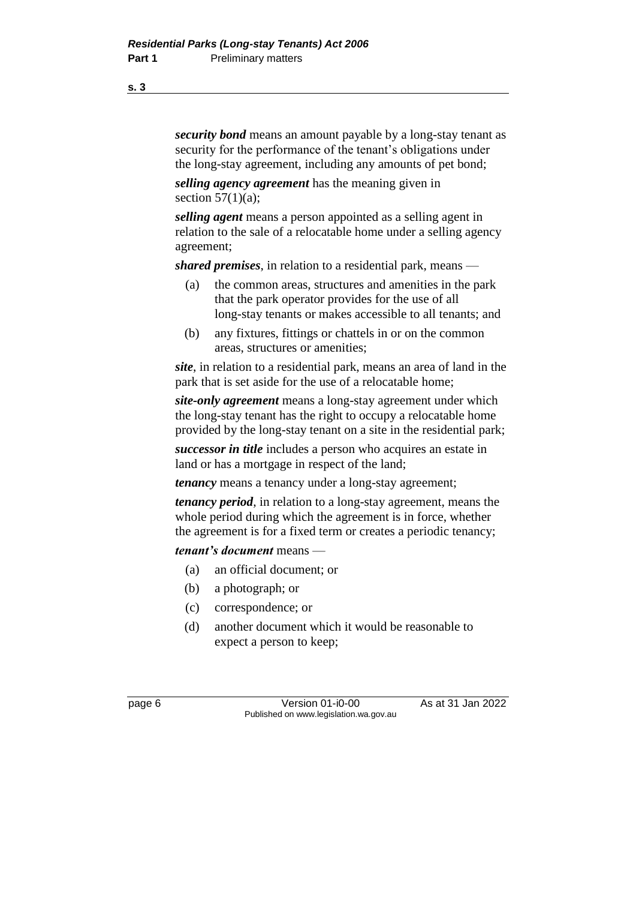***security bond*** means an amount payable by a long-stay tenant as security for the performance of the tenant's obligations under the long-stay agreement, including any amounts of pet bond;

***selling agency agreement*** has the meaning given in section 57(1)(a);

***selling agent*** means a person appointed as a selling agent in relation to the sale of a relocatable home under a selling agency agreement;

***shared premises***, in relation to a residential park, means —

(a) the common areas, structures and amenities in the park that the park operator provides for the use of all long-stay tenants or makes accessible to all tenants; and

(b) any fixtures, fittings or chattels in or on the common areas, structures or amenities;

***site***, in relation to a residential park, means an area of land in the park that is set aside for the use of a relocatable home;

***site-only agreement*** means a long-stay agreement under which the long-stay tenant has the right to occupy a relocatable home provided by the long-stay tenant on a site in the residential park;

***successor in title*** includes a person who acquires an estate in land or has a mortgage in respect of the land;

***tenancy*** means a tenancy under a long-stay agreement;

***tenancy period***, in relation to a long-stay agreement, means the whole period during which the agreement is in force, whether the agreement is for a fixed term or creates a periodic tenancy;

***tenant's document*** means —

(a) an official document; or

(b) a photograph; or

(c) correspondence; or

(d) another document which it would be reasonable to expect a person to keep;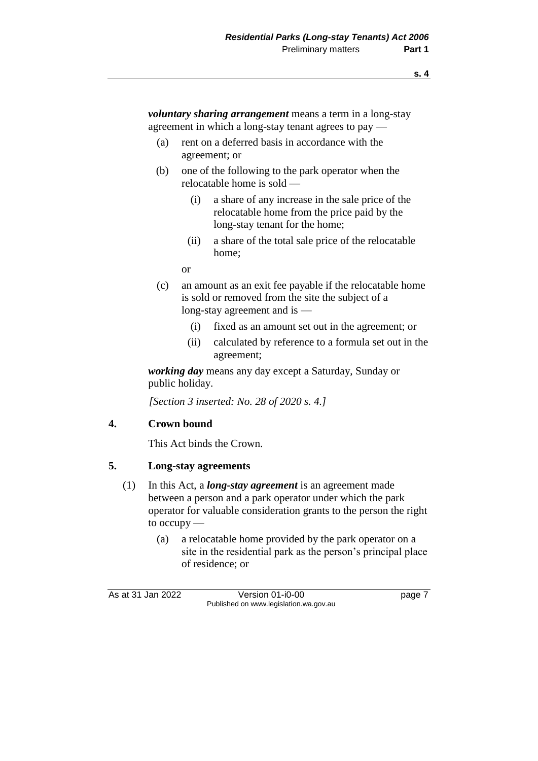***voluntary sharing arrangement*** means a term in a long-stay agreement in which a long-stay tenant agrees to pay —

- (a) rent on a deferred basis in accordance with the agreement; or
- (b) one of the following to the park operator when the relocatable home is sold —
  - (i) a share of any increase in the sale price of the relocatable home from the price paid by the long-stay tenant for the home;
  - (ii) a share of the total sale price of the relocatable home;

  or
- (c) an amount as an exit fee payable if the relocatable home is sold or removed from the site the subject of a long-stay agreement and is —
  - (i) fixed as an amount set out in the agreement; or
  - (ii) calculated by reference to a formula set out in the agreement;

***working day*** means any day except a Saturday, Sunday or public holiday.

*[Section 3 inserted: No. 28 of 2020 s. 4.]*

## 4. Crown bound

This Act binds the Crown.

## 5. Long-stay agreements

(1) In this Act, a ***long-stay agreement*** is an agreement made between a person and a park operator under which the park operator for valuable consideration grants to the person the right to occupy —

- (a) a relocatable home provided by the park operator on a site in the residential park as the person's principal place of residence; or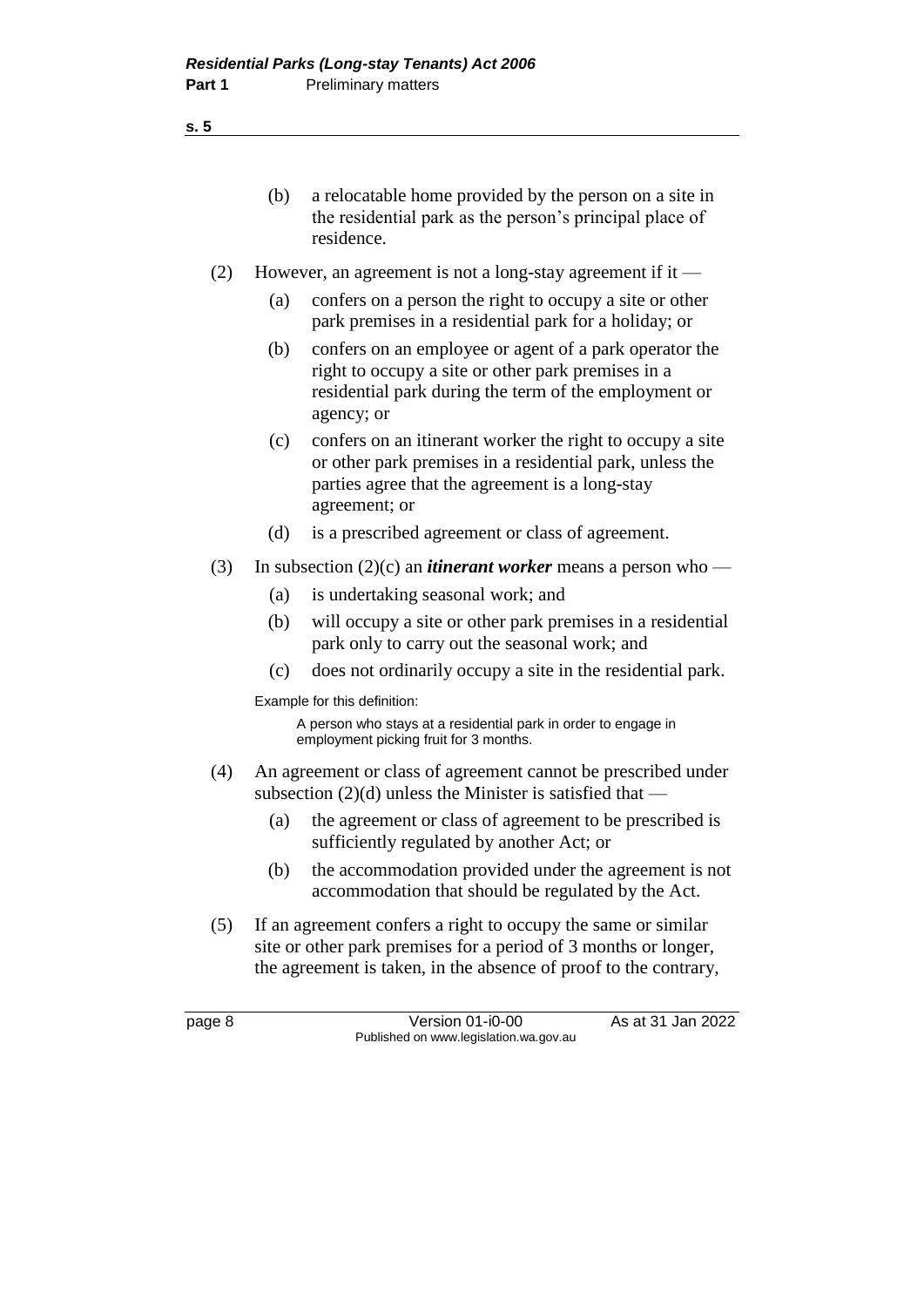(b) a relocatable home provided by the person on a site in the residential park as the person's principal place of residence.

(2) However, an agreement is not a long-stay agreement if it —

(a) confers on a person the right to occupy a site or other park premises in a residential park for a holiday; or

(b) confers on an employee or agent of a park operator the right to occupy a site or other park premises in a residential park during the term of the employment or agency; or

(c) confers on an itinerant worker the right to occupy a site or other park premises in a residential park, unless the parties agree that the agreement is a long-stay agreement; or

(d) is a prescribed agreement or class of agreement.

(3) In subsection (2)(c) an ***itinerant worker*** means a person who —

(a) is undertaking seasonal work; and

(b) will occupy a site or other park premises in a residential park only to carry out the seasonal work; and

(c) does not ordinarily occupy a site in the residential park.

Example for this definition:

A person who stays at a residential park in order to engage in employment picking fruit for 3 months.

(4) An agreement or class of agreement cannot be prescribed under subsection (2)(d) unless the Minister is satisfied that —

(a) the agreement or class of agreement to be prescribed is sufficiently regulated by another Act; or

(b) the accommodation provided under the agreement is not accommodation that should be regulated by the Act.

(5) If an agreement confers a right to occupy the same or similar site or other park premises for a period of 3 months or longer, the agreement is taken, in the absence of proof to the contrary,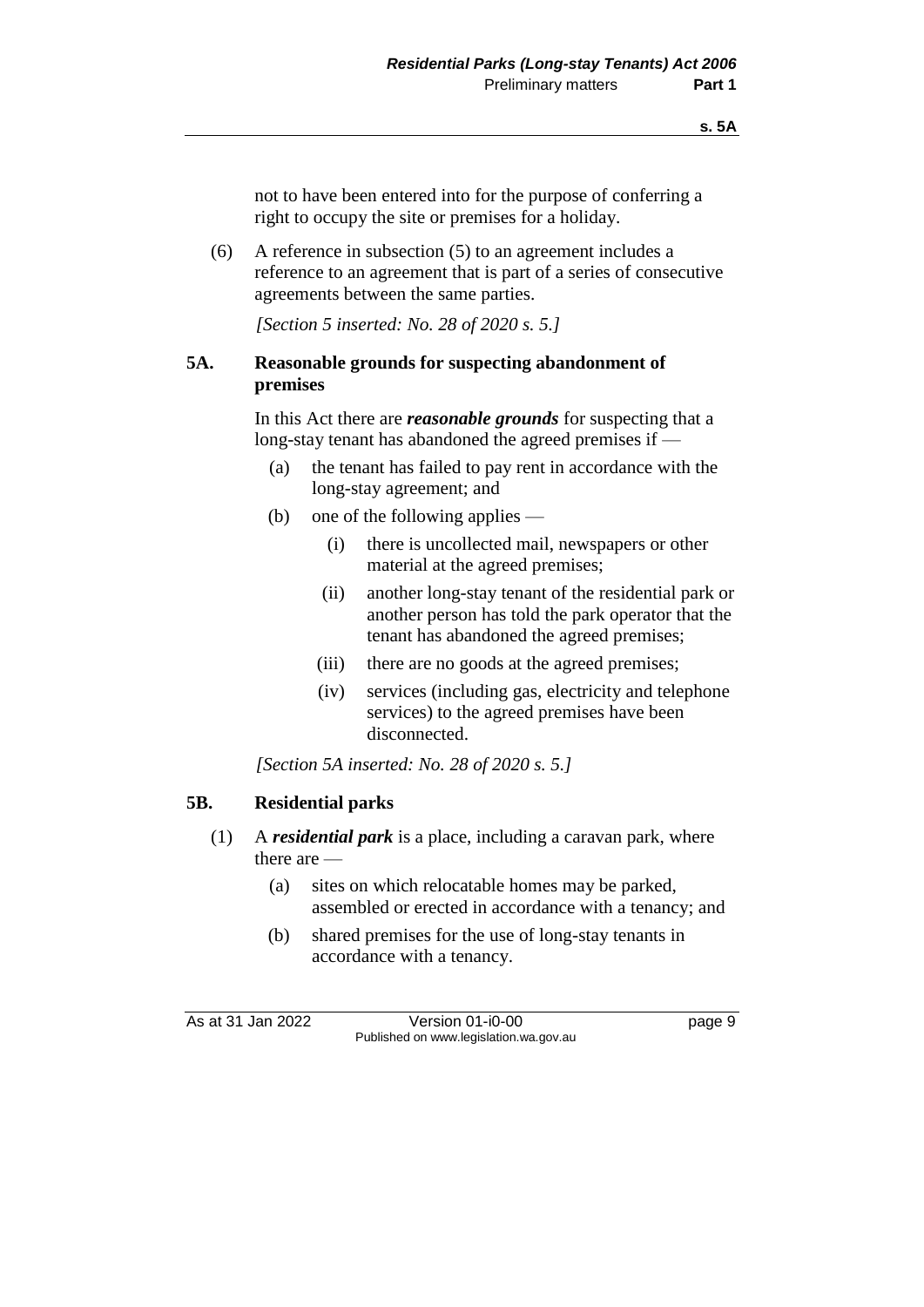not to have been entered into for the purpose of conferring a right to occupy the site or premises for a holiday.

(6) A reference in subsection (5) to an agreement includes a reference to an agreement that is part of a series of consecutive agreements between the same parties.

*[Section 5 inserted: No. 28 of 2020 s. 5.]*

### 5A. Reasonable grounds for suspecting abandonment of premises

In this Act there are ***reasonable grounds*** for suspecting that a long-stay tenant has abandoned the agreed premises if —

(a) the tenant has failed to pay rent in accordance with the long-stay agreement; and

(b) one of the following applies —

(i) there is uncollected mail, newspapers or other material at the agreed premises;

(ii) another long-stay tenant of the residential park or another person has told the park operator that the tenant has abandoned the agreed premises;

(iii) there are no goods at the agreed premises;

(iv) services (including gas, electricity and telephone services) to the agreed premises have been disconnected.

*[Section 5A inserted: No. 28 of 2020 s. 5.]*

### 5B. Residential parks

(1) A ***residential park*** is a place, including a caravan park, where there are —

(a) sites on which relocatable homes may be parked, assembled or erected in accordance with a tenancy; and

(b) shared premises for the use of long-stay tenants in accordance with a tenancy.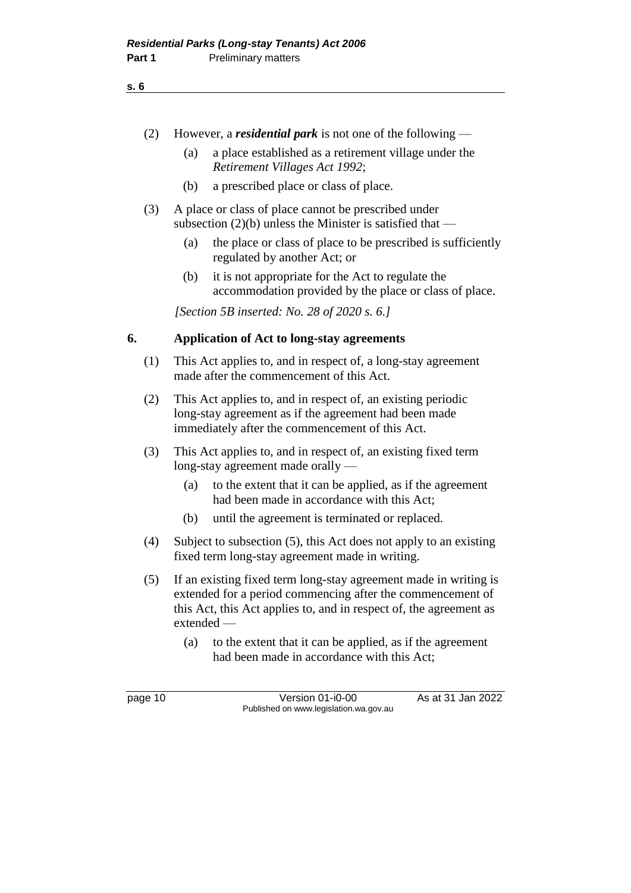(2) However, a ***residential park*** is not one of the following —

 (a) a place established as a retirement village under the *Retirement Villages Act 1992*;

 (b) a prescribed place or class of place.

(3) A place or class of place cannot be prescribed under subsection (2)(b) unless the Minister is satisfied that —

 (a) the place or class of place to be prescribed is sufficiently regulated by another Act; or

 (b) it is not appropriate for the Act to regulate the accommodation provided by the place or class of place.

*[Section 5B inserted: No. 28 of 2020 s. 6.]*

## 6. Application of Act to long-stay agreements

(1) This Act applies to, and in respect of, a long-stay agreement made after the commencement of this Act.

(2) This Act applies to, and in respect of, an existing periodic long-stay agreement as if the agreement had been made immediately after the commencement of this Act.

(3) This Act applies to, and in respect of, an existing fixed term long-stay agreement made orally —

 (a) to the extent that it can be applied, as if the agreement had been made in accordance with this Act;

 (b) until the agreement is terminated or replaced.

(4) Subject to subsection (5), this Act does not apply to an existing fixed term long-stay agreement made in writing.

(5) If an existing fixed term long-stay agreement made in writing is extended for a period commencing after the commencement of this Act, this Act applies to, and in respect of, the agreement as extended —

 (a) to the extent that it can be applied, as if the agreement had been made in accordance with this Act;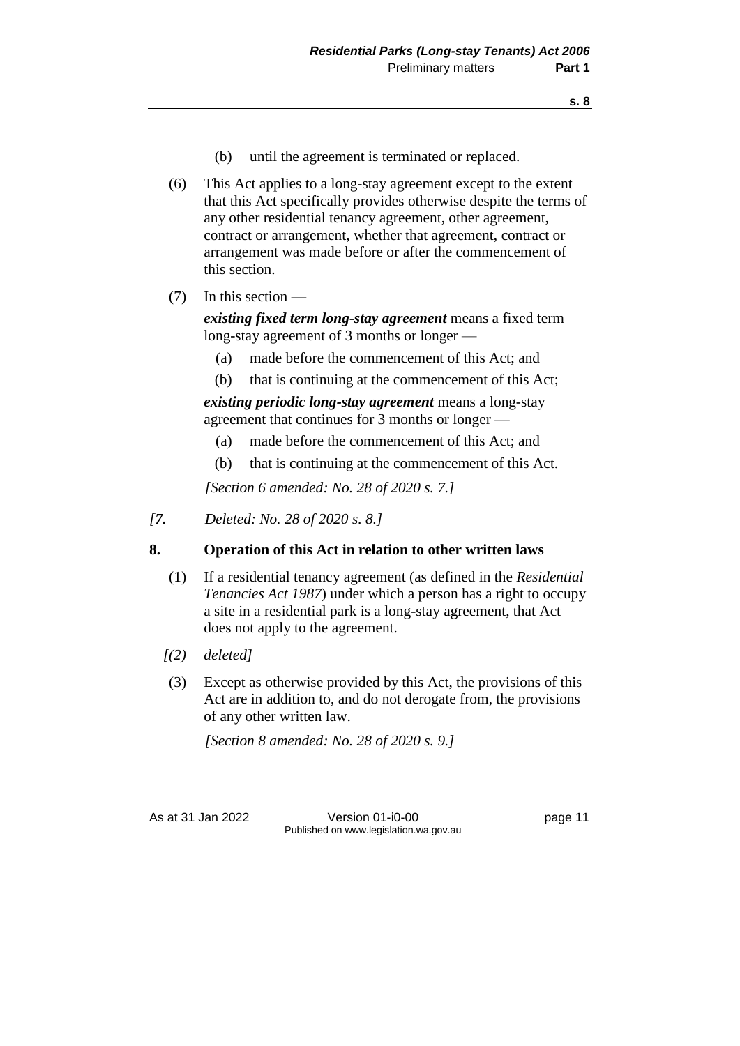(b) until the agreement is terminated or replaced.

(6) This Act applies to a long-stay agreement except to the extent that this Act specifically provides otherwise despite the terms of any other residential tenancy agreement, other agreement, contract or arrangement, whether that agreement, contract or arrangement was made before or after the commencement of this section.

(7) In this section —

***existing fixed term long-stay agreement*** means a fixed term long-stay agreement of 3 months or longer —

(a) made before the commencement of this Act; and

(b) that is continuing at the commencement of this Act;

***existing periodic long-stay agreement*** means a long-stay agreement that continues for 3 months or longer —

(a) made before the commencement of this Act; and

(b) that is continuing at the commencement of this Act.

*[Section 6 amended: No. 28 of 2020 s. 7.]*

*[**7.** Deleted: No. 28 of 2020 s. 8.]*

### 8. Operation of this Act in relation to other written laws

(1) If a residential tenancy agreement (as defined in the *Residential Tenancies Act 1987*) under which a person has a right to occupy a site in a residential park is a long-stay agreement, that Act does not apply to the agreement.

*[(2) deleted]*

(3) Except as otherwise provided by this Act, the provisions of this Act are in addition to, and do not derogate from, the provisions of any other written law.

*[Section 8 amended: No. 28 of 2020 s. 9.]*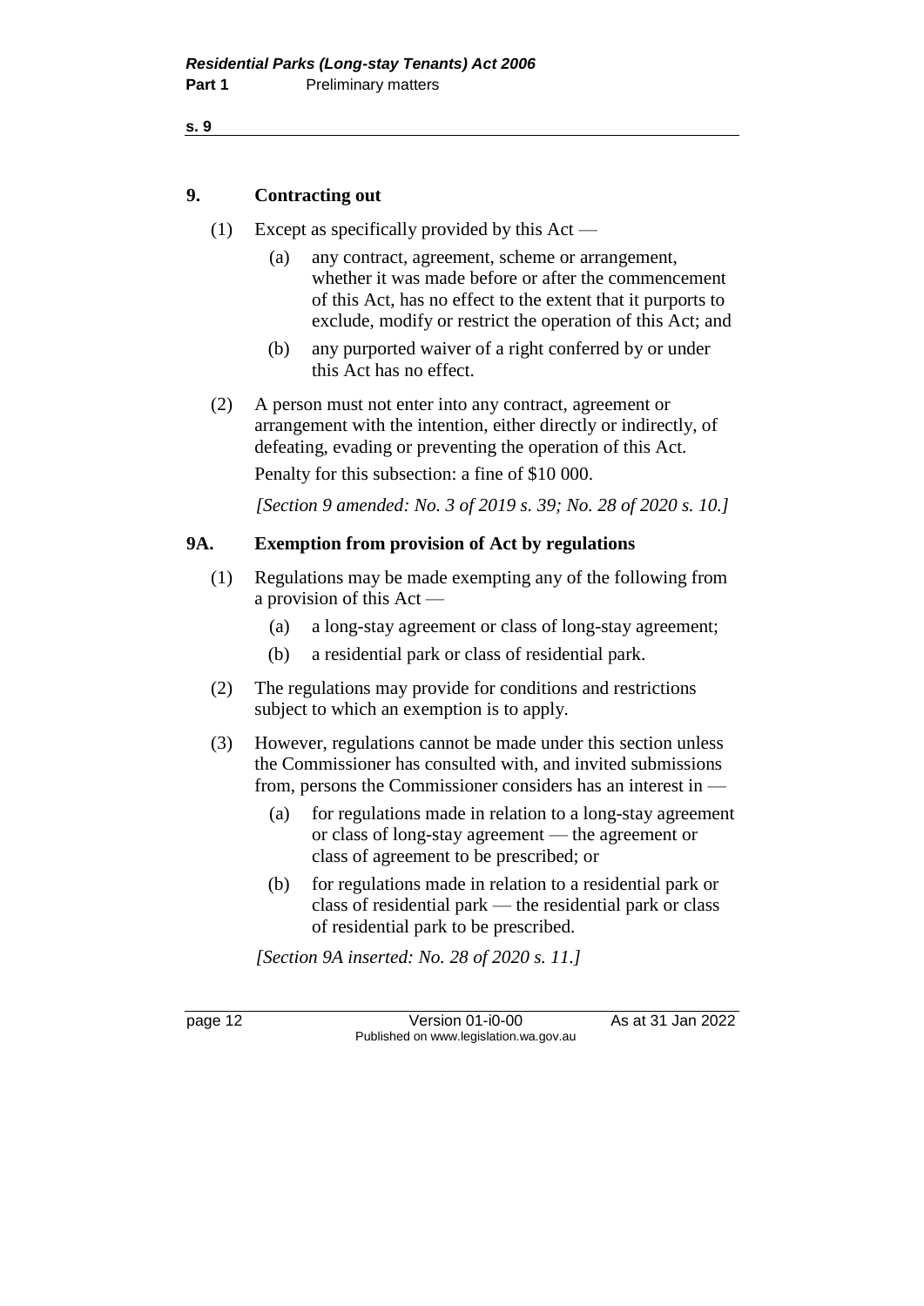## 9. Contracting out

(1) Except as specifically provided by this Act —

(a) any contract, agreement, scheme or arrangement, whether it was made before or after the commencement of this Act, has no effect to the extent that it purports to exclude, modify or restrict the operation of this Act; and

(b) any purported waiver of a right conferred by or under this Act has no effect.

(2) A person must not enter into any contract, agreement or arrangement with the intention, either directly or indirectly, of defeating, evading or preventing the operation of this Act.

Penalty for this subsection: a fine of $10 000.

*[Section 9 amended: No. 3 of 2019 s. 39; No. 28 of 2020 s. 10.]*

## 9A. Exemption from provision of Act by regulations

(1) Regulations may be made exempting any of the following from a provision of this Act —

(a) a long-stay agreement or class of long-stay agreement;

(b) a residential park or class of residential park.

(2) The regulations may provide for conditions and restrictions subject to which an exemption is to apply.

(3) However, regulations cannot be made under this section unless the Commissioner has consulted with, and invited submissions from, persons the Commissioner considers has an interest in —

(a) for regulations made in relation to a long-stay agreement or class of long-stay agreement — the agreement or class of agreement to be prescribed; or

(b) for regulations made in relation to a residential park or class of residential park — the residential park or class of residential park to be prescribed.

*[Section 9A inserted: No. 28 of 2020 s. 11.]*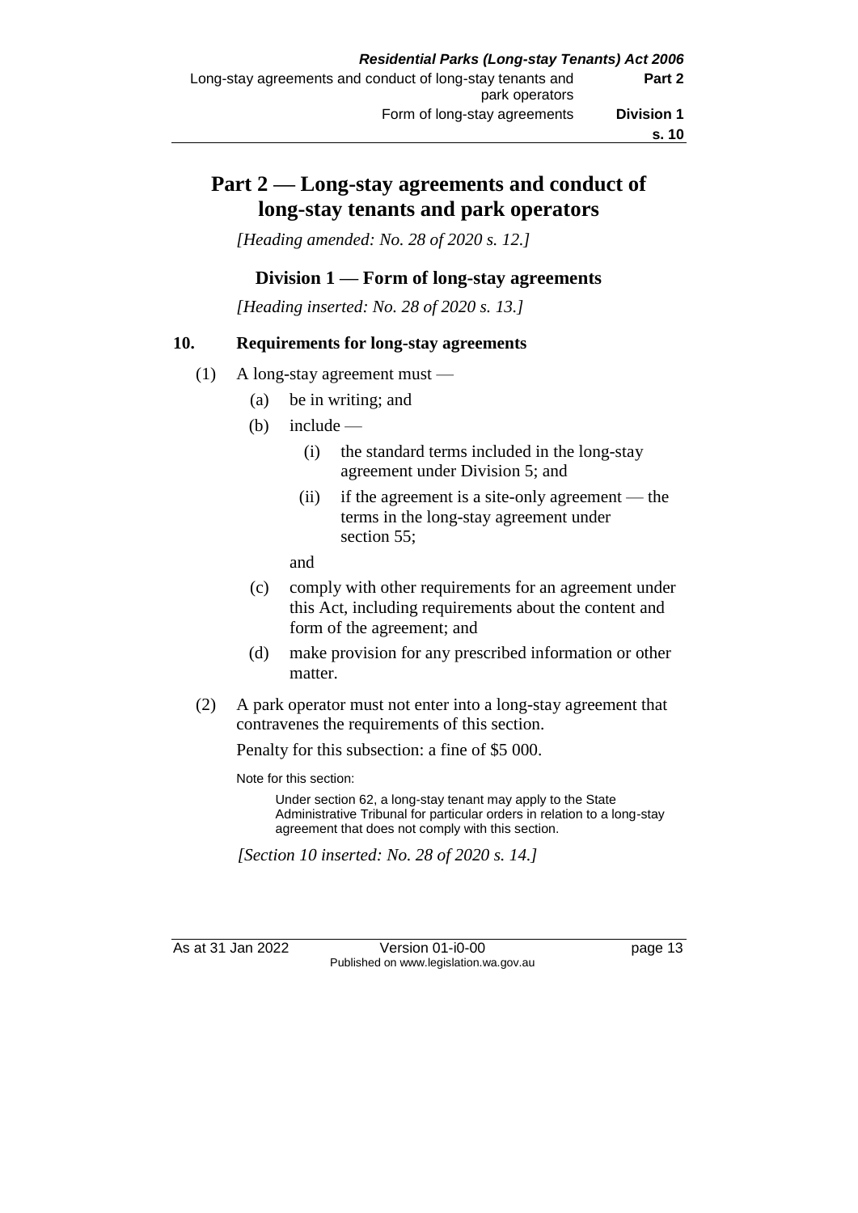# Part 2 — Long-stay agreements and conduct of long-stay tenants and park operators

*[Heading amended: No. 28 of 2020 s. 12.]*

## Division 1 — Form of long-stay agreements

*[Heading inserted: No. 28 of 2020 s. 13.]*

### 10. Requirements for long-stay agreements

(1) A long-stay agreement must —

  (a) be in writing; and

  (b) include —

    (i) the standard terms included in the long-stay agreement under Division 5; and

    (ii) if the agreement is a site-only agreement — the terms in the long-stay agreement under section 55;

  and

  (c) comply with other requirements for an agreement under this Act, including requirements about the content and form of the agreement; and

  (d) make provision for any prescribed information or other matter.

(2) A park operator must not enter into a long-stay agreement that contravenes the requirements of this section.

Penalty for this subsection: a fine of $5 000.

Note for this section:

Under section 62, a long-stay tenant may apply to the State Administrative Tribunal for particular orders in relation to a long-stay agreement that does not comply with this section.

*[Section 10 inserted: No. 28 of 2020 s. 14.]*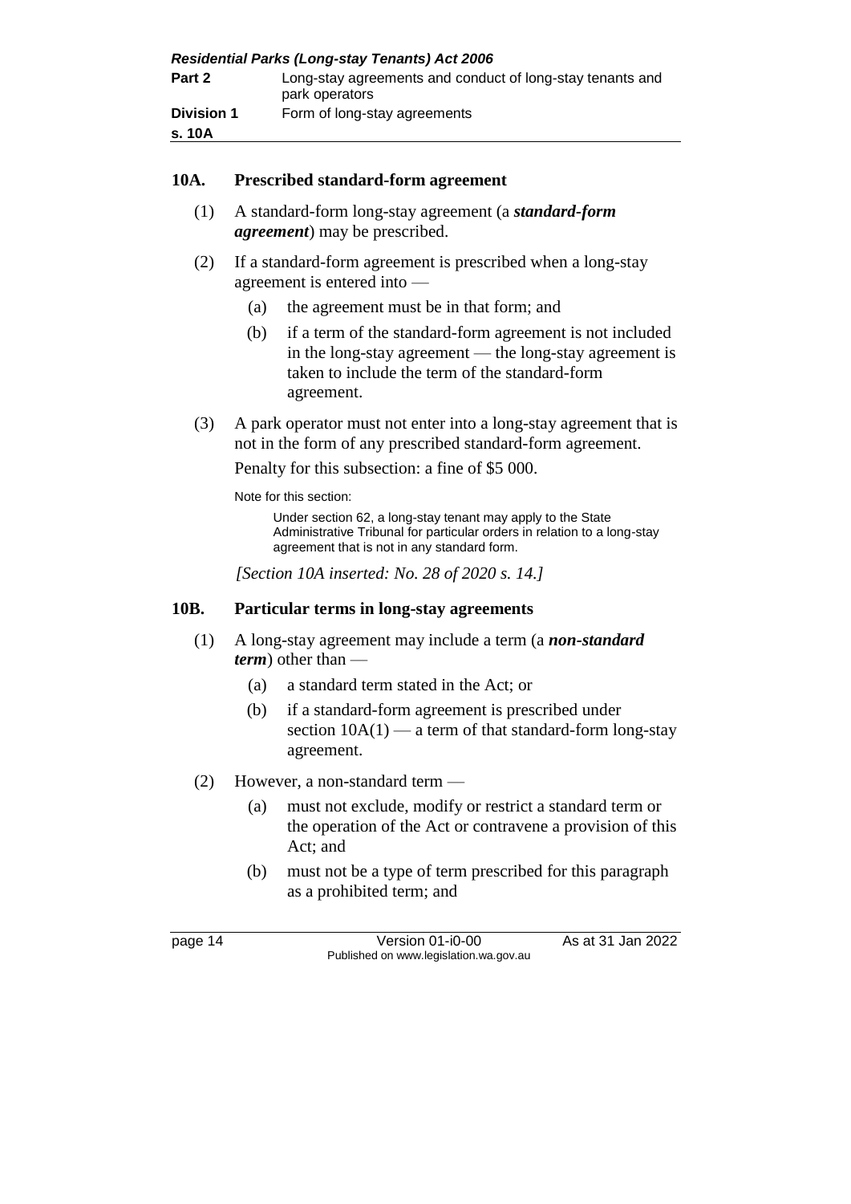## 10A. Prescribed standard-form agreement

(1) A standard-form long-stay agreement (a ***standard-form agreement***) may be prescribed.

(2) If a standard-form agreement is prescribed when a long-stay agreement is entered into —

- (a) the agreement must be in that form; and
- (b) if a term of the standard-form agreement is not included in the long-stay agreement — the long-stay agreement is taken to include the term of the standard-form agreement.

(3) A park operator must not enter into a long-stay agreement that is not in the form of any prescribed standard-form agreement.

Penalty for this subsection: a fine of $5 000.

Note for this section:

> Under section 62, a long-stay tenant may apply to the State Administrative Tribunal for particular orders in relation to a long-stay agreement that is not in any standard form.

*[Section 10A inserted: No. 28 of 2020 s. 14.]*

## 10B. Particular terms in long-stay agreements

(1) A long-stay agreement may include a term (a ***non-standard term***) other than —

- (a) a standard term stated in the Act; or
- (b) if a standard-form agreement is prescribed under section 10A(1) — a term of that standard-form long-stay agreement.

(2) However, a non-standard term —

- (a) must not exclude, modify or restrict a standard term or the operation of the Act or contravene a provision of this Act; and
- (b) must not be a type of term prescribed for this paragraph as a prohibited term; and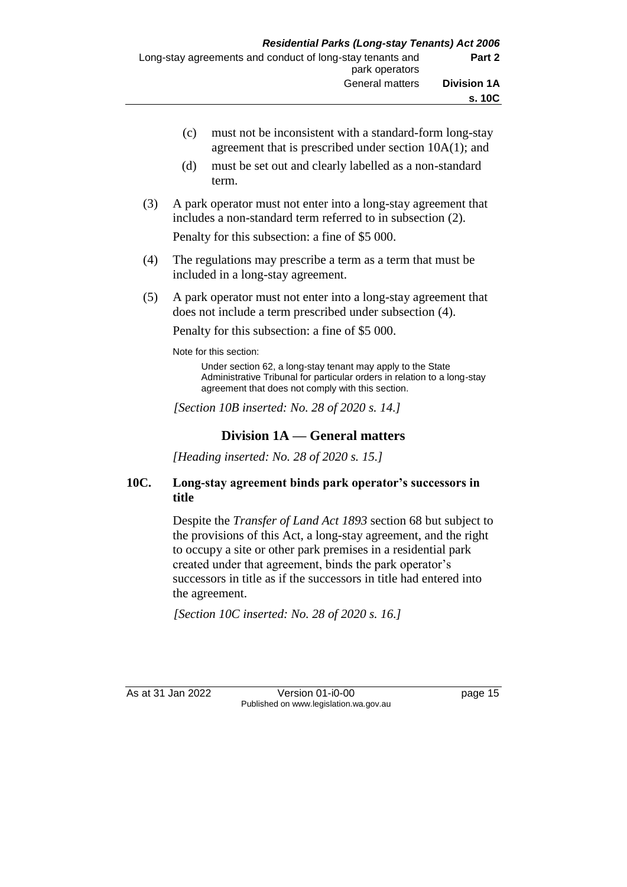(c) must not be inconsistent with a standard-form long-stay agreement that is prescribed under section 10A(1); and

(d) must be set out and clearly labelled as a non-standard term.

(3) A park operator must not enter into a long-stay agreement that includes a non-standard term referred to in subsection (2).

Penalty for this subsection: a fine of $5 000.

(4) The regulations may prescribe a term as a term that must be included in a long-stay agreement.

(5) A park operator must not enter into a long-stay agreement that does not include a term prescribed under subsection (4).

Penalty for this subsection: a fine of $5 000.

Note for this section:

Under section 62, a long-stay tenant may apply to the State Administrative Tribunal for particular orders in relation to a long-stay agreement that does not comply with this section.

*[Section 10B inserted: No. 28 of 2020 s. 14.]*

## Division 1A — General matters

*[Heading inserted: No. 28 of 2020 s. 15.]*

### 10C. Long-stay agreement binds park operator's successors in title

Despite the *Transfer of Land Act 1893* section 68 but subject to the provisions of this Act, a long-stay agreement, and the right to occupy a site or other park premises in a residential park created under that agreement, binds the park operator's successors in title as if the successors in title had entered into the agreement.

*[Section 10C inserted: No. 28 of 2020 s. 16.]*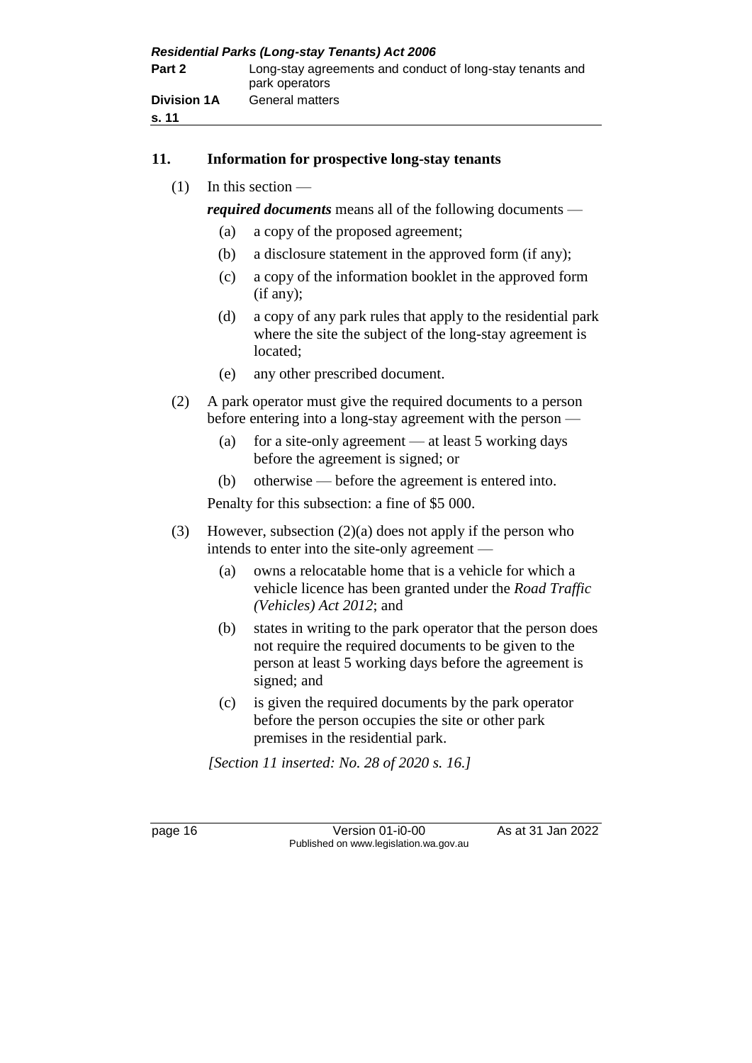## 11. Information for prospective long-stay tenants

(1) In this section —

***required documents*** means all of the following documents —

- (a) a copy of the proposed agreement;
- (b) a disclosure statement in the approved form (if any);
- (c) a copy of the information booklet in the approved form (if any);
- (d) a copy of any park rules that apply to the residential park where the site the subject of the long-stay agreement is located;
- (e) any other prescribed document.

(2) A park operator must give the required documents to a person before entering into a long-stay agreement with the person —

- (a) for a site-only agreement — at least 5 working days before the agreement is signed; or
- (b) otherwise — before the agreement is entered into.

Penalty for this subsection: a fine of $5 000.

(3) However, subsection (2)(a) does not apply if the person who intends to enter into the site-only agreement —

- (a) owns a relocatable home that is a vehicle for which a vehicle licence has been granted under the *Road Traffic (Vehicles) Act 2012*; and
- (b) states in writing to the park operator that the person does not require the required documents to be given to the person at least 5 working days before the agreement is signed; and
- (c) is given the required documents by the park operator before the person occupies the site or other park premises in the residential park.

*[Section 11 inserted: No. 28 of 2020 s. 16.]*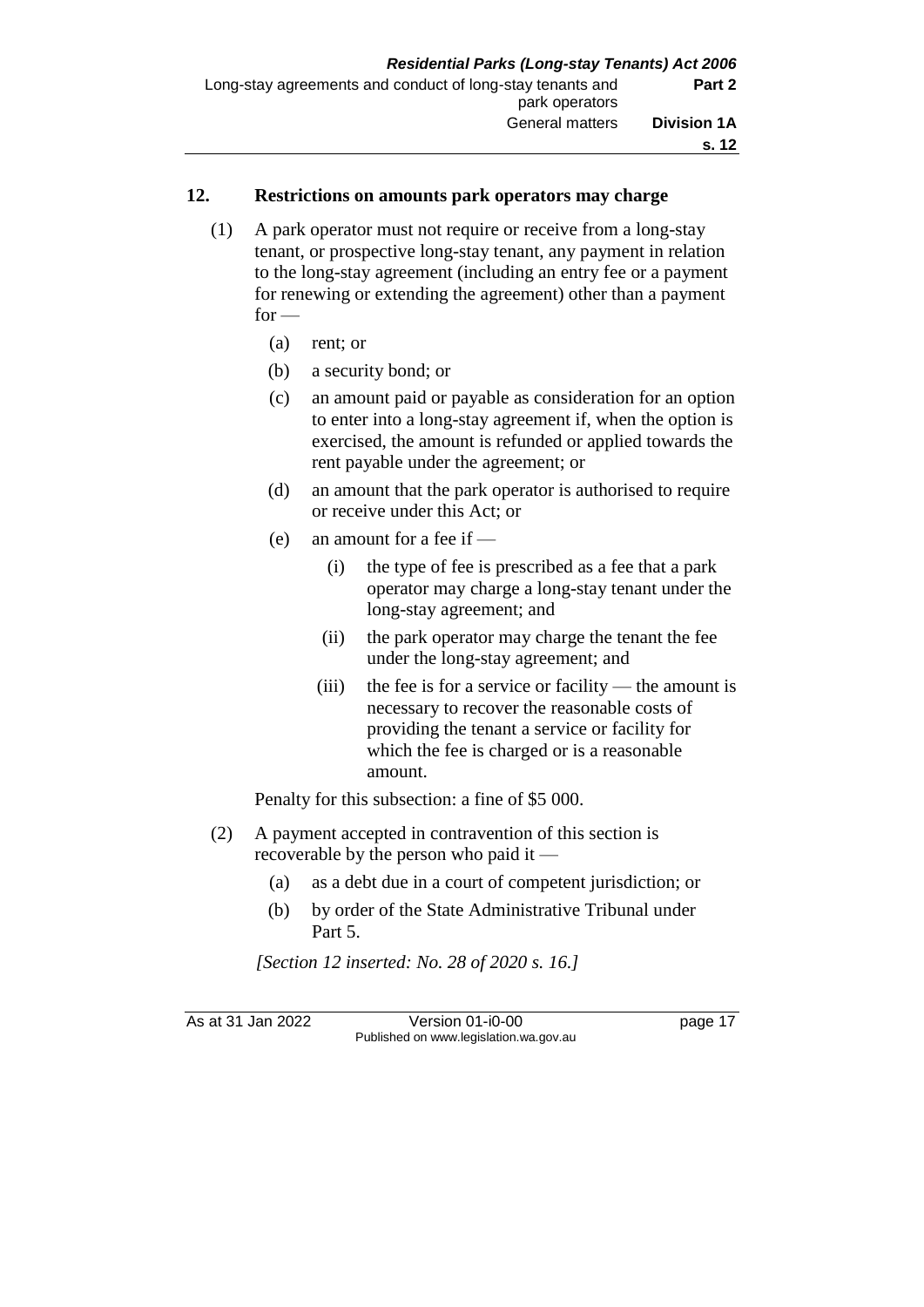### 12. Restrictions on amounts park operators may charge

(1) A park operator must not require or receive from a long-stay tenant, or prospective long-stay tenant, any payment in relation to the long-stay agreement (including an entry fee or a payment for renewing or extending the agreement) other than a payment for —

(a) rent; or

(b) a security bond; or

(c) an amount paid or payable as consideration for an option to enter into a long-stay agreement if, when the option is exercised, the amount is refunded or applied towards the rent payable under the agreement; or

(d) an amount that the park operator is authorised to require or receive under this Act; or

(e) an amount for a fee if —

(i) the type of fee is prescribed as a fee that a park operator may charge a long-stay tenant under the long-stay agreement; and

(ii) the park operator may charge the tenant the fee under the long-stay agreement; and

(iii) the fee is for a service or facility — the amount is necessary to recover the reasonable costs of providing the tenant a service or facility for which the fee is charged or is a reasonable amount.

Penalty for this subsection: a fine of $5 000.

(2) A payment accepted in contravention of this section is recoverable by the person who paid it —

(a) as a debt due in a court of competent jurisdiction; or

(b) by order of the State Administrative Tribunal under Part 5.

*[Section 12 inserted: No. 28 of 2020 s. 16.]*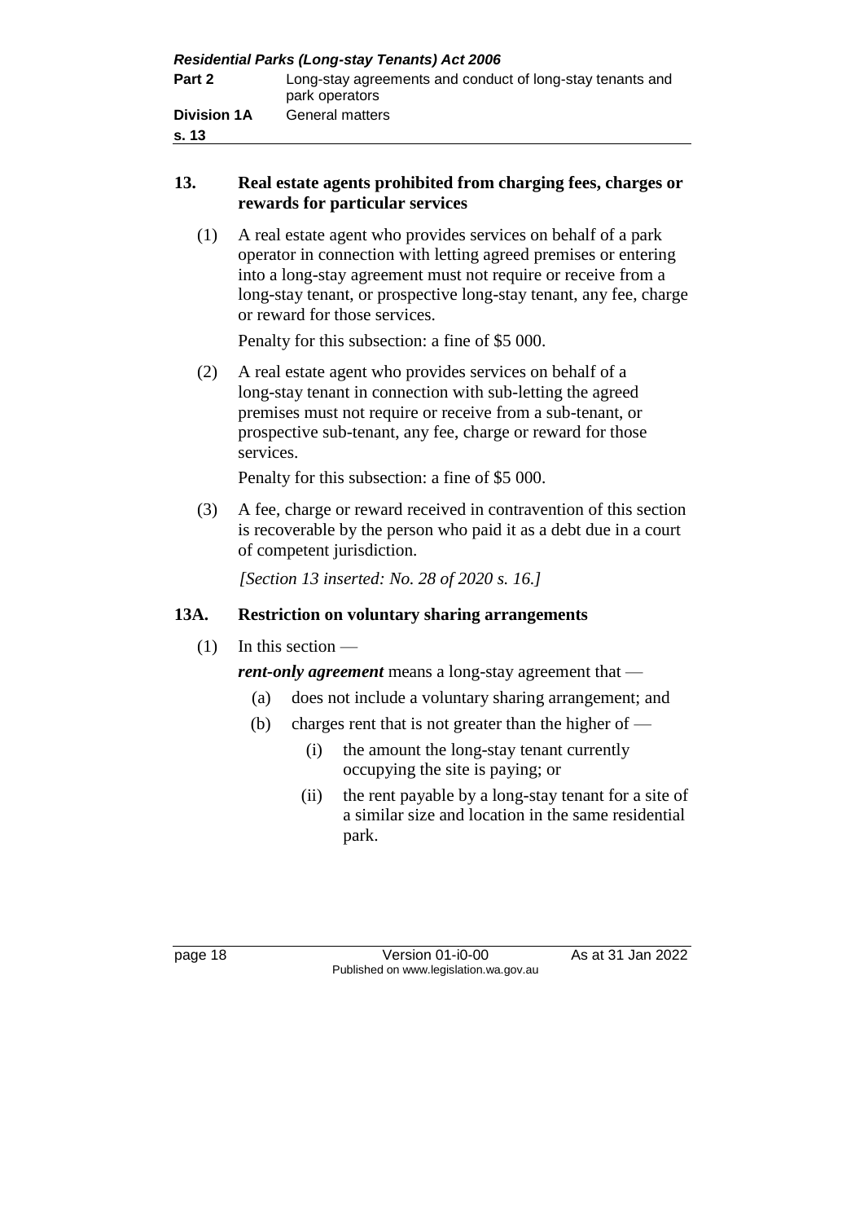## 13. Real estate agents prohibited from charging fees, charges or rewards for particular services

(1) A real estate agent who provides services on behalf of a park operator in connection with letting agreed premises or entering into a long-stay agreement must not require or receive from a long-stay tenant, or prospective long-stay tenant, any fee, charge or reward for those services.

Penalty for this subsection: a fine of $5 000.

(2) A real estate agent who provides services on behalf of a long-stay tenant in connection with sub-letting the agreed premises must not require or receive from a sub-tenant, or prospective sub-tenant, any fee, charge or reward for those services.

Penalty for this subsection: a fine of $5 000.

(3) A fee, charge or reward received in contravention of this section is recoverable by the person who paid it as a debt due in a court of competent jurisdiction.

*[Section 13 inserted: No. 28 of 2020 s. 16.]*

## 13A. Restriction on voluntary sharing arrangements

(1) In this section —

***rent-only agreement*** means a long-stay agreement that —

- (a) does not include a voluntary sharing arrangement; and
- (b) charges rent that is not greater than the higher of —
  - (i) the amount the long-stay tenant currently occupying the site is paying; or
  - (ii) the rent payable by a long-stay tenant for a site of a similar size and location in the same residential park.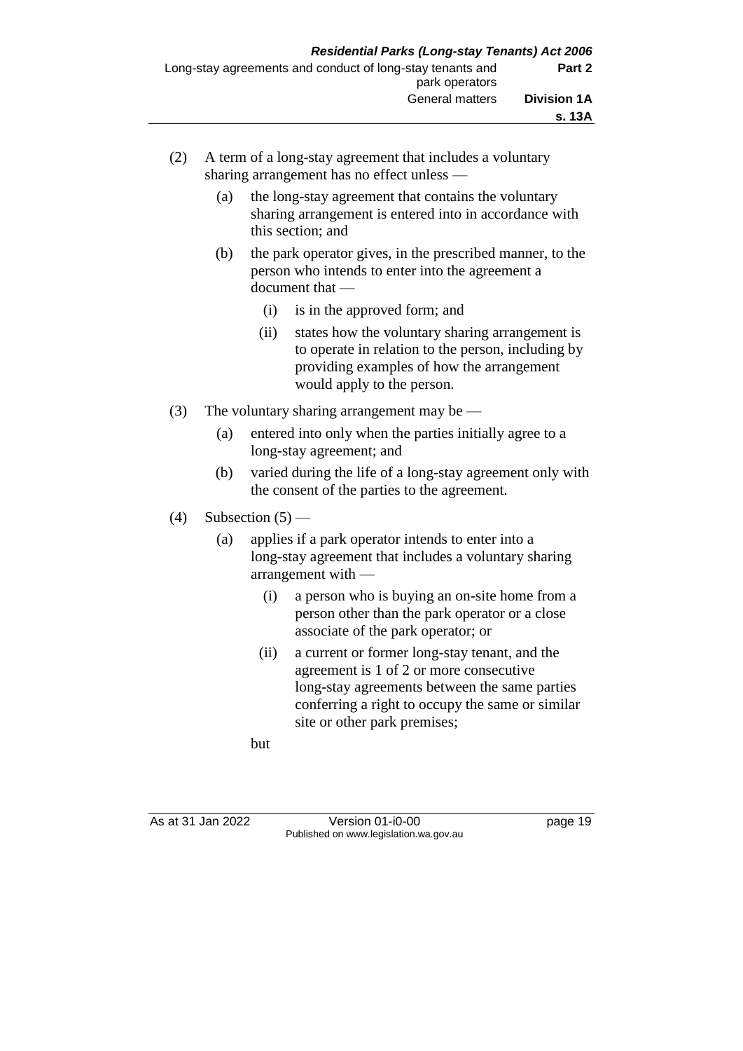(2) A term of a long-stay agreement that includes a voluntary sharing arrangement has no effect unless —

(a) the long-stay agreement that contains the voluntary sharing arrangement is entered into in accordance with this section; and

(b) the park operator gives, in the prescribed manner, to the person who intends to enter into the agreement a document that —

(i) is in the approved form; and

(ii) states how the voluntary sharing arrangement is to operate in relation to the person, including by providing examples of how the arrangement would apply to the person.

(3) The voluntary sharing arrangement may be —

(a) entered into only when the parties initially agree to a long-stay agreement; and

(b) varied during the life of a long-stay agreement only with the consent of the parties to the agreement.

(4) Subsection (5) —

(a) applies if a park operator intends to enter into a long-stay agreement that includes a voluntary sharing arrangement with —

(i) a person who is buying an on-site home from a person other than the park operator or a close associate of the park operator; or

(ii) a current or former long-stay tenant, and the agreement is 1 of 2 or more consecutive long-stay agreements between the same parties conferring a right to occupy the same or similar site or other park premises;

but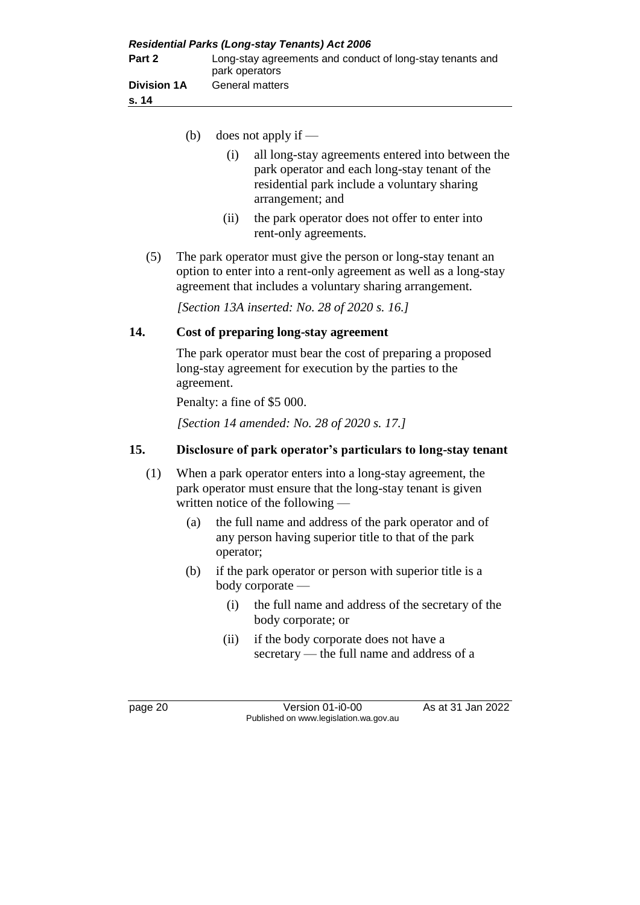(b) does not apply if —

   (i) all long-stay agreements entered into between the park operator and each long-stay tenant of the residential park include a voluntary sharing arrangement; and

   (ii) the park operator does not offer to enter into rent-only agreements.

(5) The park operator must give the person or long-stay tenant an option to enter into a rent-only agreement as well as a long-stay agreement that includes a voluntary sharing arrangement.

*[Section 13A inserted: No. 28 of 2020 s. 16.]*

## 14. Cost of preparing long-stay agreement

The park operator must bear the cost of preparing a proposed long-stay agreement for execution by the parties to the agreement.

Penalty: a fine of $5 000.

*[Section 14 amended: No. 28 of 2020 s. 17.]*

## 15. Disclosure of park operator's particulars to long-stay tenant

(1) When a park operator enters into a long-stay agreement, the park operator must ensure that the long-stay tenant is given written notice of the following —

   (a) the full name and address of the park operator and of any person having superior title to that of the park operator;

   (b) if the park operator or person with superior title is a body corporate —

      (i) the full name and address of the secretary of the body corporate; or

      (ii) if the body corporate does not have a secretary — the full name and address of a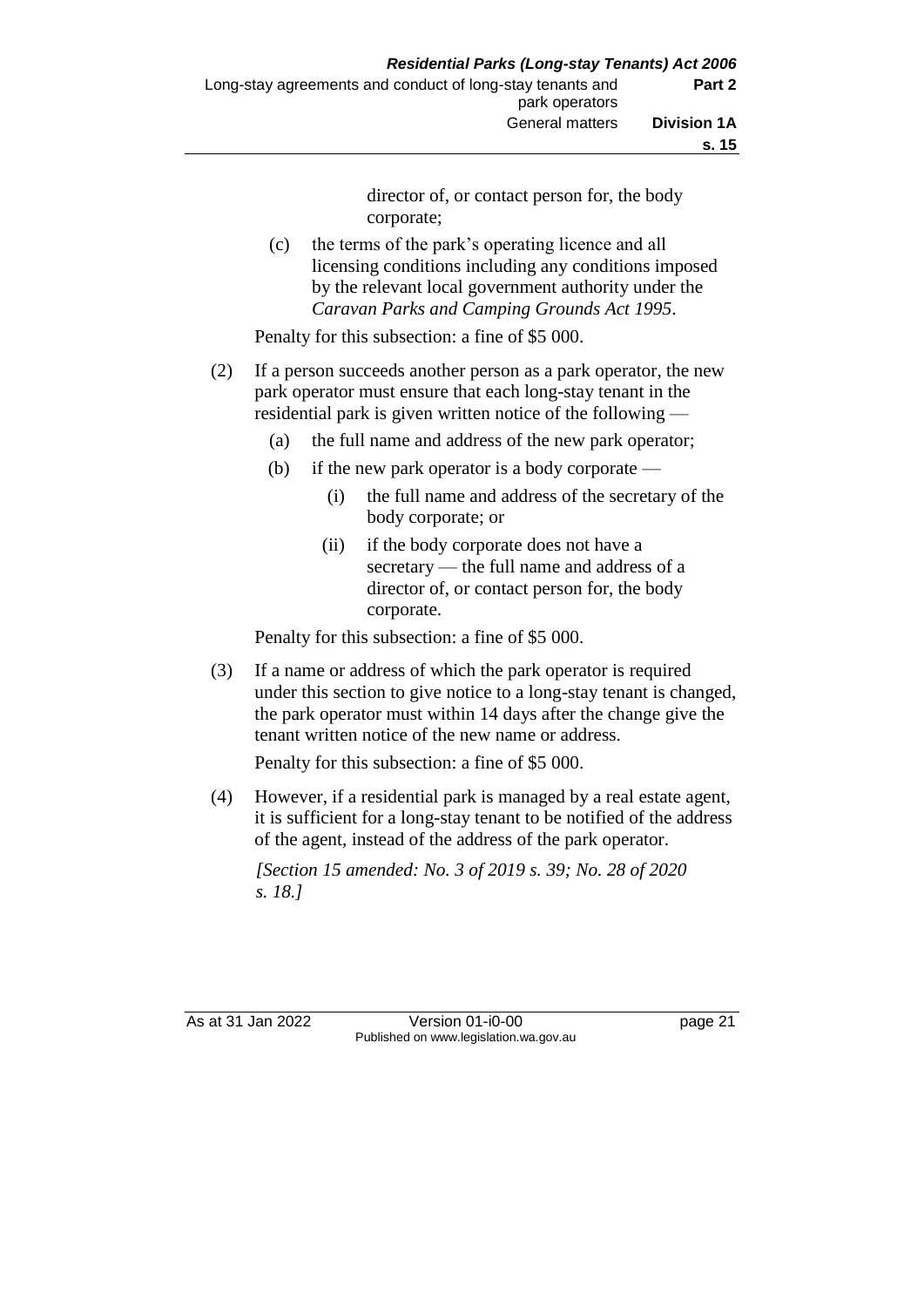director of, or contact person for, the body corporate;

(c) the terms of the park's operating licence and all licensing conditions including any conditions imposed by the relevant local government authority under the *Caravan Parks and Camping Grounds Act 1995*.

Penalty for this subsection: a fine of $5 000.

(2) If a person succeeds another person as a park operator, the new park operator must ensure that each long-stay tenant in the residential park is given written notice of the following —

(a) the full name and address of the new park operator;

(b) if the new park operator is a body corporate —

(i) the full name and address of the secretary of the body corporate; or

(ii) if the body corporate does not have a secretary — the full name and address of a director of, or contact person for, the body corporate.

Penalty for this subsection: a fine of $5 000.

(3) If a name or address of which the park operator is required under this section to give notice to a long-stay tenant is changed, the park operator must within 14 days after the change give the tenant written notice of the new name or address.

Penalty for this subsection: a fine of $5 000.

(4) However, if a residential park is managed by a real estate agent, it is sufficient for a long-stay tenant to be notified of the address of the agent, instead of the address of the park operator.

*[Section 15 amended: No. 3 of 2019 s. 39; No. 28 of 2020 s. 18.]*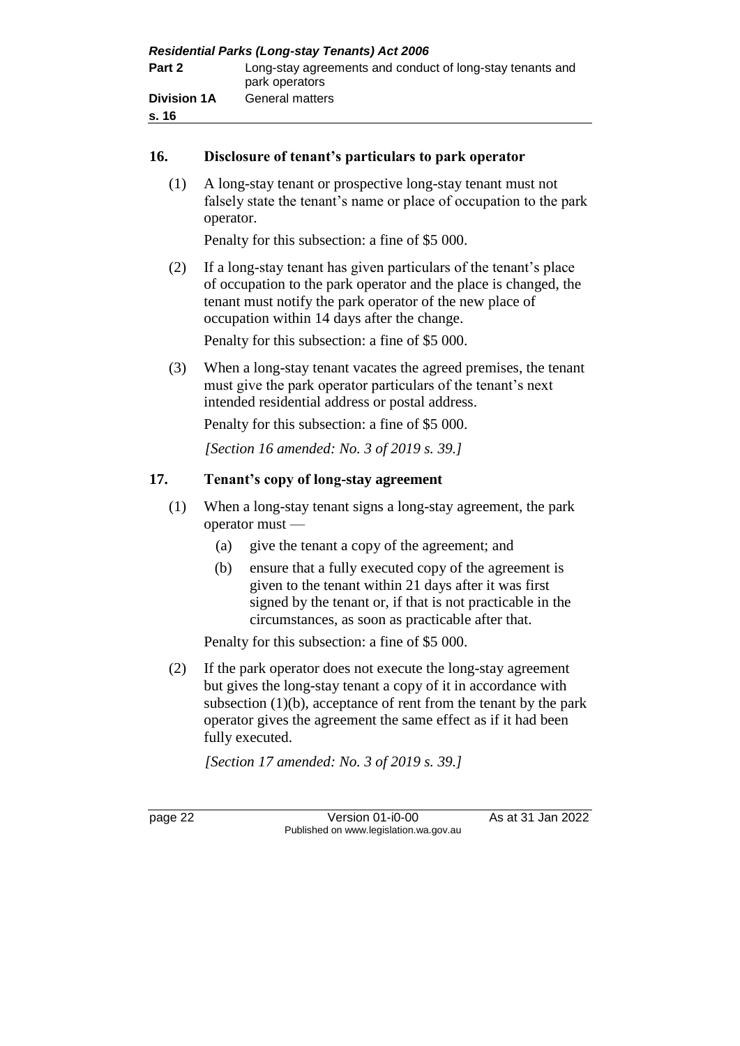## 16. Disclosure of tenant's particulars to park operator

(1) A long-stay tenant or prospective long-stay tenant must not falsely state the tenant's name or place of occupation to the park operator.

Penalty for this subsection: a fine of $5 000.

(2) If a long-stay tenant has given particulars of the tenant's place of occupation to the park operator and the place is changed, the tenant must notify the park operator of the new place of occupation within 14 days after the change.

Penalty for this subsection: a fine of $5 000.

(3) When a long-stay tenant vacates the agreed premises, the tenant must give the park operator particulars of the tenant's next intended residential address or postal address.

Penalty for this subsection: a fine of $5 000.

*[Section 16 amended: No. 3 of 2019 s. 39.]*

## 17. Tenant's copy of long-stay agreement

(1) When a long-stay tenant signs a long-stay agreement, the park operator must —

   (a) give the tenant a copy of the agreement; and

   (b) ensure that a fully executed copy of the agreement is given to the tenant within 21 days after it was first signed by the tenant or, if that is not practicable in the circumstances, as soon as practicable after that.

Penalty for this subsection: a fine of $5 000.

(2) If the park operator does not execute the long-stay agreement but gives the long-stay tenant a copy of it in accordance with subsection (1)(b), acceptance of rent from the tenant by the park operator gives the agreement the same effect as if it had been fully executed.

*[Section 17 amended: No. 3 of 2019 s. 39.]*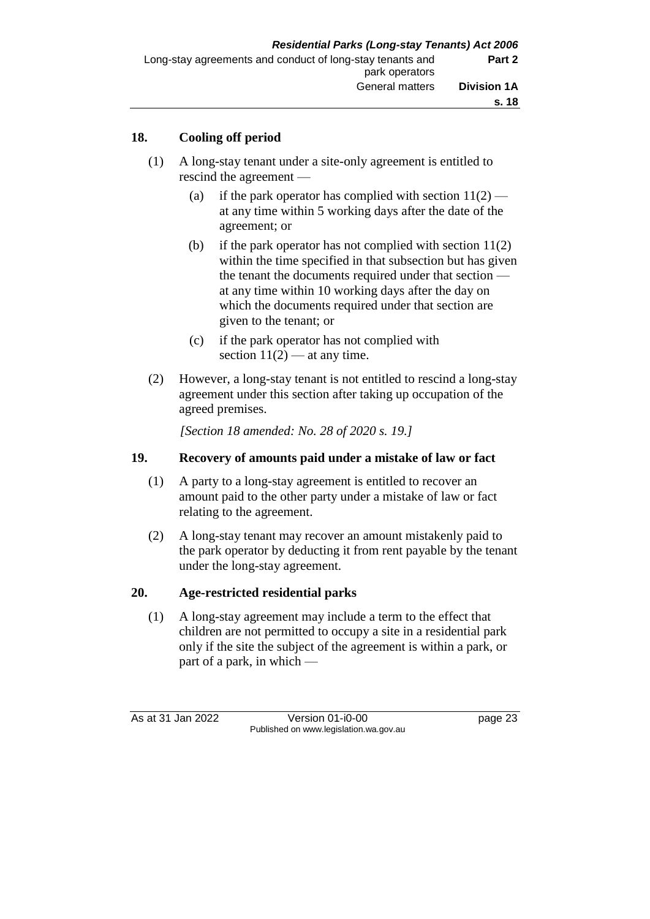## 18. Cooling off period

(1) A long-stay tenant under a site-only agreement is entitled to rescind the agreement —

(a) if the park operator has complied with section 11(2) — at any time within 5 working days after the date of the agreement; or

(b) if the park operator has not complied with section 11(2) within the time specified in that subsection but has given the tenant the documents required under that section — at any time within 10 working days after the day on which the documents required under that section are given to the tenant; or

(c) if the park operator has not complied with section 11(2) — at any time.

(2) However, a long-stay tenant is not entitled to rescind a long-stay agreement under this section after taking up occupation of the agreed premises.

*[Section 18 amended: No. 28 of 2020 s. 19.]*

## 19. Recovery of amounts paid under a mistake of law or fact

(1) A party to a long-stay agreement is entitled to recover an amount paid to the other party under a mistake of law or fact relating to the agreement.

(2) A long-stay tenant may recover an amount mistakenly paid to the park operator by deducting it from rent payable by the tenant under the long-stay agreement.

## 20. Age-restricted residential parks

(1) A long-stay agreement may include a term to the effect that children are not permitted to occupy a site in a residential park only if the site the subject of the agreement is within a park, or part of a park, in which —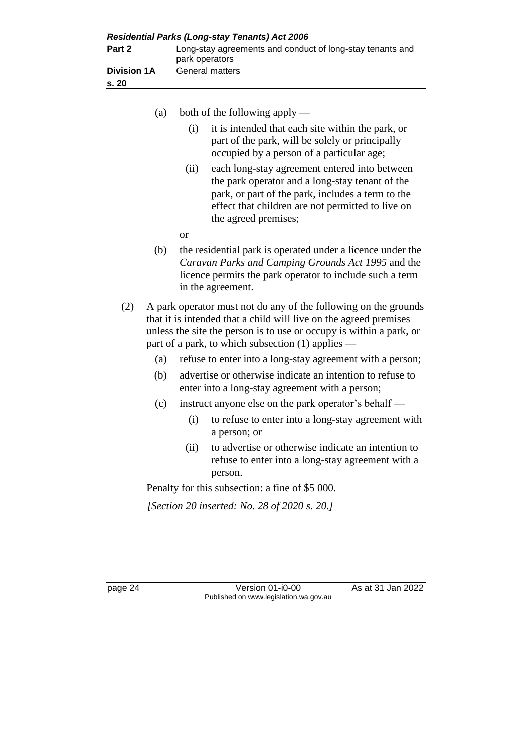(a) both of the following apply —

  (i) it is intended that each site within the park, or part of the park, will be solely or principally occupied by a person of a particular age;

  (ii) each long-stay agreement entered into between the park operator and a long-stay tenant of the park, or part of the park, includes a term to the effect that children are not permitted to live on the agreed premises;

  or

(b) the residential park is operated under a licence under the *Caravan Parks and Camping Grounds Act 1995* and the licence permits the park operator to include such a term in the agreement.

(2) A park operator must not do any of the following on the grounds that it is intended that a child will live on the agreed premises unless the site the person is to use or occupy is within a park, or part of a park, to which subsection (1) applies —

  (a) refuse to enter into a long-stay agreement with a person;

  (b) advertise or otherwise indicate an intention to refuse to enter into a long-stay agreement with a person;

  (c) instruct anyone else on the park operator's behalf —

    (i) to refuse to enter into a long-stay agreement with a person; or

    (ii) to advertise or otherwise indicate an intention to refuse to enter into a long-stay agreement with a person.

Penalty for this subsection: a fine of $5 000.

*[Section 20 inserted: No. 28 of 2020 s. 20.]*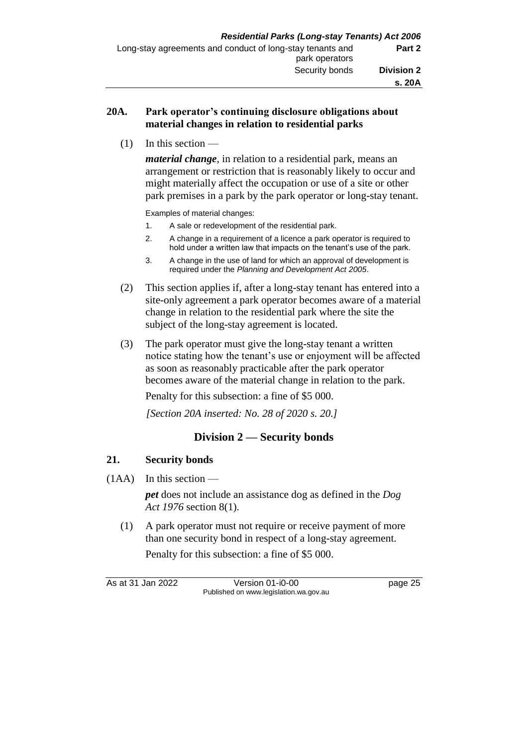**20A. Park operator's continuing disclosure obligations about material changes in relation to residential parks**

(1) In this section —

***material change***, in relation to a residential park, means an arrangement or restriction that is reasonably likely to occur and might materially affect the occupation or use of a site or other park premises in a park by the park operator or long-stay tenant.

Examples of material changes:

1. A sale or redevelopment of the residential park.
2. A change in a requirement of a licence a park operator is required to hold under a written law that impacts on the tenant's use of the park.
3. A change in the use of land for which an approval of development is required under the *Planning and Development Act 2005*.

(2) This section applies if, after a long-stay tenant has entered into a site-only agreement a park operator becomes aware of a material change in relation to the residential park where the site the subject of the long-stay agreement is located.

(3) The park operator must give the long-stay tenant a written notice stating how the tenant's use or enjoyment will be affected as soon as reasonably practicable after the park operator becomes aware of the material change in relation to the park.

Penalty for this subsection: a fine of $5 000.

*[Section 20A inserted: No. 28 of 2020 s. 20.]*

## Division 2 — Security bonds

**21. Security bonds**

(1AA) In this section —

***pet*** does not include an assistance dog as defined in the *Dog Act 1976* section 8(1).

(1) A park operator must not require or receive payment of more than one security bond in respect of a long-stay agreement.

Penalty for this subsection: a fine of $5 000.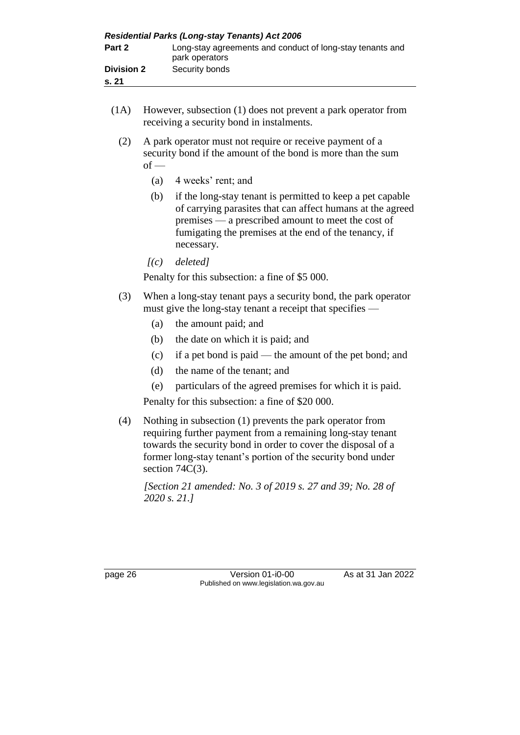(1A) However, subsection (1) does not prevent a park operator from receiving a security bond in instalments.

(2) A park operator must not require or receive payment of a security bond if the amount of the bond is more than the sum of —

(a) 4 weeks' rent; and

(b) if the long-stay tenant is permitted to keep a pet capable of carrying parasites that can affect humans at the agreed premises — a prescribed amount to meet the cost of fumigating the premises at the end of the tenancy, if necessary.

*[(c) deleted]*

Penalty for this subsection: a fine of $5 000.

(3) When a long-stay tenant pays a security bond, the park operator must give the long-stay tenant a receipt that specifies —

(a) the amount paid; and

(b) the date on which it is paid; and

(c) if a pet bond is paid — the amount of the pet bond; and

(d) the name of the tenant; and

(e) particulars of the agreed premises for which it is paid.

Penalty for this subsection: a fine of $20 000.

(4) Nothing in subsection (1) prevents the park operator from requiring further payment from a remaining long-stay tenant towards the security bond in order to cover the disposal of a former long-stay tenant's portion of the security bond under section 74C(3).

*[Section 21 amended: No. 3 of 2019 s. 27 and 39; No. 28 of 2020 s. 21.]*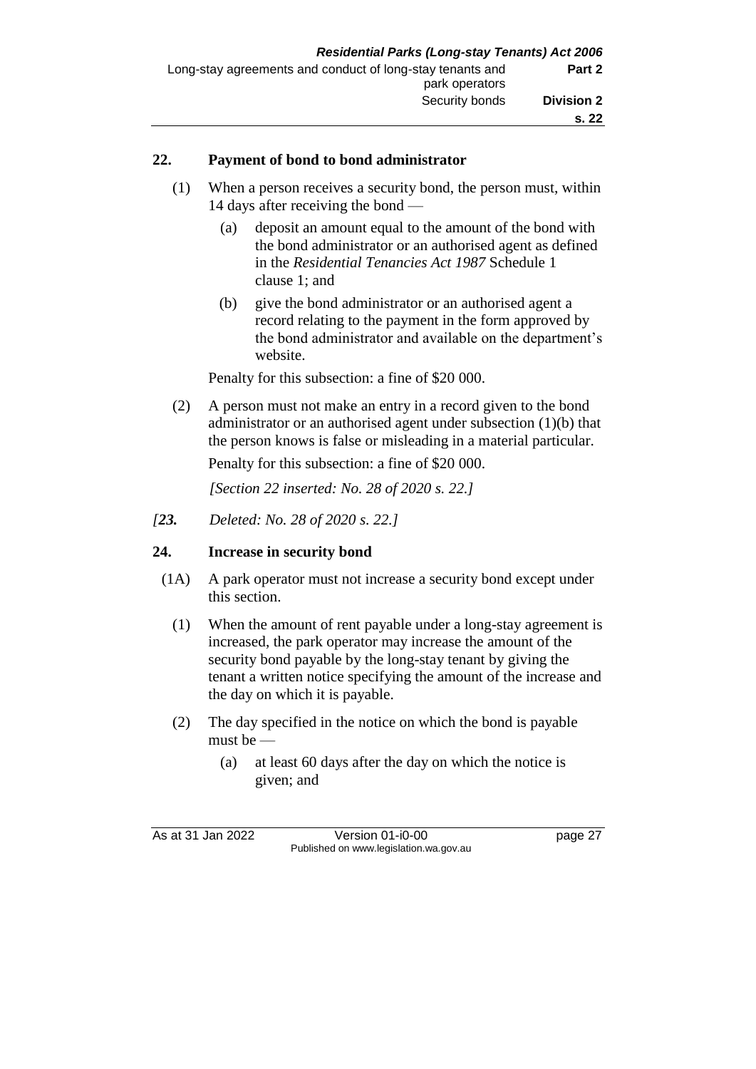## 22. Payment of bond to bond administrator

(1) When a person receives a security bond, the person must, within 14 days after receiving the bond —

(a) deposit an amount equal to the amount of the bond with the bond administrator or an authorised agent as defined in the *Residential Tenancies Act 1987* Schedule 1 clause 1; and

(b) give the bond administrator or an authorised agent a record relating to the payment in the form approved by the bond administrator and available on the department's website.

Penalty for this subsection: a fine of $20 000.

(2) A person must not make an entry in a record given to the bond administrator or an authorised agent under subsection (1)(b) that the person knows is false or misleading in a material particular.

Penalty for this subsection: a fine of $20 000.

*[Section 22 inserted: No. 28 of 2020 s. 22.]*

*[**23.** Deleted: No. 28 of 2020 s. 22.]*

## 24. Increase in security bond

(1A) A park operator must not increase a security bond except under this section.

(1) When the amount of rent payable under a long-stay agreement is increased, the park operator may increase the amount of the security bond payable by the long-stay tenant by giving the tenant a written notice specifying the amount of the increase and the day on which it is payable.

(2) The day specified in the notice on which the bond is payable must be —

(a) at least 60 days after the day on which the notice is given; and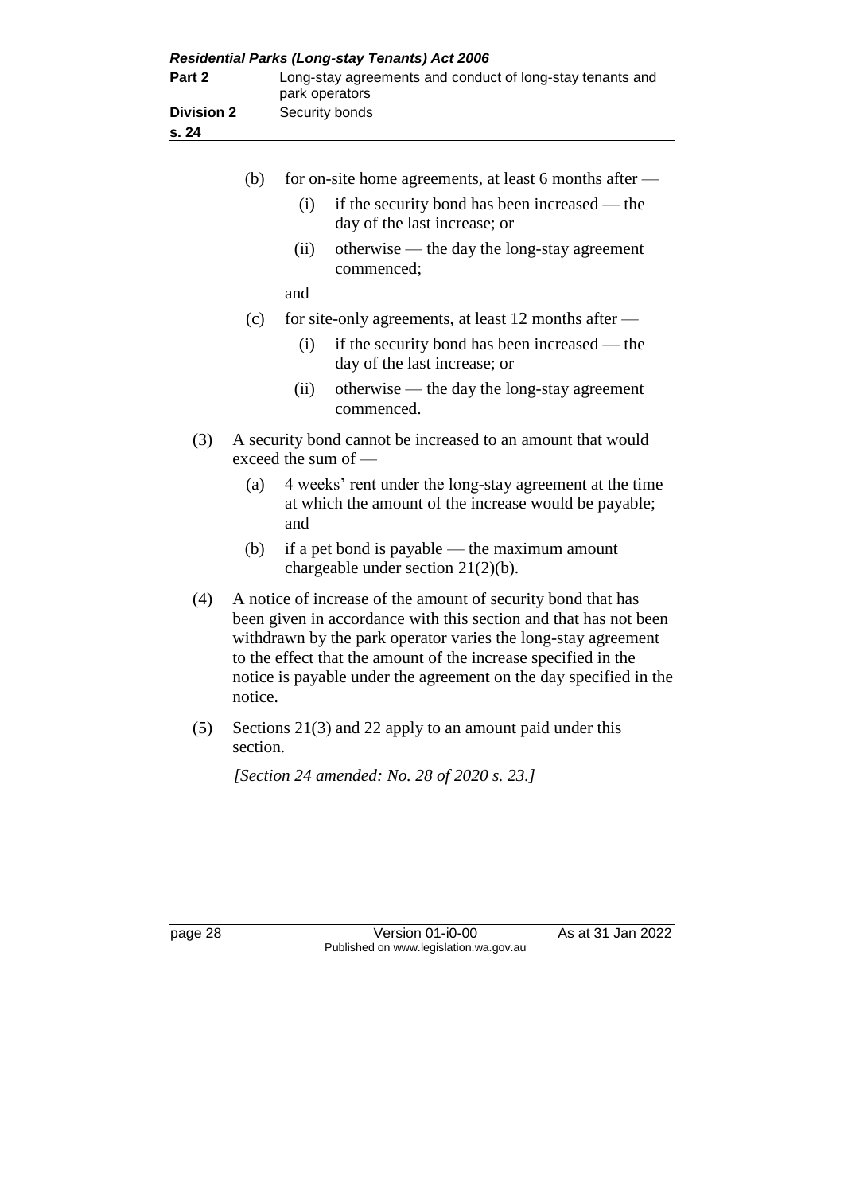(b) for on-site home agreements, at least 6 months after —

 (i) if the security bond has been increased — the day of the last increase; or

 (ii) otherwise — the day the long-stay agreement commenced;

 and

(c) for site-only agreements, at least 12 months after —

 (i) if the security bond has been increased — the day of the last increase; or

 (ii) otherwise — the day the long-stay agreement commenced.

(3) A security bond cannot be increased to an amount that would exceed the sum of —

 (a) 4 weeks' rent under the long-stay agreement at the time at which the amount of the increase would be payable; and

 (b) if a pet bond is payable — the maximum amount chargeable under section 21(2)(b).

(4) A notice of increase of the amount of security bond that has been given in accordance with this section and that has not been withdrawn by the park operator varies the long-stay agreement to the effect that the amount of the increase specified in the notice is payable under the agreement on the day specified in the notice.

(5) Sections 21(3) and 22 apply to an amount paid under this section.

*[Section 24 amended: No. 28 of 2020 s. 23.]*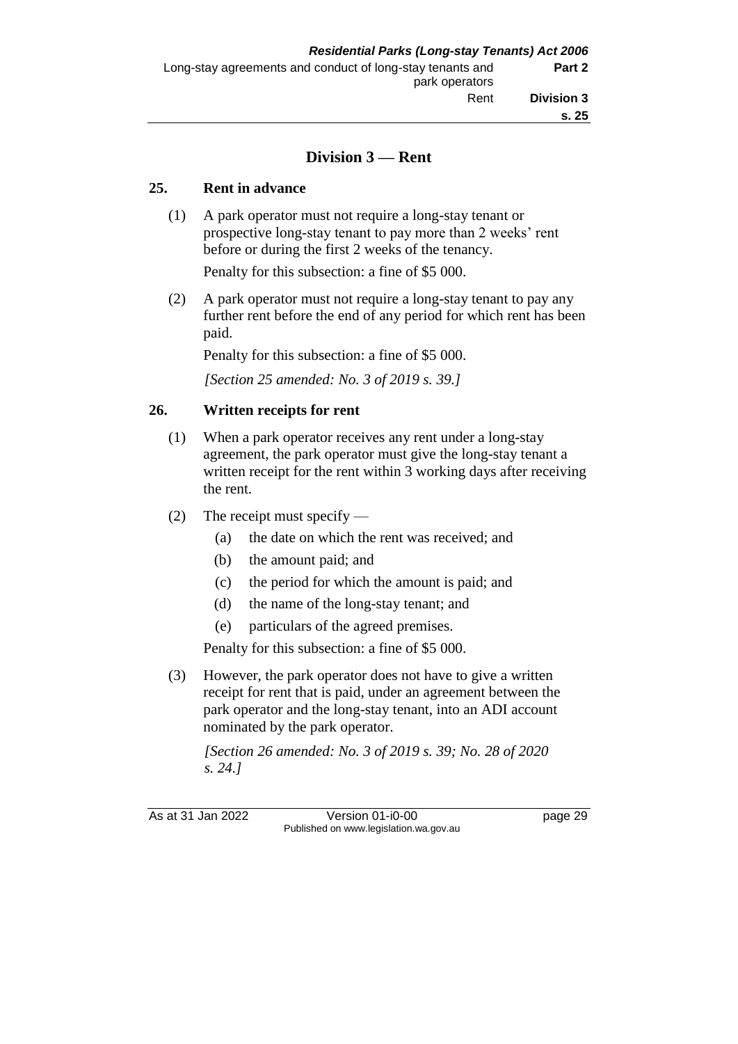## Division 3 — Rent

### 25. Rent in advance

(1) A park operator must not require a long-stay tenant or prospective long-stay tenant to pay more than 2 weeks' rent before or during the first 2 weeks of the tenancy.

Penalty for this subsection: a fine of $5 000.

(2) A park operator must not require a long-stay tenant to pay any further rent before the end of any period for which rent has been paid.

Penalty for this subsection: a fine of $5 000.

*[Section 25 amended: No. 3 of 2019 s. 39.]*

### 26. Written receipts for rent

(1) When a park operator receives any rent under a long-stay agreement, the park operator must give the long-stay tenant a written receipt for the rent within 3 working days after receiving the rent.

(2) The receipt must specify —

   (a) the date on which the rent was received; and

   (b) the amount paid; and

   (c) the period for which the amount is paid; and

   (d) the name of the long-stay tenant; and

   (e) particulars of the agreed premises.

Penalty for this subsection: a fine of $5 000.

(3) However, the park operator does not have to give a written receipt for rent that is paid, under an agreement between the park operator and the long-stay tenant, into an ADI account nominated by the park operator.

*[Section 26 amended: No. 3 of 2019 s. 39; No. 28 of 2020 s. 24.]*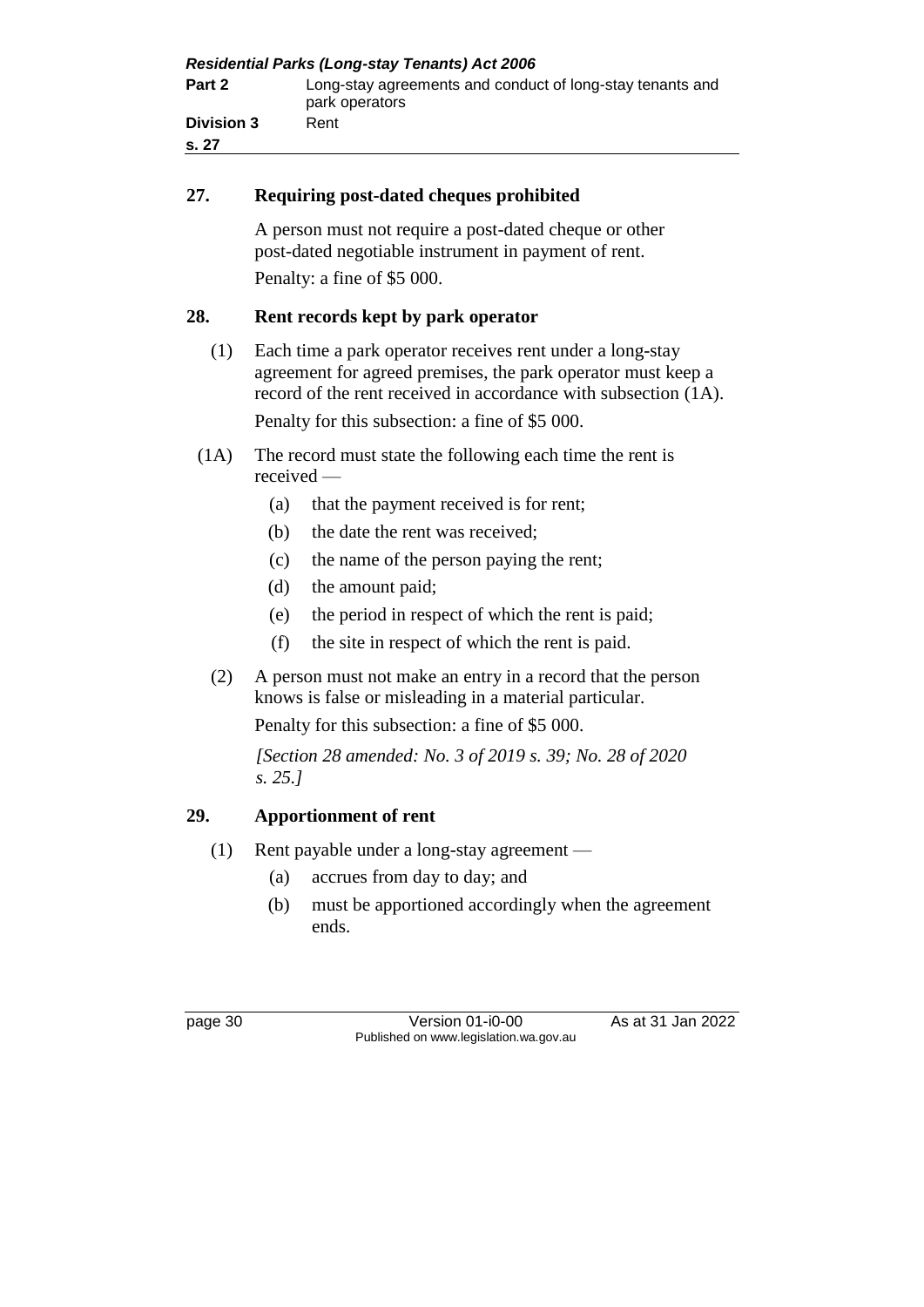## 27. Requiring post-dated cheques prohibited

A person must not require a post-dated cheque or other post-dated negotiable instrument in payment of rent.

Penalty: a fine of $5 000.

## 28. Rent records kept by park operator

(1) Each time a park operator receives rent under a long-stay agreement for agreed premises, the park operator must keep a record of the rent received in accordance with subsection (1A).

Penalty for this subsection: a fine of $5 000.

(1A) The record must state the following each time the rent is received —

- (a) that the payment received is for rent;
- (b) the date the rent was received;
- (c) the name of the person paying the rent;
- (d) the amount paid;
- (e) the period in respect of which the rent is paid;
- (f) the site in respect of which the rent is paid.

(2) A person must not make an entry in a record that the person knows is false or misleading in a material particular.

Penalty for this subsection: a fine of $5 000.

*[Section 28 amended: No. 3 of 2019 s. 39; No. 28 of 2020 s. 25.]*

## 29. Apportionment of rent

(1) Rent payable under a long-stay agreement —

- (a) accrues from day to day; and
- (b) must be apportioned accordingly when the agreement ends.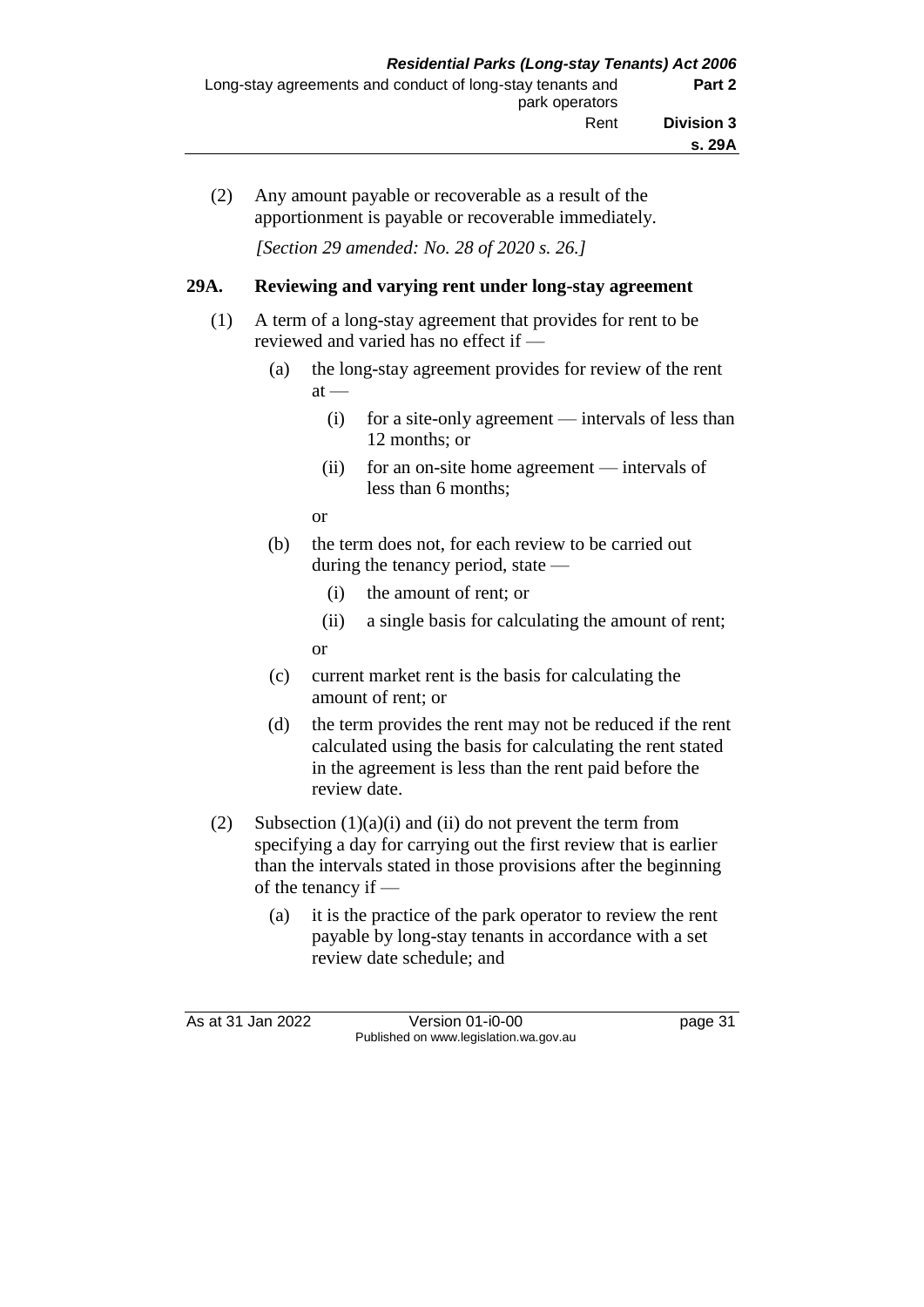(2) Any amount payable or recoverable as a result of the apportionment is payable or recoverable immediately.

*[Section 29 amended: No. 28 of 2020 s. 26.]*

## 29A. Reviewing and varying rent under long-stay agreement

(1) A term of a long-stay agreement that provides for rent to be reviewed and varied has no effect if —

  (a) the long-stay agreement provides for review of the rent at —

    (i) for a site-only agreement — intervals of less than 12 months; or

    (ii) for an on-site home agreement — intervals of less than 6 months;

  or

  (b) the term does not, for each review to be carried out during the tenancy period, state —

    (i) the amount of rent; or

    (ii) a single basis for calculating the amount of rent;

  or

  (c) current market rent is the basis for calculating the amount of rent; or

  (d) the term provides the rent may not be reduced if the rent calculated using the basis for calculating the rent stated in the agreement is less than the rent paid before the review date.

(2) Subsection (1)(a)(i) and (ii) do not prevent the term from specifying a day for carrying out the first review that is earlier than the intervals stated in those provisions after the beginning of the tenancy if —

  (a) it is the practice of the park operator to review the rent payable by long-stay tenants in accordance with a set review date schedule; and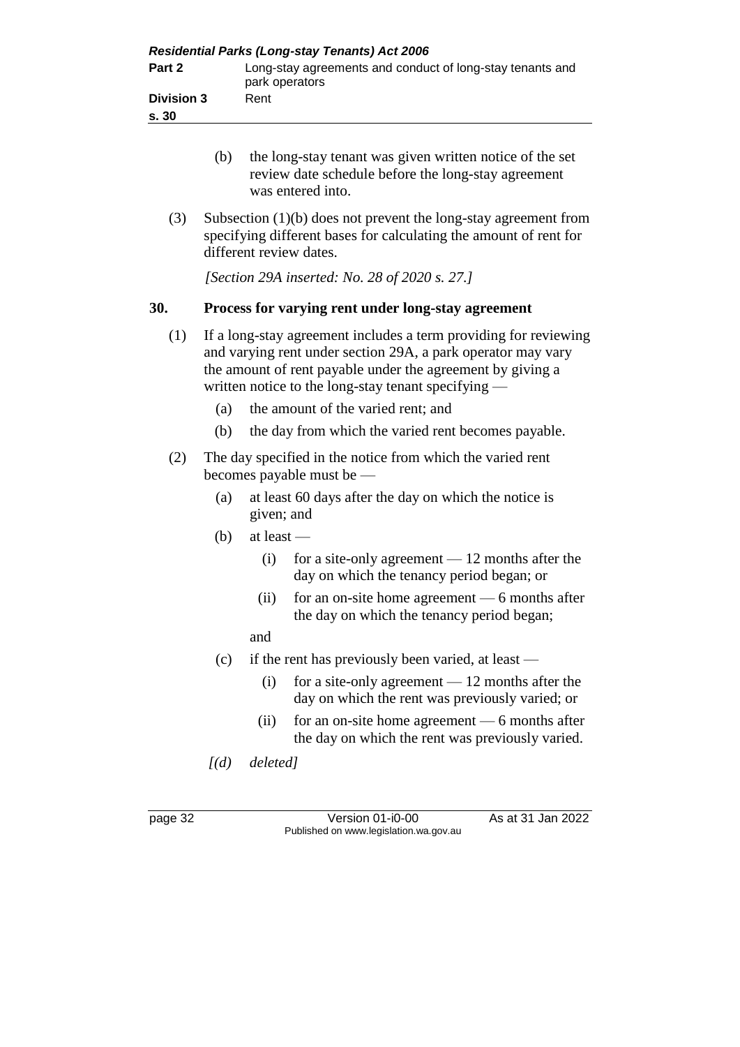(b) the long-stay tenant was given written notice of the set review date schedule before the long-stay agreement was entered into.

(3) Subsection (1)(b) does not prevent the long-stay agreement from specifying different bases for calculating the amount of rent for different review dates.

*[Section 29A inserted: No. 28 of 2020 s. 27.]*

## 30. Process for varying rent under long-stay agreement

(1) If a long-stay agreement includes a term providing for reviewing and varying rent under section 29A, a park operator may vary the amount of rent payable under the agreement by giving a written notice to the long-stay tenant specifying —

(a) the amount of the varied rent; and

(b) the day from which the varied rent becomes payable.

(2) The day specified in the notice from which the varied rent becomes payable must be —

(a) at least 60 days after the day on which the notice is given; and

(b) at least —

(i) for a site-only agreement — 12 months after the day on which the tenancy period began; or

(ii) for an on-site home agreement — 6 months after the day on which the tenancy period began;

and

(c) if the rent has previously been varied, at least —

(i) for a site-only agreement — 12 months after the day on which the rent was previously varied; or

(ii) for an on-site home agreement — 6 months after the day on which the rent was previously varied.

*[(d) deleted]*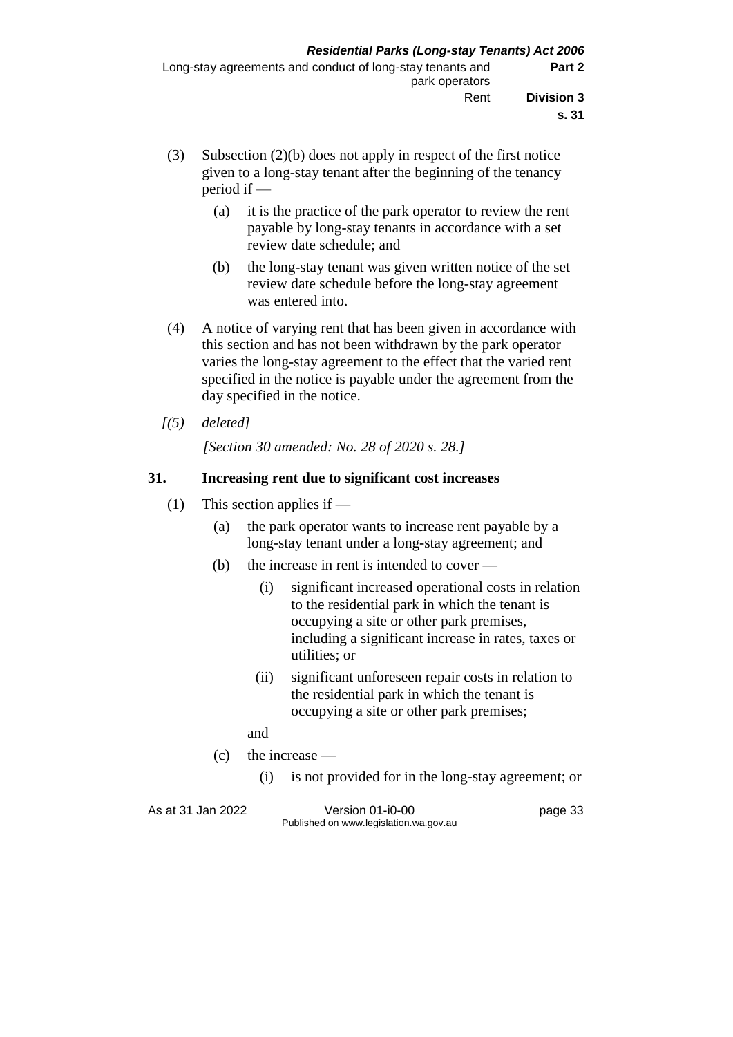(3) Subsection (2)(b) does not apply in respect of the first notice given to a long-stay tenant after the beginning of the tenancy period if —

  (a) it is the practice of the park operator to review the rent payable by long-stay tenants in accordance with a set review date schedule; and

  (b) the long-stay tenant was given written notice of the set review date schedule before the long-stay agreement was entered into.

(4) A notice of varying rent that has been given in accordance with this section and has not been withdrawn by the park operator varies the long-stay agreement to the effect that the varied rent specified in the notice is payable under the agreement from the day specified in the notice.

*[(5) deleted]*

*[Section 30 amended: No. 28 of 2020 s. 28.]*

### 31. Increasing rent due to significant cost increases

(1) This section applies if —

  (a) the park operator wants to increase rent payable by a long-stay tenant under a long-stay agreement; and

  (b) the increase in rent is intended to cover —

    (i) significant increased operational costs in relation to the residential park in which the tenant is occupying a site or other park premises, including a significant increase in rates, taxes or utilities; or

    (ii) significant unforeseen repair costs in relation to the residential park in which the tenant is occupying a site or other park premises;

  and

  (c) the increase —

    (i) is not provided for in the long-stay agreement; or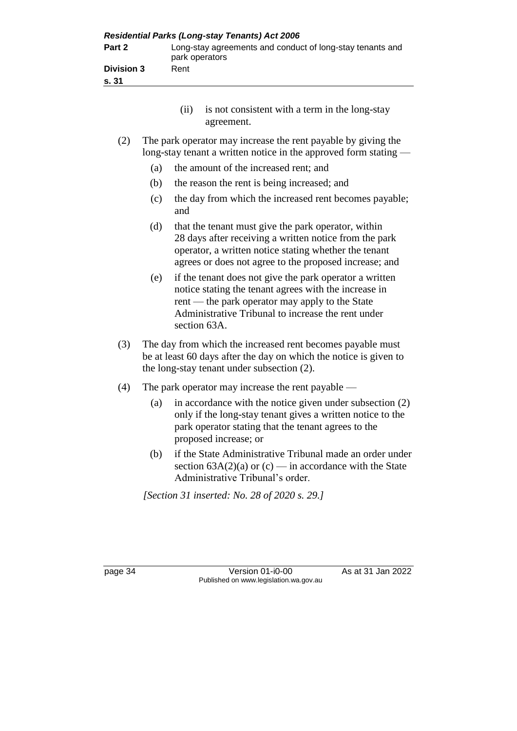(ii) is not consistent with a term in the long-stay agreement.

(2) The park operator may increase the rent payable by giving the long-stay tenant a written notice in the approved form stating —

(a) the amount of the increased rent; and

(b) the reason the rent is being increased; and

(c) the day from which the increased rent becomes payable; and

(d) that the tenant must give the park operator, within 28 days after receiving a written notice from the park operator, a written notice stating whether the tenant agrees or does not agree to the proposed increase; and

(e) if the tenant does not give the park operator a written notice stating the tenant agrees with the increase in rent — the park operator may apply to the State Administrative Tribunal to increase the rent under section 63A.

(3) The day from which the increased rent becomes payable must be at least 60 days after the day on which the notice is given to the long-stay tenant under subsection (2).

(4) The park operator may increase the rent payable —

(a) in accordance with the notice given under subsection (2) only if the long-stay tenant gives a written notice to the park operator stating that the tenant agrees to the proposed increase; or

(b) if the State Administrative Tribunal made an order under section 63A(2)(a) or (c) — in accordance with the State Administrative Tribunal's order.

*[Section 31 inserted: No. 28 of 2020 s. 29.]*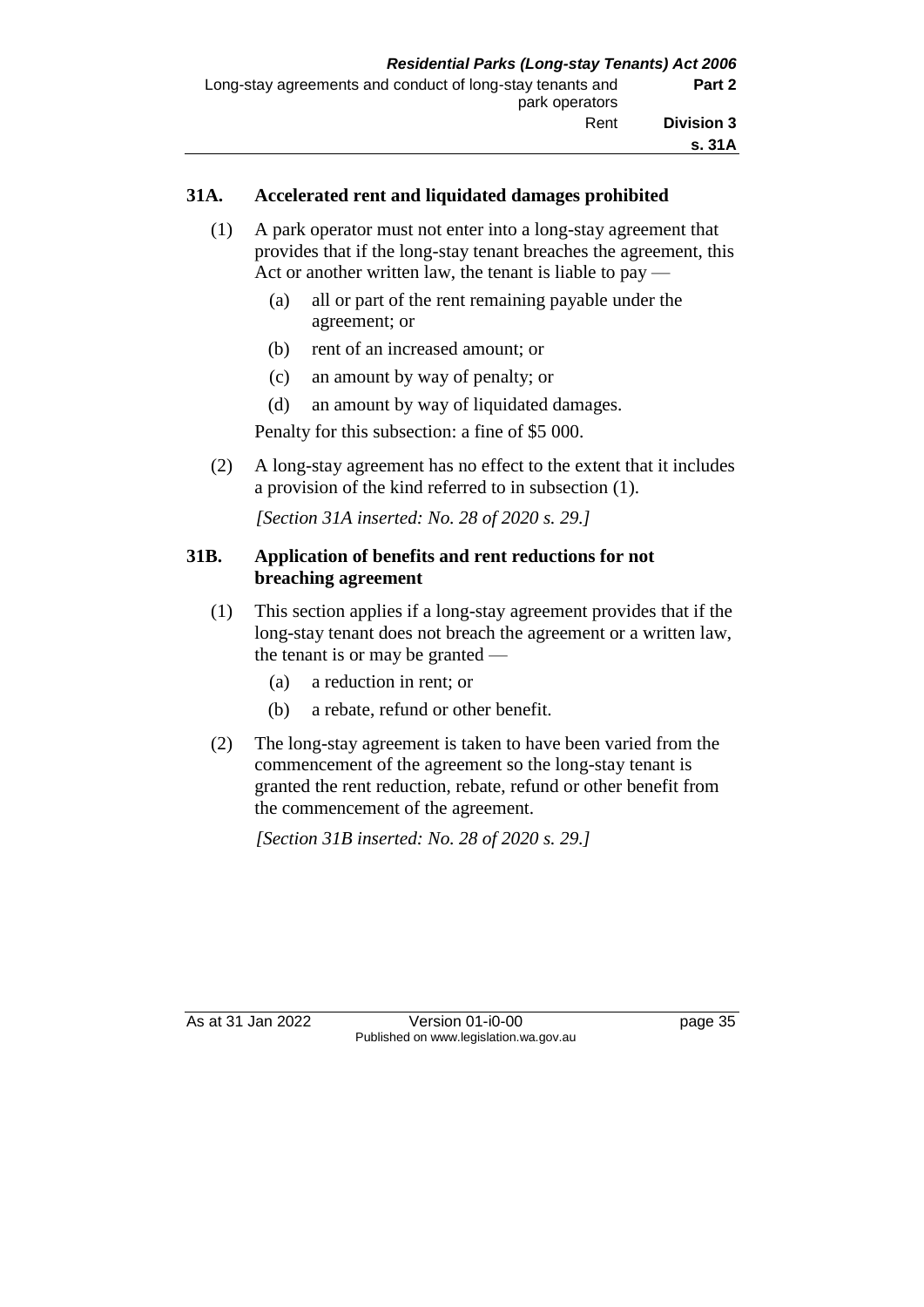### 31A. Accelerated rent and liquidated damages prohibited

(1) A park operator must not enter into a long-stay agreement that provides that if the long-stay tenant breaches the agreement, this Act or another written law, the tenant is liable to pay —

- (a) all or part of the rent remaining payable under the agreement; or
- (b) rent of an increased amount; or
- (c) an amount by way of penalty; or
- (d) an amount by way of liquidated damages.

Penalty for this subsection: a fine of $5 000.

(2) A long-stay agreement has no effect to the extent that it includes a provision of the kind referred to in subsection (1).

*[Section 31A inserted: No. 28 of 2020 s. 29.]*

### 31B. Application of benefits and rent reductions for not breaching agreement

(1) This section applies if a long-stay agreement provides that if the long-stay tenant does not breach the agreement or a written law, the tenant is or may be granted —

- (a) a reduction in rent; or
- (b) a rebate, refund or other benefit.

(2) The long-stay agreement is taken to have been varied from the commencement of the agreement so the long-stay tenant is granted the rent reduction, rebate, refund or other benefit from the commencement of the agreement.

*[Section 31B inserted: No. 28 of 2020 s. 29.]*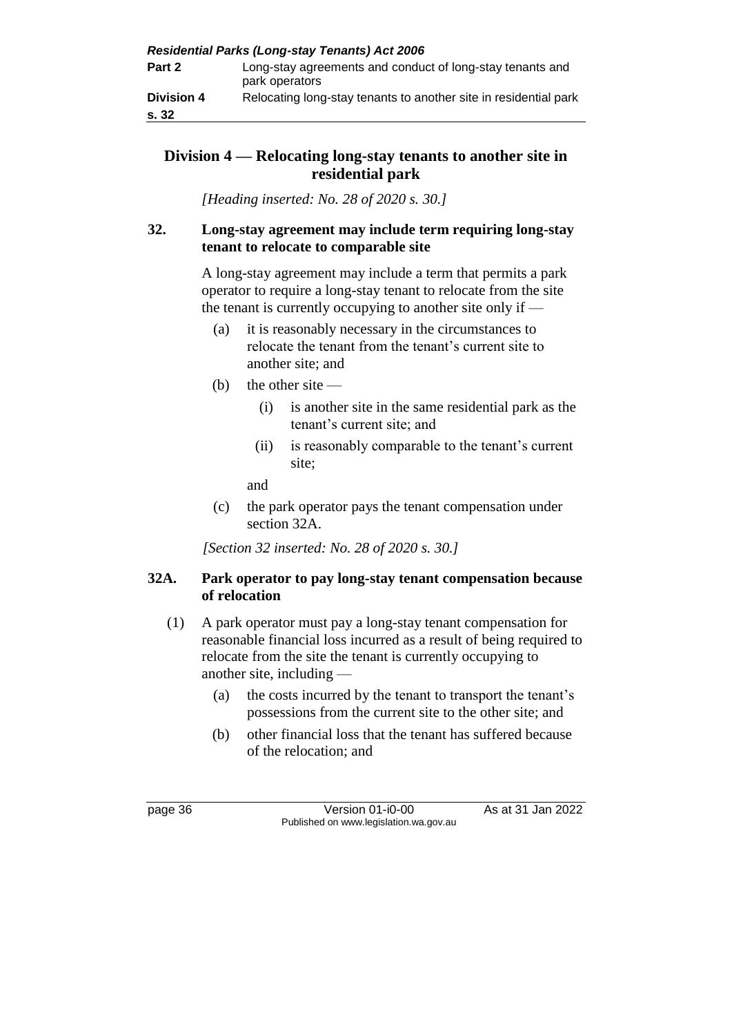## Division 4 — Relocating long-stay tenants to another site in residential park

*[Heading inserted: No. 28 of 2020 s. 30.]*

### 32. Long-stay agreement may include term requiring long-stay tenant to relocate to comparable site

A long-stay agreement may include a term that permits a park operator to require a long-stay tenant to relocate from the site the tenant is currently occupying to another site only if —

(a) it is reasonably necessary in the circumstances to relocate the tenant from the tenant's current site to another site; and

(b) the other site —

 (i) is another site in the same residential park as the tenant's current site; and

 (ii) is reasonably comparable to the tenant's current site;

 and

(c) the park operator pays the tenant compensation under section 32A.

*[Section 32 inserted: No. 28 of 2020 s. 30.]*

### 32A. Park operator to pay long-stay tenant compensation because of relocation

(1) A park operator must pay a long-stay tenant compensation for reasonable financial loss incurred as a result of being required to relocate from the site the tenant is currently occupying to another site, including —

 (a) the costs incurred by the tenant to transport the tenant's possessions from the current site to the other site; and

 (b) other financial loss that the tenant has suffered because of the relocation; and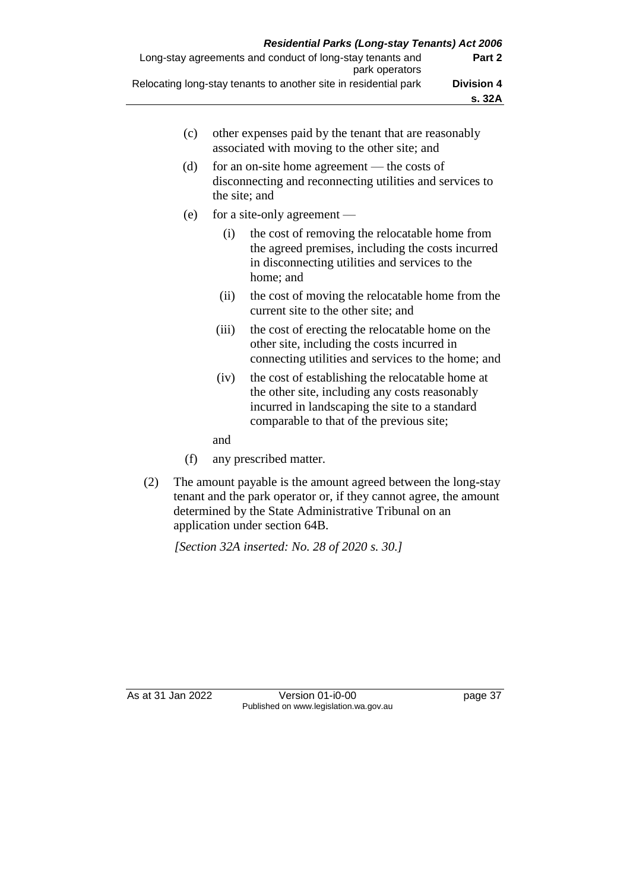(c) other expenses paid by the tenant that are reasonably associated with moving to the other site; and

(d) for an on-site home agreement — the costs of disconnecting and reconnecting utilities and services to the site; and

(e) for a site-only agreement —

  (i) the cost of removing the relocatable home from the agreed premises, including the costs incurred in disconnecting utilities and services to the home; and

  (ii) the cost of moving the relocatable home from the current site to the other site; and

  (iii) the cost of erecting the relocatable home on the other site, including the costs incurred in connecting utilities and services to the home; and

  (iv) the cost of establishing the relocatable home at the other site, including any costs reasonably incurred in landscaping the site to a standard comparable to that of the previous site;

  and

(f) any prescribed matter.

(2) The amount payable is the amount agreed between the long-stay tenant and the park operator or, if they cannot agree, the amount determined by the State Administrative Tribunal on an application under section 64B.

*[Section 32A inserted: No. 28 of 2020 s. 30.]*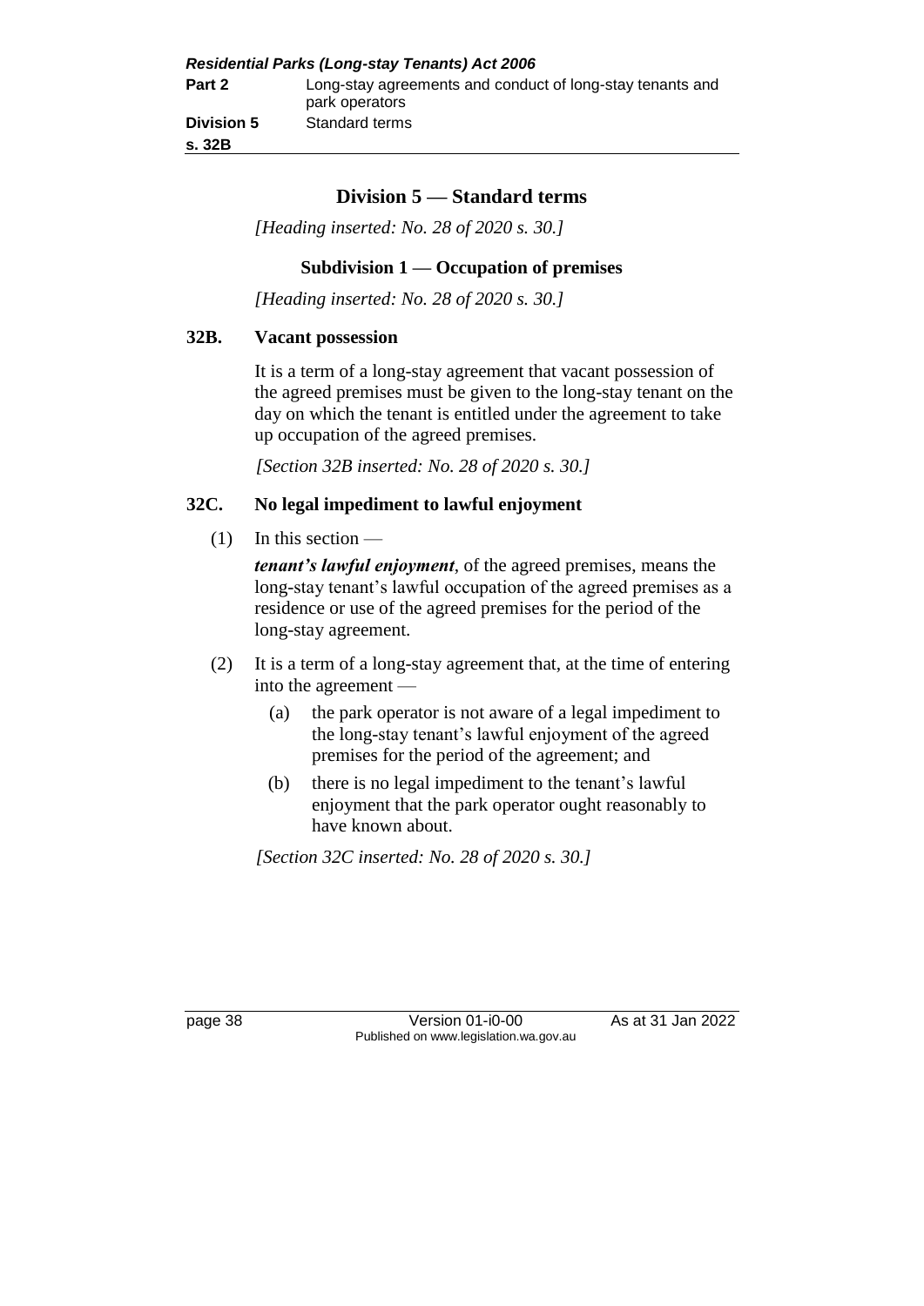## Division 5 — Standard terms

*[Heading inserted: No. 28 of 2020 s. 30.]*

### Subdivision 1 — Occupation of premises

*[Heading inserted: No. 28 of 2020 s. 30.]*

#### 32B. Vacant possession

It is a term of a long-stay agreement that vacant possession of the agreed premises must be given to the long-stay tenant on the day on which the tenant is entitled under the agreement to take up occupation of the agreed premises.

*[Section 32B inserted: No. 28 of 2020 s. 30.]*

#### 32C. No legal impediment to lawful enjoyment

(1) In this section —

***tenant's lawful enjoyment***, of the agreed premises, means the long-stay tenant's lawful occupation of the agreed premises as a residence or use of the agreed premises for the period of the long-stay agreement.

(2) It is a term of a long-stay agreement that, at the time of entering into the agreement —

(a) the park operator is not aware of a legal impediment to the long-stay tenant's lawful enjoyment of the agreed premises for the period of the agreement; and

(b) there is no legal impediment to the tenant's lawful enjoyment that the park operator ought reasonably to have known about.

*[Section 32C inserted: No. 28 of 2020 s. 30.]*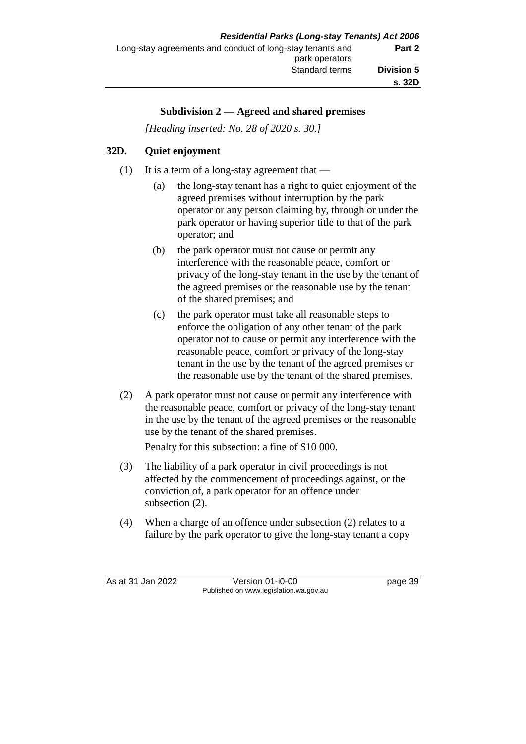### Subdivision 2 — Agreed and shared premises

*[Heading inserted: No. 28 of 2020 s. 30.]*

**32D. Quiet enjoyment**

(1) It is a term of a long-stay agreement that —

(a) the long-stay tenant has a right to quiet enjoyment of the agreed premises without interruption by the park operator or any person claiming by, through or under the park operator or having superior title to that of the park operator; and

(b) the park operator must not cause or permit any interference with the reasonable peace, comfort or privacy of the long-stay tenant in the use by the tenant of the agreed premises or the reasonable use by the tenant of the shared premises; and

(c) the park operator must take all reasonable steps to enforce the obligation of any other tenant of the park operator not to cause or permit any interference with the reasonable peace, comfort or privacy of the long-stay tenant in the use by the tenant of the agreed premises or the reasonable use by the tenant of the shared premises.

(2) A park operator must not cause or permit any interference with the reasonable peace, comfort or privacy of the long-stay tenant in the use by the tenant of the agreed premises or the reasonable use by the tenant of the shared premises.

Penalty for this subsection: a fine of $10 000.

(3) The liability of a park operator in civil proceedings is not affected by the commencement of proceedings against, or the conviction of, a park operator for an offence under subsection (2).

(4) When a charge of an offence under subsection (2) relates to a failure by the park operator to give the long-stay tenant a copy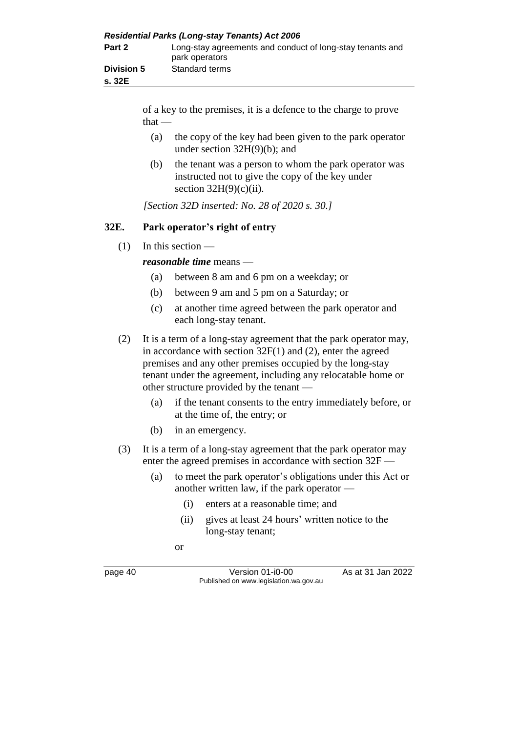of a key to the premises, it is a defence to the charge to prove that —

(a) the copy of the key had been given to the park operator under section 32H(9)(b); and

(b) the tenant was a person to whom the park operator was instructed not to give the copy of the key under section 32H(9)(c)(ii).

*[Section 32D inserted: No. 28 of 2020 s. 30.]*

## 32E. Park operator's right of entry

(1) In this section —

***reasonable time*** means —

(a) between 8 am and 6 pm on a weekday; or

(b) between 9 am and 5 pm on a Saturday; or

(c) at another time agreed between the park operator and each long-stay tenant.

(2) It is a term of a long-stay agreement that the park operator may, in accordance with section 32F(1) and (2), enter the agreed premises and any other premises occupied by the long-stay tenant under the agreement, including any relocatable home or other structure provided by the tenant —

(a) if the tenant consents to the entry immediately before, or at the time of, the entry; or

(b) in an emergency.

(3) It is a term of a long-stay agreement that the park operator may enter the agreed premises in accordance with section 32F —

(a) to meet the park operator's obligations under this Act or another written law, if the park operator —

(i) enters at a reasonable time; and

(ii) gives at least 24 hours' written notice to the long-stay tenant;

or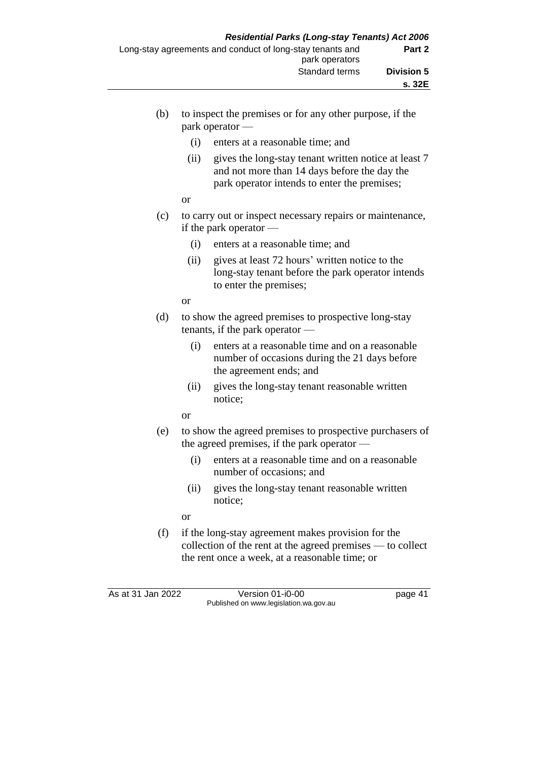(b) to inspect the premises or for any other purpose, if the park operator —

  (i) enters at a reasonable time; and

  (ii) gives the long-stay tenant written notice at least 7 and not more than 14 days before the day the park operator intends to enter the premises;

  or

(c) to carry out or inspect necessary repairs or maintenance, if the park operator —

  (i) enters at a reasonable time; and

  (ii) gives at least 72 hours' written notice to the long-stay tenant before the park operator intends to enter the premises;

  or

(d) to show the agreed premises to prospective long-stay tenants, if the park operator —

  (i) enters at a reasonable time and on a reasonable number of occasions during the 21 days before the agreement ends; and

  (ii) gives the long-stay tenant reasonable written notice;

  or

(e) to show the agreed premises to prospective purchasers of the agreed premises, if the park operator —

  (i) enters at a reasonable time and on a reasonable number of occasions; and

  (ii) gives the long-stay tenant reasonable written notice;

  or

(f) if the long-stay agreement makes provision for the collection of the rent at the agreed premises — to collect the rent once a week, at a reasonable time; or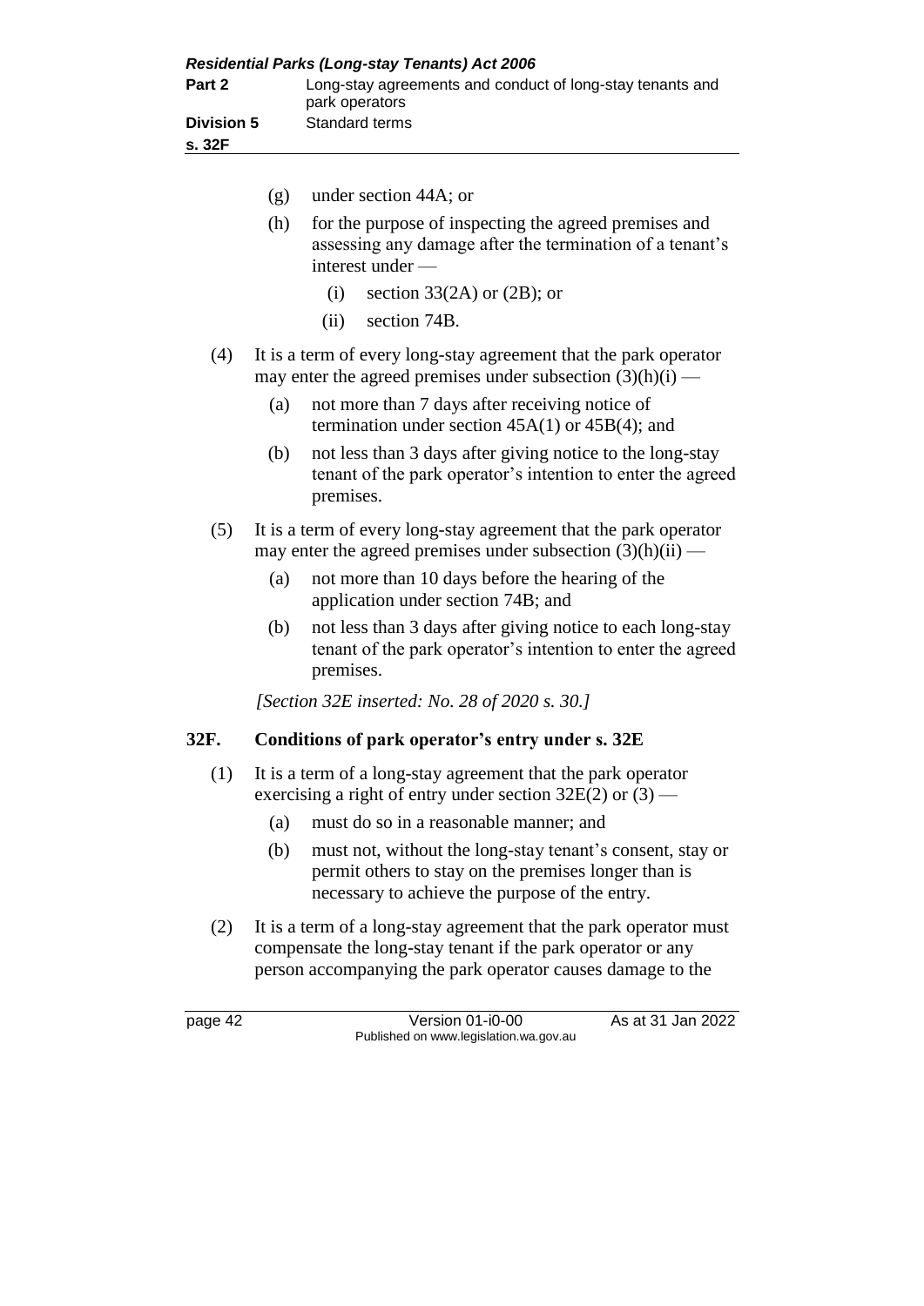(g) under section 44A; or

(h) for the purpose of inspecting the agreed premises and assessing any damage after the termination of a tenant's interest under —

(i) section 33(2A) or (2B); or

(ii) section 74B.

(4) It is a term of every long-stay agreement that the park operator may enter the agreed premises under subsection (3)(h)(i) —

(a) not more than 7 days after receiving notice of termination under section 45A(1) or 45B(4); and

(b) not less than 3 days after giving notice to the long-stay tenant of the park operator's intention to enter the agreed premises.

(5) It is a term of every long-stay agreement that the park operator may enter the agreed premises under subsection (3)(h)(ii) —

(a) not more than 10 days before the hearing of the application under section 74B; and

(b) not less than 3 days after giving notice to each long-stay tenant of the park operator's intention to enter the agreed premises.

*[Section 32E inserted: No. 28 of 2020 s. 30.]*

## 32F. Conditions of park operator's entry under s. 32E

(1) It is a term of a long-stay agreement that the park operator exercising a right of entry under section 32E(2) or (3) —

(a) must do so in a reasonable manner; and

(b) must not, without the long-stay tenant's consent, stay or permit others to stay on the premises longer than is necessary to achieve the purpose of the entry.

(2) It is a term of a long-stay agreement that the park operator must compensate the long-stay tenant if the park operator or any person accompanying the park operator causes damage to the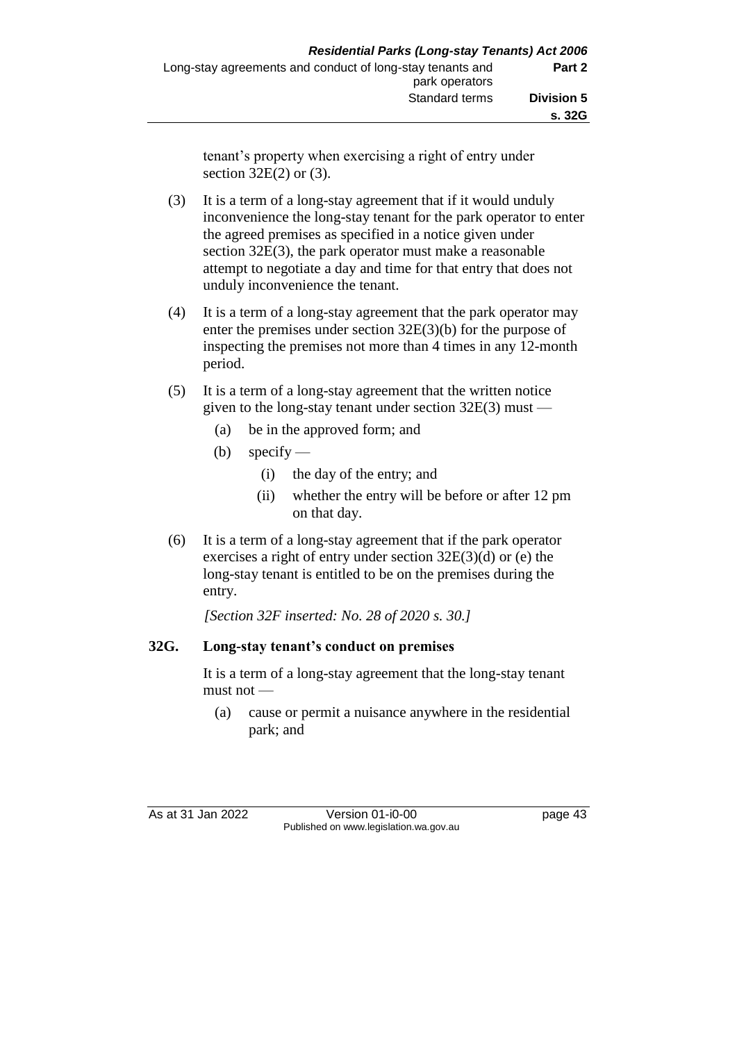tenant's property when exercising a right of entry under section 32E(2) or (3).

(3) It is a term of a long-stay agreement that if it would unduly inconvenience the long-stay tenant for the park operator to enter the agreed premises as specified in a notice given under section 32E(3), the park operator must make a reasonable attempt to negotiate a day and time for that entry that does not unduly inconvenience the tenant.

(4) It is a term of a long-stay agreement that the park operator may enter the premises under section 32E(3)(b) for the purpose of inspecting the premises not more than 4 times in any 12-month period.

(5) It is a term of a long-stay agreement that the written notice given to the long-stay tenant under section 32E(3) must —

- (a) be in the approved form; and
- (b) specify —
  - (i) the day of the entry; and
  - (ii) whether the entry will be before or after 12 pm on that day.

(6) It is a term of a long-stay agreement that if the park operator exercises a right of entry under section 32E(3)(d) or (e) the long-stay tenant is entitled to be on the premises during the entry.

*[Section 32F inserted: No. 28 of 2020 s. 30.]*

### 32G. Long-stay tenant's conduct on premises

It is a term of a long-stay agreement that the long-stay tenant must not —

- (a) cause or permit a nuisance anywhere in the residential park; and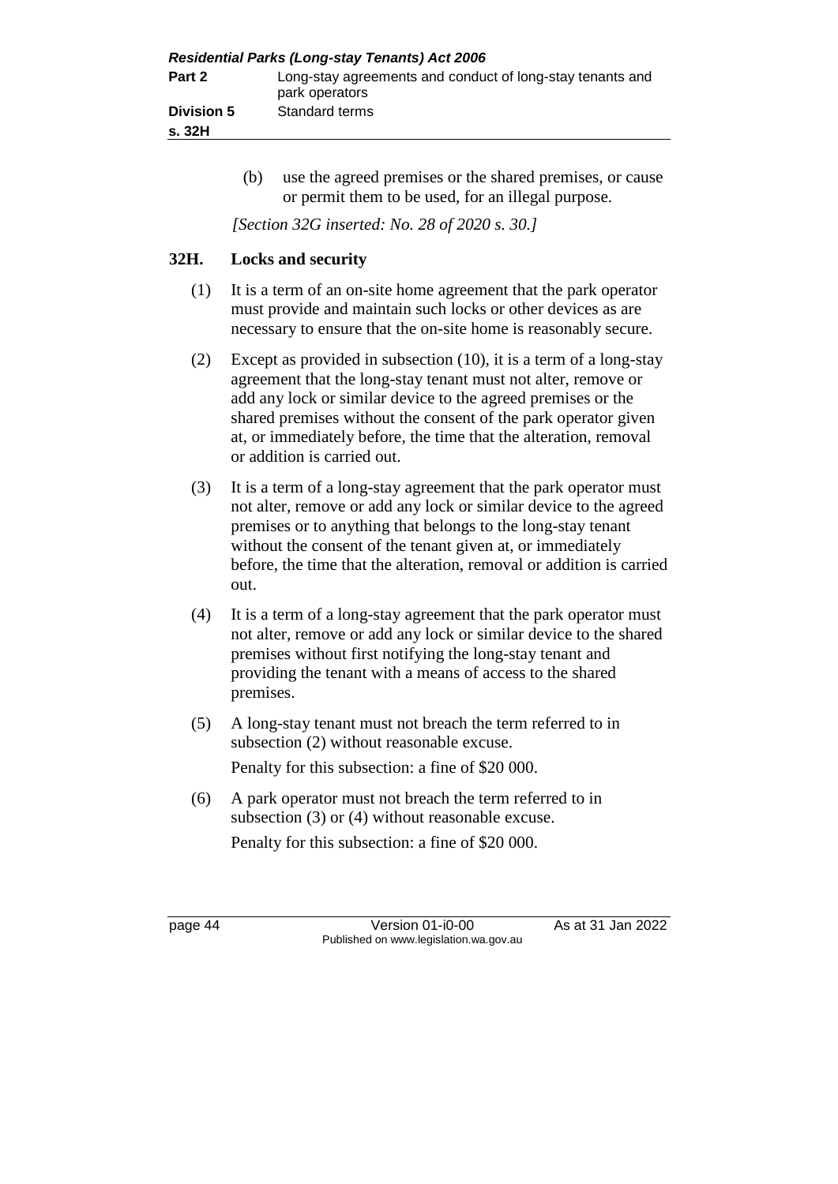(b) use the agreed premises or the shared premises, or cause or permit them to be used, for an illegal purpose.

*[Section 32G inserted: No. 28 of 2020 s. 30.]*

### 32H. Locks and security

(1) It is a term of an on-site home agreement that the park operator must provide and maintain such locks or other devices as are necessary to ensure that the on-site home is reasonably secure.

(2) Except as provided in subsection (10), it is a term of a long-stay agreement that the long-stay tenant must not alter, remove or add any lock or similar device to the agreed premises or the shared premises without the consent of the park operator given at, or immediately before, the time that the alteration, removal or addition is carried out.

(3) It is a term of a long-stay agreement that the park operator must not alter, remove or add any lock or similar device to the agreed premises or to anything that belongs to the long-stay tenant without the consent of the tenant given at, or immediately before, the time that the alteration, removal or addition is carried out.

(4) It is a term of a long-stay agreement that the park operator must not alter, remove or add any lock or similar device to the shared premises without first notifying the long-stay tenant and providing the tenant with a means of access to the shared premises.

(5) A long-stay tenant must not breach the term referred to in subsection (2) without reasonable excuse.

Penalty for this subsection: a fine of $20 000.

(6) A park operator must not breach the term referred to in subsection (3) or (4) without reasonable excuse.

Penalty for this subsection: a fine of $20 000.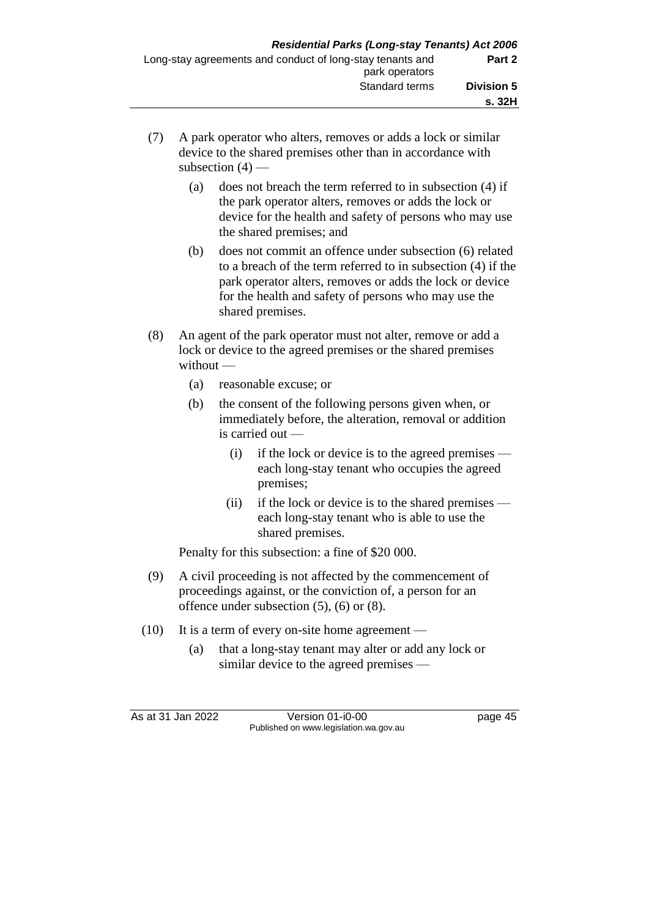(7) A park operator who alters, removes or adds a lock or similar device to the shared premises other than in accordance with subsection (4) —

  (a) does not breach the term referred to in subsection (4) if the park operator alters, removes or adds the lock or device for the health and safety of persons who may use the shared premises; and

  (b) does not commit an offence under subsection (6) related to a breach of the term referred to in subsection (4) if the park operator alters, removes or adds the lock or device for the health and safety of persons who may use the shared premises.

(8) An agent of the park operator must not alter, remove or add a lock or device to the agreed premises or the shared premises without —

  (a) reasonable excuse; or

  (b) the consent of the following persons given when, or immediately before, the alteration, removal or addition is carried out —

    (i) if the lock or device is to the agreed premises — each long-stay tenant who occupies the agreed premises;

    (ii) if the lock or device is to the shared premises — each long-stay tenant who is able to use the shared premises.

Penalty for this subsection: a fine of $20 000.

(9) A civil proceeding is not affected by the commencement of proceedings against, or the conviction of, a person for an offence under subsection (5), (6) or (8).

(10) It is a term of every on-site home agreement —

  (a) that a long-stay tenant may alter or add any lock or similar device to the agreed premises —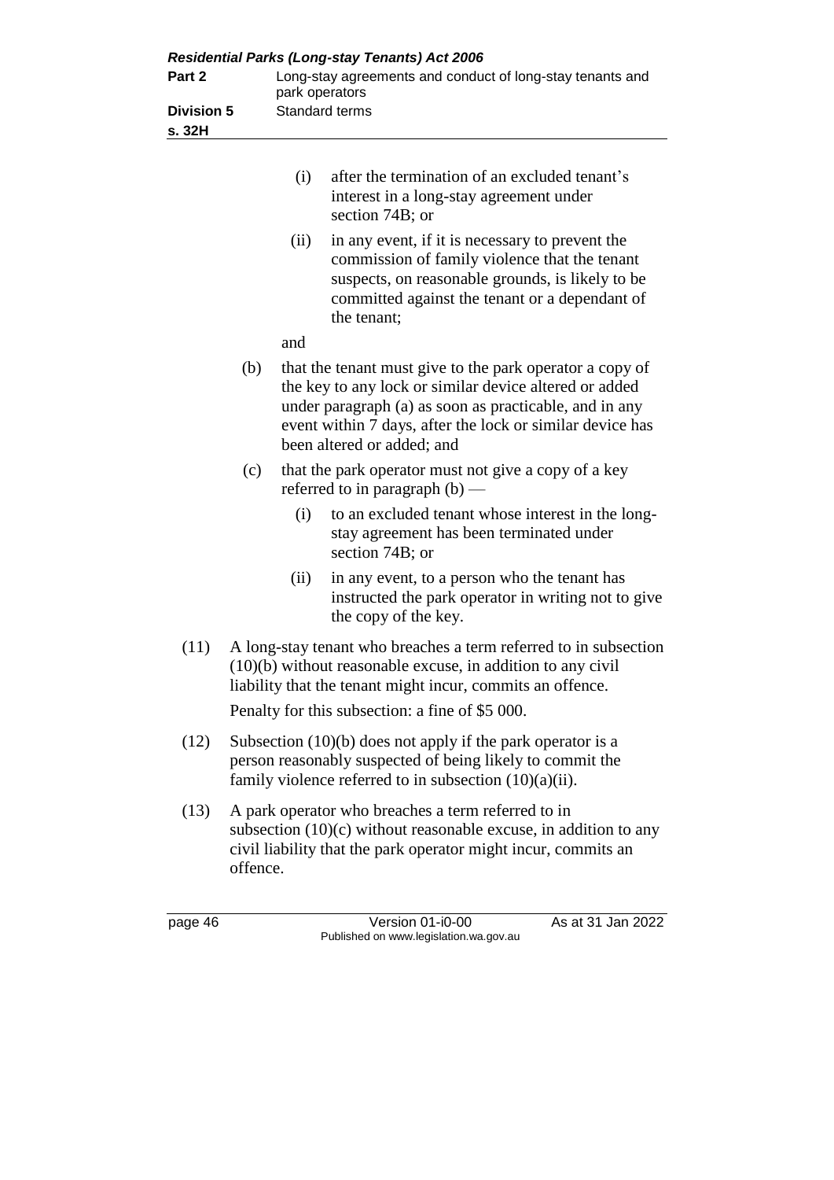(i) after the termination of an excluded tenant's interest in a long-stay agreement under section 74B; or

(ii) in any event, if it is necessary to prevent the commission of family violence that the tenant suspects, on reasonable grounds, is likely to be committed against the tenant or a dependant of the tenant;

and

(b) that the tenant must give to the park operator a copy of the key to any lock or similar device altered or added under paragraph (a) as soon as practicable, and in any event within 7 days, after the lock or similar device has been altered or added; and

(c) that the park operator must not give a copy of a key referred to in paragraph (b) —

(i) to an excluded tenant whose interest in the long-stay agreement has been terminated under section 74B; or

(ii) in any event, to a person who the tenant has instructed the park operator in writing not to give the copy of the key.

(11) A long-stay tenant who breaches a term referred to in subsection (10)(b) without reasonable excuse, in addition to any civil liability that the tenant might incur, commits an offence.

Penalty for this subsection: a fine of $5 000.

(12) Subsection (10)(b) does not apply if the park operator is a person reasonably suspected of being likely to commit the family violence referred to in subsection (10)(a)(ii).

(13) A park operator who breaches a term referred to in subsection (10)(c) without reasonable excuse, in addition to any civil liability that the park operator might incur, commits an offence.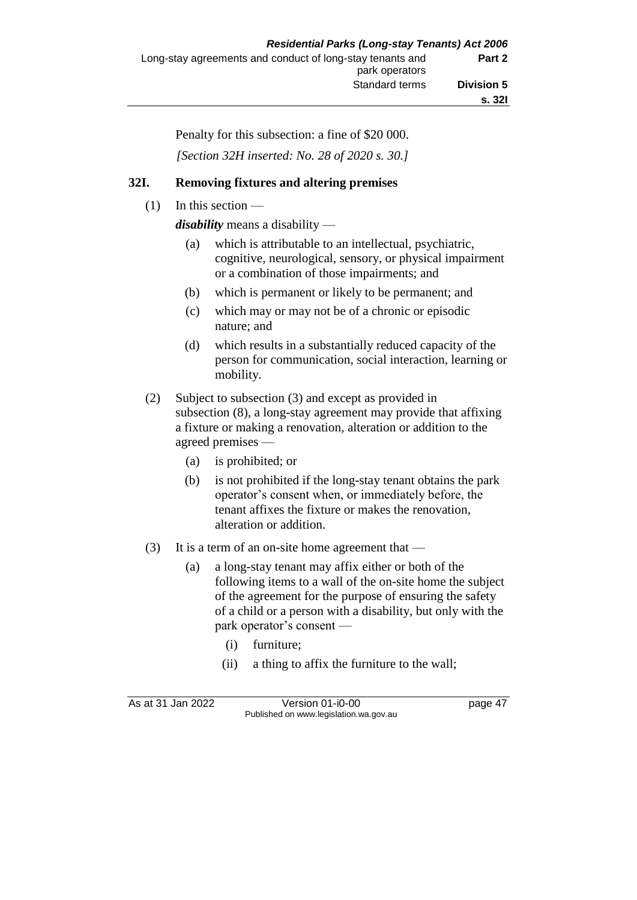Penalty for this subsection: a fine of $20 000.

*[Section 32H inserted: No. 28 of 2020 s. 30.]*

### 32I. Removing fixtures and altering premises

(1) In this section —

***disability*** means a disability —

- (a) which is attributable to an intellectual, psychiatric, cognitive, neurological, sensory, or physical impairment or a combination of those impairments; and
- (b) which is permanent or likely to be permanent; and
- (c) which may or may not be of a chronic or episodic nature; and
- (d) which results in a substantially reduced capacity of the person for communication, social interaction, learning or mobility.

(2) Subject to subsection (3) and except as provided in subsection (8), a long-stay agreement may provide that affixing a fixture or making a renovation, alteration or addition to the agreed premises —

- (a) is prohibited; or
- (b) is not prohibited if the long-stay tenant obtains the park operator's consent when, or immediately before, the tenant affixes the fixture or makes the renovation, alteration or addition.

(3) It is a term of an on-site home agreement that —

- (a) a long-stay tenant may affix either or both of the following items to a wall of the on-site home the subject of the agreement for the purpose of ensuring the safety of a child or a person with a disability, but only with the park operator's consent —
  - (i) furniture;
  - (ii) a thing to affix the furniture to the wall;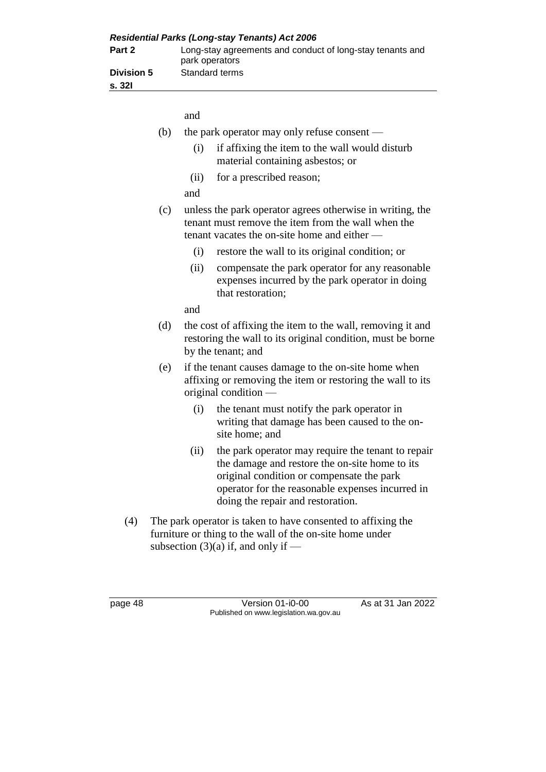and

(b) the park operator may only refuse consent —

   (i) if affixing the item to the wall would disturb material containing asbestos; or

   (ii) for a prescribed reason;

and

(c) unless the park operator agrees otherwise in writing, the tenant must remove the item from the wall when the tenant vacates the on-site home and either —

   (i) restore the wall to its original condition; or

   (ii) compensate the park operator for any reasonable expenses incurred by the park operator in doing that restoration;

and

(d) the cost of affixing the item to the wall, removing it and restoring the wall to its original condition, must be borne by the tenant; and

(e) if the tenant causes damage to the on-site home when affixing or removing the item or restoring the wall to its original condition —

   (i) the tenant must notify the park operator in writing that damage has been caused to the on-site home; and

   (ii) the park operator may require the tenant to repair the damage and restore the on-site home to its original condition or compensate the park operator for the reasonable expenses incurred in doing the repair and restoration.

(4) The park operator is taken to have consented to affixing the furniture or thing to the wall of the on-site home under subsection (3)(a) if, and only if —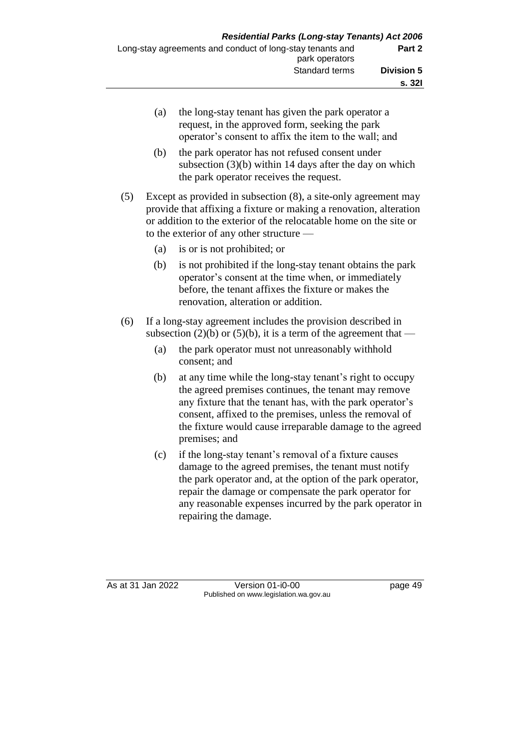(a) the long-stay tenant has given the park operator a request, in the approved form, seeking the park operator's consent to affix the item to the wall; and

(b) the park operator has not refused consent under subsection (3)(b) within 14 days after the day on which the park operator receives the request.

(5) Except as provided in subsection (8), a site-only agreement may provide that affixing a fixture or making a renovation, alteration or addition to the exterior of the relocatable home on the site or to the exterior of any other structure —

(a) is or is not prohibited; or

(b) is not prohibited if the long-stay tenant obtains the park operator's consent at the time when, or immediately before, the tenant affixes the fixture or makes the renovation, alteration or addition.

(6) If a long-stay agreement includes the provision described in subsection (2)(b) or (5)(b), it is a term of the agreement that —

(a) the park operator must not unreasonably withhold consent; and

(b) at any time while the long-stay tenant's right to occupy the agreed premises continues, the tenant may remove any fixture that the tenant has, with the park operator's consent, affixed to the premises, unless the removal of the fixture would cause irreparable damage to the agreed premises; and

(c) if the long-stay tenant's removal of a fixture causes damage to the agreed premises, the tenant must notify the park operator and, at the option of the park operator, repair the damage or compensate the park operator for any reasonable expenses incurred by the park operator in repairing the damage.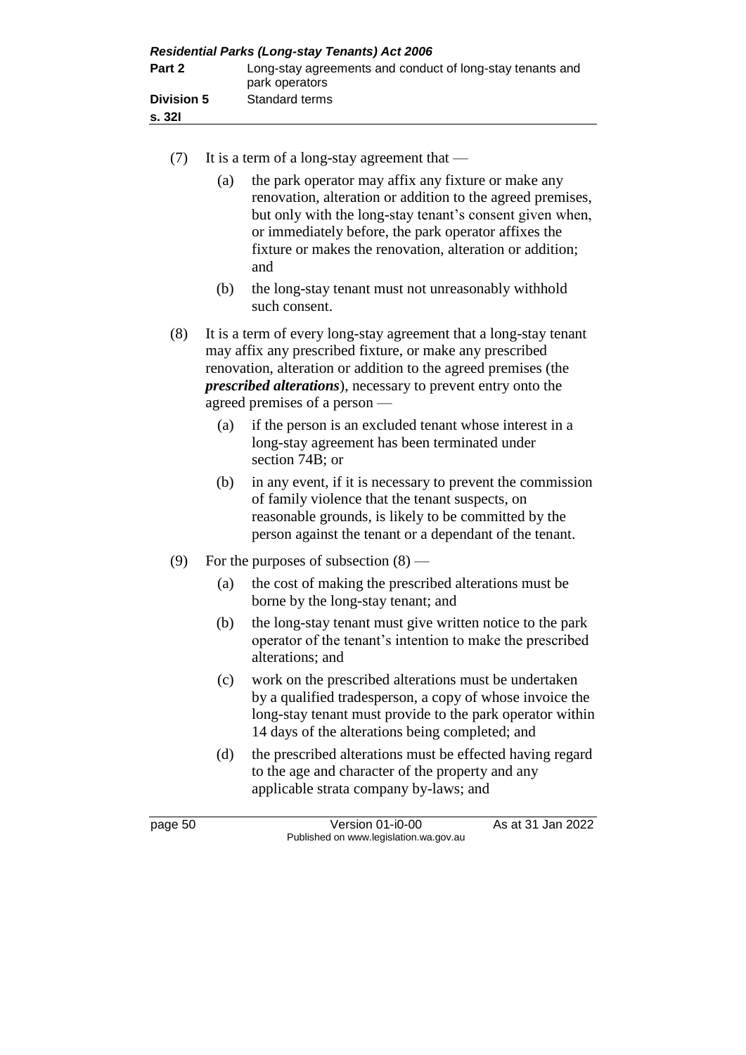(7) It is a term of a long-stay agreement that —

  (a) the park operator may affix any fixture or make any renovation, alteration or addition to the agreed premises, but only with the long-stay tenant's consent given when, or immediately before, the park operator affixes the fixture or makes the renovation, alteration or addition; and

  (b) the long-stay tenant must not unreasonably withhold such consent.

(8) It is a term of every long-stay agreement that a long-stay tenant may affix any prescribed fixture, or make any prescribed renovation, alteration or addition to the agreed premises (the ***prescribed alterations***), necessary to prevent entry onto the agreed premises of a person —

  (a) if the person is an excluded tenant whose interest in a long-stay agreement has been terminated under section 74B; or

  (b) in any event, if it is necessary to prevent the commission of family violence that the tenant suspects, on reasonable grounds, is likely to be committed by the person against the tenant or a dependant of the tenant.

(9) For the purposes of subsection (8) —

  (a) the cost of making the prescribed alterations must be borne by the long-stay tenant; and

  (b) the long-stay tenant must give written notice to the park operator of the tenant's intention to make the prescribed alterations; and

  (c) work on the prescribed alterations must be undertaken by a qualified tradesperson, a copy of whose invoice the long-stay tenant must provide to the park operator within 14 days of the alterations being completed; and

  (d) the prescribed alterations must be effected having regard to the age and character of the property and any applicable strata company by-laws; and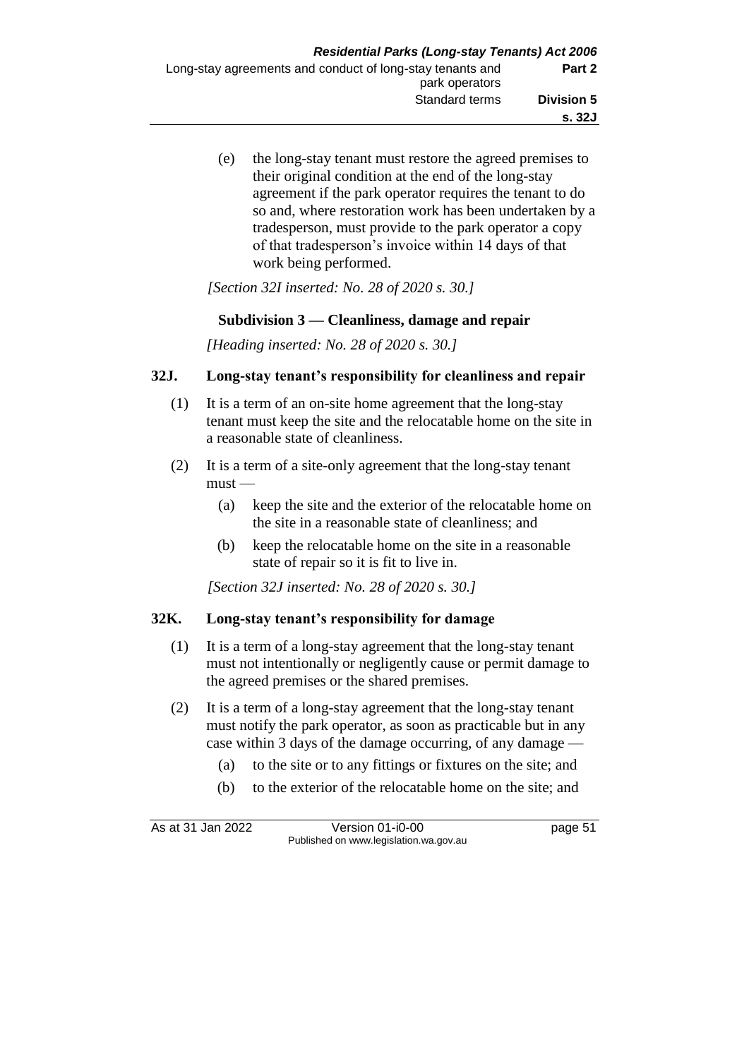(e) the long-stay tenant must restore the agreed premises to their original condition at the end of the long-stay agreement if the park operator requires the tenant to do so and, where restoration work has been undertaken by a tradesperson, must provide to the park operator a copy of that tradesperson's invoice within 14 days of that work being performed.

*[Section 32I inserted: No. 28 of 2020 s. 30.]*

### Subdivision 3 — Cleanliness, damage and repair

*[Heading inserted: No. 28 of 2020 s. 30.]*

#### 32J. Long-stay tenant's responsibility for cleanliness and repair

(1) It is a term of an on-site home agreement that the long-stay tenant must keep the site and the relocatable home on the site in a reasonable state of cleanliness.

(2) It is a term of a site-only agreement that the long-stay tenant must —

- (a) keep the site and the exterior of the relocatable home on the site in a reasonable state of cleanliness; and
- (b) keep the relocatable home on the site in a reasonable state of repair so it is fit to live in.

*[Section 32J inserted: No. 28 of 2020 s. 30.]*

#### 32K. Long-stay tenant's responsibility for damage

(1) It is a term of a long-stay agreement that the long-stay tenant must not intentionally or negligently cause or permit damage to the agreed premises or the shared premises.

(2) It is a term of a long-stay agreement that the long-stay tenant must notify the park operator, as soon as practicable but in any case within 3 days of the damage occurring, of any damage —

- (a) to the site or to any fittings or fixtures on the site; and
- (b) to the exterior of the relocatable home on the site; and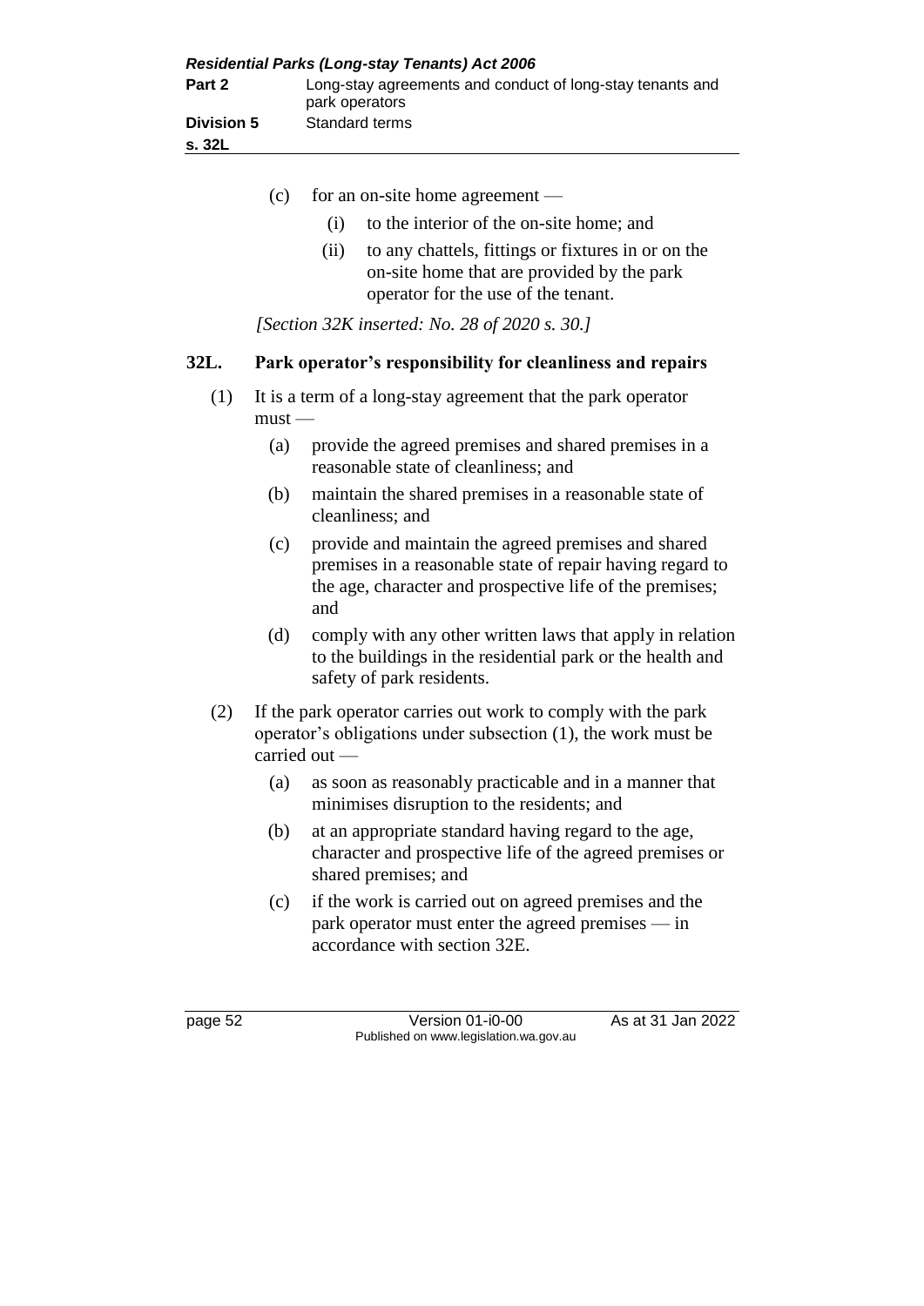(c) for an on-site home agreement —

(i) to the interior of the on-site home; and

(ii) to any chattels, fittings or fixtures in or on the on-site home that are provided by the park operator for the use of the tenant.

*[Section 32K inserted: No. 28 of 2020 s. 30.]*

### 32L. Park operator's responsibility for cleanliness and repairs

(1) It is a term of a long-stay agreement that the park operator must —

(a) provide the agreed premises and shared premises in a reasonable state of cleanliness; and

(b) maintain the shared premises in a reasonable state of cleanliness; and

(c) provide and maintain the agreed premises and shared premises in a reasonable state of repair having regard to the age, character and prospective life of the premises; and

(d) comply with any other written laws that apply in relation to the buildings in the residential park or the health and safety of park residents.

(2) If the park operator carries out work to comply with the park operator's obligations under subsection (1), the work must be carried out —

(a) as soon as reasonably practicable and in a manner that minimises disruption to the residents; and

(b) at an appropriate standard having regard to the age, character and prospective life of the agreed premises or shared premises; and

(c) if the work is carried out on agreed premises and the park operator must enter the agreed premises — in accordance with section 32E.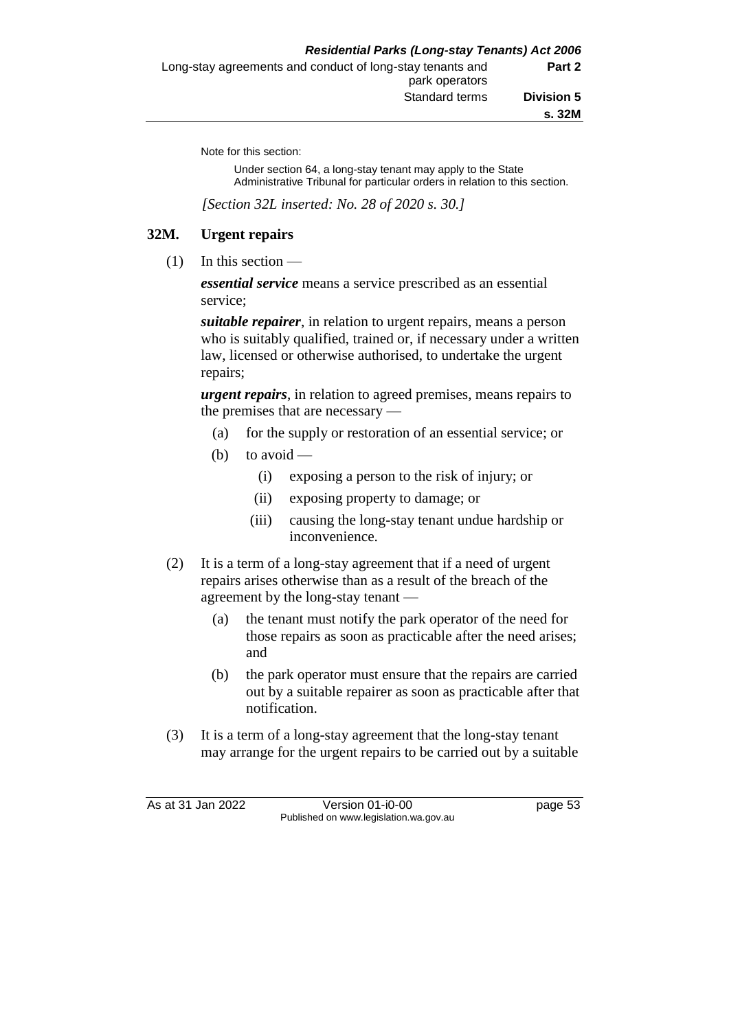Note for this section:

Under section 64, a long-stay tenant may apply to the State Administrative Tribunal for particular orders in relation to this section.

*[Section 32L inserted: No. 28 of 2020 s. 30.]*

## 32M. Urgent repairs

(1) In this section —

***essential service*** means a service prescribed as an essential service;

***suitable repairer***, in relation to urgent repairs, means a person who is suitably qualified, trained or, if necessary under a written law, licensed or otherwise authorised, to undertake the urgent repairs;

***urgent repairs***, in relation to agreed premises, means repairs to the premises that are necessary —

- (a) for the supply or restoration of an essential service; or
- (b) to avoid —
  - (i) exposing a person to the risk of injury; or
  - (ii) exposing property to damage; or
  - (iii) causing the long-stay tenant undue hardship or inconvenience.

(2) It is a term of a long-stay agreement that if a need of urgent repairs arises otherwise than as a result of the breach of the agreement by the long-stay tenant —

- (a) the tenant must notify the park operator of the need for those repairs as soon as practicable after the need arises; and
- (b) the park operator must ensure that the repairs are carried out by a suitable repairer as soon as practicable after that notification.

(3) It is a term of a long-stay agreement that the long-stay tenant may arrange for the urgent repairs to be carried out by a suitable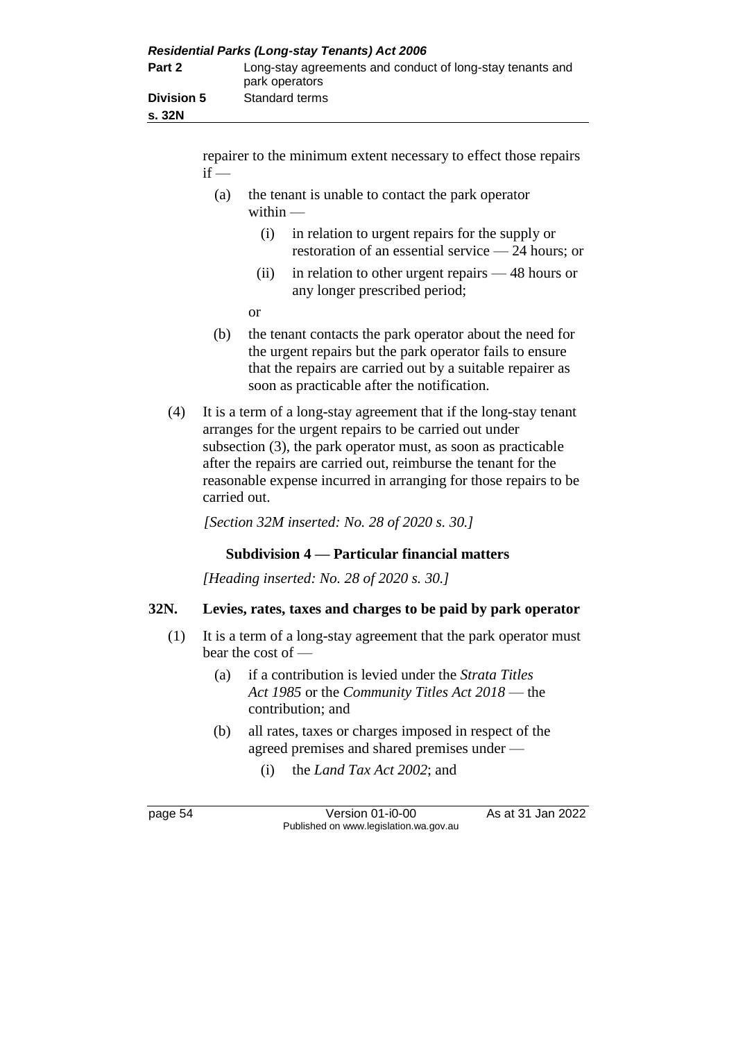repairer to the minimum extent necessary to effect those repairs if —

(a) the tenant is unable to contact the park operator within —

(i) in relation to urgent repairs for the supply or restoration of an essential service — 24 hours; or

(ii) in relation to other urgent repairs — 48 hours or any longer prescribed period;

or

(b) the tenant contacts the park operator about the need for the urgent repairs but the park operator fails to ensure that the repairs are carried out by a suitable repairer as soon as practicable after the notification.

(4) It is a term of a long-stay agreement that if the long-stay tenant arranges for the urgent repairs to be carried out under subsection (3), the park operator must, as soon as practicable after the repairs are carried out, reimburse the tenant for the reasonable expense incurred in arranging for those repairs to be carried out.

*[Section 32M inserted: No. 28 of 2020 s. 30.]*

### Subdivision 4 — Particular financial matters

*[Heading inserted: No. 28 of 2020 s. 30.]*

### 32N. Levies, rates, taxes and charges to be paid by park operator

(1) It is a term of a long-stay agreement that the park operator must bear the cost of —

(a) if a contribution is levied under the *Strata Titles Act 1985* or the *Community Titles Act 2018* — the contribution; and

(b) all rates, taxes or charges imposed in respect of the agreed premises and shared premises under —

(i) the *Land Tax Act 2002*; and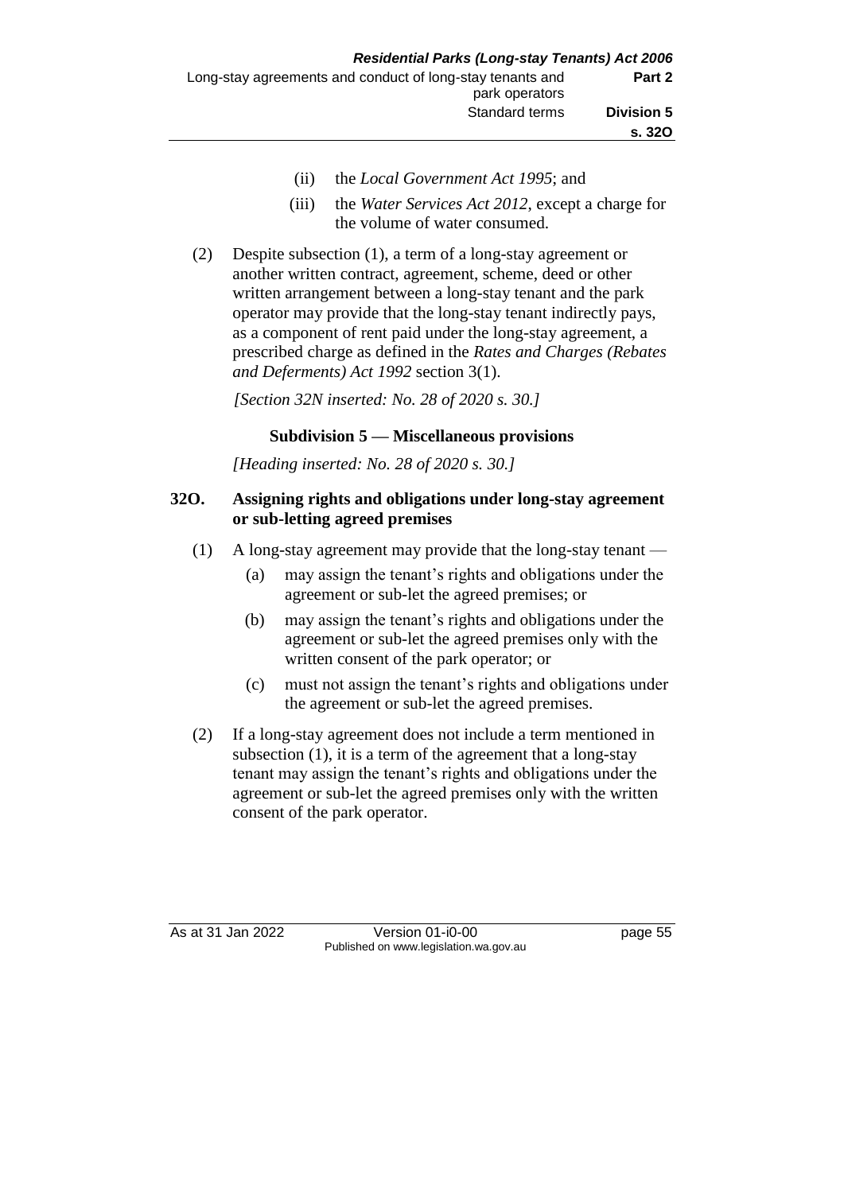(ii) the *Local Government Act 1995*; and

(iii) the *Water Services Act 2012*, except a charge for the volume of water consumed.

(2) Despite subsection (1), a term of a long-stay agreement or another written contract, agreement, scheme, deed or other written arrangement between a long-stay tenant and the park operator may provide that the long-stay tenant indirectly pays, as a component of rent paid under the long-stay agreement, a prescribed charge as defined in the *Rates and Charges (Rebates and Deferments) Act 1992* section 3(1).

*[Section 32N inserted: No. 28 of 2020 s. 30.]*

### Subdivision 5 — Miscellaneous provisions

*[Heading inserted: No. 28 of 2020 s. 30.]*

#### 32O. Assigning rights and obligations under long-stay agreement or sub-letting agreed premises

(1) A long-stay agreement may provide that the long-stay tenant —

(a) may assign the tenant's rights and obligations under the agreement or sub-let the agreed premises; or

(b) may assign the tenant's rights and obligations under the agreement or sub-let the agreed premises only with the written consent of the park operator; or

(c) must not assign the tenant's rights and obligations under the agreement or sub-let the agreed premises.

(2) If a long-stay agreement does not include a term mentioned in subsection (1), it is a term of the agreement that a long-stay tenant may assign the tenant's rights and obligations under the agreement or sub-let the agreed premises only with the written consent of the park operator.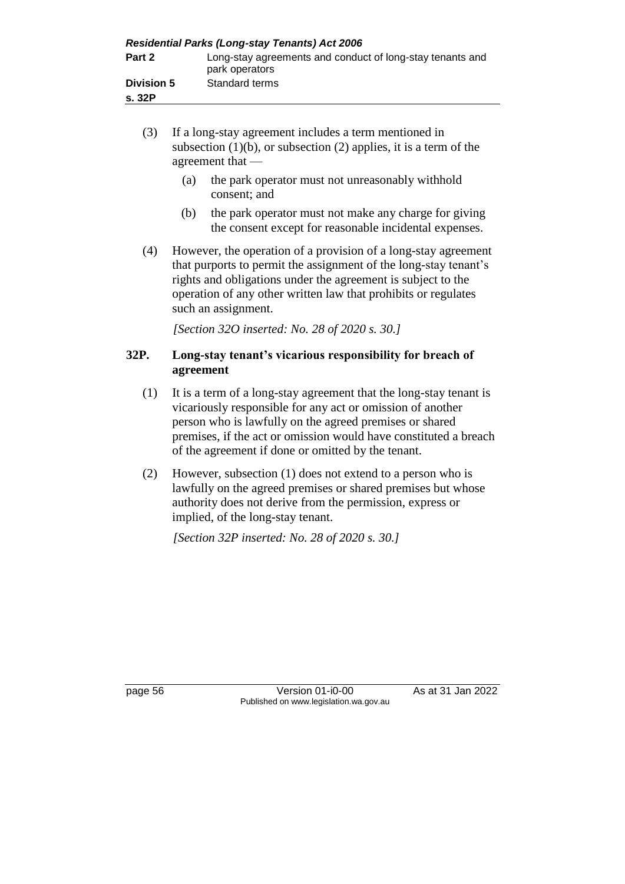(3) If a long-stay agreement includes a term mentioned in subsection (1)(b), or subsection (2) applies, it is a term of the agreement that —

(a) the park operator must not unreasonably withhold consent; and

(b) the park operator must not make any charge for giving the consent except for reasonable incidental expenses.

(4) However, the operation of a provision of a long-stay agreement that purports to permit the assignment of the long-stay tenant's rights and obligations under the agreement is subject to the operation of any other written law that prohibits or regulates such an assignment.

*[Section 32O inserted: No. 28 of 2020 s. 30.]*

### 32P. Long-stay tenant's vicarious responsibility for breach of agreement

(1) It is a term of a long-stay agreement that the long-stay tenant is vicariously responsible for any act or omission of another person who is lawfully on the agreed premises or shared premises, if the act or omission would have constituted a breach of the agreement if done or omitted by the tenant.

(2) However, subsection (1) does not extend to a person who is lawfully on the agreed premises or shared premises but whose authority does not derive from the permission, express or implied, of the long-stay tenant.

*[Section 32P inserted: No. 28 of 2020 s. 30.]*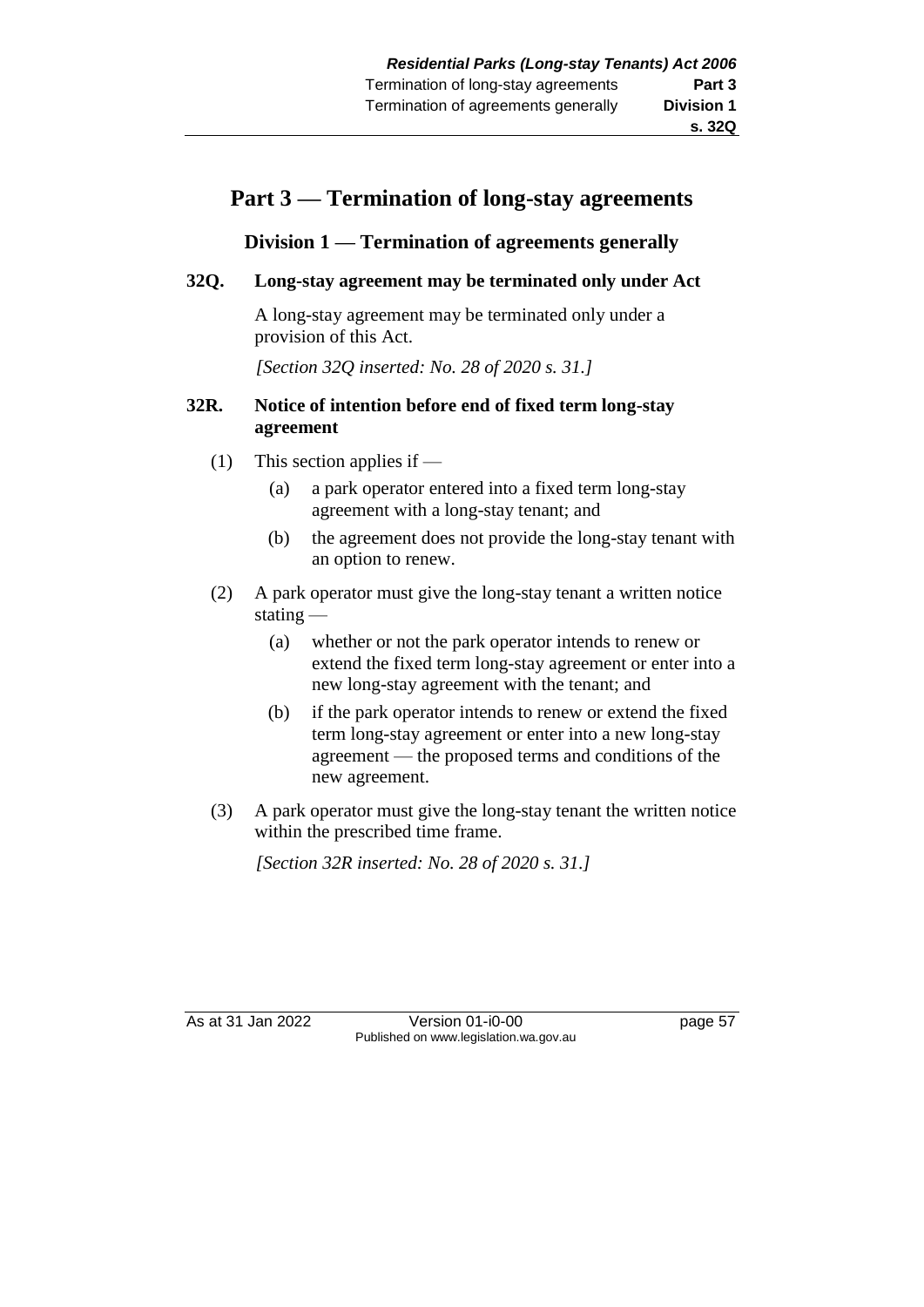# Part 3 — Termination of long-stay agreements

## Division 1 — Termination of agreements generally

### 32Q. Long-stay agreement may be terminated only under Act

A long-stay agreement may be terminated only under a provision of this Act.

*[Section 32Q inserted: No. 28 of 2020 s. 31.]*

### 32R. Notice of intention before end of fixed term long-stay agreement

(1) This section applies if —

  (a) a park operator entered into a fixed term long-stay agreement with a long-stay tenant; and

  (b) the agreement does not provide the long-stay tenant with an option to renew.

(2) A park operator must give the long-stay tenant a written notice stating —

  (a) whether or not the park operator intends to renew or extend the fixed term long-stay agreement or enter into a new long-stay agreement with the tenant; and

  (b) if the park operator intends to renew or extend the fixed term long-stay agreement or enter into a new long-stay agreement — the proposed terms and conditions of the new agreement.

(3) A park operator must give the long-stay tenant the written notice within the prescribed time frame.

*[Section 32R inserted: No. 28 of 2020 s. 31.]*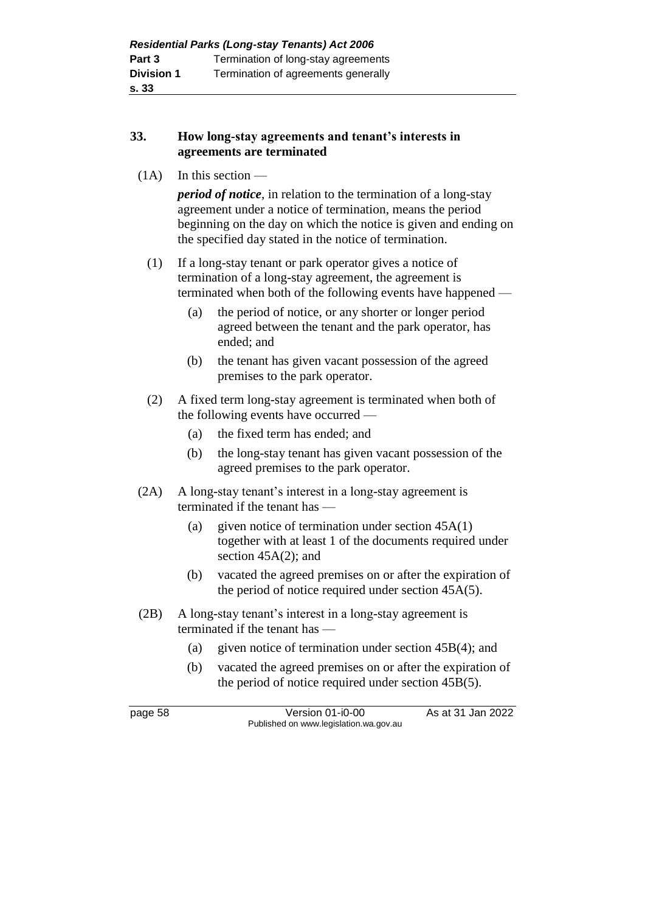## 33. How long-stay agreements and tenant's interests in agreements are terminated

(1A) In this section —

***period of notice***, in relation to the termination of a long-stay agreement under a notice of termination, means the period beginning on the day on which the notice is given and ending on the specified day stated in the notice of termination.

(1) If a long-stay tenant or park operator gives a notice of termination of a long-stay agreement, the agreement is terminated when both of the following events have happened —

(a) the period of notice, or any shorter or longer period agreed between the tenant and the park operator, has ended; and

(b) the tenant has given vacant possession of the agreed premises to the park operator.

(2) A fixed term long-stay agreement is terminated when both of the following events have occurred —

(a) the fixed term has ended; and

(b) the long-stay tenant has given vacant possession of the agreed premises to the park operator.

(2A) A long-stay tenant's interest in a long-stay agreement is terminated if the tenant has —

(a) given notice of termination under section 45A(1) together with at least 1 of the documents required under section 45A(2); and

(b) vacated the agreed premises on or after the expiration of the period of notice required under section 45A(5).

(2B) A long-stay tenant's interest in a long-stay agreement is terminated if the tenant has —

(a) given notice of termination under section 45B(4); and

(b) vacated the agreed premises on or after the expiration of the period of notice required under section 45B(5).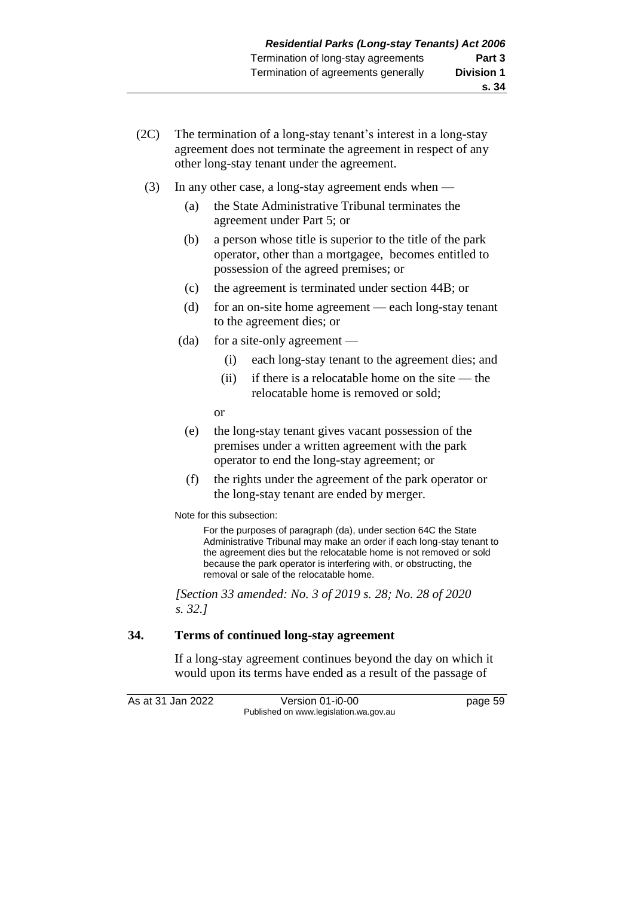(2C) The termination of a long-stay tenant's interest in a long-stay agreement does not terminate the agreement in respect of any other long-stay tenant under the agreement.

(3) In any other case, a long-stay agreement ends when —

(a) the State Administrative Tribunal terminates the agreement under Part 5; or

(b) a person whose title is superior to the title of the park operator, other than a mortgagee, becomes entitled to possession of the agreed premises; or

(c) the agreement is terminated under section 44B; or

(d) for an on-site home agreement — each long-stay tenant to the agreement dies; or

(da) for a site-only agreement —

(i) each long-stay tenant to the agreement dies; and

(ii) if there is a relocatable home on the site — the relocatable home is removed or sold;

or

(e) the long-stay tenant gives vacant possession of the premises under a written agreement with the park operator to end the long-stay agreement; or

(f) the rights under the agreement of the park operator or the long-stay tenant are ended by merger.

Note for this subsection:

For the purposes of paragraph (da), under section 64C the State Administrative Tribunal may make an order if each long-stay tenant to the agreement dies but the relocatable home is not removed or sold because the park operator is interfering with, or obstructing, the removal or sale of the relocatable home.

*[Section 33 amended: No. 3 of 2019 s. 28; No. 28 of 2020 s. 32.]*

## 34. Terms of continued long-stay agreement

If a long-stay agreement continues beyond the day on which it would upon its terms have ended as a result of the passage of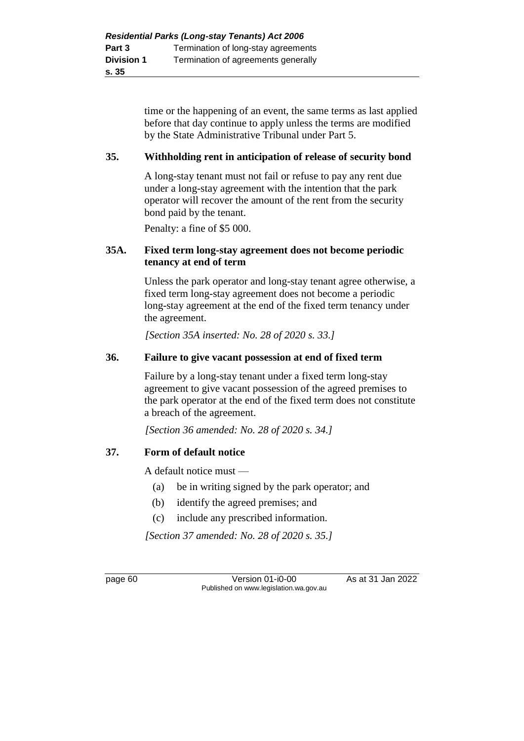time or the happening of an event, the same terms as last applied before that day continue to apply unless the terms are modified by the State Administrative Tribunal under Part 5.

### 35. Withholding rent in anticipation of release of security bond

A long-stay tenant must not fail or refuse to pay any rent due under a long-stay agreement with the intention that the park operator will recover the amount of the rent from the security bond paid by the tenant.

Penalty: a fine of $5 000.

### 35A. Fixed term long-stay agreement does not become periodic tenancy at end of term

Unless the park operator and long-stay tenant agree otherwise, a fixed term long-stay agreement does not become a periodic long-stay agreement at the end of the fixed term tenancy under the agreement.

*[Section 35A inserted: No. 28 of 2020 s. 33.]*

### 36. Failure to give vacant possession at end of fixed term

Failure by a long-stay tenant under a fixed term long-stay agreement to give vacant possession of the agreed premises to the park operator at the end of the fixed term does not constitute a breach of the agreement.

*[Section 36 amended: No. 28 of 2020 s. 34.]*

### 37. Form of default notice

A default notice must —

(a) be in writing signed by the park operator; and

(b) identify the agreed premises; and

(c) include any prescribed information.

*[Section 37 amended: No. 28 of 2020 s. 35.]*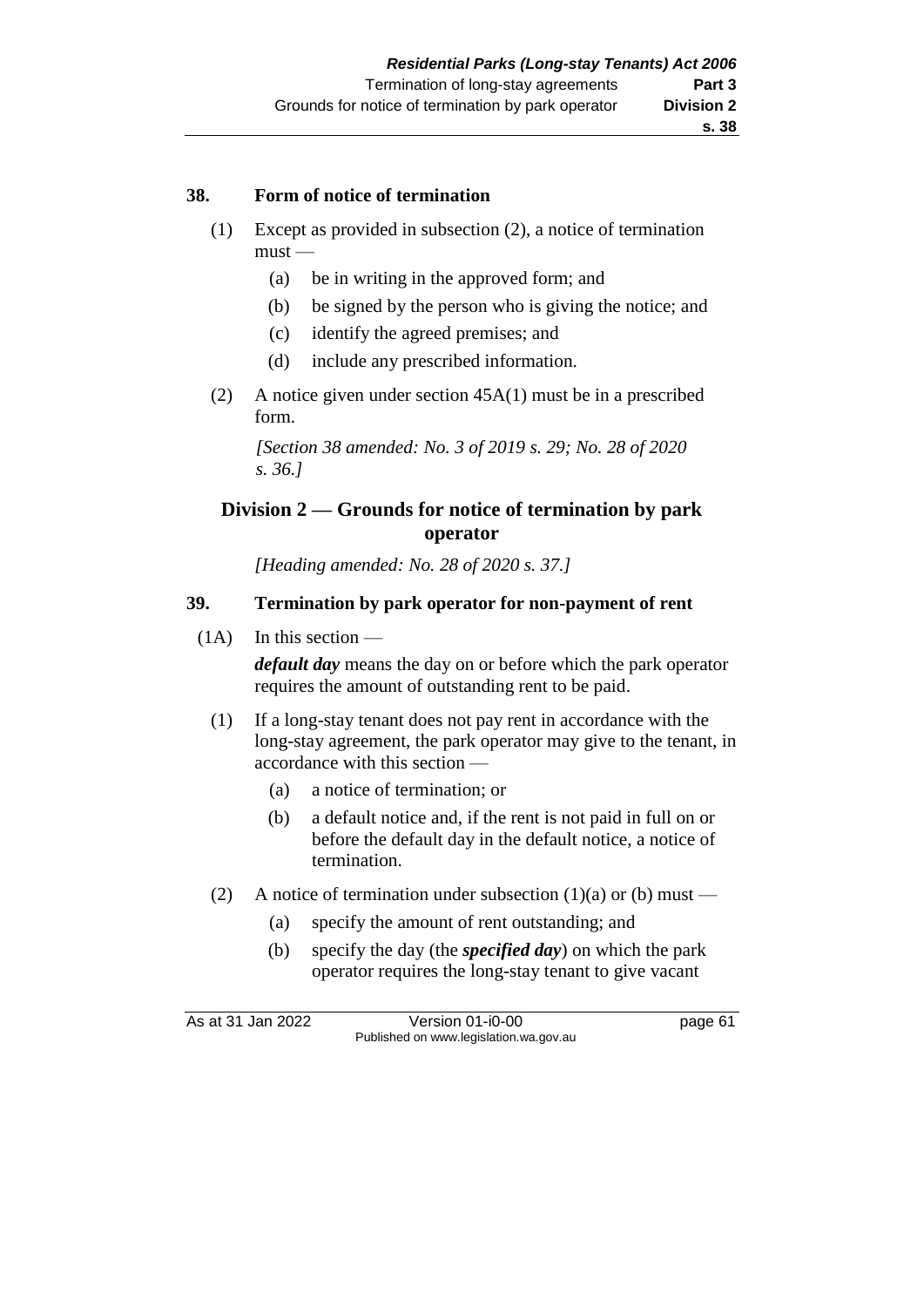### 38. Form of notice of termination

(1) Except as provided in subsection (2), a notice of termination must —

- (a) be in writing in the approved form; and
- (b) be signed by the person who is giving the notice; and
- (c) identify the agreed premises; and
- (d) include any prescribed information.

(2) A notice given under section 45A(1) must be in a prescribed form.

*[Section 38 amended: No. 3 of 2019 s. 29; No. 28 of 2020 s. 36.]*

## Division 2 — Grounds for notice of termination by park operator

*[Heading amended: No. 28 of 2020 s. 37.]*

### 39. Termination by park operator for non-payment of rent

(1A) In this section —

***default day*** means the day on or before which the park operator requires the amount of outstanding rent to be paid.

(1) If a long-stay tenant does not pay rent in accordance with the long-stay agreement, the park operator may give to the tenant, in accordance with this section —

- (a) a notice of termination; or
- (b) a default notice and, if the rent is not paid in full on or before the default day in the default notice, a notice of termination.

(2) A notice of termination under subsection (1)(a) or (b) must —

- (a) specify the amount of rent outstanding; and
- (b) specify the day (the ***specified day***) on which the park operator requires the long-stay tenant to give vacant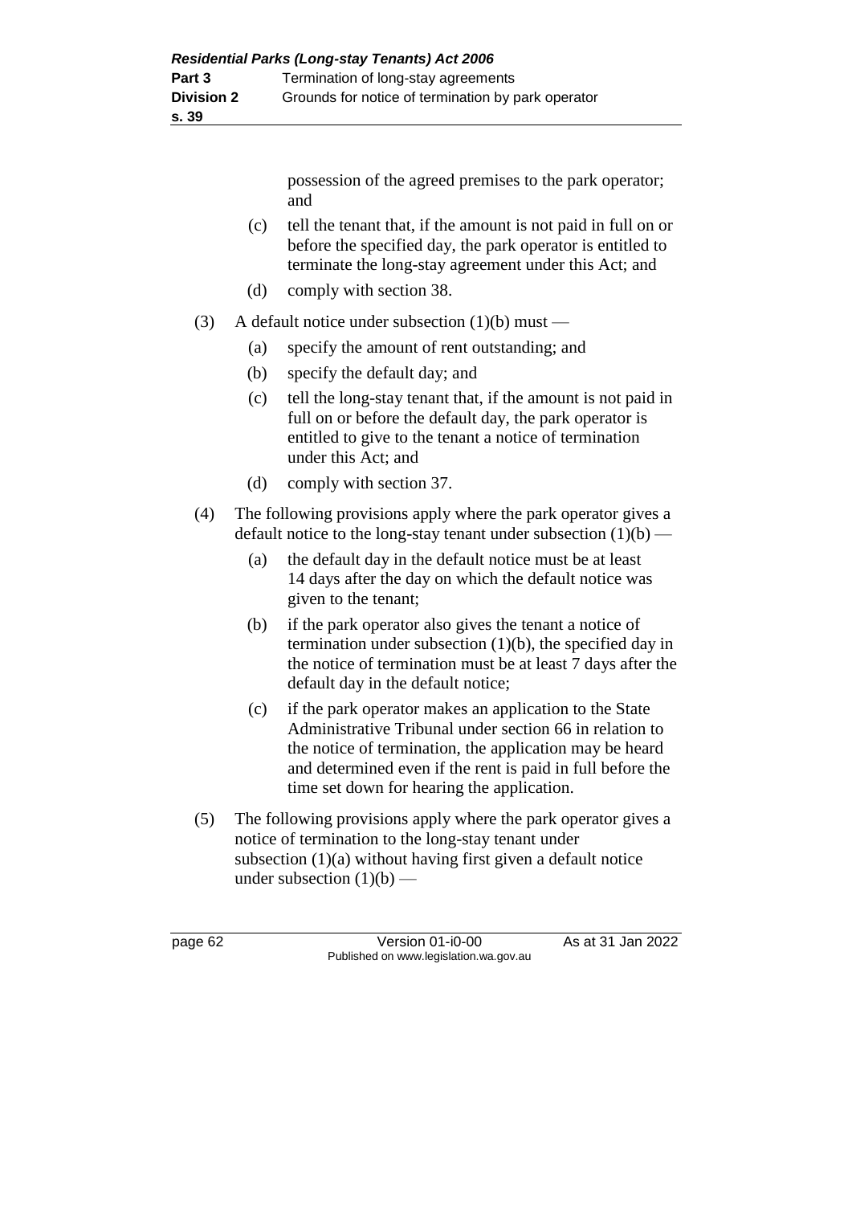possession of the agreed premises to the park operator; and

(c) tell the tenant that, if the amount is not paid in full on or before the specified day, the park operator is entitled to terminate the long-stay agreement under this Act; and

(d) comply with section 38.

(3) A default notice under subsection (1)(b) must —

(a) specify the amount of rent outstanding; and

(b) specify the default day; and

(c) tell the long-stay tenant that, if the amount is not paid in full on or before the default day, the park operator is entitled to give to the tenant a notice of termination under this Act; and

(d) comply with section 37.

(4) The following provisions apply where the park operator gives a default notice to the long-stay tenant under subsection (1)(b) —

(a) the default day in the default notice must be at least 14 days after the day on which the default notice was given to the tenant;

(b) if the park operator also gives the tenant a notice of termination under subsection (1)(b), the specified day in the notice of termination must be at least 7 days after the default day in the default notice;

(c) if the park operator makes an application to the State Administrative Tribunal under section 66 in relation to the notice of termination, the application may be heard and determined even if the rent is paid in full before the time set down for hearing the application.

(5) The following provisions apply where the park operator gives a notice of termination to the long-stay tenant under subsection (1)(a) without having first given a default notice under subsection (1)(b) —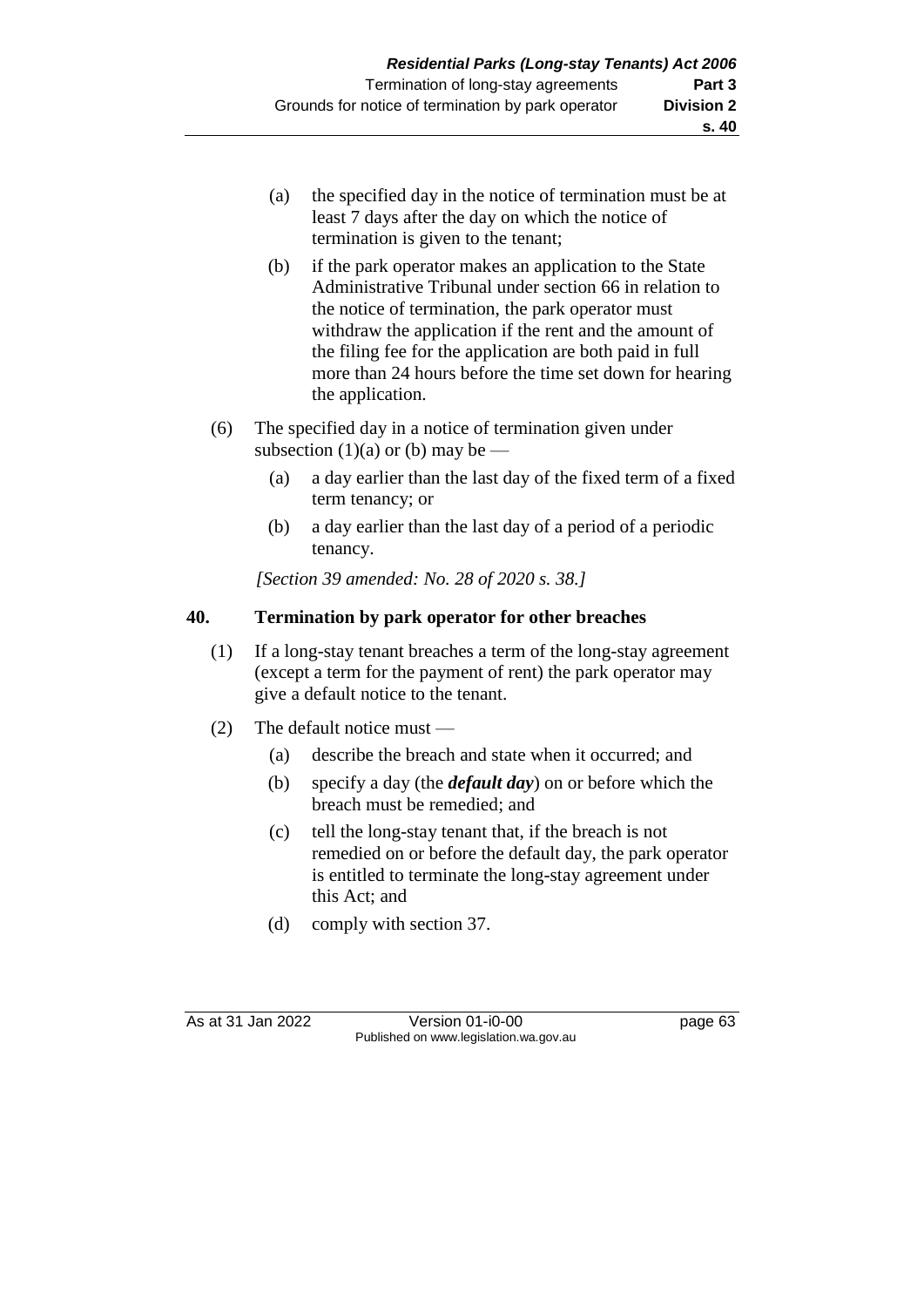(a) the specified day in the notice of termination must be at least 7 days after the day on which the notice of termination is given to the tenant;

(b) if the park operator makes an application to the State Administrative Tribunal under section 66 in relation to the notice of termination, the park operator must withdraw the application if the rent and the amount of the filing fee for the application are both paid in full more than 24 hours before the time set down for hearing the application.

(6) The specified day in a notice of termination given under subsection (1)(a) or (b) may be —

(a) a day earlier than the last day of the fixed term of a fixed term tenancy; or

(b) a day earlier than the last day of a period of a periodic tenancy.

*[Section 39 amended: No. 28 of 2020 s. 38.]*

### 40. Termination by park operator for other breaches

(1) If a long-stay tenant breaches a term of the long-stay agreement (except a term for the payment of rent) the park operator may give a default notice to the tenant.

(2) The default notice must —

(a) describe the breach and state when it occurred; and

(b) specify a day (the ***default day***) on or before which the breach must be remedied; and

(c) tell the long-stay tenant that, if the breach is not remedied on or before the default day, the park operator is entitled to terminate the long-stay agreement under this Act; and

(d) comply with section 37.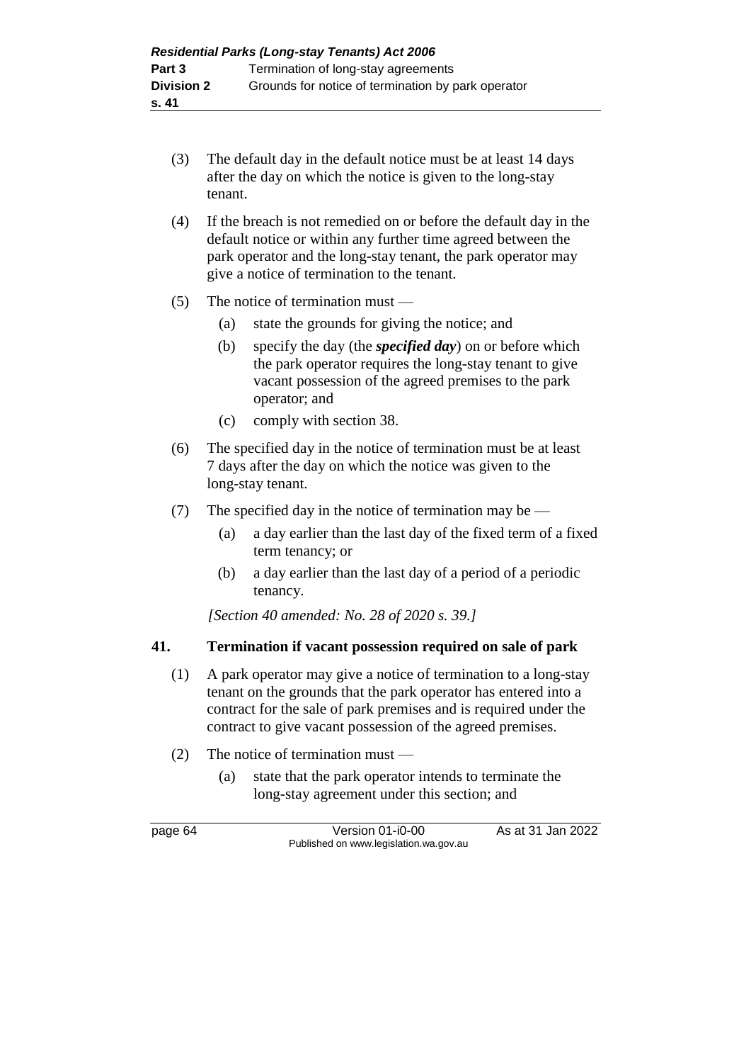(3) The default day in the default notice must be at least 14 days after the day on which the notice is given to the long-stay tenant.

(4) If the breach is not remedied on or before the default day in the default notice or within any further time agreed between the park operator and the long-stay tenant, the park operator may give a notice of termination to the tenant.

(5) The notice of termination must —

(a) state the grounds for giving the notice; and

(b) specify the day (the ***specified day***) on or before which the park operator requires the long-stay tenant to give vacant possession of the agreed premises to the park operator; and

(c) comply with section 38.

(6) The specified day in the notice of termination must be at least 7 days after the day on which the notice was given to the long-stay tenant.

(7) The specified day in the notice of termination may be —

(a) a day earlier than the last day of the fixed term of a fixed term tenancy; or

(b) a day earlier than the last day of a period of a periodic tenancy.

*[Section 40 amended: No. 28 of 2020 s. 39.]*

## 41. Termination if vacant possession required on sale of park

(1) A park operator may give a notice of termination to a long-stay tenant on the grounds that the park operator has entered into a contract for the sale of park premises and is required under the contract to give vacant possession of the agreed premises.

(2) The notice of termination must —

(a) state that the park operator intends to terminate the long-stay agreement under this section; and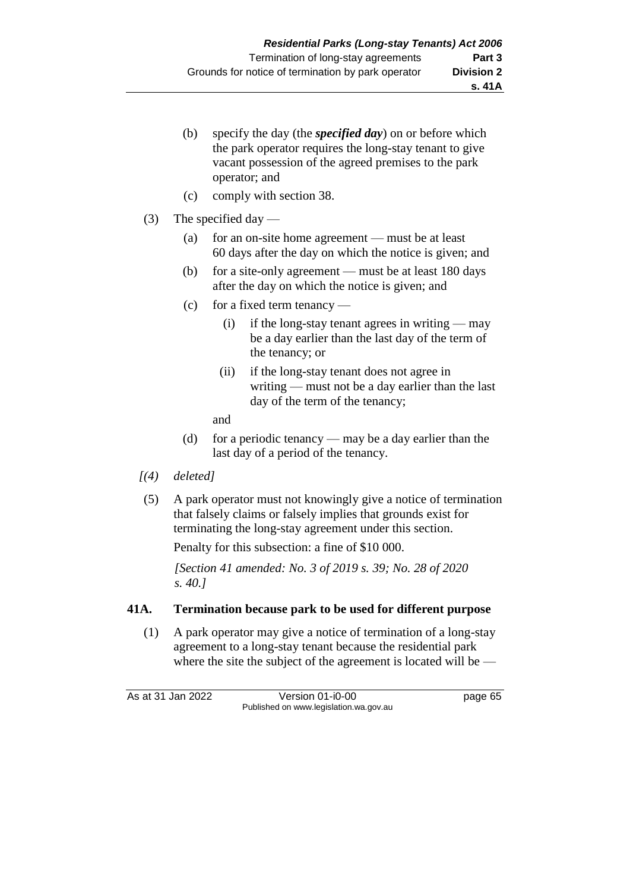(b) specify the day (the ***specified day***) on or before which the park operator requires the long-stay tenant to give vacant possession of the agreed premises to the park operator; and

(c) comply with section 38.

(3) The specified day —

(a) for an on-site home agreement — must be at least 60 days after the day on which the notice is given; and

(b) for a site-only agreement — must be at least 180 days after the day on which the notice is given; and

(c) for a fixed term tenancy —

(i) if the long-stay tenant agrees in writing — may be a day earlier than the last day of the term of the tenancy; or

(ii) if the long-stay tenant does not agree in writing — must not be a day earlier than the last day of the term of the tenancy;

and

(d) for a periodic tenancy — may be a day earlier than the last day of a period of the tenancy.

*[(4) deleted]*

(5) A park operator must not knowingly give a notice of termination that falsely claims or falsely implies that grounds exist for terminating the long-stay agreement under this section.

Penalty for this subsection: a fine of $10 000.

*[Section 41 amended: No. 3 of 2019 s. 39; No. 28 of 2020 s. 40.]*

**41A. Termination because park to be used for different purpose**

(1) A park operator may give a notice of termination of a long-stay agreement to a long-stay tenant because the residential park where the site the subject of the agreement is located will be —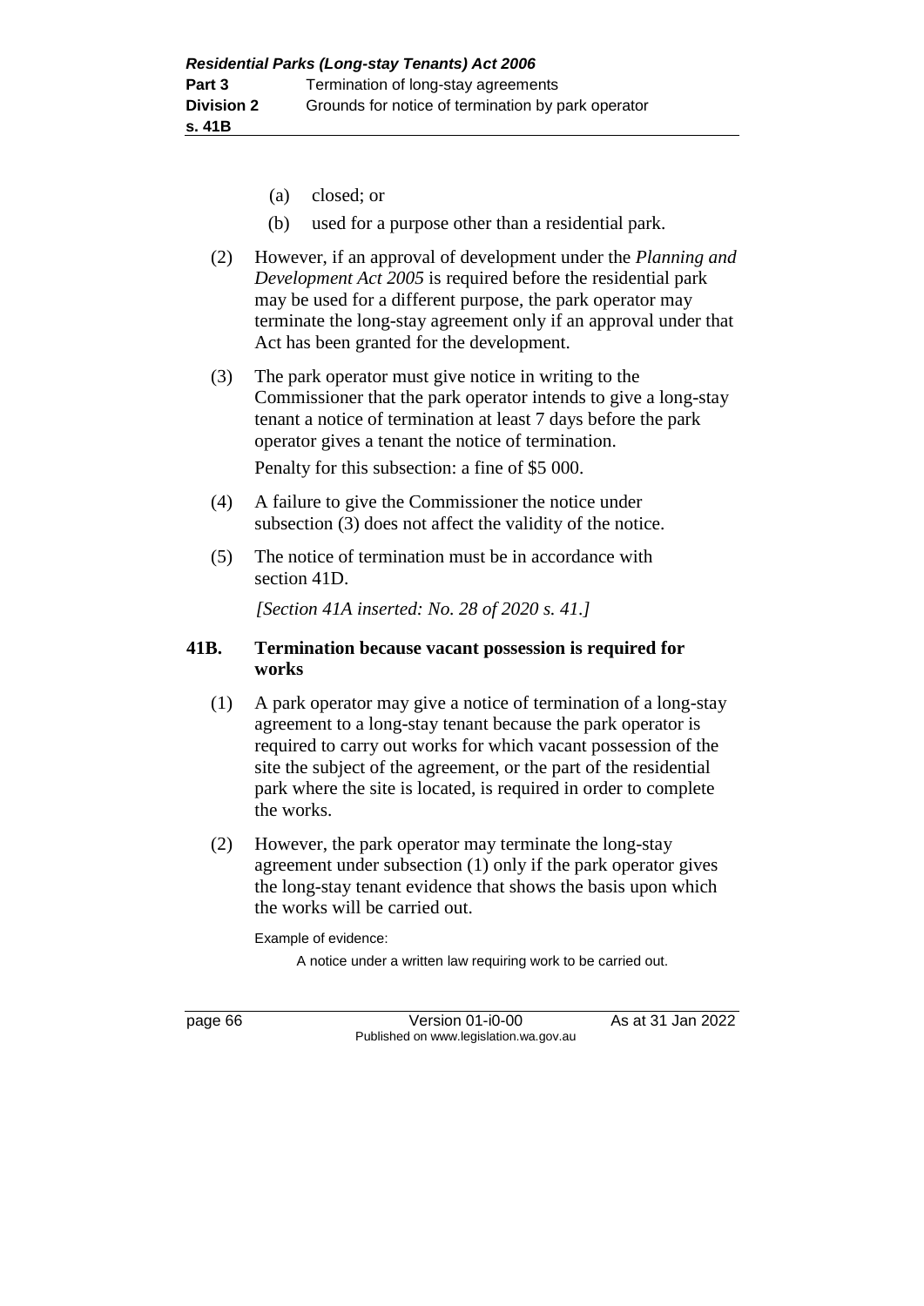(a) closed; or

(b) used for a purpose other than a residential park.

(2) However, if an approval of development under the *Planning and Development Act 2005* is required before the residential park may be used for a different purpose, the park operator may terminate the long-stay agreement only if an approval under that Act has been granted for the development.

(3) The park operator must give notice in writing to the Commissioner that the park operator intends to give a long-stay tenant a notice of termination at least 7 days before the park operator gives a tenant the notice of termination.

Penalty for this subsection: a fine of $5 000.

(4) A failure to give the Commissioner the notice under subsection (3) does not affect the validity of the notice.

(5) The notice of termination must be in accordance with section 41D.

*[Section 41A inserted: No. 28 of 2020 s. 41.]*

### 41B. Termination because vacant possession is required for works

(1) A park operator may give a notice of termination of a long-stay agreement to a long-stay tenant because the park operator is required to carry out works for which vacant possession of the site the subject of the agreement, or the part of the residential park where the site is located, is required in order to complete the works.

(2) However, the park operator may terminate the long-stay agreement under subsection (1) only if the park operator gives the long-stay tenant evidence that shows the basis upon which the works will be carried out.

Example of evidence:

A notice under a written law requiring work to be carried out.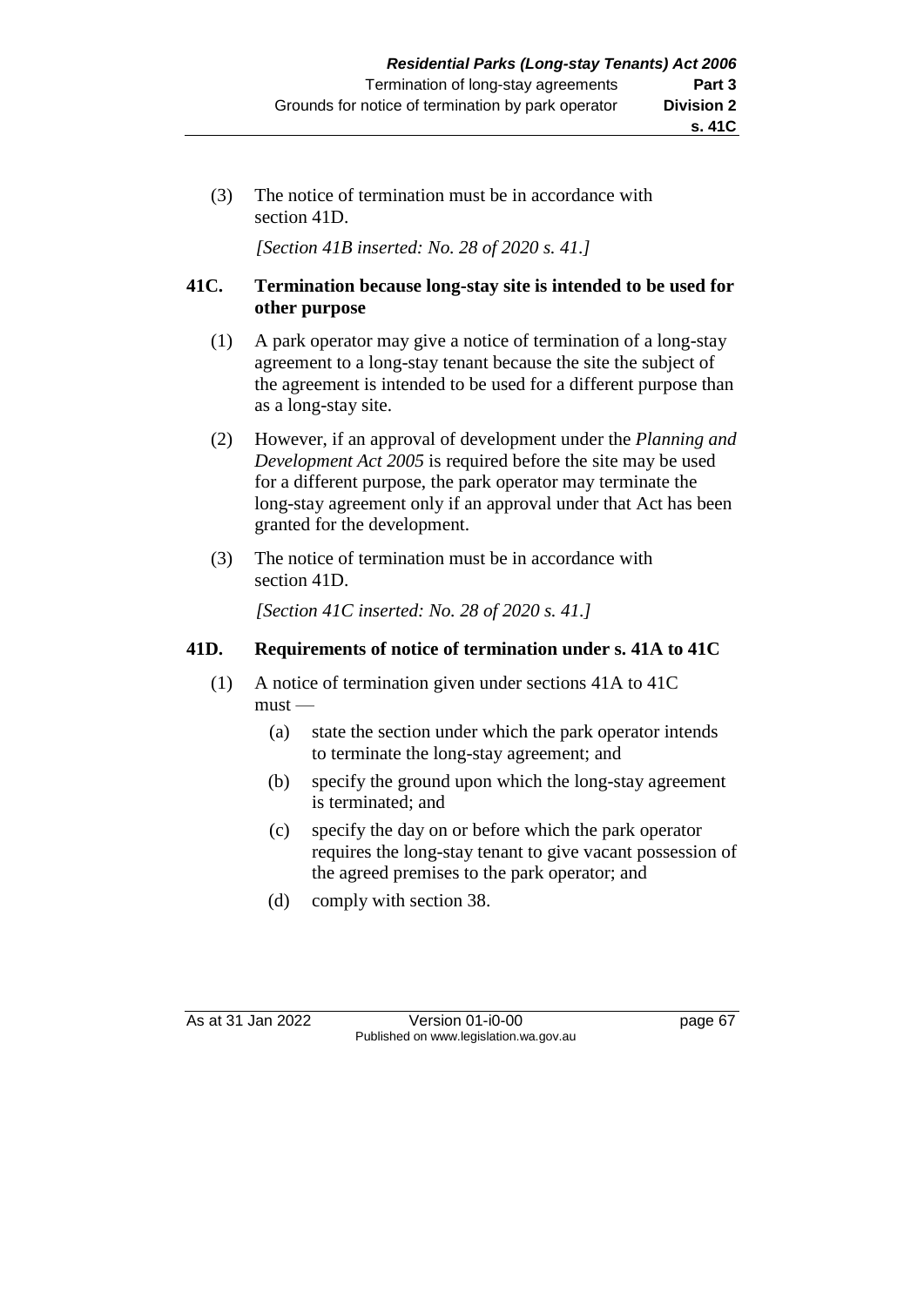(3) The notice of termination must be in accordance with section 41D.

*[Section 41B inserted: No. 28 of 2020 s. 41.]*

### 41C. Termination because long-stay site is intended to be used for other purpose

(1) A park operator may give a notice of termination of a long-stay agreement to a long-stay tenant because the site the subject of the agreement is intended to be used for a different purpose than as a long-stay site.

(2) However, if an approval of development under the *Planning and Development Act 2005* is required before the site may be used for a different purpose, the park operator may terminate the long-stay agreement only if an approval under that Act has been granted for the development.

(3) The notice of termination must be in accordance with section 41D.

*[Section 41C inserted: No. 28 of 2020 s. 41.]*

### 41D. Requirements of notice of termination under s. 41A to 41C

(1) A notice of termination given under sections 41A to 41C must —

- (a) state the section under which the park operator intends to terminate the long-stay agreement; and
- (b) specify the ground upon which the long-stay agreement is terminated; and
- (c) specify the day on or before which the park operator requires the long-stay tenant to give vacant possession of the agreed premises to the park operator; and
- (d) comply with section 38.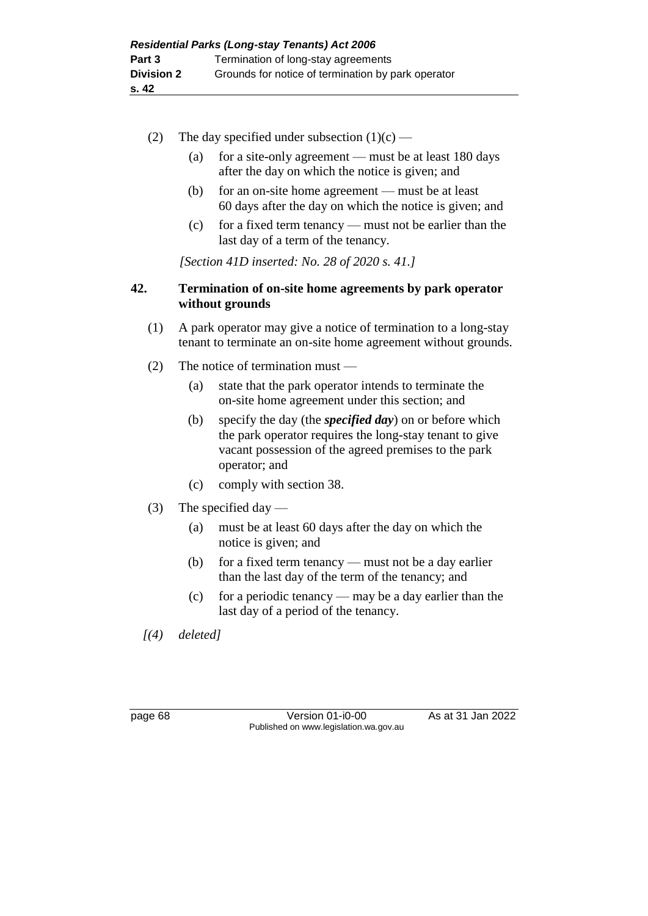(2) The day specified under subsection (1)(c) —

  (a) for a site-only agreement — must be at least 180 days after the day on which the notice is given; and

  (b) for an on-site home agreement — must be at least 60 days after the day on which the notice is given; and

  (c) for a fixed term tenancy — must not be earlier than the last day of a term of the tenancy.

*[Section 41D inserted: No. 28 of 2020 s. 41.]*

### 42. Termination of on-site home agreements by park operator without grounds

(1) A park operator may give a notice of termination to a long-stay tenant to terminate an on-site home agreement without grounds.

(2) The notice of termination must —

  (a) state that the park operator intends to terminate the on-site home agreement under this section; and

  (b) specify the day (the ***specified day***) on or before which the park operator requires the long-stay tenant to give vacant possession of the agreed premises to the park operator; and

  (c) comply with section 38.

(3) The specified day —

  (a) must be at least 60 days after the day on which the notice is given; and

  (b) for a fixed term tenancy — must not be a day earlier than the last day of the term of the tenancy; and

  (c) for a periodic tenancy — may be a day earlier than the last day of a period of the tenancy.

*[(4) deleted]*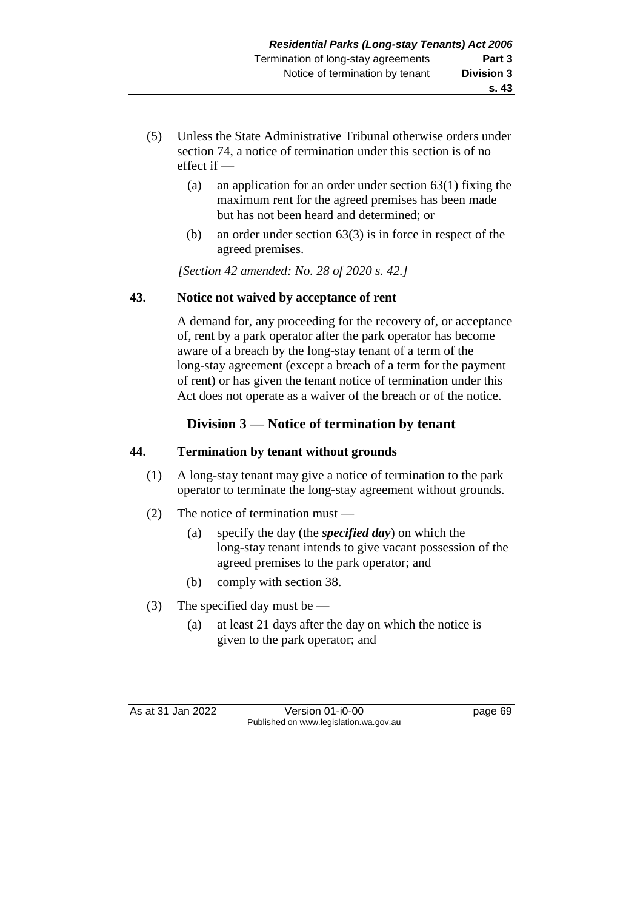(5) Unless the State Administrative Tribunal otherwise orders under section 74, a notice of termination under this section is of no effect if —

 (a) an application for an order under section 63(1) fixing the maximum rent for the agreed premises has been made but has not been heard and determined; or

 (b) an order under section 63(3) is in force in respect of the agreed premises.

*[Section 42 amended: No. 28 of 2020 s. 42.]*

**43. Notice not waived by acceptance of rent**

A demand for, any proceeding for the recovery of, or acceptance of, rent by a park operator after the park operator has become aware of a breach by the long-stay tenant of a term of the long-stay agreement (except a breach of a term for the payment of rent) or has given the tenant notice of termination under this Act does not operate as a waiver of the breach or of the notice.

## Division 3 — Notice of termination by tenant

**44. Termination by tenant without grounds**

(1) A long-stay tenant may give a notice of termination to the park operator to terminate the long-stay agreement without grounds.

(2) The notice of termination must —

 (a) specify the day (the ***specified day***) on which the long-stay tenant intends to give vacant possession of the agreed premises to the park operator; and

 (b) comply with section 38.

(3) The specified day must be —

 (a) at least 21 days after the day on which the notice is given to the park operator; and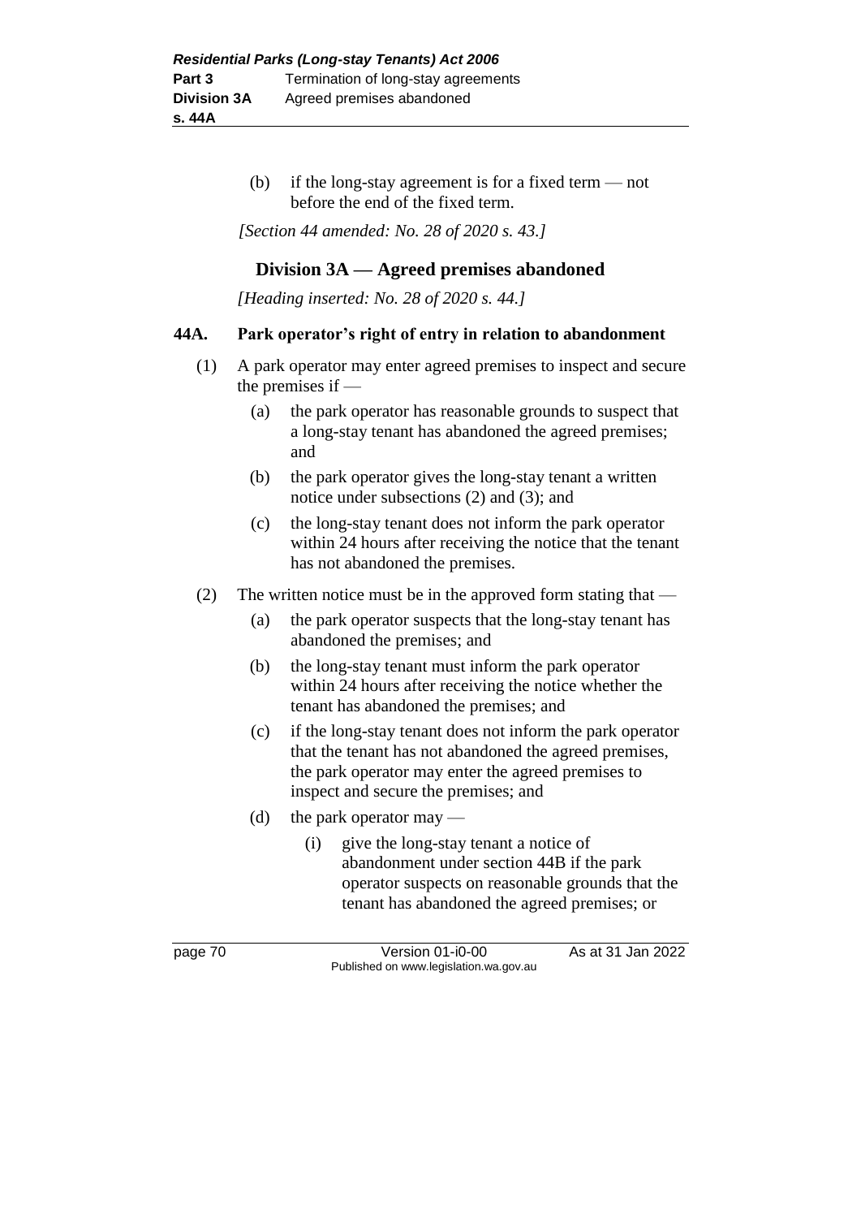(b) if the long-stay agreement is for a fixed term — not before the end of the fixed term.

*[Section 44 amended: No. 28 of 2020 s. 43.]*

## Division 3A — Agreed premises abandoned

*[Heading inserted: No. 28 of 2020 s. 44.]*

### 44A. Park operator's right of entry in relation to abandonment

(1) A park operator may enter agreed premises to inspect and secure the premises if —

(a) the park operator has reasonable grounds to suspect that a long-stay tenant has abandoned the agreed premises; and

(b) the park operator gives the long-stay tenant a written notice under subsections (2) and (3); and

(c) the long-stay tenant does not inform the park operator within 24 hours after receiving the notice that the tenant has not abandoned the premises.

(2) The written notice must be in the approved form stating that —

(a) the park operator suspects that the long-stay tenant has abandoned the premises; and

(b) the long-stay tenant must inform the park operator within 24 hours after receiving the notice whether the tenant has abandoned the premises; and

(c) if the long-stay tenant does not inform the park operator that the tenant has not abandoned the agreed premises, the park operator may enter the agreed premises to inspect and secure the premises; and

(d) the park operator may —

(i) give the long-stay tenant a notice of abandonment under section 44B if the park operator suspects on reasonable grounds that the tenant has abandoned the agreed premises; or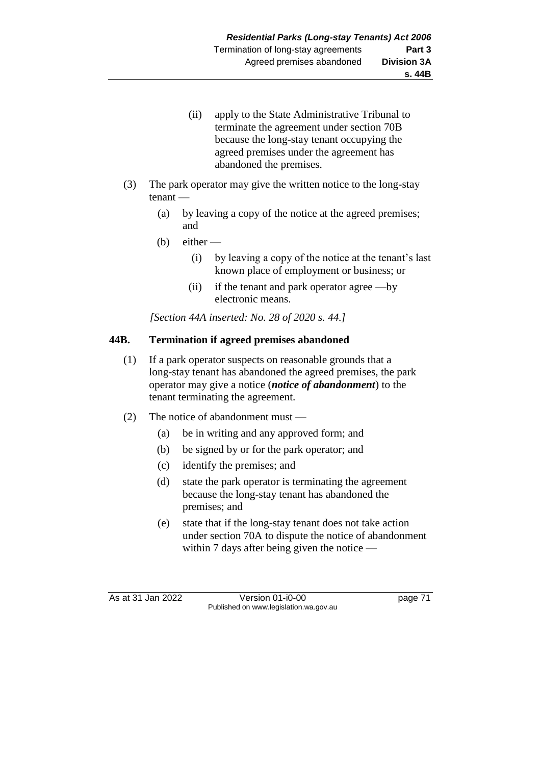(ii) apply to the State Administrative Tribunal to terminate the agreement under section 70B because the long-stay tenant occupying the agreed premises under the agreement has abandoned the premises.

(3) The park operator may give the written notice to the long-stay tenant —

(a) by leaving a copy of the notice at the agreed premises; and

(b) either —

(i) by leaving a copy of the notice at the tenant's last known place of employment or business; or

(ii) if the tenant and park operator agree —by electronic means.

*[Section 44A inserted: No. 28 of 2020 s. 44.]*

### 44B. Termination if agreed premises abandoned

(1) If a park operator suspects on reasonable grounds that a long-stay tenant has abandoned the agreed premises, the park operator may give a notice (***notice of abandonment***) to the tenant terminating the agreement.

(2) The notice of abandonment must —

(a) be in writing and any approved form; and

(b) be signed by or for the park operator; and

(c) identify the premises; and

(d) state the park operator is terminating the agreement because the long-stay tenant has abandoned the premises; and

(e) state that if the long-stay tenant does not take action under section 70A to dispute the notice of abandonment within 7 days after being given the notice —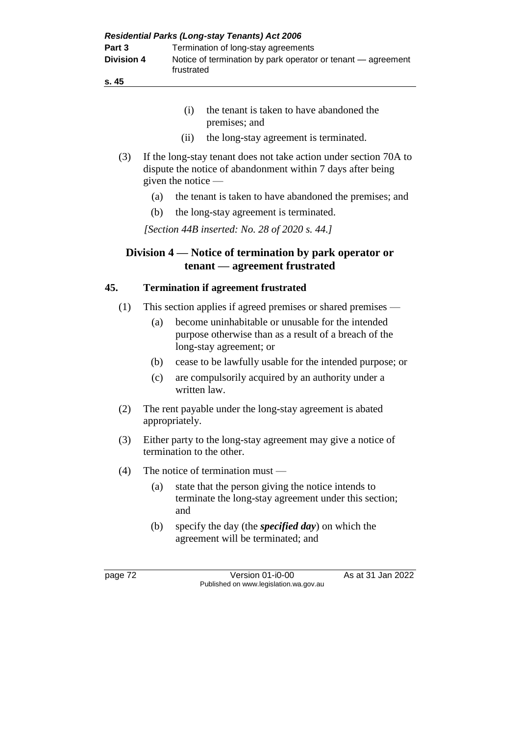(i) the tenant is taken to have abandoned the premises; and

(ii) the long-stay agreement is terminated.

(3) If the long-stay tenant does not take action under section 70A to dispute the notice of abandonment within 7 days after being given the notice —

(a) the tenant is taken to have abandoned the premises; and

(b) the long-stay agreement is terminated.

*[Section 44B inserted: No. 28 of 2020 s. 44.]*

## Division 4 — Notice of termination by park operator or tenant — agreement frustrated

### 45. Termination if agreement frustrated

(1) This section applies if agreed premises or shared premises —

(a) become uninhabitable or unusable for the intended purpose otherwise than as a result of a breach of the long-stay agreement; or

(b) cease to be lawfully usable for the intended purpose; or

(c) are compulsorily acquired by an authority under a written law.

(2) The rent payable under the long-stay agreement is abated appropriately.

(3) Either party to the long-stay agreement may give a notice of termination to the other.

(4) The notice of termination must —

(a) state that the person giving the notice intends to terminate the long-stay agreement under this section; and

(b) specify the day (the ***specified day***) on which the agreement will be terminated; and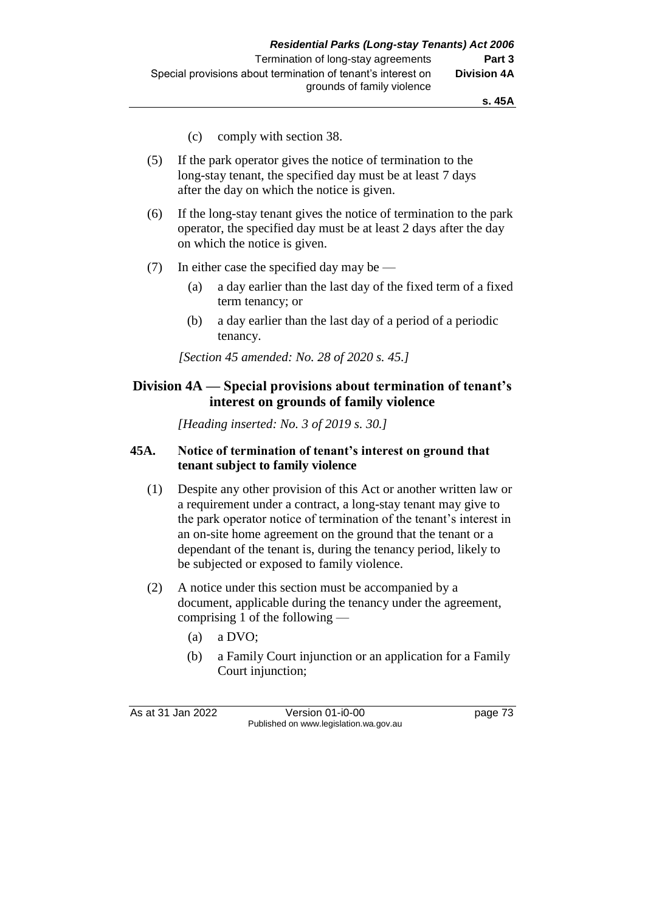(c) comply with section 38.

(5) If the park operator gives the notice of termination to the long-stay tenant, the specified day must be at least 7 days after the day on which the notice is given.

(6) If the long-stay tenant gives the notice of termination to the park operator, the specified day must be at least 2 days after the day on which the notice is given.

(7) In either case the specified day may be —

(a) a day earlier than the last day of the fixed term of a fixed term tenancy; or

(b) a day earlier than the last day of a period of a periodic tenancy.

*[Section 45 amended: No. 28 of 2020 s. 45.]*

## Division 4A — Special provisions about termination of tenant's interest on grounds of family violence

*[Heading inserted: No. 3 of 2019 s. 30.]*

### 45A. Notice of termination of tenant's interest on ground that tenant subject to family violence

(1) Despite any other provision of this Act or another written law or a requirement under a contract, a long-stay tenant may give to the park operator notice of termination of the tenant's interest in an on-site home agreement on the ground that the tenant or a dependant of the tenant is, during the tenancy period, likely to be subjected or exposed to family violence.

(2) A notice under this section must be accompanied by a document, applicable during the tenancy under the agreement, comprising 1 of the following —

(a) a DVO;

(b) a Family Court injunction or an application for a Family Court injunction;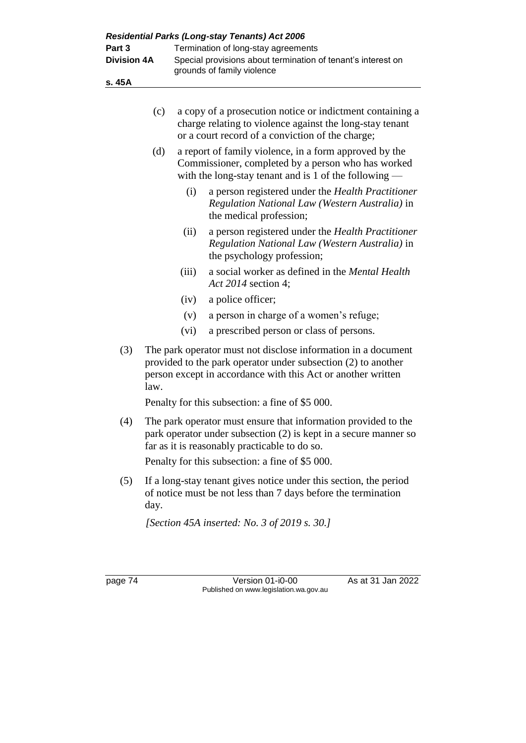(c) a copy of a prosecution notice or indictment containing a charge relating to violence against the long-stay tenant or a court record of a conviction of the charge;

(d) a report of family violence, in a form approved by the Commissioner, completed by a person who has worked with the long-stay tenant and is 1 of the following —

(i) a person registered under the *Health Practitioner Regulation National Law (Western Australia)* in the medical profession;

(ii) a person registered under the *Health Practitioner Regulation National Law (Western Australia)* in the psychology profession;

(iii) a social worker as defined in the *Mental Health Act 2014* section 4;

(iv) a police officer;

(v) a person in charge of a women's refuge;

(vi) a prescribed person or class of persons.

(3) The park operator must not disclose information in a document provided to the park operator under subsection (2) to another person except in accordance with this Act or another written law.

Penalty for this subsection: a fine of $5 000.

(4) The park operator must ensure that information provided to the park operator under subsection (2) is kept in a secure manner so far as it is reasonably practicable to do so.

Penalty for this subsection: a fine of $5 000.

(5) If a long-stay tenant gives notice under this section, the period of notice must be not less than 7 days before the termination day.

*[Section 45A inserted: No. 3 of 2019 s. 30.]*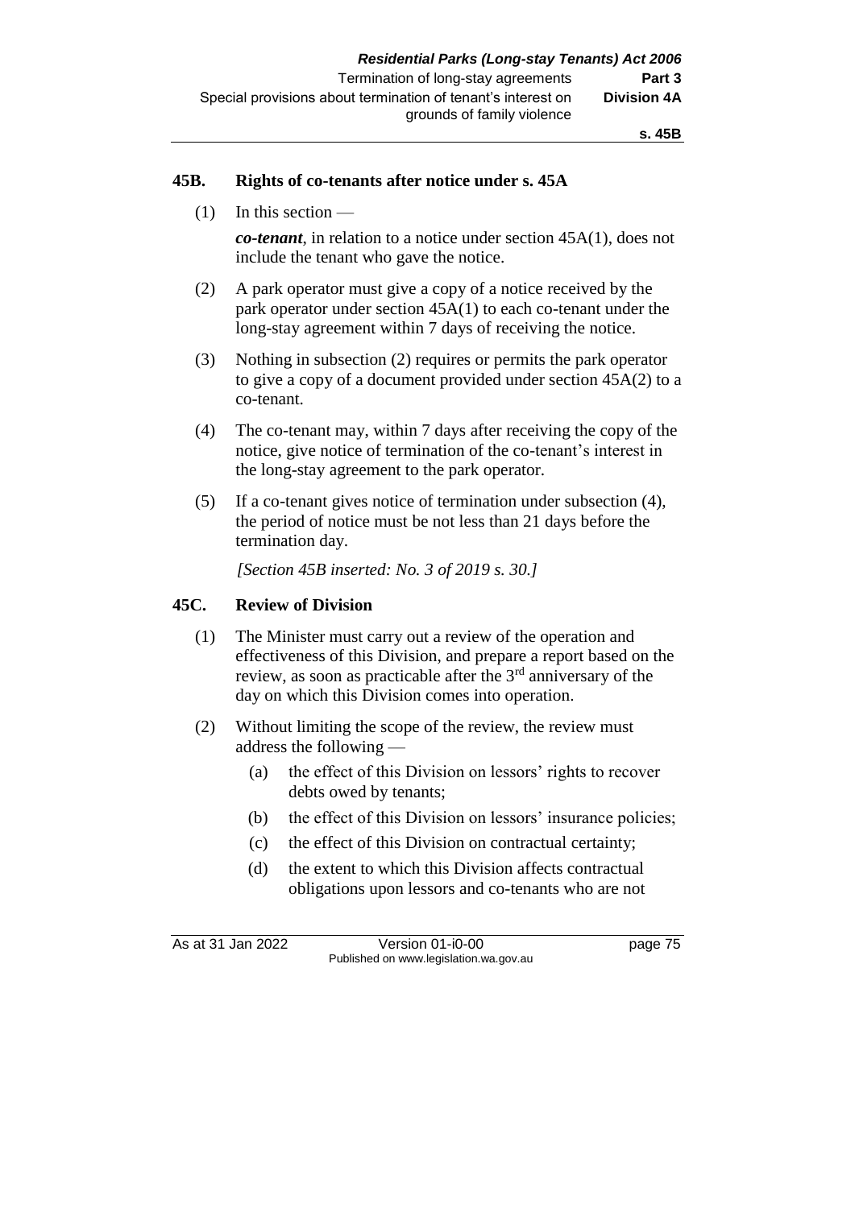## 45B. Rights of co-tenants after notice under s. 45A

(1) In this section —

***co-tenant***, in relation to a notice under section 45A(1), does not include the tenant who gave the notice.

(2) A park operator must give a copy of a notice received by the park operator under section 45A(1) to each co-tenant under the long-stay agreement within 7 days of receiving the notice.

(3) Nothing in subsection (2) requires or permits the park operator to give a copy of a document provided under section 45A(2) to a co-tenant.

(4) The co-tenant may, within 7 days after receiving the copy of the notice, give notice of termination of the co-tenant's interest in the long-stay agreement to the park operator.

(5) If a co-tenant gives notice of termination under subsection (4), the period of notice must be not less than 21 days before the termination day.

*[Section 45B inserted: No. 3 of 2019 s. 30.]*

## 45C. Review of Division

(1) The Minister must carry out a review of the operation and effectiveness of this Division, and prepare a report based on the review, as soon as practicable after the 3rd anniversary of the day on which this Division comes into operation.

(2) Without limiting the scope of the review, the review must address the following —

(a) the effect of this Division on lessors' rights to recover debts owed by tenants;

(b) the effect of this Division on lessors' insurance policies;

(c) the effect of this Division on contractual certainty;

(d) the extent to which this Division affects contractual obligations upon lessors and co-tenants who are not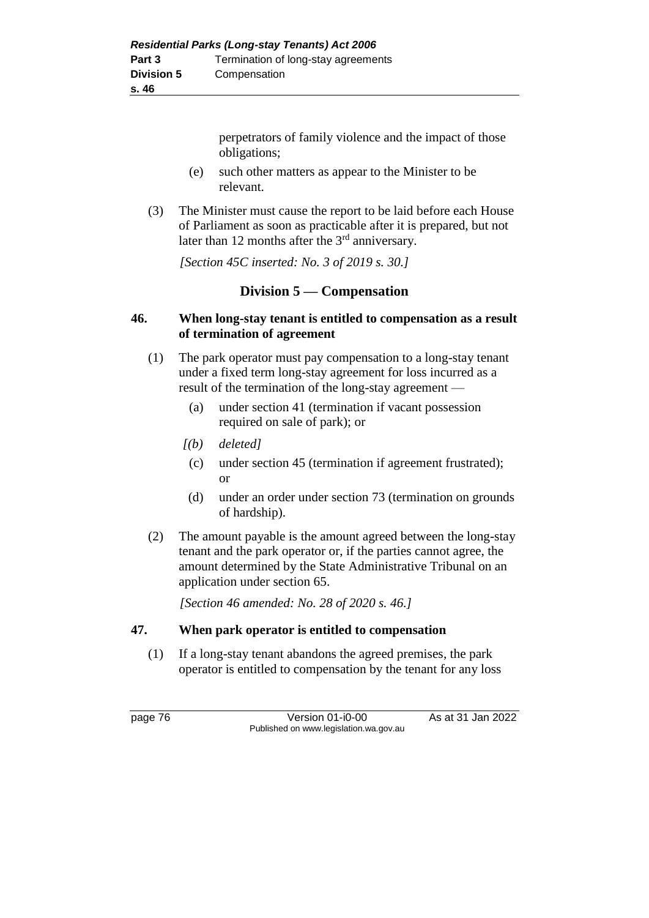perpetrators of family violence and the impact of those obligations;

(e) such other matters as appear to the Minister to be relevant.

(3) The Minister must cause the report to be laid before each House of Parliament as soon as practicable after it is prepared, but not later than 12 months after the 3rd anniversary.

*[Section 45C inserted: No. 3 of 2019 s. 30.]*

## Division 5 — Compensation

### 46. When long-stay tenant is entitled to compensation as a result of termination of agreement

(1) The park operator must pay compensation to a long-stay tenant under a fixed term long-stay agreement for loss incurred as a result of the termination of the long-stay agreement —

(a) under section 41 (termination if vacant possession required on sale of park); or

*[(b) deleted]*

(c) under section 45 (termination if agreement frustrated); or

(d) under an order under section 73 (termination on grounds of hardship).

(2) The amount payable is the amount agreed between the long-stay tenant and the park operator or, if the parties cannot agree, the amount determined by the State Administrative Tribunal on an application under section 65.

*[Section 46 amended: No. 28 of 2020 s. 46.]*

### 47. When park operator is entitled to compensation

(1) If a long-stay tenant abandons the agreed premises, the park operator is entitled to compensation by the tenant for any loss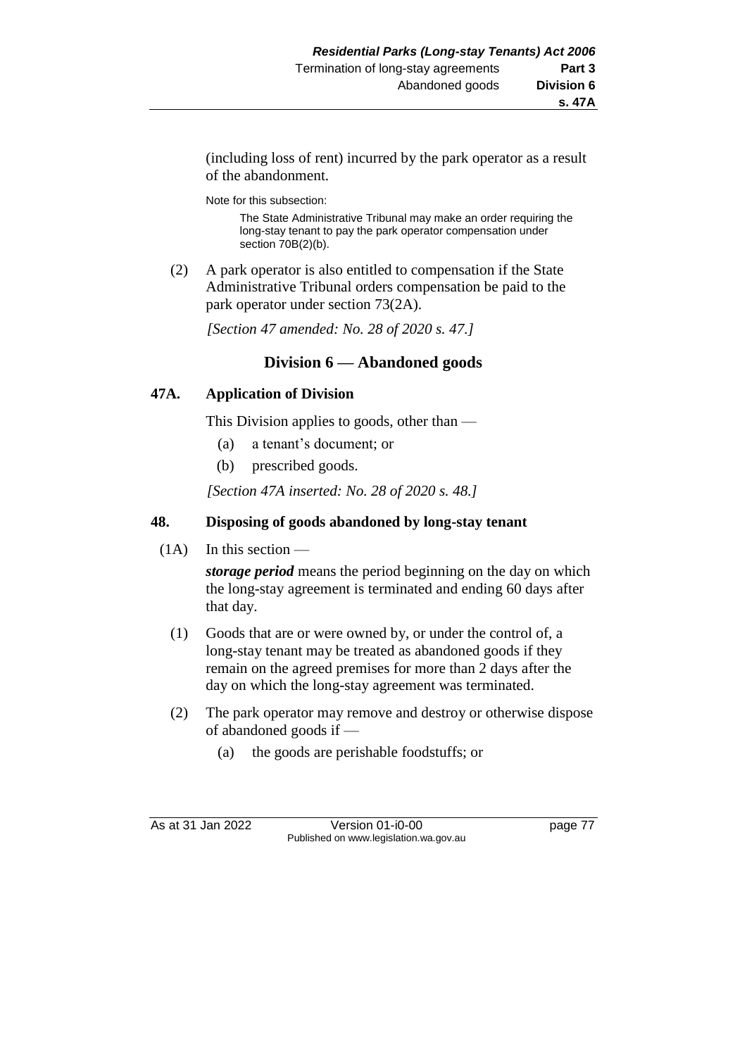(including loss of rent) incurred by the park operator as a result of the abandonment.

Note for this subsection:

The State Administrative Tribunal may make an order requiring the long-stay tenant to pay the park operator compensation under section 70B(2)(b).

(2) A park operator is also entitled to compensation if the State Administrative Tribunal orders compensation be paid to the park operator under section 73(2A).

*[Section 47 amended: No. 28 of 2020 s. 47.]*

## Division 6 — Abandoned goods

### 47A. Application of Division

This Division applies to goods, other than —

(a) a tenant's document; or

(b) prescribed goods.

*[Section 47A inserted: No. 28 of 2020 s. 48.]*

### 48. Disposing of goods abandoned by long-stay tenant

(1A) In this section —

***storage period*** means the period beginning on the day on which the long-stay agreement is terminated and ending 60 days after that day.

(1) Goods that are or were owned by, or under the control of, a long-stay tenant may be treated as abandoned goods if they remain on the agreed premises for more than 2 days after the day on which the long-stay agreement was terminated.

(2) The park operator may remove and destroy or otherwise dispose of abandoned goods if —

(a) the goods are perishable foodstuffs; or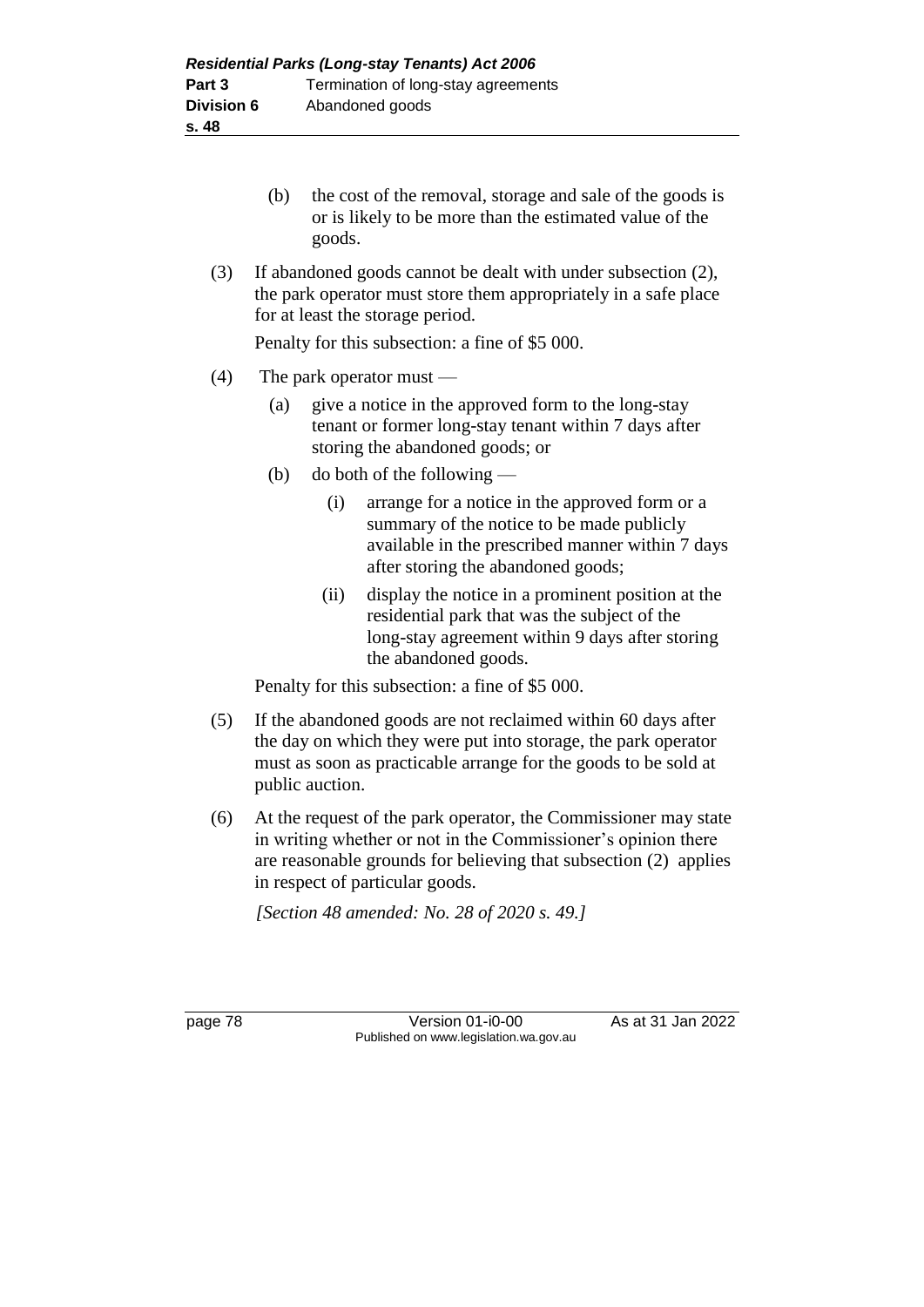(b) the cost of the removal, storage and sale of the goods is or is likely to be more than the estimated value of the goods.

(3) If abandoned goods cannot be dealt with under subsection (2), the park operator must store them appropriately in a safe place for at least the storage period.

Penalty for this subsection: a fine of $5 000.

(4) The park operator must —

(a) give a notice in the approved form to the long-stay tenant or former long-stay tenant within 7 days after storing the abandoned goods; or

(b) do both of the following —

(i) arrange for a notice in the approved form or a summary of the notice to be made publicly available in the prescribed manner within 7 days after storing the abandoned goods;

(ii) display the notice in a prominent position at the residential park that was the subject of the long-stay agreement within 9 days after storing the abandoned goods.

Penalty for this subsection: a fine of $5 000.

(5) If the abandoned goods are not reclaimed within 60 days after the day on which they were put into storage, the park operator must as soon as practicable arrange for the goods to be sold at public auction.

(6) At the request of the park operator, the Commissioner may state in writing whether or not in the Commissioner's opinion there are reasonable grounds for believing that subsection (2) applies in respect of particular goods.

*[Section 48 amended: No. 28 of 2020 s. 49.]*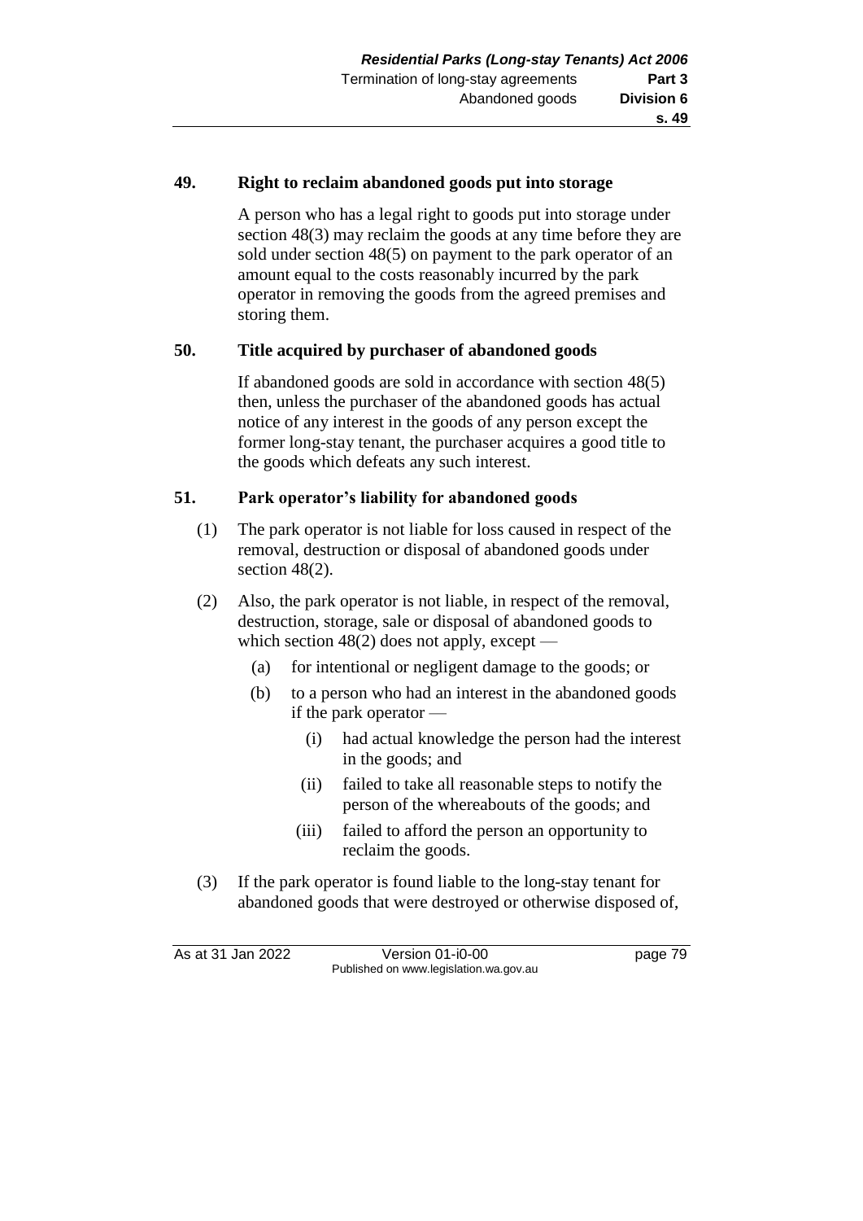## 49. Right to reclaim abandoned goods put into storage

A person who has a legal right to goods put into storage under section 48(3) may reclaim the goods at any time before they are sold under section 48(5) on payment to the park operator of an amount equal to the costs reasonably incurred by the park operator in removing the goods from the agreed premises and storing them.

## 50. Title acquired by purchaser of abandoned goods

If abandoned goods are sold in accordance with section 48(5) then, unless the purchaser of the abandoned goods has actual notice of any interest in the goods of any person except the former long-stay tenant, the purchaser acquires a good title to the goods which defeats any such interest.

## 51. Park operator's liability for abandoned goods

(1) The park operator is not liable for loss caused in respect of the removal, destruction or disposal of abandoned goods under section 48(2).

(2) Also, the park operator is not liable, in respect of the removal, destruction, storage, sale or disposal of abandoned goods to which section 48(2) does not apply, except —

- (a) for intentional or negligent damage to the goods; or
- (b) to a person who had an interest in the abandoned goods if the park operator —
  - (i) had actual knowledge the person had the interest in the goods; and
  - (ii) failed to take all reasonable steps to notify the person of the whereabouts of the goods; and
  - (iii) failed to afford the person an opportunity to reclaim the goods.

(3) If the park operator is found liable to the long-stay tenant for abandoned goods that were destroyed or otherwise disposed of,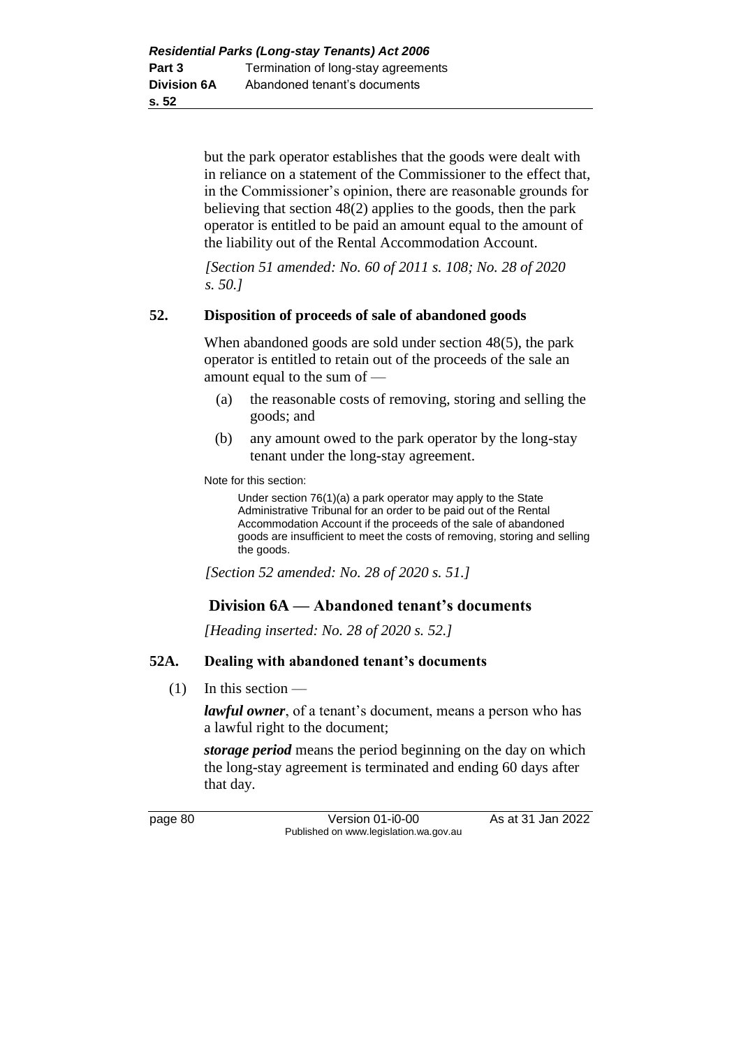but the park operator establishes that the goods were dealt with in reliance on a statement of the Commissioner to the effect that, in the Commissioner's opinion, there are reasonable grounds for believing that section 48(2) applies to the goods, then the park operator is entitled to be paid an amount equal to the amount of the liability out of the Rental Accommodation Account.

*[Section 51 amended: No. 60 of 2011 s. 108; No. 28 of 2020 s. 50.]*

### 52. Disposition of proceeds of sale of abandoned goods

When abandoned goods are sold under section 48(5), the park operator is entitled to retain out of the proceeds of the sale an amount equal to the sum of —

(a) the reasonable costs of removing, storing and selling the goods; and

(b) any amount owed to the park operator by the long-stay tenant under the long-stay agreement.

Note for this section:

Under section 76(1)(a) a park operator may apply to the State Administrative Tribunal for an order to be paid out of the Rental Accommodation Account if the proceeds of the sale of abandoned goods are insufficient to meet the costs of removing, storing and selling the goods.

*[Section 52 amended: No. 28 of 2020 s. 51.]*

## Division 6A — Abandoned tenant's documents

*[Heading inserted: No. 28 of 2020 s. 52.]*

### 52A. Dealing with abandoned tenant's documents

(1) In this section —

***lawful owner***, of a tenant's document, means a person who has a lawful right to the document;

***storage period*** means the period beginning on the day on which the long-stay agreement is terminated and ending 60 days after that day.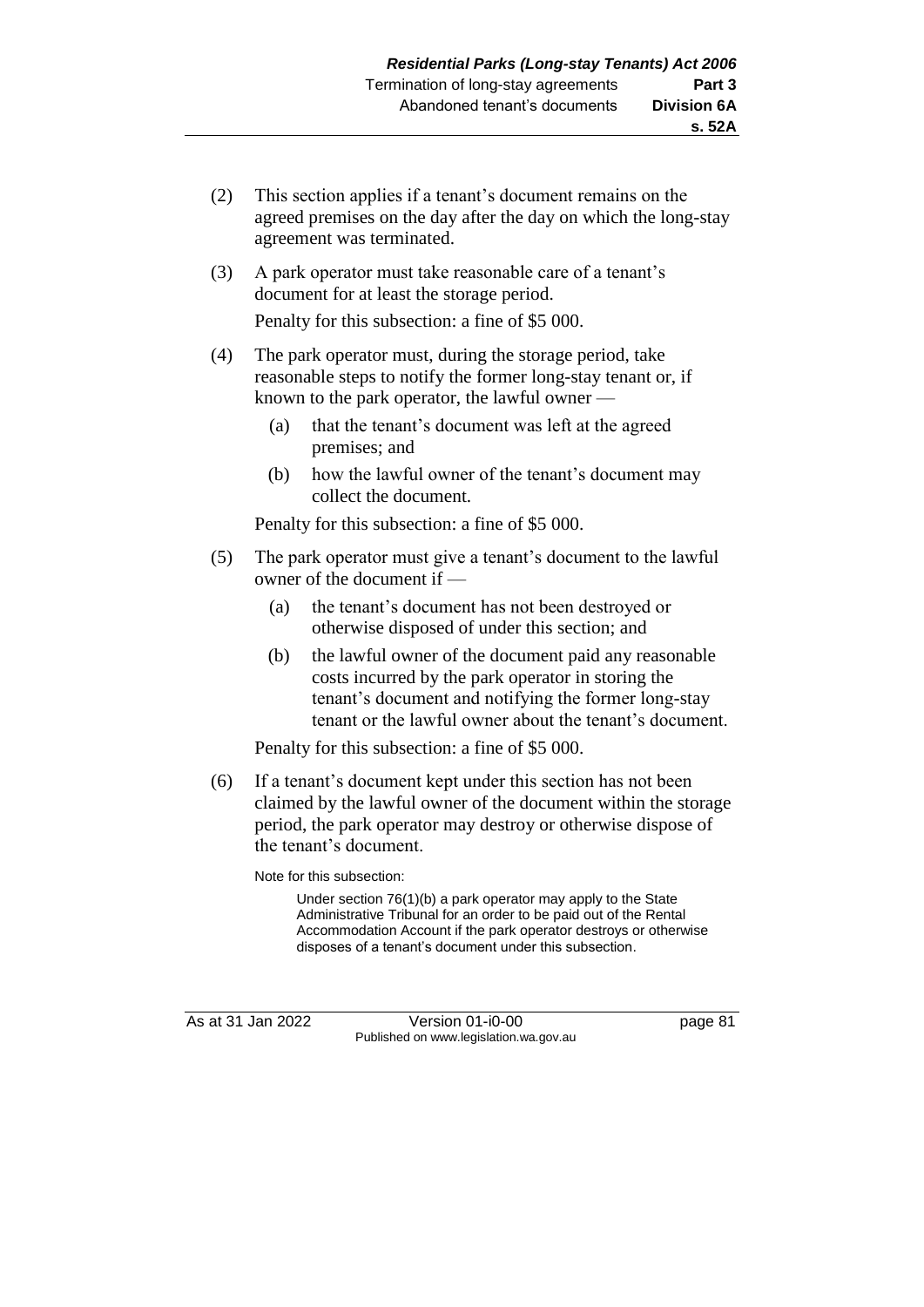(2) This section applies if a tenant's document remains on the agreed premises on the day after the day on which the long-stay agreement was terminated.

(3) A park operator must take reasonable care of a tenant's document for at least the storage period.

Penalty for this subsection: a fine of $5 000.

(4) The park operator must, during the storage period, take reasonable steps to notify the former long-stay tenant or, if known to the park operator, the lawful owner —

(a) that the tenant's document was left at the agreed premises; and

(b) how the lawful owner of the tenant's document may collect the document.

Penalty for this subsection: a fine of $5 000.

(5) The park operator must give a tenant's document to the lawful owner of the document if —

(a) the tenant's document has not been destroyed or otherwise disposed of under this section; and

(b) the lawful owner of the document paid any reasonable costs incurred by the park operator in storing the tenant's document and notifying the former long-stay tenant or the lawful owner about the tenant's document.

Penalty for this subsection: a fine of $5 000.

(6) If a tenant's document kept under this section has not been claimed by the lawful owner of the document within the storage period, the park operator may destroy or otherwise dispose of the tenant's document.

Note for this subsection:

Under section 76(1)(b) a park operator may apply to the State Administrative Tribunal for an order to be paid out of the Rental Accommodation Account if the park operator destroys or otherwise disposes of a tenant's document under this subsection.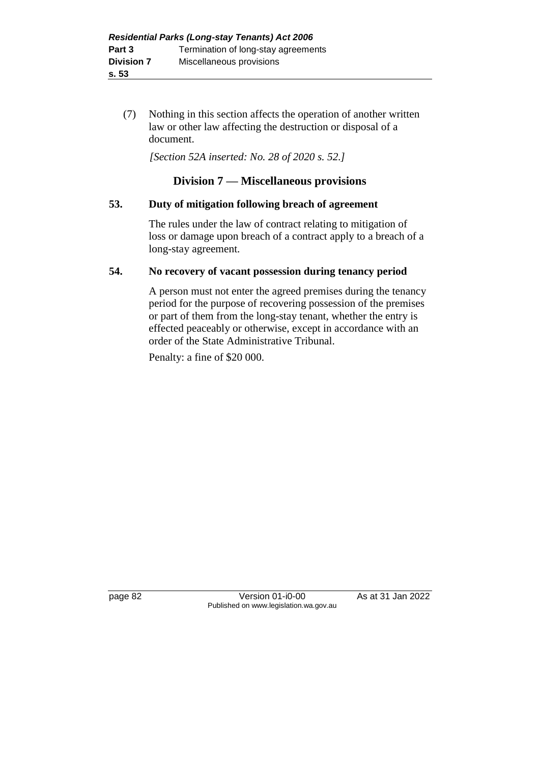(7) Nothing in this section affects the operation of another written law or other law affecting the destruction or disposal of a document.

*[Section 52A inserted: No. 28 of 2020 s. 52.]*

## Division 7 — Miscellaneous provisions

### 53. Duty of mitigation following breach of agreement

The rules under the law of contract relating to mitigation of loss or damage upon breach of a contract apply to a breach of a long-stay agreement.

### 54. No recovery of vacant possession during tenancy period

A person must not enter the agreed premises during the tenancy period for the purpose of recovering possession of the premises or part of them from the long-stay tenant, whether the entry is effected peaceably or otherwise, except in accordance with an order of the State Administrative Tribunal.

Penalty: a fine of $20 000.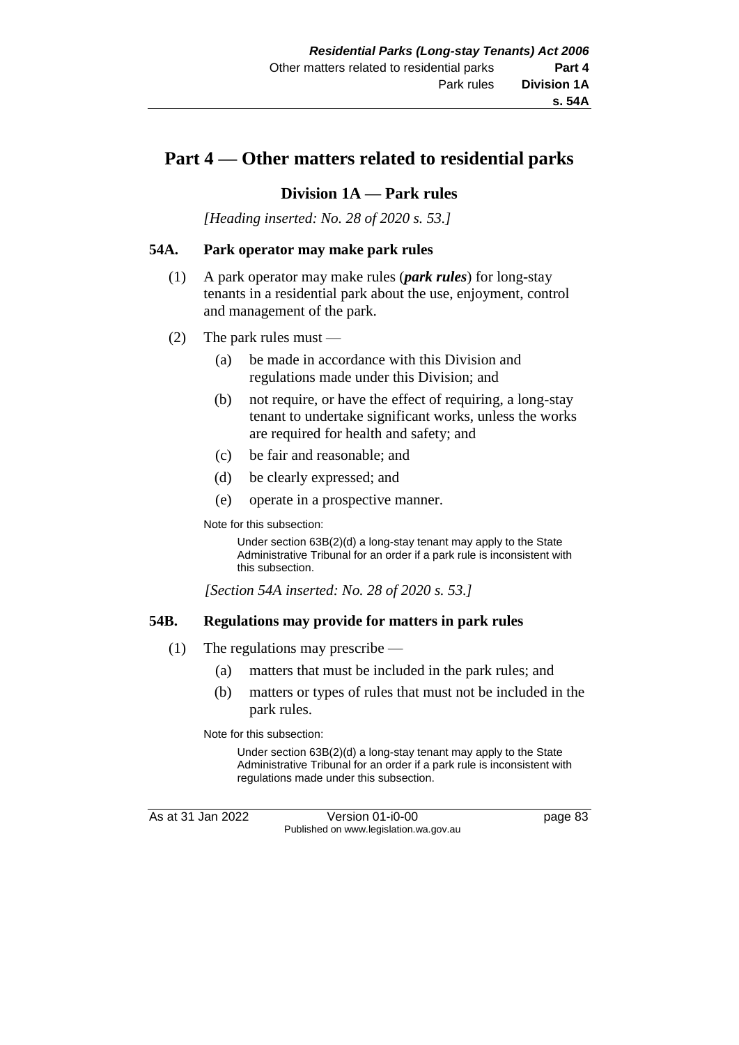# Part 4 — Other matters related to residential parks

## Division 1A — Park rules

*[Heading inserted: No. 28 of 2020 s. 53.]*

### 54A. Park operator may make park rules

(1) A park operator may make rules (***park rules***) for long-stay tenants in a residential park about the use, enjoyment, control and management of the park.

(2) The park rules must —

(a) be made in accordance with this Division and regulations made under this Division; and

(b) not require, or have the effect of requiring, a long-stay tenant to undertake significant works, unless the works are required for health and safety; and

(c) be fair and reasonable; and

(d) be clearly expressed; and

(e) operate in a prospective manner.

Note for this subsection:

Under section 63B(2)(d) a long-stay tenant may apply to the State Administrative Tribunal for an order if a park rule is inconsistent with this subsection.

*[Section 54A inserted: No. 28 of 2020 s. 53.]*

### 54B. Regulations may provide for matters in park rules

(1) The regulations may prescribe —

(a) matters that must be included in the park rules; and

(b) matters or types of rules that must not be included in the park rules.

Note for this subsection:

Under section 63B(2)(d) a long-stay tenant may apply to the State Administrative Tribunal for an order if a park rule is inconsistent with regulations made under this subsection.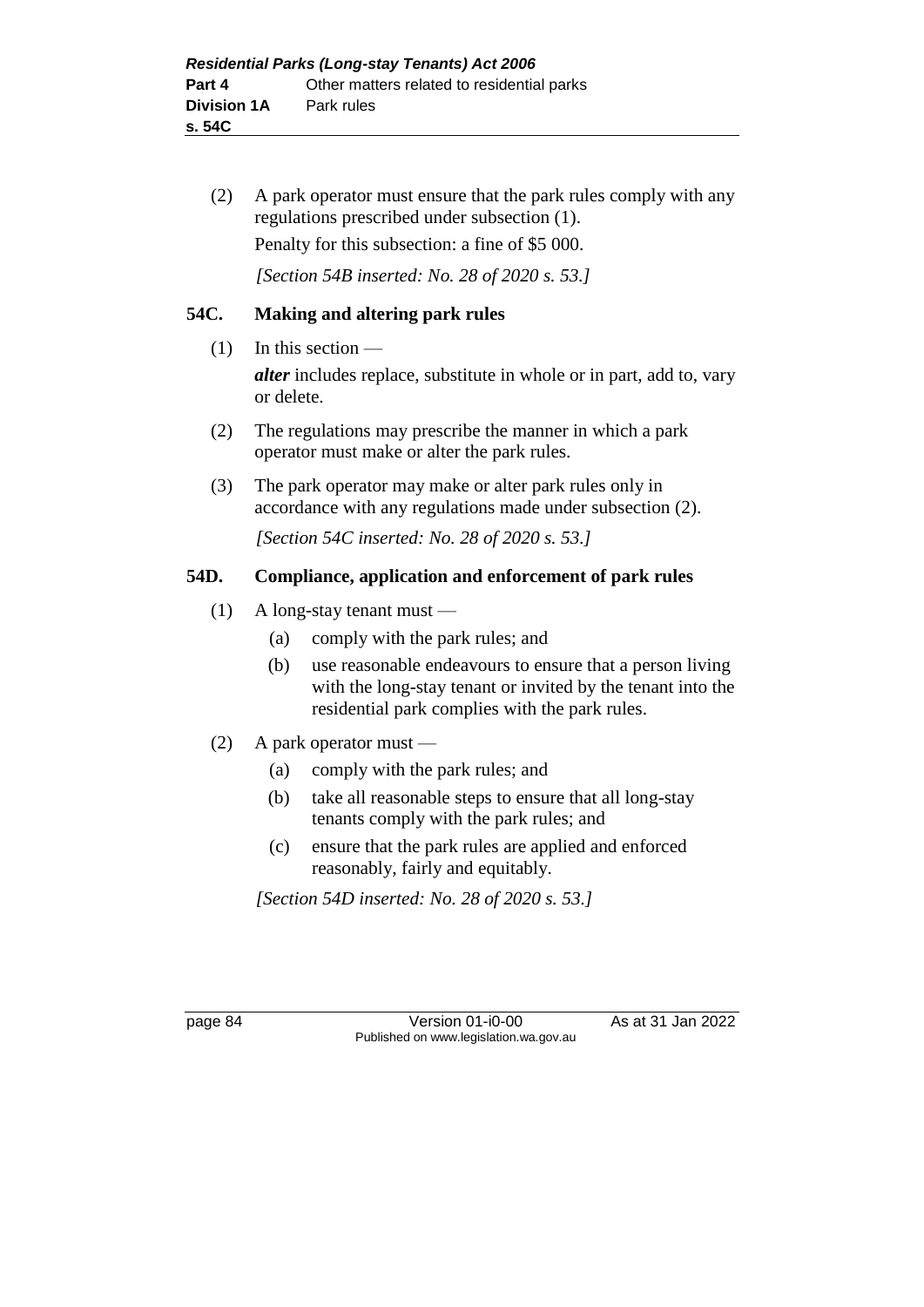(2) A park operator must ensure that the park rules comply with any regulations prescribed under subsection (1).

Penalty for this subsection: a fine of $5 000.

*[Section 54B inserted: No. 28 of 2020 s. 53.]*

### 54C. Making and altering park rules

(1) In this section —

***alter*** includes replace, substitute in whole or in part, add to, vary or delete.

(2) The regulations may prescribe the manner in which a park operator must make or alter the park rules.

(3) The park operator may make or alter park rules only in accordance with any regulations made under subsection (2).

*[Section 54C inserted: No. 28 of 2020 s. 53.]*

### 54D. Compliance, application and enforcement of park rules

(1) A long-stay tenant must —

- (a) comply with the park rules; and
- (b) use reasonable endeavours to ensure that a person living with the long-stay tenant or invited by the tenant into the residential park complies with the park rules.

(2) A park operator must —

- (a) comply with the park rules; and
- (b) take all reasonable steps to ensure that all long-stay tenants comply with the park rules; and
- (c) ensure that the park rules are applied and enforced reasonably, fairly and equitably.

*[Section 54D inserted: No. 28 of 2020 s. 53.]*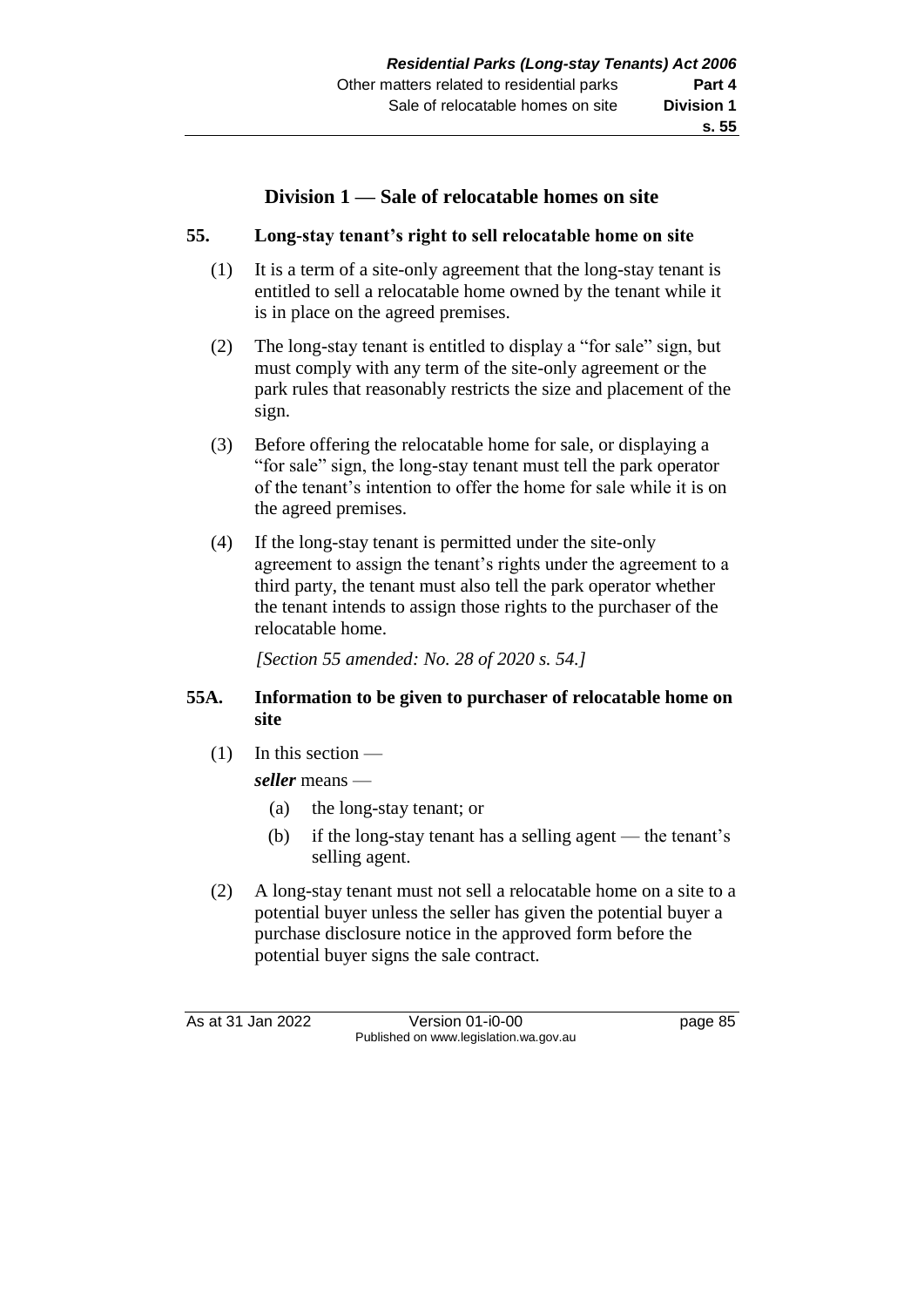## Division 1 — Sale of relocatable homes on site

### 55. Long-stay tenant's right to sell relocatable home on site

(1) It is a term of a site-only agreement that the long-stay tenant is entitled to sell a relocatable home owned by the tenant while it is in place on the agreed premises.

(2) The long-stay tenant is entitled to display a "for sale" sign, but must comply with any term of the site-only agreement or the park rules that reasonably restricts the size and placement of the sign.

(3) Before offering the relocatable home for sale, or displaying a "for sale" sign, the long-stay tenant must tell the park operator of the tenant's intention to offer the home for sale while it is on the agreed premises.

(4) If the long-stay tenant is permitted under the site-only agreement to assign the tenant's rights under the agreement to a third party, the tenant must also tell the park operator whether the tenant intends to assign those rights to the purchaser of the relocatable home.

*[Section 55 amended: No. 28 of 2020 s. 54.]*

### 55A. Information to be given to purchaser of relocatable home on site

(1) In this section —

***seller*** means —

(a) the long-stay tenant; or

(b) if the long-stay tenant has a selling agent — the tenant's selling agent.

(2) A long-stay tenant must not sell a relocatable home on a site to a potential buyer unless the seller has given the potential buyer a purchase disclosure notice in the approved form before the potential buyer signs the sale contract.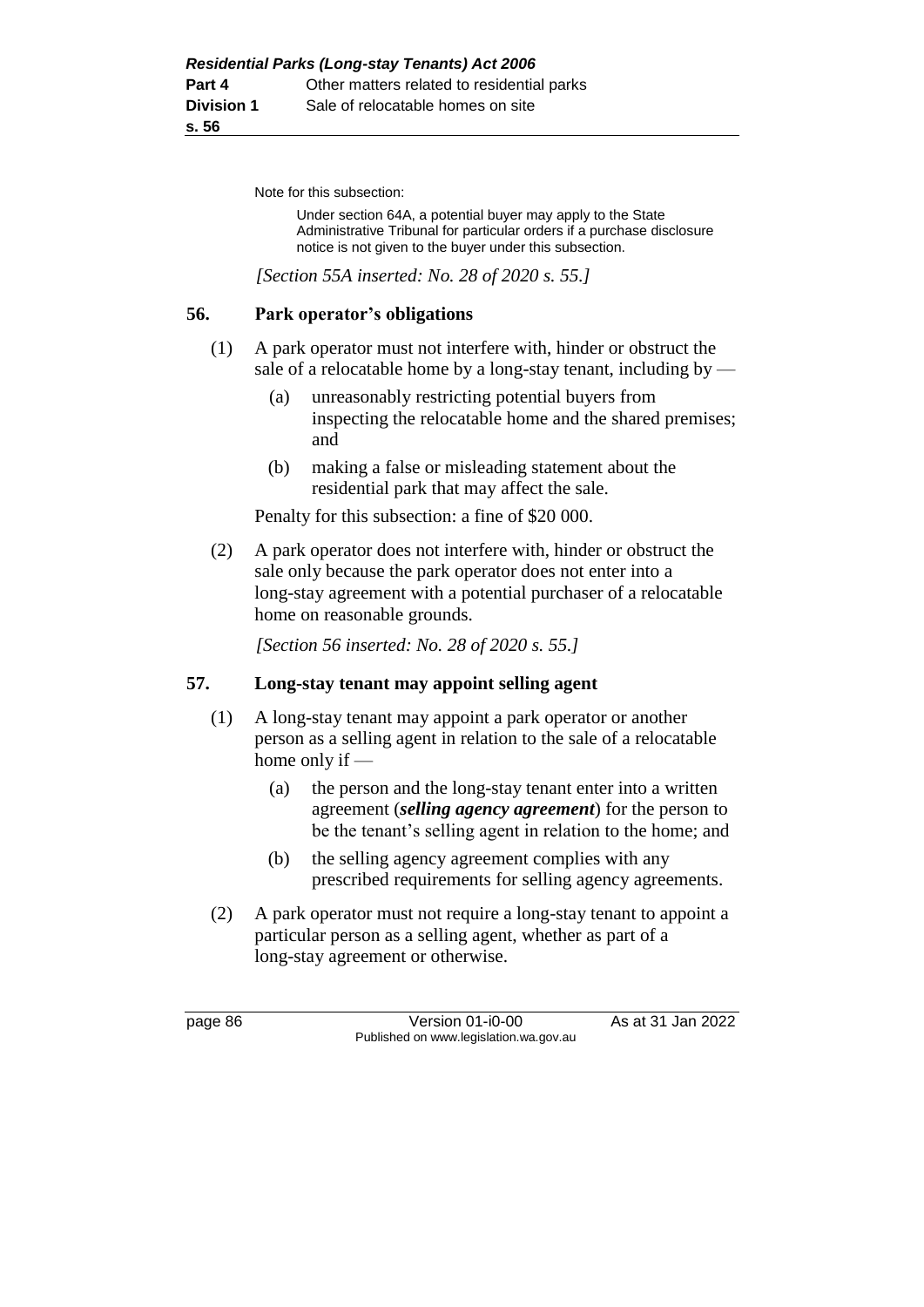Note for this subsection:

Under section 64A, a potential buyer may apply to the State Administrative Tribunal for particular orders if a purchase disclosure notice is not given to the buyer under this subsection.

*[Section 55A inserted: No. 28 of 2020 s. 55.]*

## 56. Park operator's obligations

(1) A park operator must not interfere with, hinder or obstruct the sale of a relocatable home by a long-stay tenant, including by —

(a) unreasonably restricting potential buyers from inspecting the relocatable home and the shared premises; and

(b) making a false or misleading statement about the residential park that may affect the sale.

Penalty for this subsection: a fine of $20 000.

(2) A park operator does not interfere with, hinder or obstruct the sale only because the park operator does not enter into a long-stay agreement with a potential purchaser of a relocatable home on reasonable grounds.

*[Section 56 inserted: No. 28 of 2020 s. 55.]*

## 57. Long-stay tenant may appoint selling agent

(1) A long-stay tenant may appoint a park operator or another person as a selling agent in relation to the sale of a relocatable home only if —

(a) the person and the long-stay tenant enter into a written agreement (***selling agency agreement***) for the person to be the tenant's selling agent in relation to the home; and

(b) the selling agency agreement complies with any prescribed requirements for selling agency agreements.

(2) A park operator must not require a long-stay tenant to appoint a particular person as a selling agent, whether as part of a long-stay agreement or otherwise.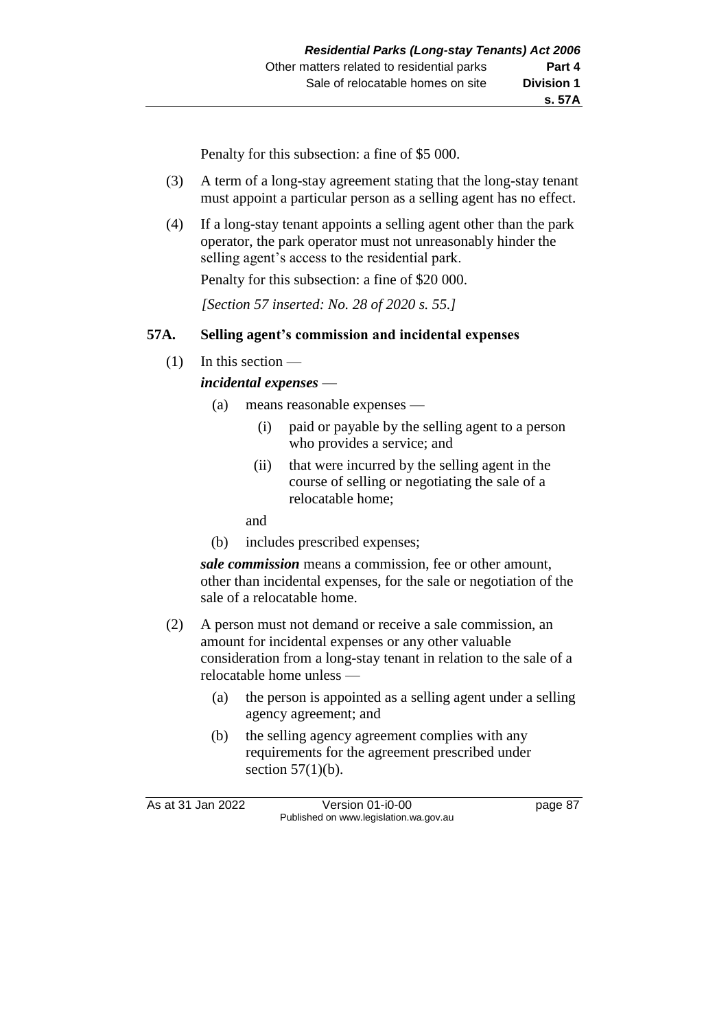Penalty for this subsection: a fine of $5 000.

(3) A term of a long-stay agreement stating that the long-stay tenant must appoint a particular person as a selling agent has no effect.

(4) If a long-stay tenant appoints a selling agent other than the park operator, the park operator must not unreasonably hinder the selling agent's access to the residential park.

Penalty for this subsection: a fine of $20 000.

*[Section 57 inserted: No. 28 of 2020 s. 55.]*

### 57A. Selling agent's commission and incidental expenses

(1) In this section —

***incidental expenses*** —

- (a) means reasonable expenses —
  - (i) paid or payable by the selling agent to a person who provides a service; and
  - (ii) that were incurred by the selling agent in the course of selling or negotiating the sale of a relocatable home;

  and
- (b) includes prescribed expenses;

***sale commission*** means a commission, fee or other amount, other than incidental expenses, for the sale or negotiation of the sale of a relocatable home.

(2) A person must not demand or receive a sale commission, an amount for incidental expenses or any other valuable consideration from a long-stay tenant in relation to the sale of a relocatable home unless —

- (a) the person is appointed as a selling agent under a selling agency agreement; and
- (b) the selling agency agreement complies with any requirements for the agreement prescribed under section 57(1)(b).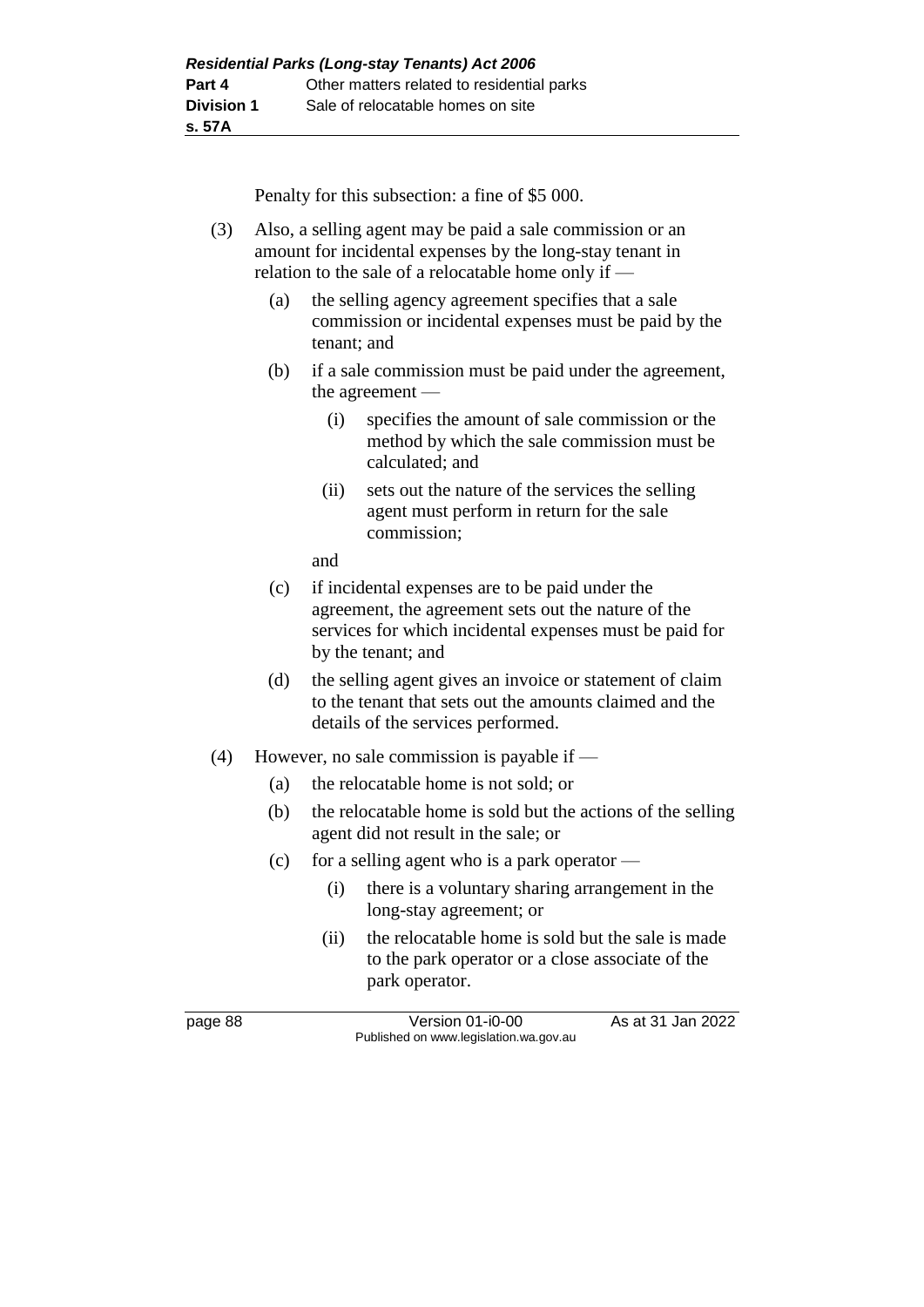Penalty for this subsection: a fine of $5 000.

(3) Also, a selling agent may be paid a sale commission or an amount for incidental expenses by the long-stay tenant in relation to the selling of a relocatable home only if —

(a) the selling agency agreement specifies that a sale commission or incidental expenses must be paid by the tenant; and

(b) if a sale commission must be paid under the agreement, the agreement —

(i) specifies the amount of sale commission or the method by which the sale commission must be calculated; and

(ii) sets out the nature of the services the selling agent must perform in return for the sale commission;

and

(c) if incidental expenses are to be paid under the agreement, the agreement sets out the nature of the services for which incidental expenses must be paid for by the tenant; and

(d) the selling agent gives an invoice or statement of claim to the tenant that sets out the amounts claimed and the details of the services performed.

(4) However, no sale commission is payable if —

(a) the relocatable home is not sold; or

(b) the relocatable home is sold but the actions of the selling agent did not result in the sale; or

(c) for a selling agent who is a park operator —

(i) there is a voluntary sharing arrangement in the long-stay agreement; or

(ii) the relocatable home is sold but the sale is made to the park operator or a close associate of the park operator.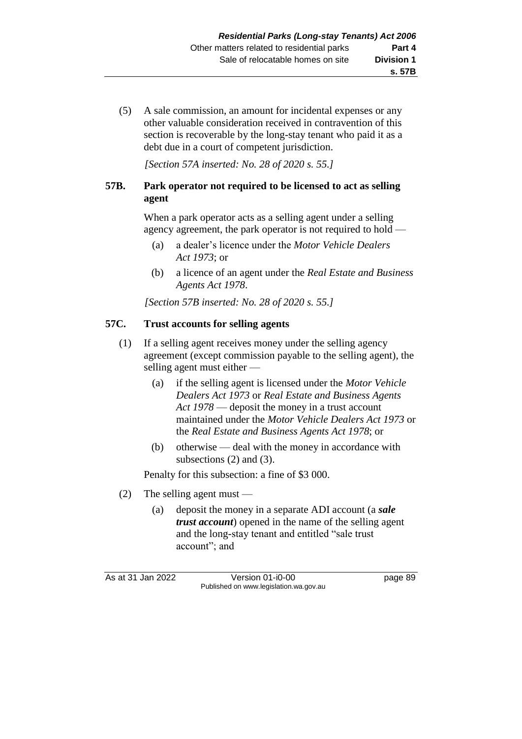(5) A sale commission, an amount for incidental expenses or any other valuable consideration received in contravention of this section is recoverable by the long-stay tenant who paid it as a debt due in a court of competent jurisdiction.

*[Section 57A inserted: No. 28 of 2020 s. 55.]*

### 57B. Park operator not required to be licensed to act as selling agent

When a park operator acts as a selling agent under a selling agency agreement, the park operator is not required to hold —

(a) a dealer's licence under the *Motor Vehicle Dealers Act 1973*; or

(b) a licence of an agent under the *Real Estate and Business Agents Act 1978*.

*[Section 57B inserted: No. 28 of 2020 s. 55.]*

### 57C. Trust accounts for selling agents

(1) If a selling agent receives money under the selling agency agreement (except commission payable to the selling agent), the selling agent must either —

(a) if the selling agent is licensed under the *Motor Vehicle Dealers Act 1973* or *Real Estate and Business Agents Act 1978* — deposit the money in a trust account maintained under the *Motor Vehicle Dealers Act 1973* or the *Real Estate and Business Agents Act 1978*; or

(b) otherwise — deal with the money in accordance with subsections (2) and (3).

Penalty for this subsection: a fine of $3 000.

(2) The selling agent must —

(a) deposit the money in a separate ADI account (a ***sale trust account***) opened in the name of the selling agent and the long-stay tenant and entitled "sale trust account"; and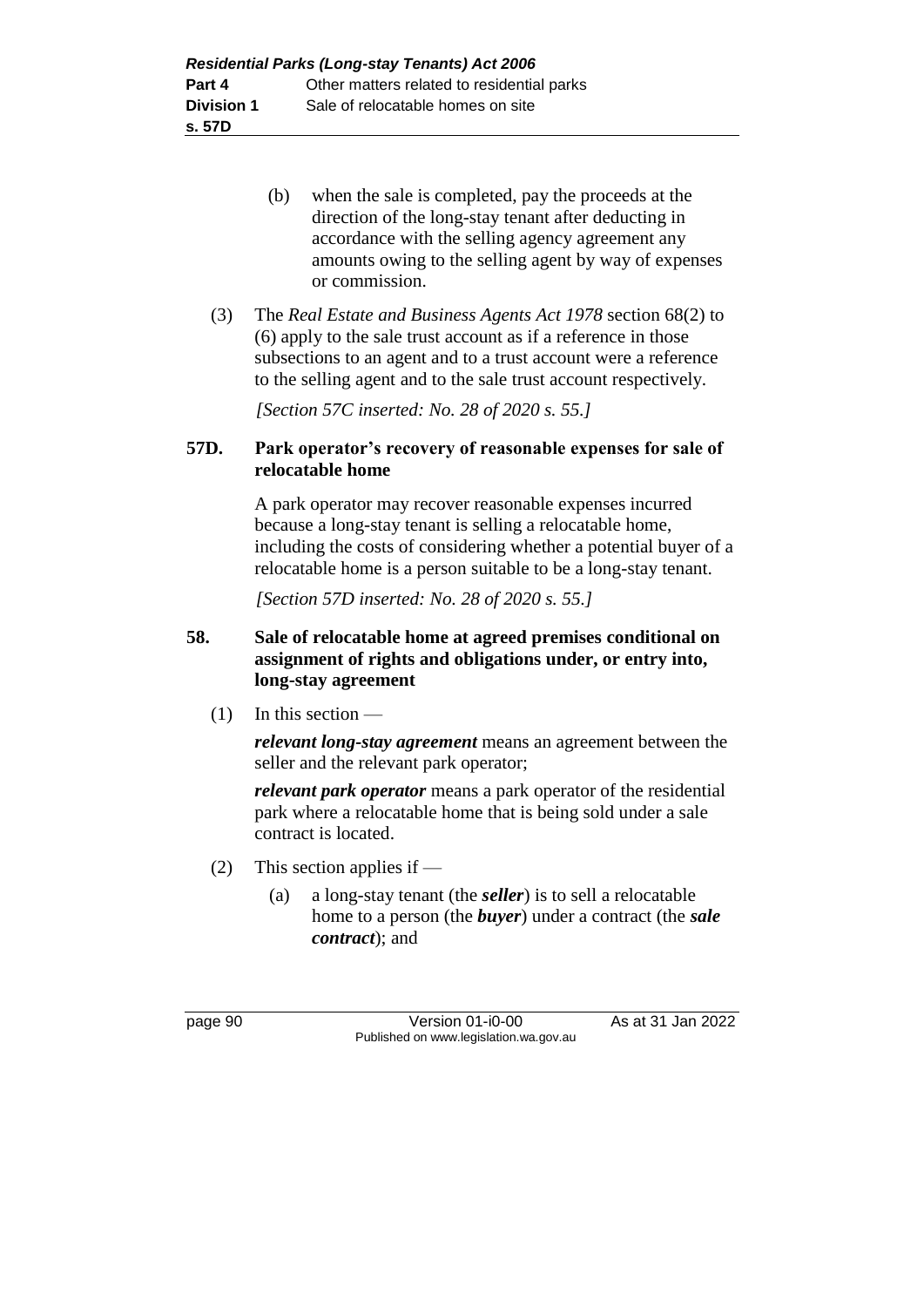(b) when the sale is completed, pay the proceeds at the direction of the long-stay tenant after deducting in accordance with the selling agency agreement any amounts owing to the selling agent by way of expenses or commission.

(3) The *Real Estate and Business Agents Act 1978* section 68(2) to (6) apply to the sale trust account as if a reference in those subsections to an agent and to a trust account were a reference to the selling agent and to the sale trust account respectively.

*[Section 57C inserted: No. 28 of 2020 s. 55.]*

### 57D. Park operator's recovery of reasonable expenses for sale of relocatable home

A park operator may recover reasonable expenses incurred because a long-stay tenant is selling a relocatable home, including the costs of considering whether a potential buyer of a relocatable home is a person suitable to be a long-stay tenant.

*[Section 57D inserted: No. 28 of 2020 s. 55.]*

### 58. Sale of relocatable home at agreed premises conditional on assignment of rights and obligations under, or entry into, long-stay agreement

(1) In this section —

***relevant long-stay agreement*** means an agreement between the seller and the relevant park operator;

***relevant park operator*** means a park operator of the residential park where a relocatable home that is being sold under a sale contract is located.

(2) This section applies if —

(a) a long-stay tenant (the ***seller***) is to sell a relocatable home to a person (the ***buyer***) under a contract (the ***sale contract***); and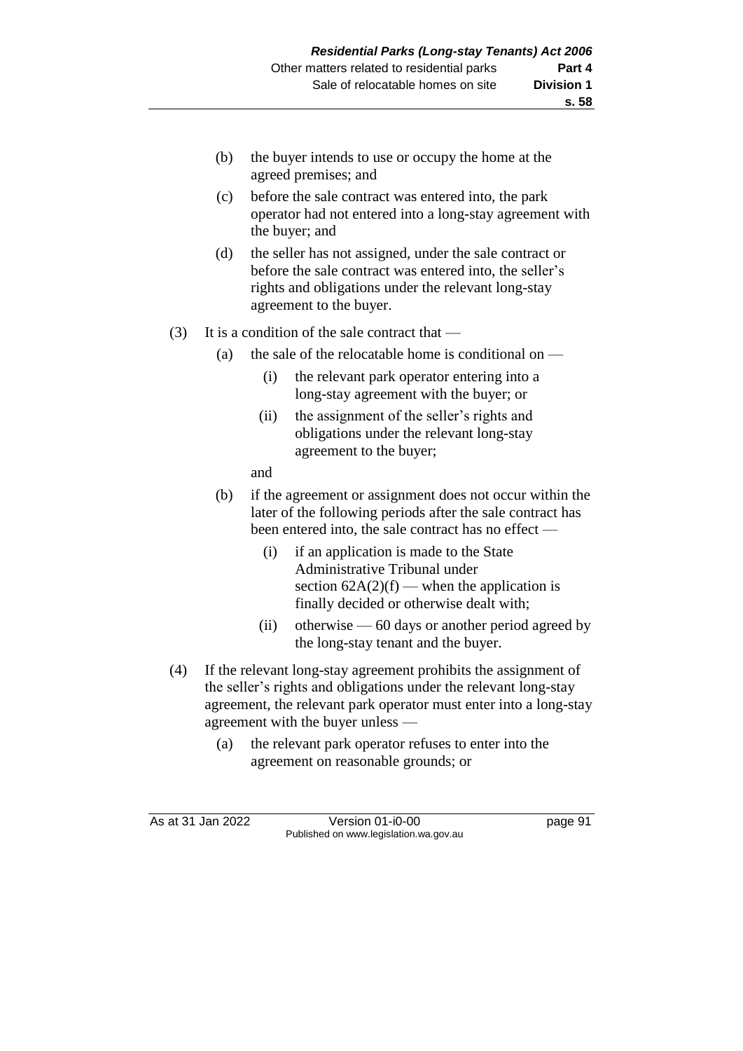(b) the buyer intends to use or occupy the home at the agreed premises; and

(c) before the sale contract was entered into, the park operator had not entered into a long-stay agreement with the buyer; and

(d) the seller has not assigned, under the sale contract or before the sale contract was entered into, the seller's rights and obligations under the relevant long-stay agreement to the buyer.

(3) It is a condition of the sale contract that —

(a) the sale of the relocatable home is conditional on —

(i) the relevant park operator entering into a long-stay agreement with the buyer; or

(ii) the assignment of the seller's rights and obligations under the relevant long-stay agreement to the buyer;

and

(b) if the agreement or assignment does not occur within the later of the following periods after the sale contract has been entered into, the sale contract has no effect —

(i) if an application is made to the State Administrative Tribunal under section 62A(2)(f) — when the application is finally decided or otherwise dealt with;

(ii) otherwise — 60 days or another period agreed by the long-stay tenant and the buyer.

(4) If the relevant long-stay agreement prohibits the assignment of the seller's rights and obligations under the relevant long-stay agreement, the relevant park operator must enter into a long-stay agreement with the buyer unless —

(a) the relevant park operator refuses to enter into the agreement on reasonable grounds; or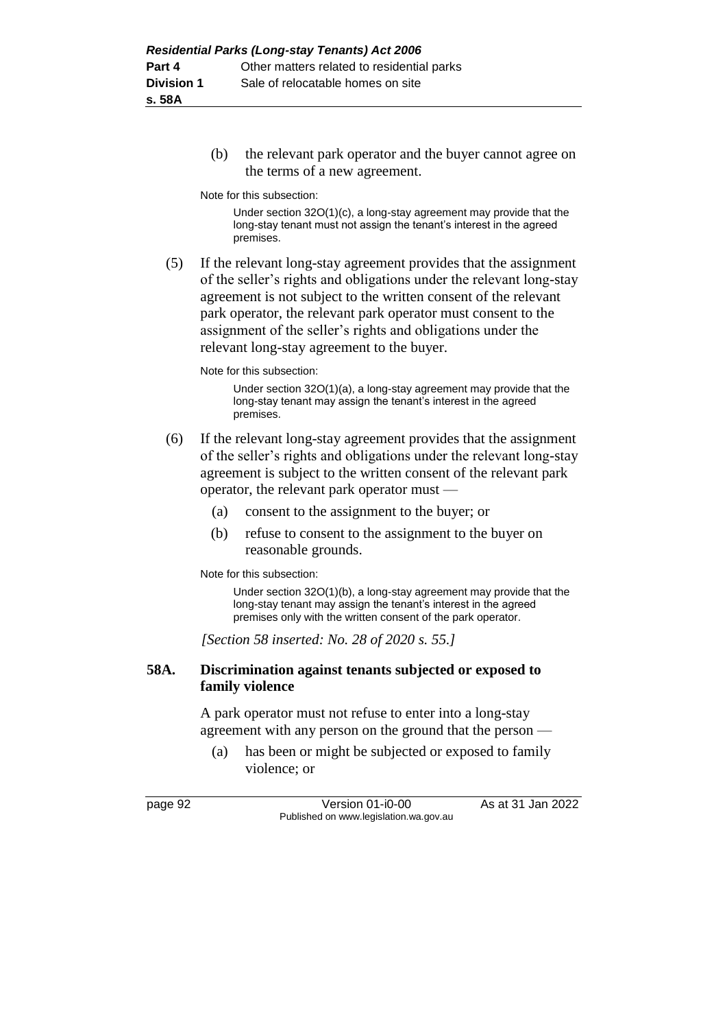(b) the relevant park operator and the buyer cannot agree on the terms of a new agreement.

Note for this subsection:

Under section 32O(1)(c), a long-stay agreement may provide that the long-stay tenant must not assign the tenant's interest in the agreed premises.

(5) If the relevant long-stay agreement provides that the assignment of the seller's rights and obligations under the relevant long-stay agreement is not subject to the written consent of the relevant park operator, the relevant park operator must consent to the assignment of the seller's rights and obligations under the relevant long-stay agreement to the buyer.

Note for this subsection:

Under section 32O(1)(a), a long-stay agreement may provide that the long-stay tenant may assign the tenant's interest in the agreed premises.

(6) If the relevant long-stay agreement provides that the assignment of the seller's rights and obligations under the relevant long-stay agreement is subject to the written consent of the relevant park operator, the relevant park operator must —

(a) consent to the assignment to the buyer; or

(b) refuse to consent to the assignment to the buyer on reasonable grounds.

Note for this subsection:

Under section 32O(1)(b), a long-stay agreement may provide that the long-stay tenant may assign the tenant's interest in the agreed premises only with the written consent of the park operator.

*[Section 58 inserted: No. 28 of 2020 s. 55.]*

### 58A. Discrimination against tenants subjected or exposed to family violence

A park operator must not refuse to enter into a long-stay agreement with any person on the ground that the person —

(a) has been or might be subjected or exposed to family violence; or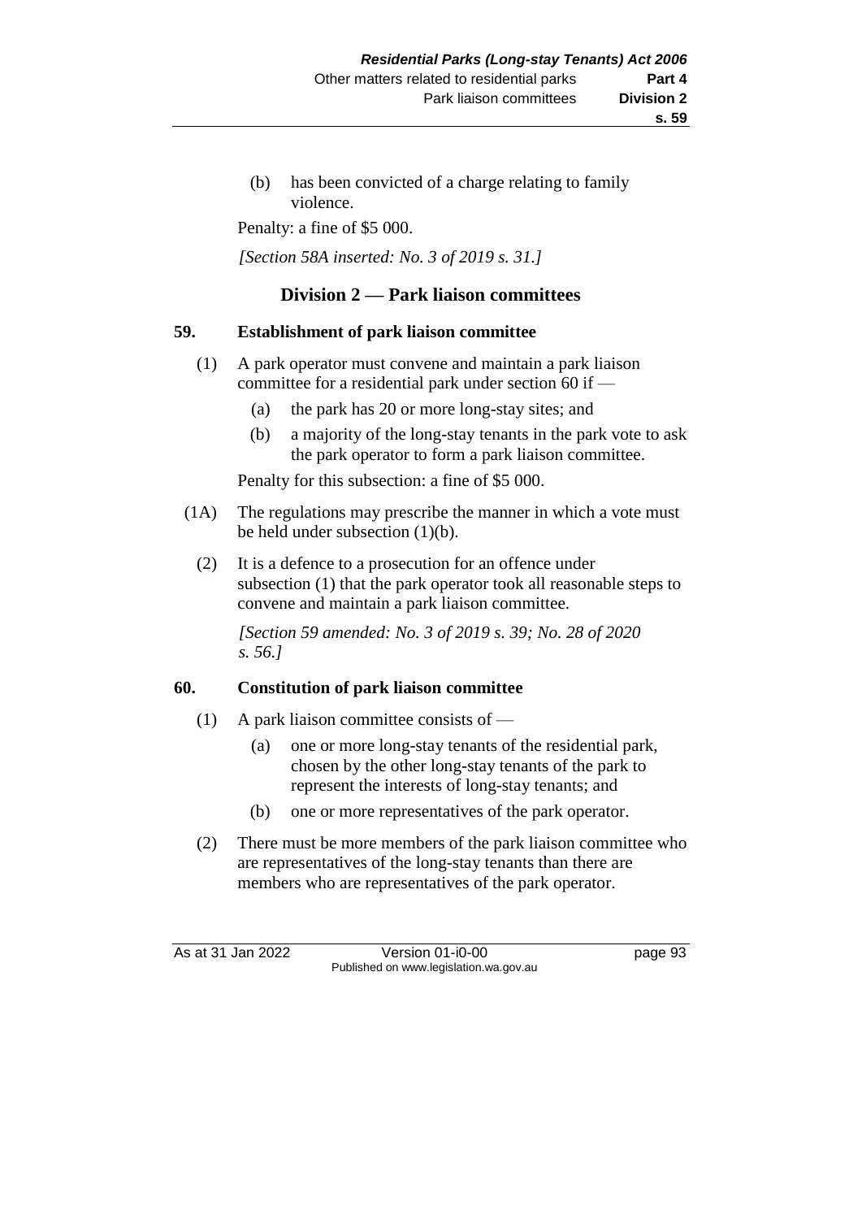(b) has been convicted of a charge relating to family violence.

Penalty: a fine of $5 000.

*[Section 58A inserted: No. 3 of 2019 s. 31.]*

## Division 2 — Park liaison committees

### 59. Establishment of park liaison committee

(1) A park operator must convene and maintain a park liaison committee for a residential park under section 60 if —

(a) the park has 20 or more long-stay sites; and

(b) a majority of the long-stay tenants in the park vote to ask the park operator to form a park liaison committee.

Penalty for this subsection: a fine of $5 000.

(1A) The regulations may prescribe the manner in which a vote must be held under subsection (1)(b).

(2) It is a defence to a prosecution for an offence under subsection (1) that the park operator took all reasonable steps to convene and maintain a park liaison committee.

*[Section 59 amended: No. 3 of 2019 s. 39; No. 28 of 2020 s. 56.]*

### 60. Constitution of park liaison committee

(1) A park liaison committee consists of —

(a) one or more long-stay tenants of the residential park, chosen by the other long-stay tenants of the park to represent the interests of long-stay tenants; and

(b) one or more representatives of the park operator.

(2) There must be more members of the park liaison committee who are representatives of the long-stay tenants than there are members who are representatives of the park operator.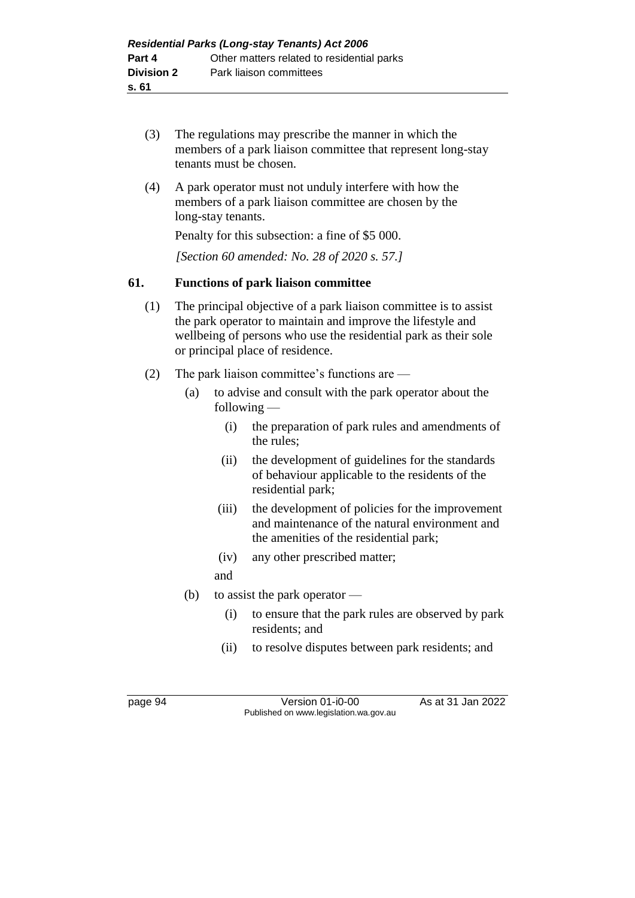(3) The regulations may prescribe the manner in which the members of a park liaison committee that represent long-stay tenants must be chosen.

(4) A park operator must not unduly interfere with how the members of a park liaison committee are chosen by the long-stay tenants.

Penalty for this subsection: a fine of $5 000.

*[Section 60 amended: No. 28 of 2020 s. 57.]*

### 61. Functions of park liaison committee

(1) The principal objective of a park liaison committee is to assist the park operator to maintain and improve the lifestyle and wellbeing of persons who use the residential park as their sole or principal place of residence.

(2) The park liaison committee's functions are —

- (a) to advise and consult with the park operator about the following —
  - (i) the preparation of park rules and amendments of the rules;
  - (ii) the development of guidelines for the standards of behaviour applicable to the residents of the residential park;
  - (iii) the development of policies for the improvement and maintenance of the natural environment and the amenities of the residential park;
  - (iv) any other prescribed matter;

  and
- (b) to assist the park operator —
  - (i) to ensure that the park rules are observed by park residents; and
  - (ii) to resolve disputes between park residents; and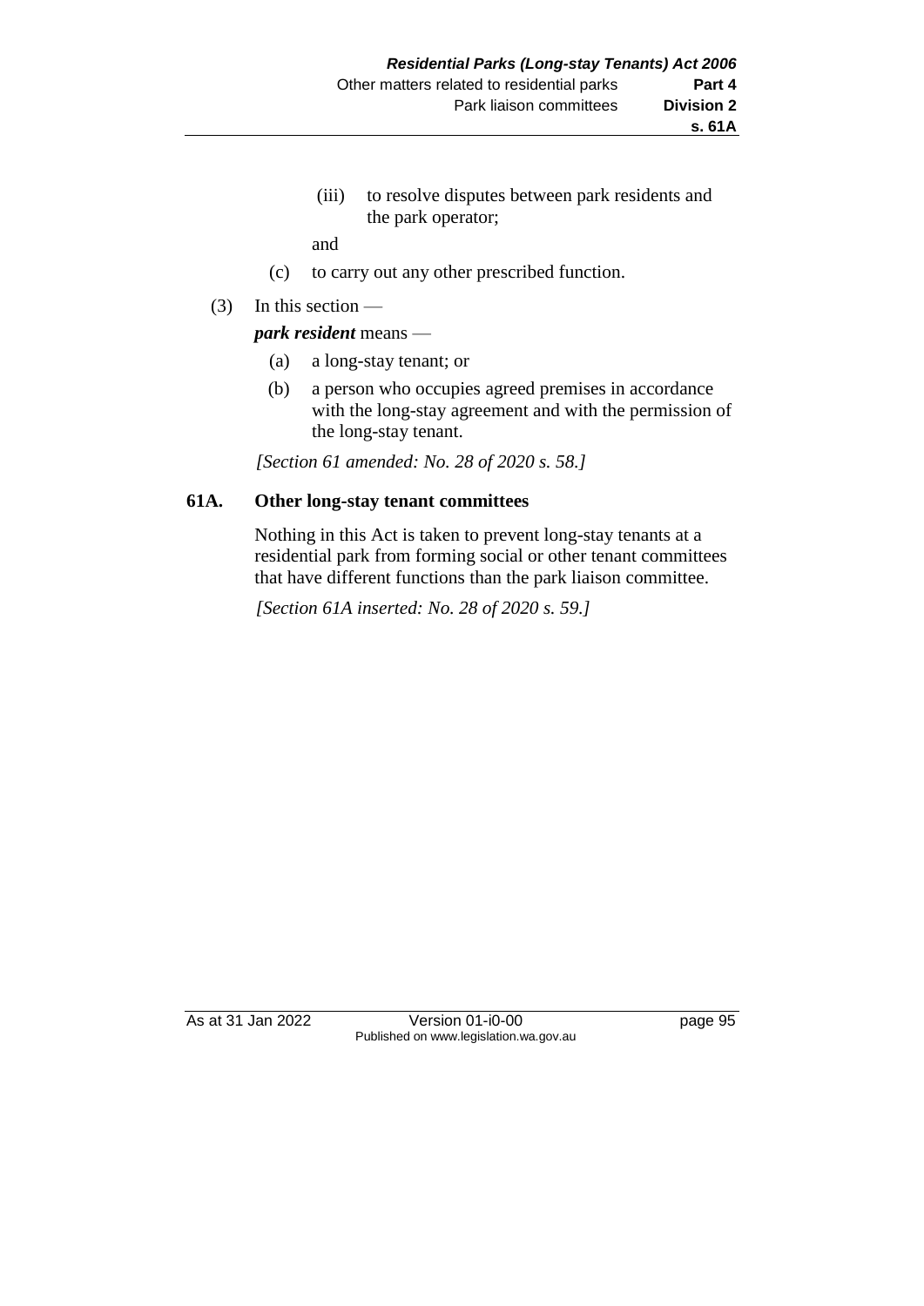(iii) to resolve disputes between park residents and the park operator;

and

(c) to carry out any other prescribed function.

(3) In this section —

***park resident*** means —

(a) a long-stay tenant; or

(b) a person who occupies agreed premises in accordance with the long-stay agreement and with the permission of the long-stay tenant.

*[Section 61 amended: No. 28 of 2020 s. 58.]*

### 61A. Other long-stay tenant committees

Nothing in this Act is taken to prevent long-stay tenants at a residential park from forming social or other tenant committees that have different functions than the park liaison committee.

*[Section 61A inserted: No. 28 of 2020 s. 59.]*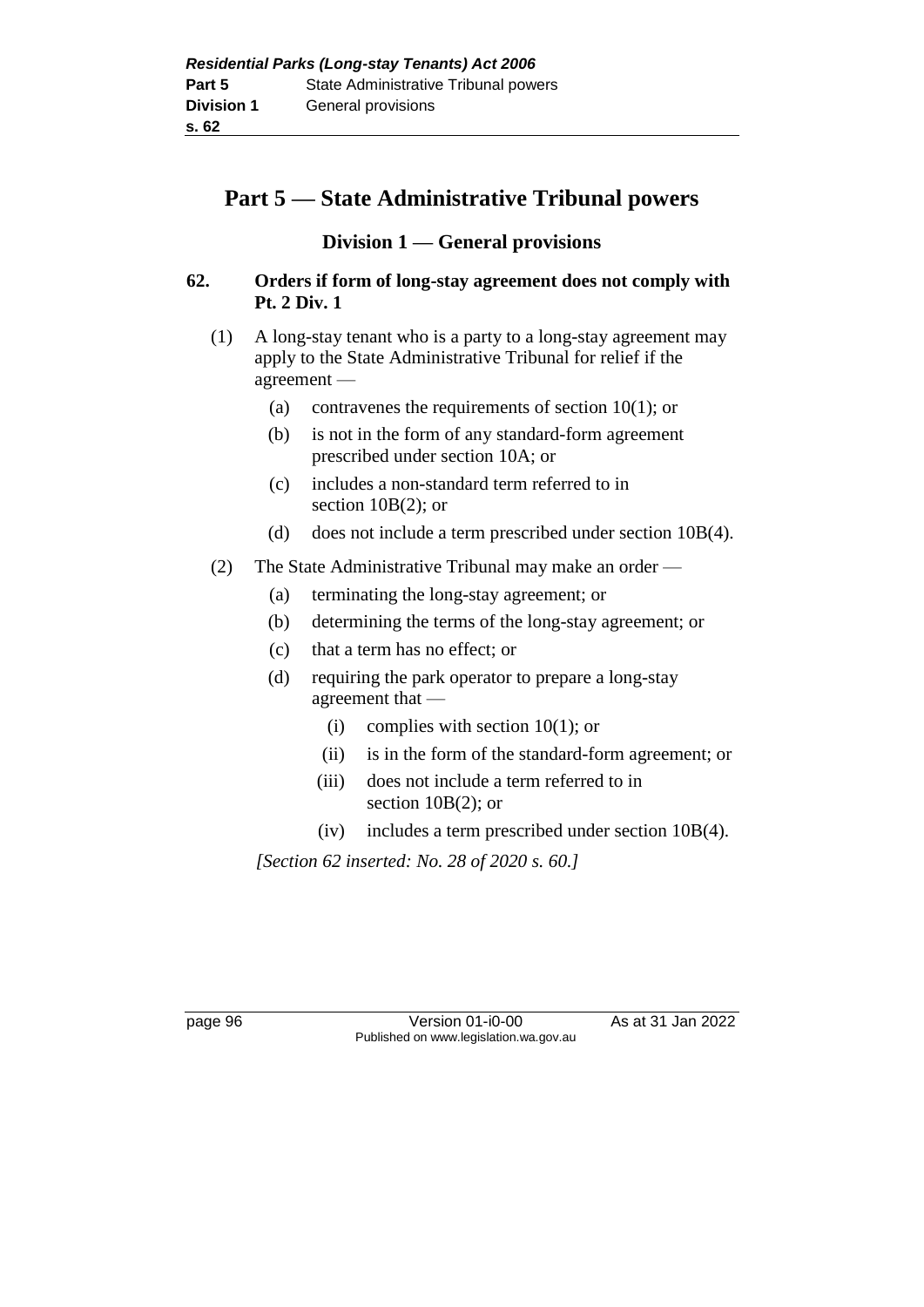# Part 5 — State Administrative Tribunal powers

## Division 1 — General provisions

### 62. Orders if form of long-stay agreement does not comply with Pt. 2 Div. 1

(1) A long-stay tenant who is a party to a long-stay agreement may apply to the State Administrative Tribunal for relief if the agreement —

- (a) contravenes the requirements of section 10(1); or
- (b) is not in the form of any standard-form agreement prescribed under section 10A; or
- (c) includes a non-standard term referred to in section 10B(2); or
- (d) does not include a term prescribed under section 10B(4).

(2) The State Administrative Tribunal may make an order —

- (a) terminating the long-stay agreement; or
- (b) determining the terms of the long-stay agreement; or
- (c) that a term has no effect; or
- (d) requiring the park operator to prepare a long-stay agreement that —
  - (i) complies with section 10(1); or
  - (ii) is in the form of the standard-form agreement; or
  - (iii) does not include a term referred to in section 10B(2); or
  - (iv) includes a term prescribed under section 10B(4).

*[Section 62 inserted: No. 28 of 2020 s. 60.]*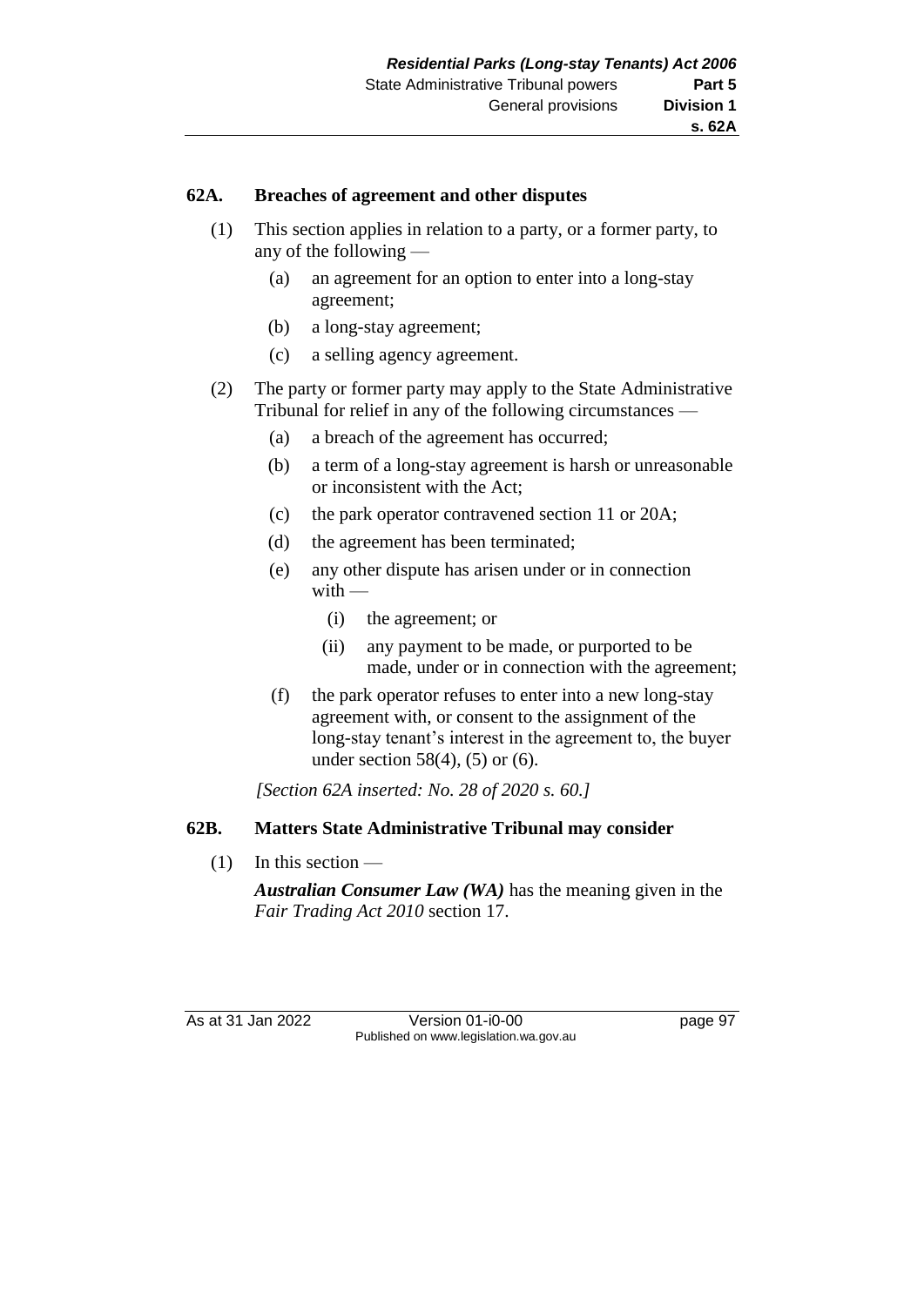## 62A. Breaches of agreement and other disputes

(1) This section applies in relation to a party, or a former party, to any of the following —

  (a) an agreement for an option to enter into a long-stay agreement;

  (b) a long-stay agreement;

  (c) a selling agency agreement.

(2) The party or former party may apply to the State Administrative Tribunal for relief in any of the following circumstances —

  (a) a breach of the agreement has occurred;

  (b) a term of a long-stay agreement is harsh or unreasonable or inconsistent with the Act;

  (c) the park operator contravened section 11 or 20A;

  (d) the agreement has been terminated;

  (e) any other dispute has arisen under or in connection with —

    (i) the agreement; or

    (ii) any payment to be made, or purported to be made, under or in connection with the agreement;

  (f) the park operator refuses to enter into a new long-stay agreement with, or consent to the assignment of the long-stay tenant's interest in the agreement to, the buyer under section 58(4), (5) or (6).

*[Section 62A inserted: No. 28 of 2020 s. 60.]*

## 62B. Matters State Administrative Tribunal may consider

(1) In this section —

***Australian Consumer Law (WA)*** has the meaning given in the *Fair Trading Act 2010* section 17.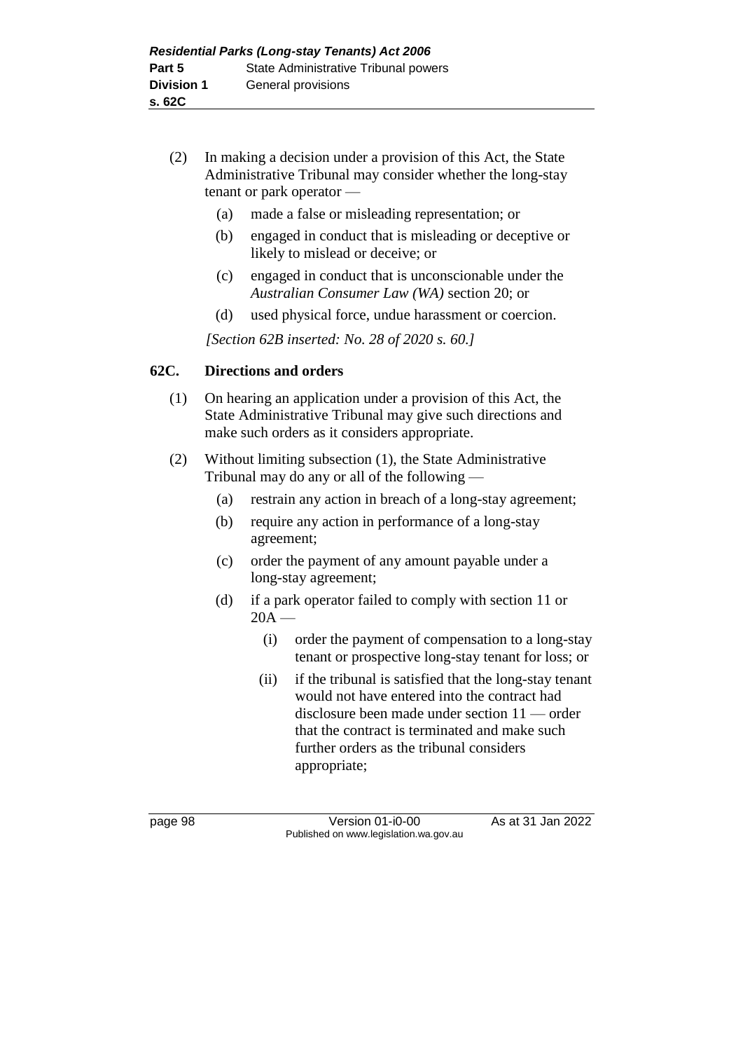(2) In making a decision under a provision of this Act, the State Administrative Tribunal may consider whether the long-stay tenant or park operator —

(a) made a false or misleading representation; or

(b) engaged in conduct that is misleading or deceptive or likely to mislead or deceive; or

(c) engaged in conduct that is unconscionable under the *Australian Consumer Law (WA)* section 20; or

(d) used physical force, undue harassment or coercion.

*[Section 62B inserted: No. 28 of 2020 s. 60.]*

## 62C. Directions and orders

(1) On hearing an application under a provision of this Act, the State Administrative Tribunal may give such directions and make such orders as it considers appropriate.

(2) Without limiting subsection (1), the State Administrative Tribunal may do any or all of the following —

(a) restrain any action in breach of a long-stay agreement;

(b) require any action in performance of a long-stay agreement;

(c) order the payment of any amount payable under a long-stay agreement;

(d) if a park operator failed to comply with section 11 or 20A —

(i) order the payment of compensation to a long-stay tenant or prospective long-stay tenant for loss; or

(ii) if the tribunal is satisfied that the long-stay tenant would not have entered into the contract had disclosure been made under section 11 — order that the contract is terminated and make such further orders as the tribunal considers appropriate;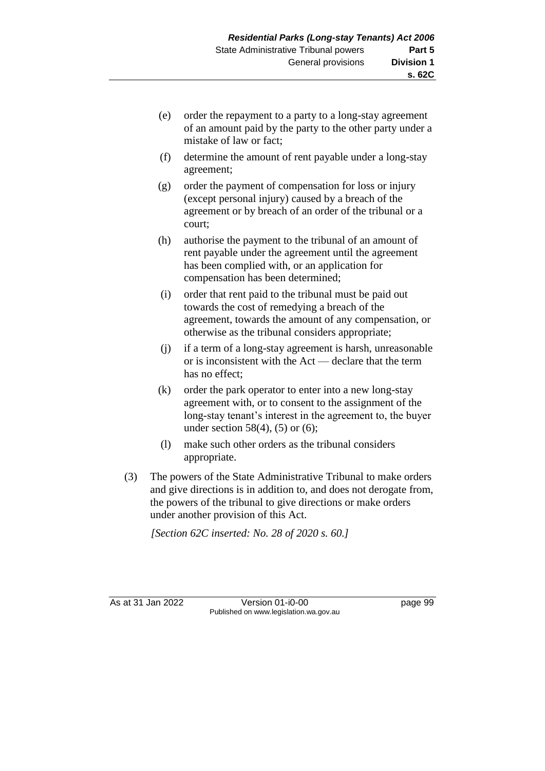(e) order the repayment to a party to a long-stay agreement of an amount paid by the party to the other party under a mistake of law or fact;

(f) determine the amount of rent payable under a long-stay agreement;

(g) order the payment of compensation for loss or injury (except personal injury) caused by a breach of the agreement or by breach of an order of the tribunal or a court;

(h) authorise the payment to the tribunal of an amount of rent payable under the agreement until the agreement has been complied with, or an application for compensation has been determined;

(i) order that rent paid to the tribunal must be paid out towards the cost of remedying a breach of the agreement, towards the amount of any compensation, or otherwise as the tribunal considers appropriate;

(j) if a term of a long-stay agreement is harsh, unreasonable or is inconsistent with the Act — declare that the term has no effect;

(k) order the park operator to enter into a new long-stay agreement with, or to consent to the assignment of the long-stay tenant's interest in the agreement to, the buyer under section 58(4), (5) or (6);

(l) make such other orders as the tribunal considers appropriate.

(3) The powers of the State Administrative Tribunal to make orders and give directions is in addition to, and does not derogate from, the powers of the tribunal to give directions or make orders under another provision of this Act.

*[Section 62C inserted: No. 28 of 2020 s. 60.]*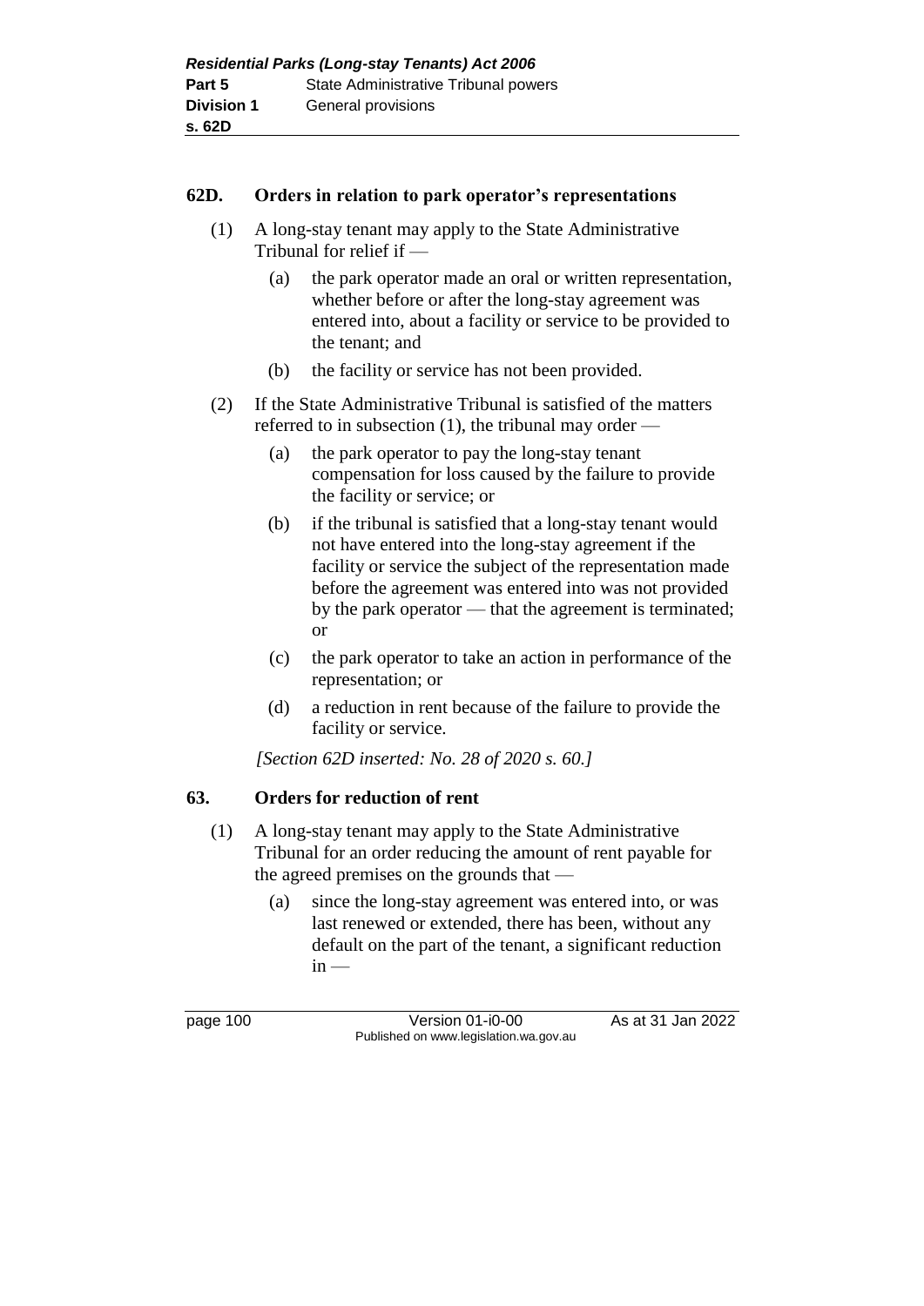## 62D. Orders in relation to park operator's representations

(1) A long-stay tenant may apply to the State Administrative Tribunal for relief if —

- (a) the park operator made an oral or written representation, whether before or after the long-stay agreement was entered into, about a facility or service to be provided to the tenant; and
- (b) the facility or service has not been provided.

(2) If the State Administrative Tribunal is satisfied of the matters referred to in subsection (1), the tribunal may order —

- (a) the park operator to pay the long-stay tenant compensation for loss caused by the failure to provide the facility or service; or
- (b) if the tribunal is satisfied that a long-stay tenant would not have entered into the long-stay agreement if the facility or service the subject of the representation made before the agreement was entered into was not provided by the park operator — that the agreement is terminated; or
- (c) the park operator to take an action in performance of the representation; or
- (d) a reduction in rent because of the failure to provide the facility or service.

*[Section 62D inserted: No. 28 of 2020 s. 60.]*

## 63. Orders for reduction of rent

(1) A long-stay tenant may apply to the State Administrative Tribunal for an order reducing the amount of rent payable for the agreed premises on the grounds that —

- (a) since the long-stay agreement was entered into, or was last renewed or extended, there has been, without any default on the part of the tenant, a significant reduction in —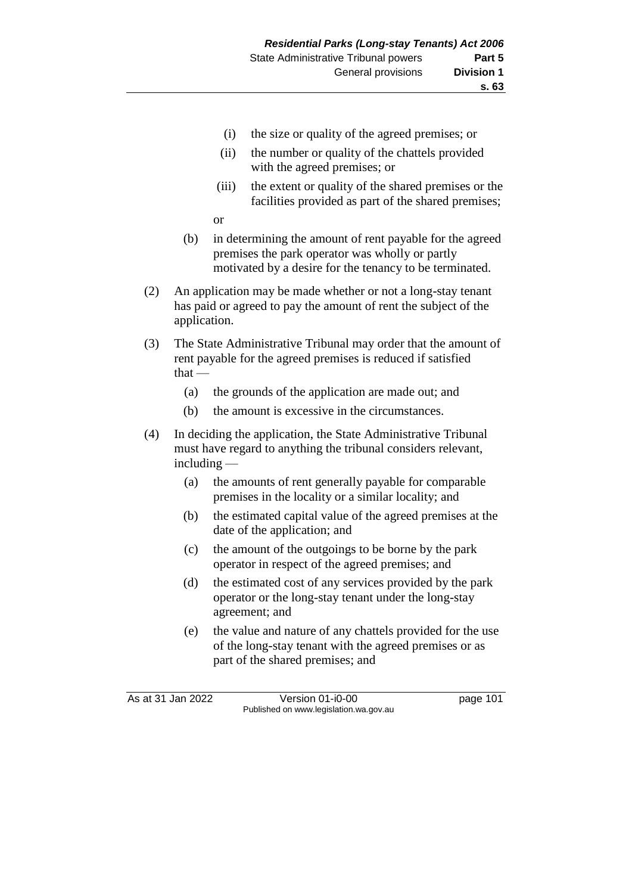(i) the size or quality of the agreed premises; or

(ii) the number or quality of the chattels provided with the agreed premises; or

(iii) the extent or quality of the shared premises or the facilities provided as part of the shared premises;

or

(b) in determining the amount of rent payable for the agreed premises the park operator was wholly or partly motivated by a desire for the tenancy to be terminated.

(2) An application may be made whether or not a long-stay tenant has paid or agreed to pay the amount of rent the subject of the application.

(3) The State Administrative Tribunal may order that the amount of rent payable for the agreed premises is reduced if satisfied that —

(a) the grounds of the application are made out; and

(b) the amount is excessive in the circumstances.

(4) In deciding the application, the State Administrative Tribunal must have regard to anything the tribunal considers relevant, including —

(a) the amounts of rent generally payable for comparable premises in the locality or a similar locality; and

(b) the estimated capital value of the agreed premises at the date of the application; and

(c) the amount of the outgoings to be borne by the park operator in respect of the agreed premises; and

(d) the estimated cost of any services provided by the park operator or the long-stay tenant under the long-stay agreement; and

(e) the value and nature of any chattels provided for the use of the long-stay tenant with the agreed premises or as part of the shared premises; and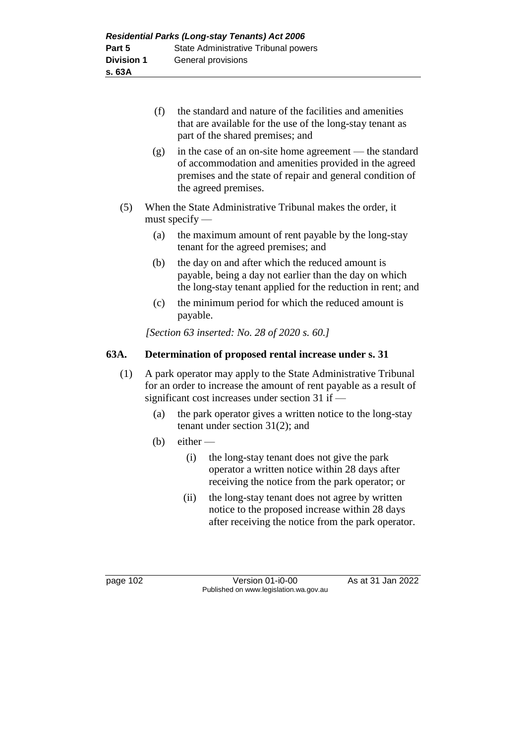(f) the standard and nature of the facilities and amenities that are available for the use of the long-stay tenant as part of the shared premises; and

(g) in the case of an on-site home agreement — the standard of accommodation and amenities provided in the agreed premises and the state of repair and general condition of the agreed premises.

(5) When the State Administrative Tribunal makes the order, it must specify —

(a) the maximum amount of rent payable by the long-stay tenant for the agreed premises; and

(b) the day on and after which the reduced amount is payable, being a day not earlier than the day on which the long-stay tenant applied for the reduction in rent; and

(c) the minimum period for which the reduced amount is payable.

*[Section 63 inserted: No. 28 of 2020 s. 60.]*

### 63A. Determination of proposed rental increase under s. 31

(1) A park operator may apply to the State Administrative Tribunal for an order to increase the amount of rent payable as a result of significant cost increases under section 31 if —

(a) the park operator gives a written notice to the long-stay tenant under section 31(2); and

(b) either —

(i) the long-stay tenant does not give the park operator a written notice within 28 days after receiving the notice from the park operator; or

(ii) the long-stay tenant does not agree by written notice to the proposed increase within 28 days after receiving the notice from the park operator.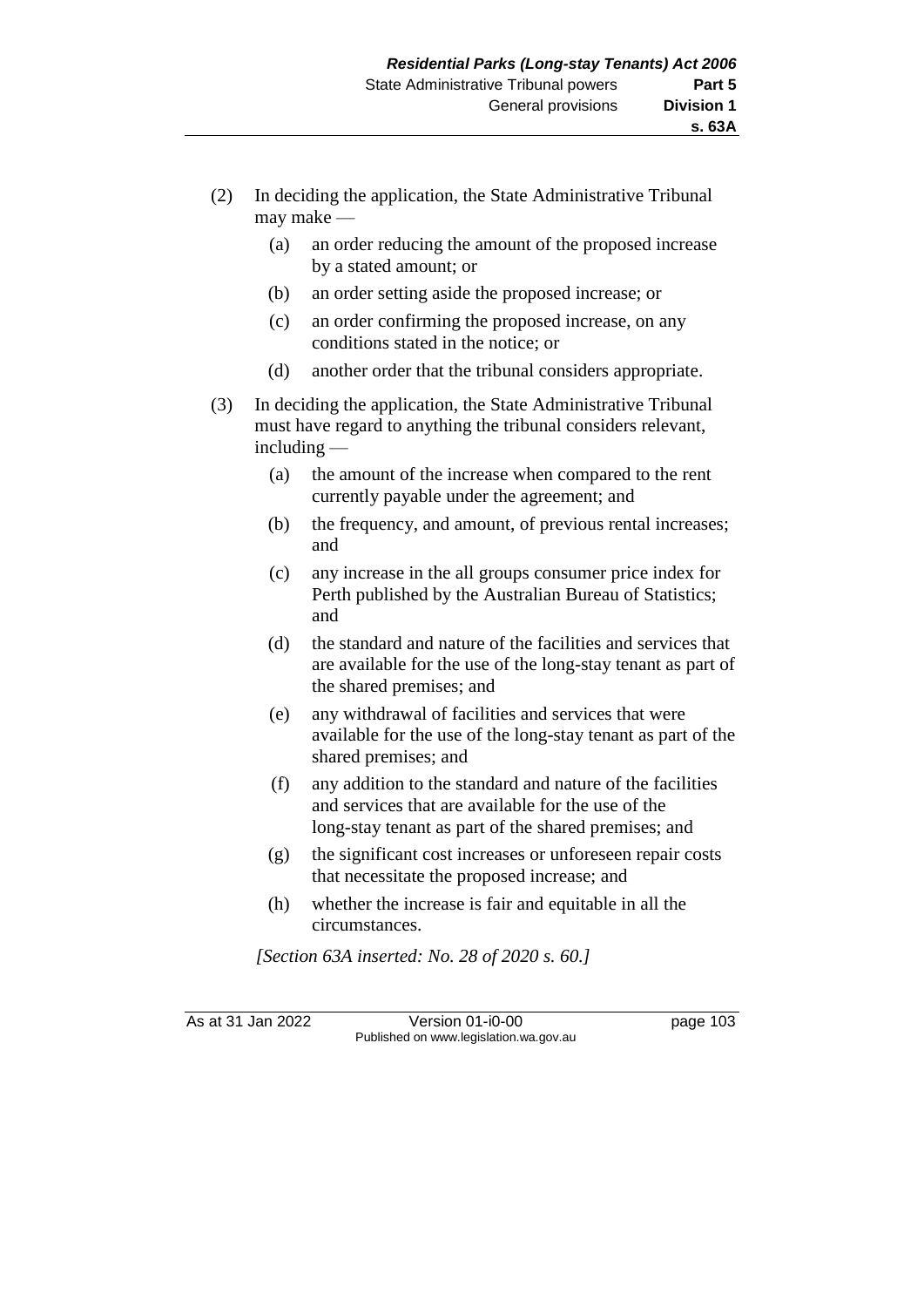(2) In deciding the application, the State Administrative Tribunal may make —

   (a) an order reducing the amount of the proposed increase by a stated amount; or

   (b) an order setting aside the proposed increase; or

   (c) an order confirming the proposed increase, on any conditions stated in the notice; or

   (d) another order that the tribunal considers appropriate.

(3) In deciding the application, the State Administrative Tribunal must have regard to anything the tribunal considers relevant, including —

   (a) the amount of the increase when compared to the rent currently payable under the agreement; and

   (b) the frequency, and amount, of previous rental increases; and

   (c) any increase in the all groups consumer price index for Perth published by the Australian Bureau of Statistics; and

   (d) the standard and nature of the facilities and services that are available for the use of the long-stay tenant as part of the shared premises; and

   (e) any withdrawal of facilities and services that were available for the use of the long-stay tenant as part of the shared premises; and

   (f) any addition to the standard and nature of the facilities and services that are available for the use of the long-stay tenant as part of the shared premises; and

   (g) the significant cost increases or unforeseen repair costs that necessitate the proposed increase; and

   (h) whether the increase is fair and equitable in all the circumstances.

*[Section 63A inserted: No. 28 of 2020 s. 60.]*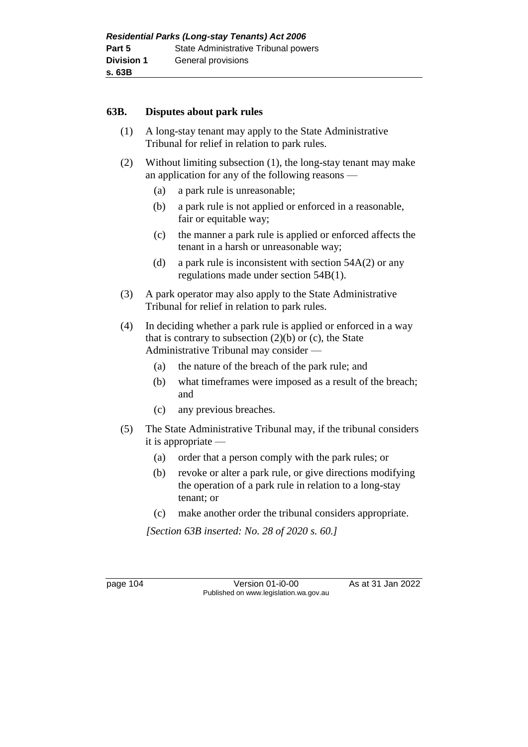### 63B. Disputes about park rules

(1) A long-stay tenant may apply to the State Administrative Tribunal for relief in relation to park rules.

(2) Without limiting subsection (1), the long-stay tenant may make an application for any of the following reasons —

  (a) a park rule is unreasonable;

  (b) a park rule is not applied or enforced in a reasonable, fair or equitable way;

  (c) the manner a park rule is applied or enforced affects the tenant in a harsh or unreasonable way;

  (d) a park rule is inconsistent with section 54A(2) or any regulations made under section 54B(1).

(3) A park operator may also apply to the State Administrative Tribunal for relief in relation to park rules.

(4) In deciding whether a park rule is applied or enforced in a way that is contrary to subsection (2)(b) or (c), the State Administrative Tribunal may consider —

  (a) the nature of the breach of the park rule; and

  (b) what timeframes were imposed as a result of the breach; and

  (c) any previous breaches.

(5) The State Administrative Tribunal may, if the tribunal considers it is appropriate —

  (a) order that a person comply with the park rules; or

  (b) revoke or alter a park rule, or give directions modifying the operation of a park rule in relation to a long-stay tenant; or

  (c) make another order the tribunal considers appropriate.

*[Section 63B inserted: No. 28 of 2020 s. 60.]*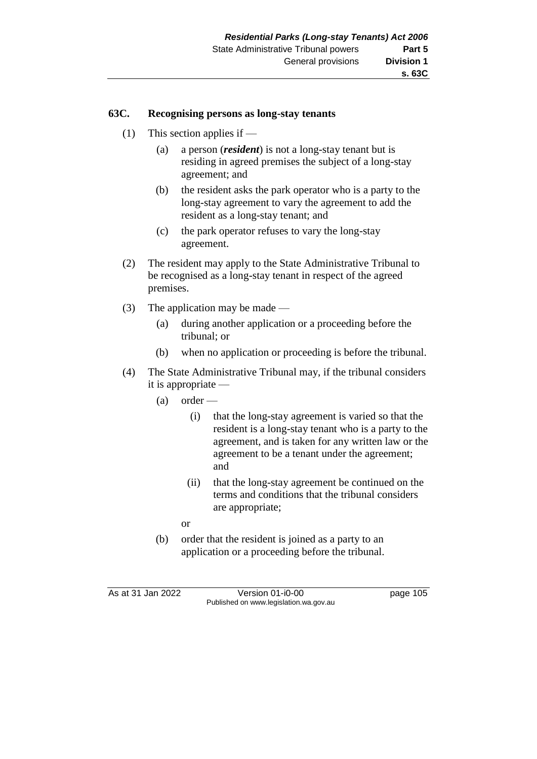## 63C. Recognising persons as long-stay tenants

(1) This section applies if —

(a) a person (***resident***) is not a long-stay tenant but is residing in agreed premises the subject of a long-stay agreement; and

(b) the resident asks the park operator who is a party to the long-stay agreement to vary the agreement to add the resident as a long-stay tenant; and

(c) the park operator refuses to vary the long-stay agreement.

(2) The resident may apply to the State Administrative Tribunal to be recognised as a long-stay tenant in respect of the agreed premises.

(3) The application may be made —

(a) during another application or a proceeding before the tribunal; or

(b) when no application or proceeding is before the tribunal.

(4) The State Administrative Tribunal may, if the tribunal considers it is appropriate —

(a) order —

(i) that the long-stay agreement is varied so that the resident is a long-stay tenant who is a party to the agreement, and is taken for any written law or the agreement to be a tenant under the agreement; and

(ii) that the long-stay agreement be continued on the terms and conditions that the tribunal considers are appropriate;

or

(b) order that the resident is joined as a party to an application or a proceeding before the tribunal.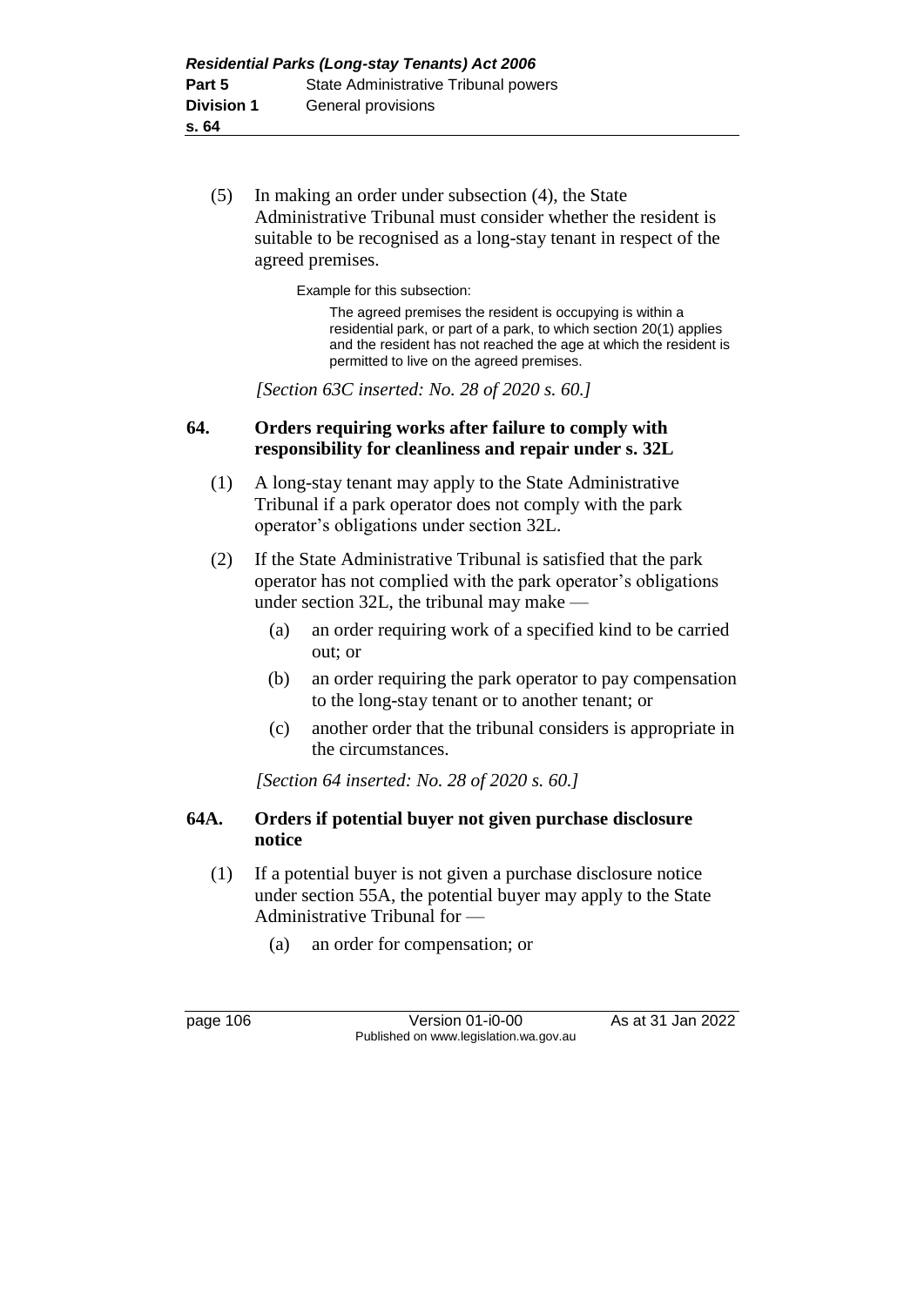(5) In making an order under subsection (4), the State Administrative Tribunal must consider whether the resident is suitable to be recognised as a long-stay tenant in respect of the agreed premises.

Example for this subsection:

The agreed premises the resident is occupying is within a residential park, or part of a park, to which section 20(1) applies and the resident has not reached the age at which the resident is permitted to live on the agreed premises.

*[Section 63C inserted: No. 28 of 2020 s. 60.]*

### 64. Orders requiring works after failure to comply with responsibility for cleanliness and repair under s. 32L

(1) A long-stay tenant may apply to the State Administrative Tribunal if a park operator does not comply with the park operator's obligations under section 32L.

(2) If the State Administrative Tribunal is satisfied that the park operator has not complied with the park operator's obligations under section 32L, the tribunal may make —

(a) an order requiring work of a specified kind to be carried out; or

(b) an order requiring the park operator to pay compensation to the long-stay tenant or to another tenant; or

(c) another order that the tribunal considers is appropriate in the circumstances.

*[Section 64 inserted: No. 28 of 2020 s. 60.]*

### 64A. Orders if potential buyer not given purchase disclosure notice

(1) If a potential buyer is not given a purchase disclosure notice under section 55A, the potential buyer may apply to the State Administrative Tribunal for —

(a) an order for compensation; or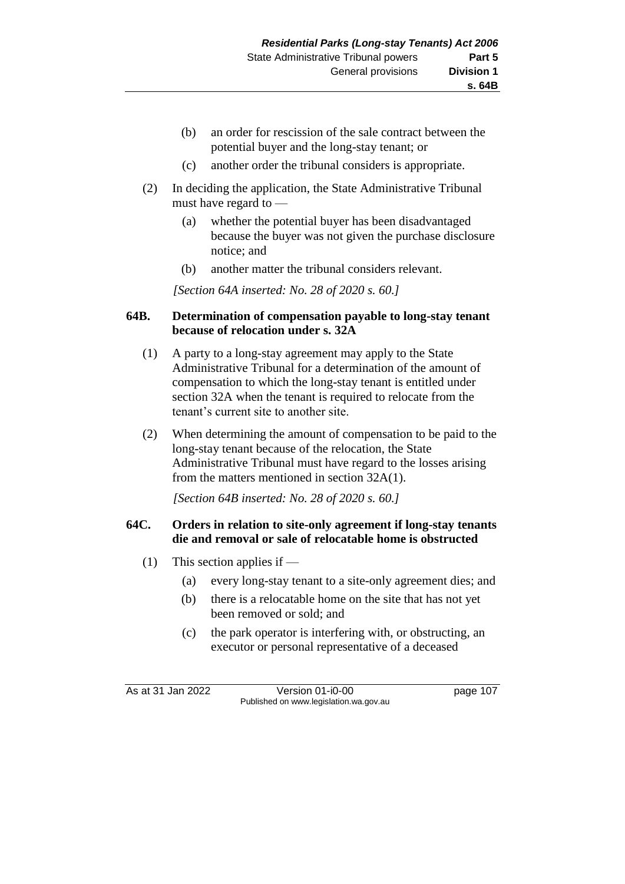(b) an order for rescission of the sale contract between the potential buyer and the long-stay tenant; or

(c) another order the tribunal considers is appropriate.

(2) In deciding the application, the State Administrative Tribunal must have regard to —

(a) whether the potential buyer has been disadvantaged because the buyer was not given the purchase disclosure notice; and

(b) another matter the tribunal considers relevant.

*[Section 64A inserted: No. 28 of 2020 s. 60.]*

**64B. Determination of compensation payable to long-stay tenant because of relocation under s. 32A**

(1) A party to a long-stay agreement may apply to the State Administrative Tribunal for a determination of the amount of compensation to which the long-stay tenant is entitled under section 32A when the tenant is required to relocate from the tenant's current site to another site.

(2) When determining the amount of compensation to be paid to the long-stay tenant because of the relocation, the State Administrative Tribunal must have regard to the losses arising from the matters mentioned in section 32A(1).

*[Section 64B inserted: No. 28 of 2020 s. 60.]*

**64C. Orders in relation to site-only agreement if long-stay tenants die and removal or sale of relocatable home is obstructed**

(1) This section applies if —

(a) every long-stay tenant to a site-only agreement dies; and

(b) there is a relocatable home on the site that has not yet been removed or sold; and

(c) the park operator is interfering with, or obstructing, an executor or personal representative of a deceased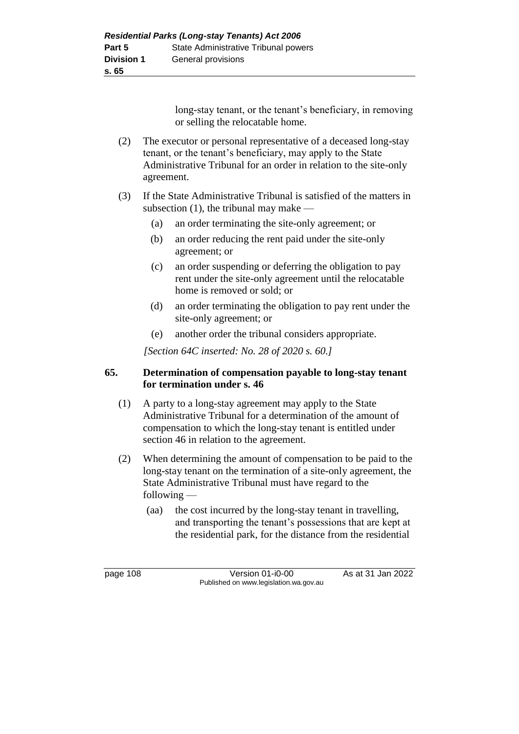long-stay tenant, or the tenant's beneficiary, in removing or selling the relocatable home.

(2) The executor or personal representative of a deceased long-stay tenant, or the tenant's beneficiary, may apply to the State Administrative Tribunal for an order in relation to the site-only agreement.

(3) If the State Administrative Tribunal is satisfied of the matters in subsection (1), the tribunal may make —

(a) an order terminating the site-only agreement; or

(b) an order reducing the rent paid under the site-only agreement; or

(c) an order suspending or deferring the obligation to pay rent under the site-only agreement until the relocatable home is removed or sold; or

(d) an order terminating the obligation to pay rent under the site-only agreement; or

(e) another order the tribunal considers appropriate.

*[Section 64C inserted: No. 28 of 2020 s. 60.]*

## 65. Determination of compensation payable to long-stay tenant for termination under s. 46

(1) A party to a long-stay agreement may apply to the State Administrative Tribunal for a determination of the amount of compensation to which the long-stay tenant is entitled under section 46 in relation to the agreement.

(2) When determining the amount of compensation to be paid to the long-stay tenant on the termination of a site-only agreement, the State Administrative Tribunal must have regard to the following —

(aa) the cost incurred by the long-stay tenant in travelling, and transporting the tenant's possessions that are kept at the residential park, for the distance from the residential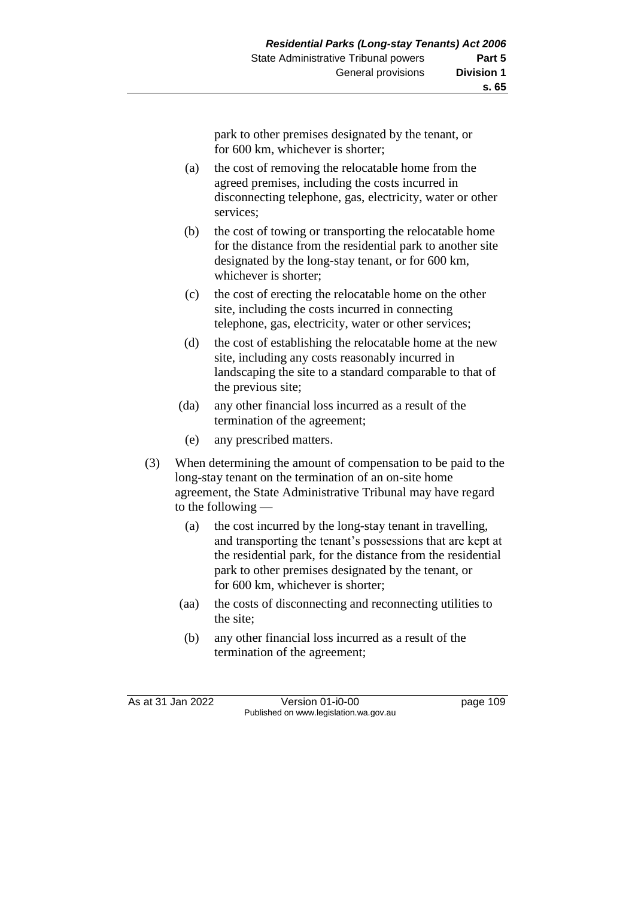park to other premises designated by the tenant, or for 600 km, whichever is shorter;

(a) the cost of removing the relocatable home from the agreed premises, including the costs incurred in disconnecting telephone, gas, electricity, water or other services;

(b) the cost of towing or transporting the relocatable home for the distance from the residential park to another site designated by the long-stay tenant, or for 600 km, whichever is shorter;

(c) the cost of erecting the relocatable home on the other site, including the costs incurred in connecting telephone, gas, electricity, water or other services;

(d) the cost of establishing the relocatable home at the new site, including any costs reasonably incurred in landscaping the site to a standard comparable to that of the previous site;

(da) any other financial loss incurred as a result of the termination of the agreement;

(e) any prescribed matters.

(3) When determining the amount of compensation to be paid to the long-stay tenant on the termination of an on-site home agreement, the State Administrative Tribunal may have regard to the following —

(a) the cost incurred by the long-stay tenant in travelling, and transporting the tenant's possessions that are kept at the residential park, for the distance from the residential park to other premises designated by the tenant, or for 600 km, whichever is shorter;

(aa) the costs of disconnecting and reconnecting utilities to the site;

(b) any other financial loss incurred as a result of the termination of the agreement;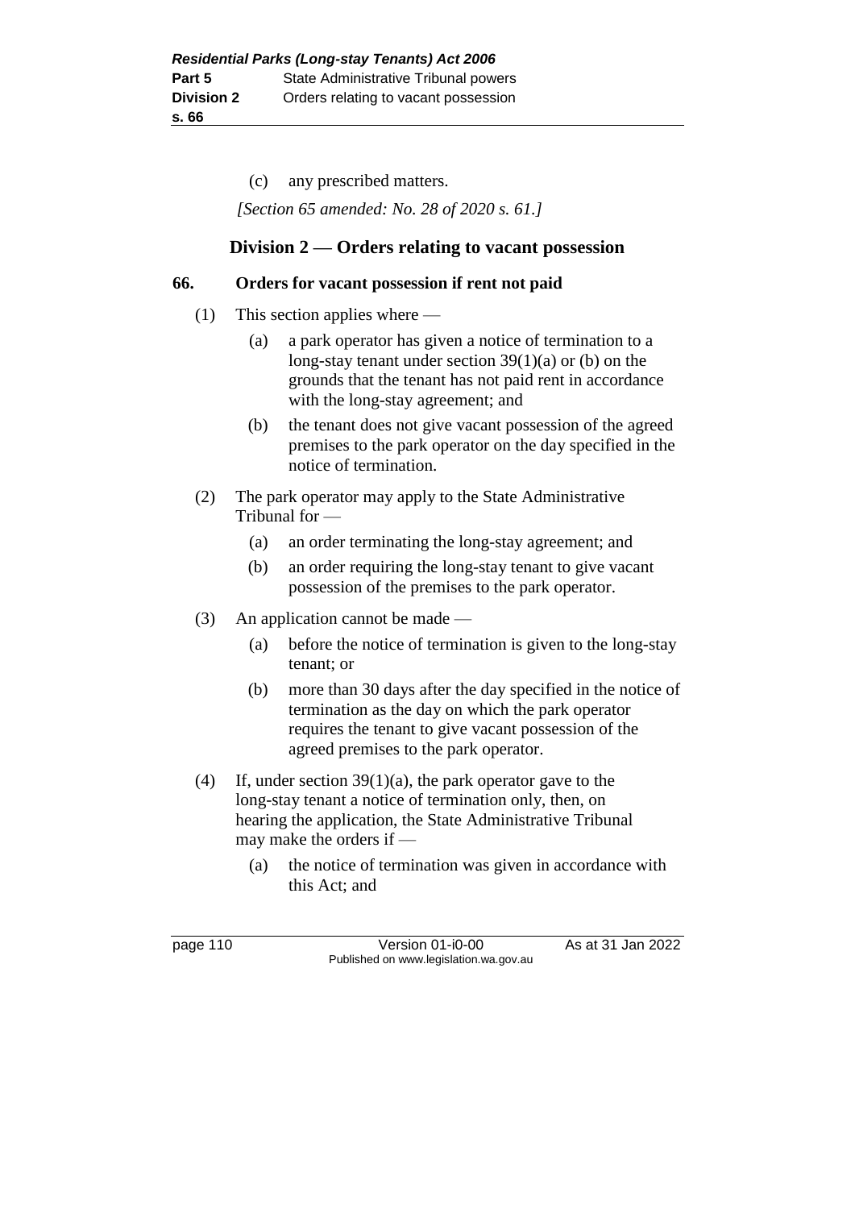(c) any prescribed matters.

*[Section 65 amended: No. 28 of 2020 s. 61.]*

## Division 2 — Orders relating to vacant possession

### 66. Orders for vacant possession if rent not paid

(1) This section applies where —

(a) a park operator has given a notice of termination to a long-stay tenant under section 39(1)(a) or (b) on the grounds that the tenant has not paid rent in accordance with the long-stay agreement; and

(b) the tenant does not give vacant possession of the agreed premises to the park operator on the day specified in the notice of termination.

(2) The park operator may apply to the State Administrative Tribunal for —

(a) an order terminating the long-stay agreement; and

(b) an order requiring the long-stay tenant to give vacant possession of the premises to the park operator.

(3) An application cannot be made —

(a) before the notice of termination is given to the long-stay tenant; or

(b) more than 30 days after the day specified in the notice of termination as the day on which the park operator requires the tenant to give vacant possession of the agreed premises to the park operator.

(4) If, under section 39(1)(a), the park operator gave to the long-stay tenant a notice of termination only, then, on hearing the application, the State Administrative Tribunal may make the orders if —

(a) the notice of termination was given in accordance with this Act; and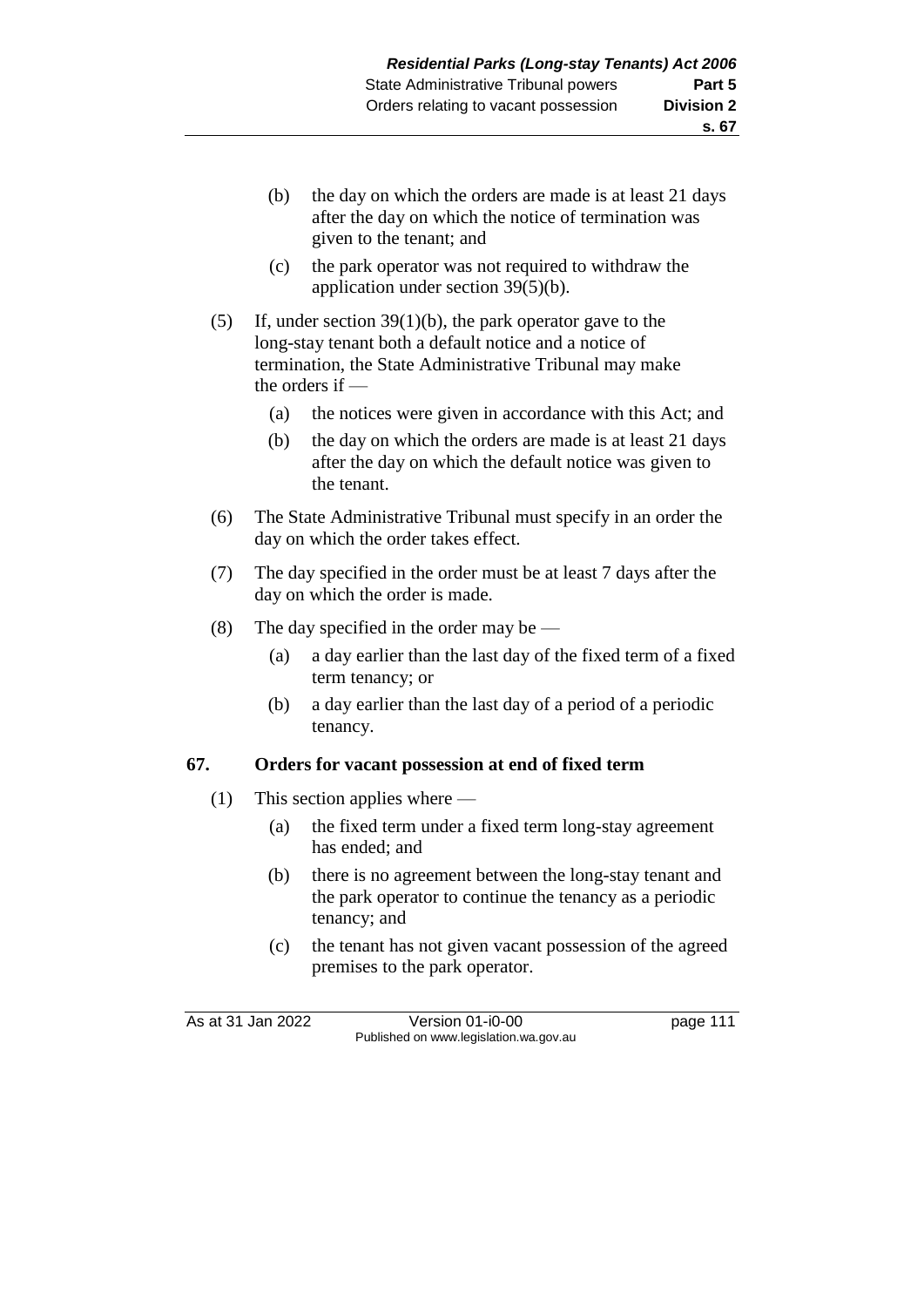(b) the day on which the orders are made is at least 21 days after the day on which the notice of termination was given to the tenant; and

(c) the park operator was not required to withdraw the application under section 39(5)(b).

(5) If, under section 39(1)(b), the park operator gave to the long-stay tenant both a default notice and a notice of termination, the State Administrative Tribunal may make the orders if —

(a) the notices were given in accordance with this Act; and

(b) the day on which the orders are made is at least 21 days after the day on which the default notice was given to the tenant.

(6) The State Administrative Tribunal must specify in an order the day on which the order takes effect.

(7) The day specified in the order must be at least 7 days after the day on which the order is made.

(8) The day specified in the order may be —

(a) a day earlier than the last day of the fixed term of a fixed term tenancy; or

(b) a day earlier than the last day of a period of a periodic tenancy.

## 67. Orders for vacant possession at end of fixed term

(1) This section applies where —

(a) the fixed term under a fixed term long-stay agreement has ended; and

(b) there is no agreement between the long-stay tenant and the park operator to continue the tenancy as a periodic tenancy; and

(c) the tenant has not given vacant possession of the agreed premises to the park operator.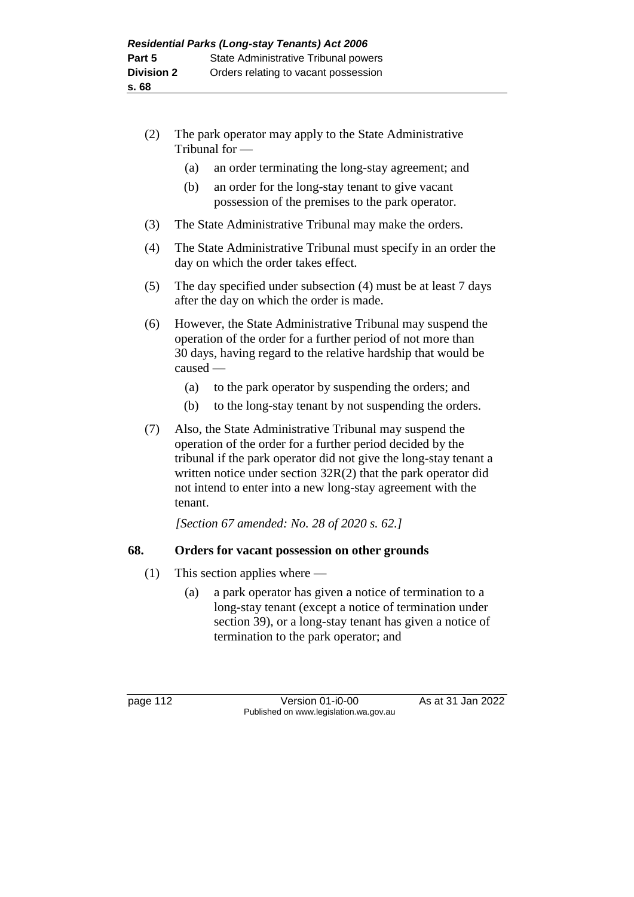(2) The park operator may apply to the State Administrative Tribunal for —

  (a) an order terminating the long-stay agreement; and

  (b) an order for the long-stay tenant to give vacant possession of the premises to the park operator.

(3) The State Administrative Tribunal may make the orders.

(4) The State Administrative Tribunal must specify in an order the day on which the order takes effect.

(5) The day specified under subsection (4) must be at least 7 days after the day on which the order is made.

(6) However, the State Administrative Tribunal may suspend the operation of the order for a further period of not more than 30 days, having regard to the relative hardship that would be caused —

  (a) to the park operator by suspending the orders; and

  (b) to the long-stay tenant by not suspending the orders.

(7) Also, the State Administrative Tribunal may suspend the operation of the order for a further period decided by the tribunal if the park operator did not give the long-stay tenant a written notice under section 32R(2) that the park operator did not intend to enter into a new long-stay agreement with the tenant.

*[Section 67 amended: No. 28 of 2020 s. 62.]*

### 68. Orders for vacant possession on other grounds

(1) This section applies where —

  (a) a park operator has given a notice of termination to a long-stay tenant (except a notice of termination under section 39), or a long-stay tenant has given a notice of termination to the park operator; and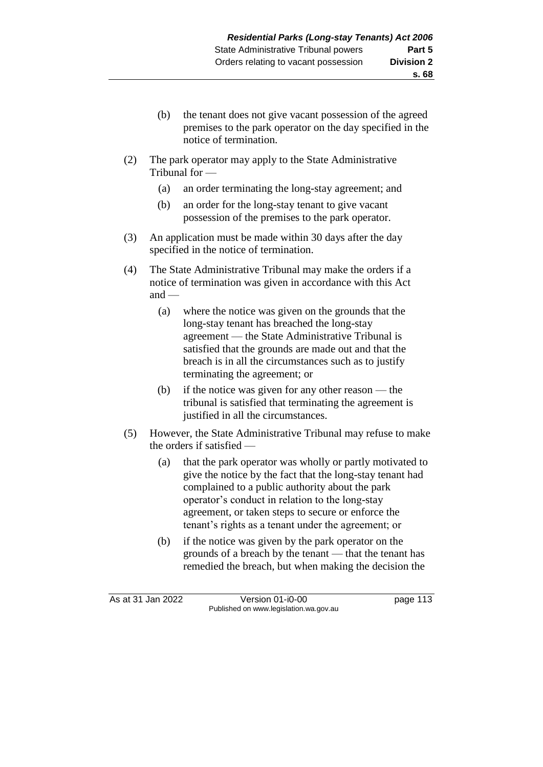(b) the tenant does not give vacant possession of the agreed premises to the park operator on the day specified in the notice of termination.

(2) The park operator may apply to the State Administrative Tribunal for —

(a) an order terminating the long-stay agreement; and

(b) an order for the long-stay tenant to give vacant possession of the premises to the park operator.

(3) An application must be made within 30 days after the day specified in the notice of termination.

(4) The State Administrative Tribunal may make the orders if a notice of termination was given in accordance with this Act and —

(a) where the notice was given on the grounds that the long-stay tenant has breached the long-stay agreement — the State Administrative Tribunal is satisfied that the grounds are made out and that the breach is in all the circumstances such as to justify terminating the agreement; or

(b) if the notice was given for any other reason — the tribunal is satisfied that terminating the agreement is justified in all the circumstances.

(5) However, the State Administrative Tribunal may refuse to make the orders if satisfied —

(a) that the park operator was wholly or partly motivated to give the notice by the fact that the long-stay tenant had complained to a public authority about the park operator's conduct in relation to the long-stay agreement, or taken steps to secure or enforce the tenant's rights as a tenant under the agreement; or

(b) if the notice was given by the park operator on the grounds of a breach by the tenant — that the tenant has remedied the breach, but when making the decision the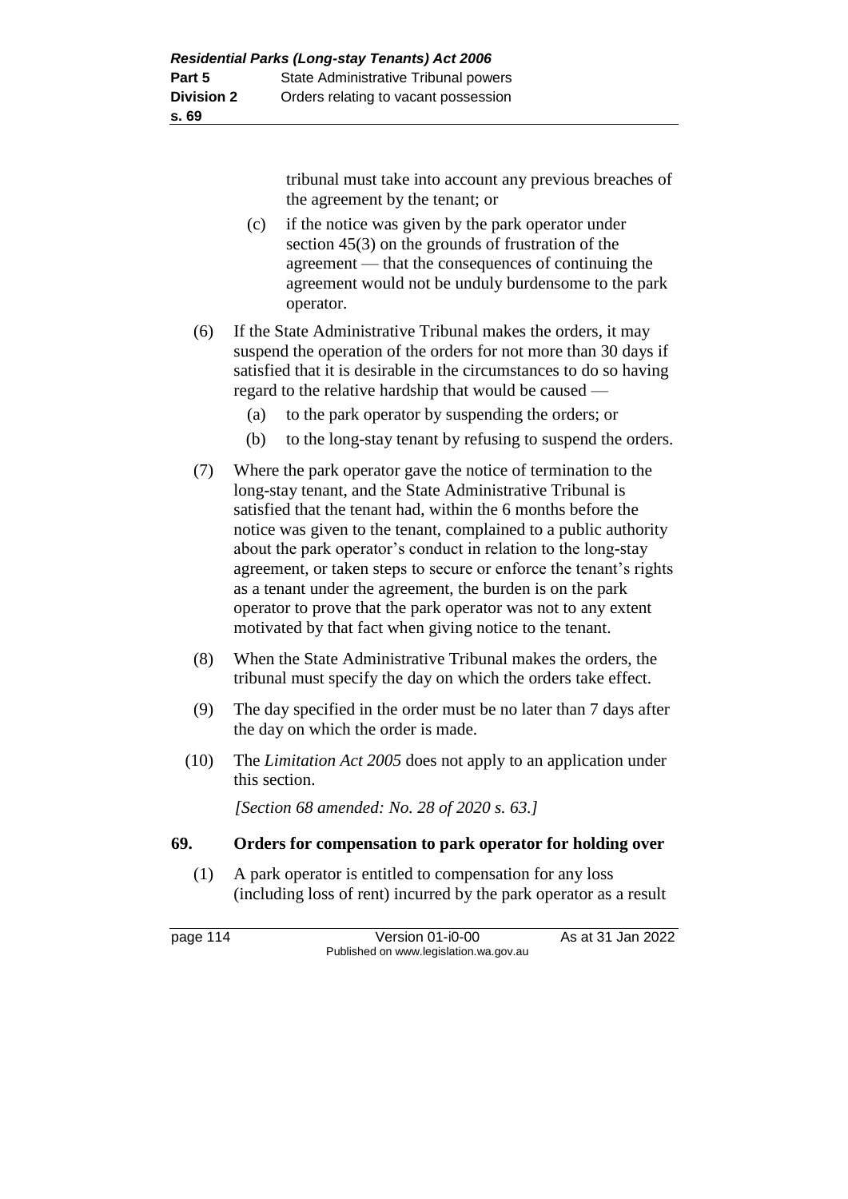tribunal must take into account any previous breaches of the agreement by the tenant; or

(c) if the notice was given by the park operator under section 45(3) on the grounds of frustration of the agreement — that the consequences of continuing the agreement would not be unduly burdensome to the park operator.

(6) If the State Administrative Tribunal makes the orders, it may suspend the operation of the orders for not more than 30 days if satisfied that it is desirable in the circumstances to do so having regard to the relative hardship that would be caused —

(a) to the park operator by suspending the orders; or

(b) to the long-stay tenant by refusing to suspend the orders.

(7) Where the park operator gave the notice of termination to the long-stay tenant, and the State Administrative Tribunal is satisfied that the tenant had, within the 6 months before the notice was given to the tenant, complained to a public authority about the park operator's conduct in relation to the long-stay agreement, or taken steps to secure or enforce the tenant's rights as a tenant under the agreement, the burden is on the park operator to prove that the park operator was not to any extent motivated by that fact when giving notice to the tenant.

(8) When the State Administrative Tribunal makes the orders, the tribunal must specify the day on which the orders take effect.

(9) The day specified in the order must be no later than 7 days after the day on which the order is made.

(10) The *Limitation Act 2005* does not apply to an application under this section.

*[Section 68 amended: No. 28 of 2020 s. 63.]*

### 69. Orders for compensation to park operator for holding over

(1) A park operator is entitled to compensation for any loss (including loss of rent) incurred by the park operator as a result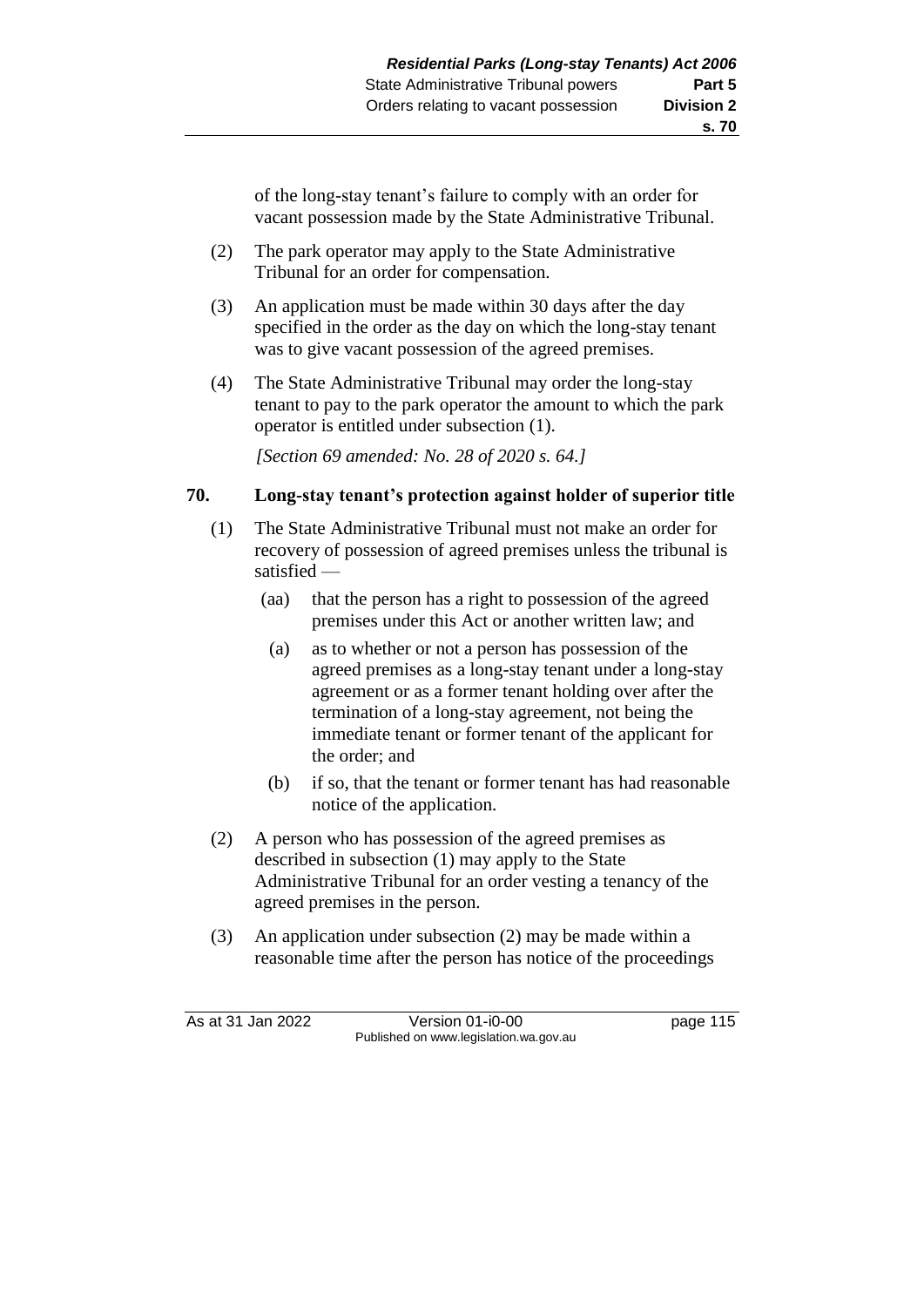of the long-stay tenant's failure to comply with an order for vacant possession made by the State Administrative Tribunal.

(2) The park operator may apply to the State Administrative Tribunal for an order for compensation.

(3) An application must be made within 30 days after the day specified in the order as the day on which the long-stay tenant was to give vacant possession of the agreed premises.

(4) The State Administrative Tribunal may order the long-stay tenant to pay to the park operator the amount to which the park operator is entitled under subsection (1).

*[Section 69 amended: No. 28 of 2020 s. 64.]*

### 70. Long-stay tenant's protection against holder of superior title

(1) The State Administrative Tribunal must not make an order for recovery of possession of agreed premises unless the tribunal is satisfied —

(aa) that the person has a right to possession of the agreed premises under this Act or another written law; and

(a) as to whether or not a person has possession of the agreed premises as a long-stay tenant under a long-stay agreement or as a former tenant holding over after the termination of a long-stay agreement, not being the immediate tenant or former tenant of the applicant for the order; and

(b) if so, that the tenant or former tenant has had reasonable notice of the application.

(2) A person who has possession of the agreed premises as described in subsection (1) may apply to the State Administrative Tribunal for an order vesting a tenancy of the agreed premises in the person.

(3) An application under subsection (2) may be made within a reasonable time after the person has notice of the proceedings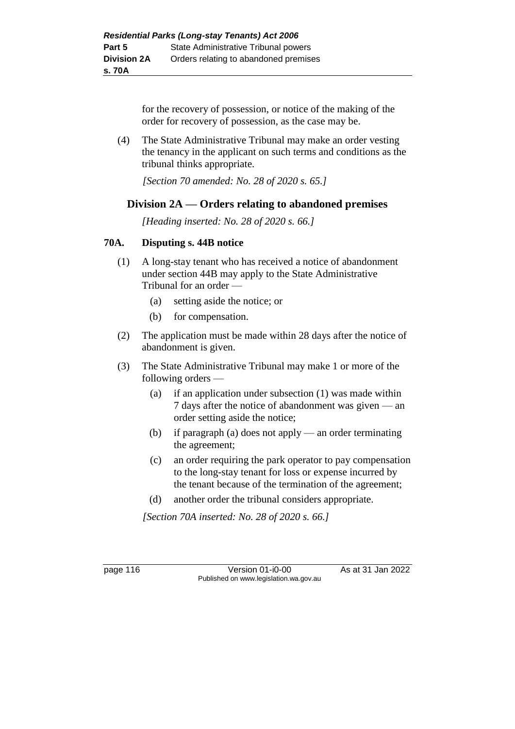for the recovery of possession, or notice of the making of the order for recovery of possession, as the case may be.

(4) The State Administrative Tribunal may make an order vesting the tenancy in the applicant on such terms and conditions as the tribunal thinks appropriate.

*[Section 70 amended: No. 28 of 2020 s. 65.]*

## Division 2A — Orders relating to abandoned premises

*[Heading inserted: No. 28 of 2020 s. 66.]*

### 70A. Disputing s. 44B notice

(1) A long-stay tenant who has received a notice of abandonment under section 44B may apply to the State Administrative Tribunal for an order —

- (a) setting aside the notice; or
- (b) for compensation.

(2) The application must be made within 28 days after the notice of abandonment is given.

(3) The State Administrative Tribunal may make 1 or more of the following orders —

- (a) if an application under subsection (1) was made within 7 days after the notice of abandonment was given — an order setting aside the notice;
- (b) if paragraph (a) does not apply — an order terminating the agreement;
- (c) an order requiring the park operator to pay compensation to the long-stay tenant for loss or expense incurred by the tenant because of the termination of the agreement;
- (d) another order the tribunal considers appropriate.

*[Section 70A inserted: No. 28 of 2020 s. 66.]*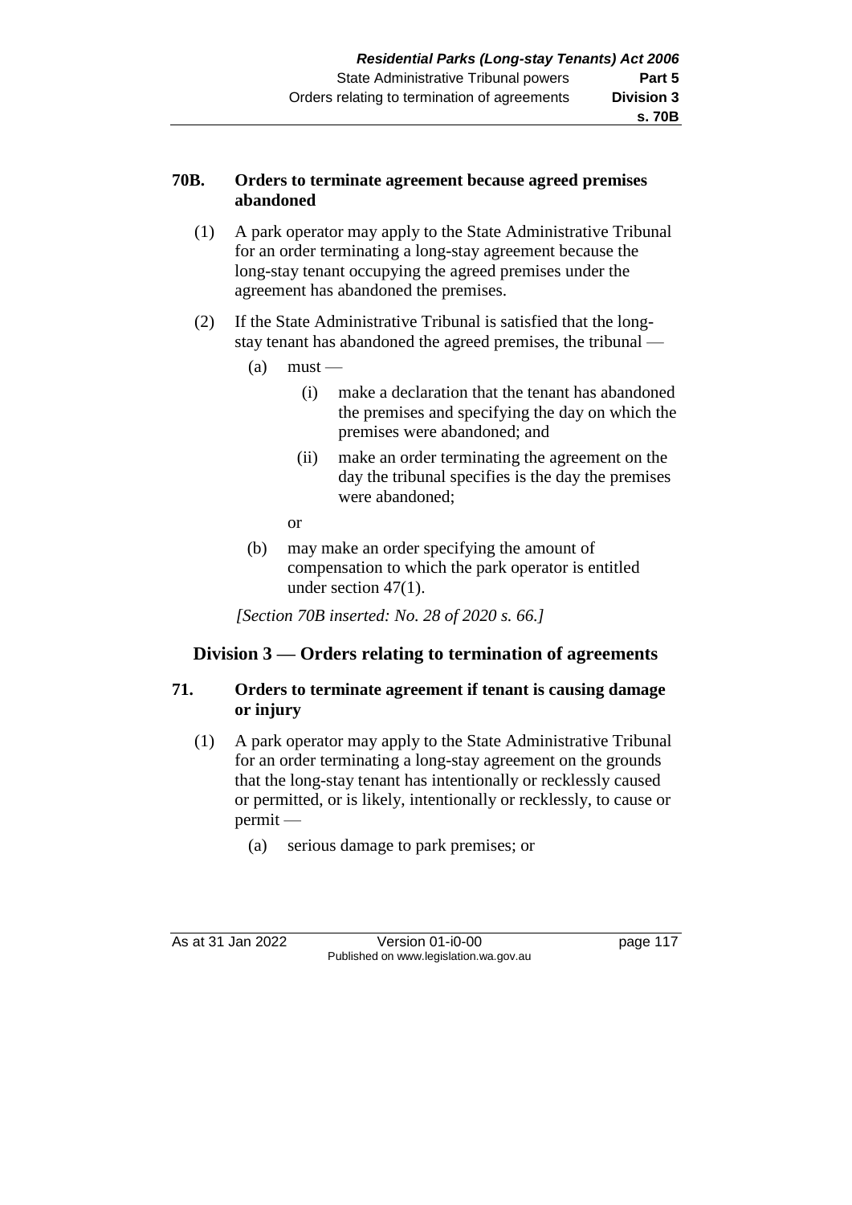**70B. Orders to terminate agreement because agreed premises abandoned**

(1) A park operator may apply to the State Administrative Tribunal for an order terminating a long-stay agreement because the long-stay tenant occupying the agreed premises under the agreement has abandoned the premises.

(2) If the State Administrative Tribunal is satisfied that the long-stay tenant has abandoned the agreed premises, the tribunal —

(a) must —

(i) make a declaration that the tenant has abandoned the premises and specifying the day on which the premises were abandoned; and

(ii) make an order terminating the agreement on the day the tribunal specifies is the day the premises were abandoned;

or

(b) may make an order specifying the amount of compensation to which the park operator is entitled under section 47(1).

*[Section 70B inserted: No. 28 of 2020 s. 66.]*

## Division 3 — Orders relating to termination of agreements

**71. Orders to terminate agreement if tenant is causing damage or injury**

(1) A park operator may apply to the State Administrative Tribunal for an order terminating a long-stay agreement on the grounds that the long-stay tenant has intentionally or recklessly caused or permitted, or is likely, intentionally or recklessly, to cause or permit —

(a) serious damage to park premises; or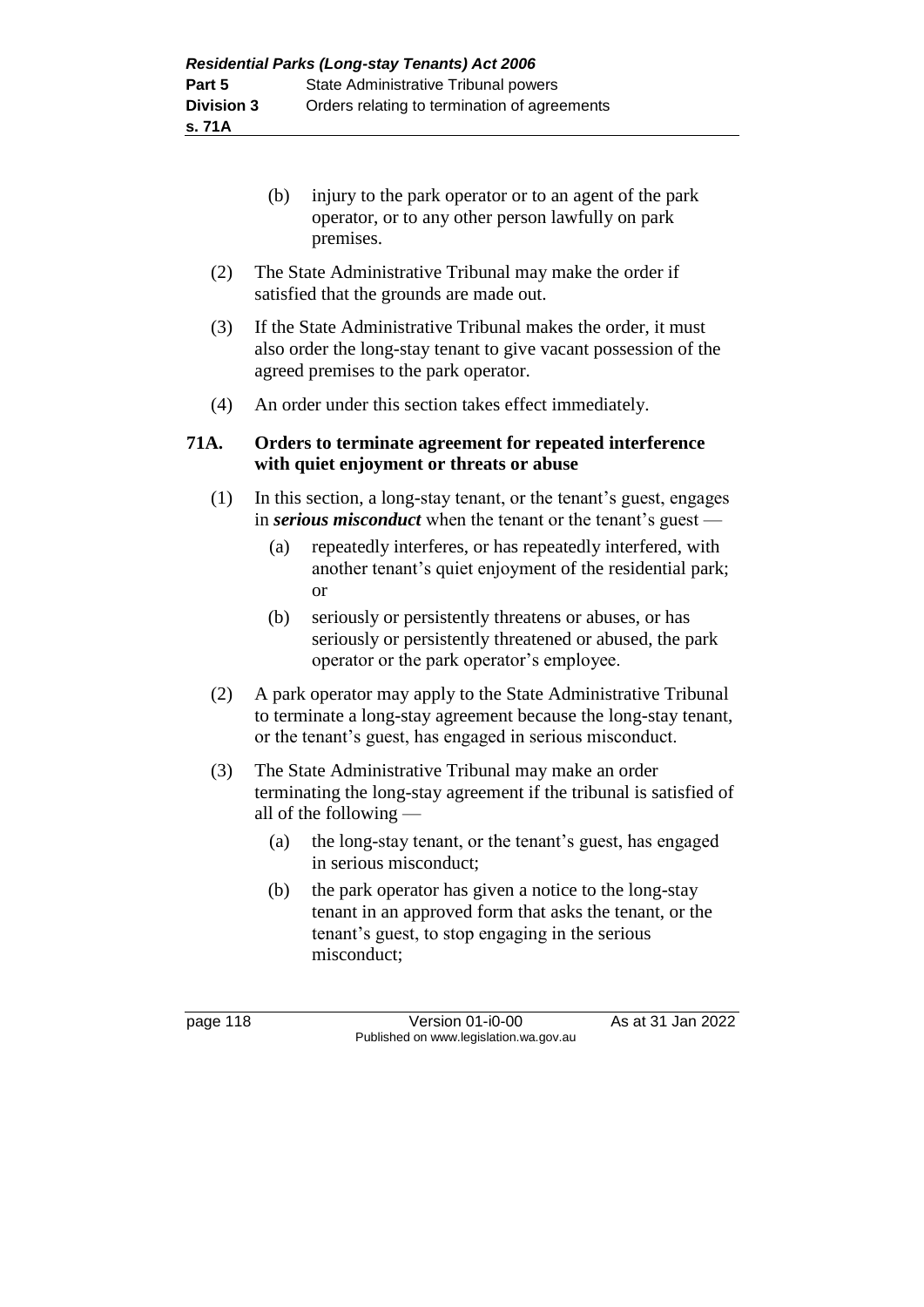(b) injury to the park operator or to an agent of the park operator, or to any other person lawfully on park premises.

(2) The State Administrative Tribunal may make the order if satisfied that the grounds are made out.

(3) If the State Administrative Tribunal makes the order, it must also order the long-stay tenant to give vacant possession of the agreed premises to the park operator.

(4) An order under this section takes effect immediately.

### 71A. Orders to terminate agreement for repeated interference with quiet enjoyment or threats or abuse

(1) In this section, a long-stay tenant, or the tenant's guest, engages in ***serious misconduct*** when the tenant or the tenant's guest —

(a) repeatedly interferes, or has repeatedly interfered, with another tenant's quiet enjoyment of the residential park; or

(b) seriously or persistently threatens or abuses, or has seriously or persistently threatened or abused, the park operator or the park operator's employee.

(2) A park operator may apply to the State Administrative Tribunal to terminate a long-stay agreement because the long-stay tenant, or the tenant's guest, has engaged in serious misconduct.

(3) The State Administrative Tribunal may make an order terminating the long-stay agreement if the tribunal is satisfied of all of the following —

(a) the long-stay tenant, or the tenant's guest, has engaged in serious misconduct;

(b) the park operator has given a notice to the long-stay tenant in an approved form that asks the tenant, or the tenant's guest, to stop engaging in the serious misconduct;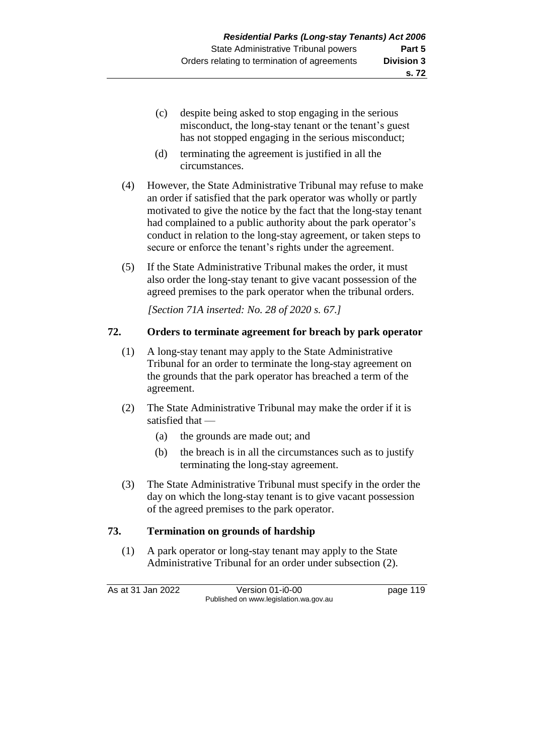(c) despite being asked to stop engaging in the serious misconduct, the long-stay tenant or the tenant's guest has not stopped engaging in the serious misconduct;

(d) terminating the agreement is justified in all the circumstances.

(4) However, the State Administrative Tribunal may refuse to make an order if satisfied that the park operator was wholly or partly motivated to give the notice by the fact that the long-stay tenant had complained to a public authority about the park operator's conduct in relation to the long-stay agreement, or taken steps to secure or enforce the tenant's rights under the agreement.

(5) If the State Administrative Tribunal makes the order, it must also order the long-stay tenant to give vacant possession of the agreed premises to the park operator when the tribunal orders.

*[Section 71A inserted: No. 28 of 2020 s. 67.]*

## 72. Orders to terminate agreement for breach by park operator

(1) A long-stay tenant may apply to the State Administrative Tribunal for an order to terminate the long-stay agreement on the grounds that the park operator has breached a term of the agreement.

(2) The State Administrative Tribunal may make the order if it is satisfied that —

(a) the grounds are made out; and

(b) the breach is in all the circumstances such as to justify terminating the long-stay agreement.

(3) The State Administrative Tribunal must specify in the order the day on which the long-stay tenant is to give vacant possession of the agreed premises to the park operator.

## 73. Termination on grounds of hardship

(1) A park operator or long-stay tenant may apply to the State Administrative Tribunal for an order under subsection (2).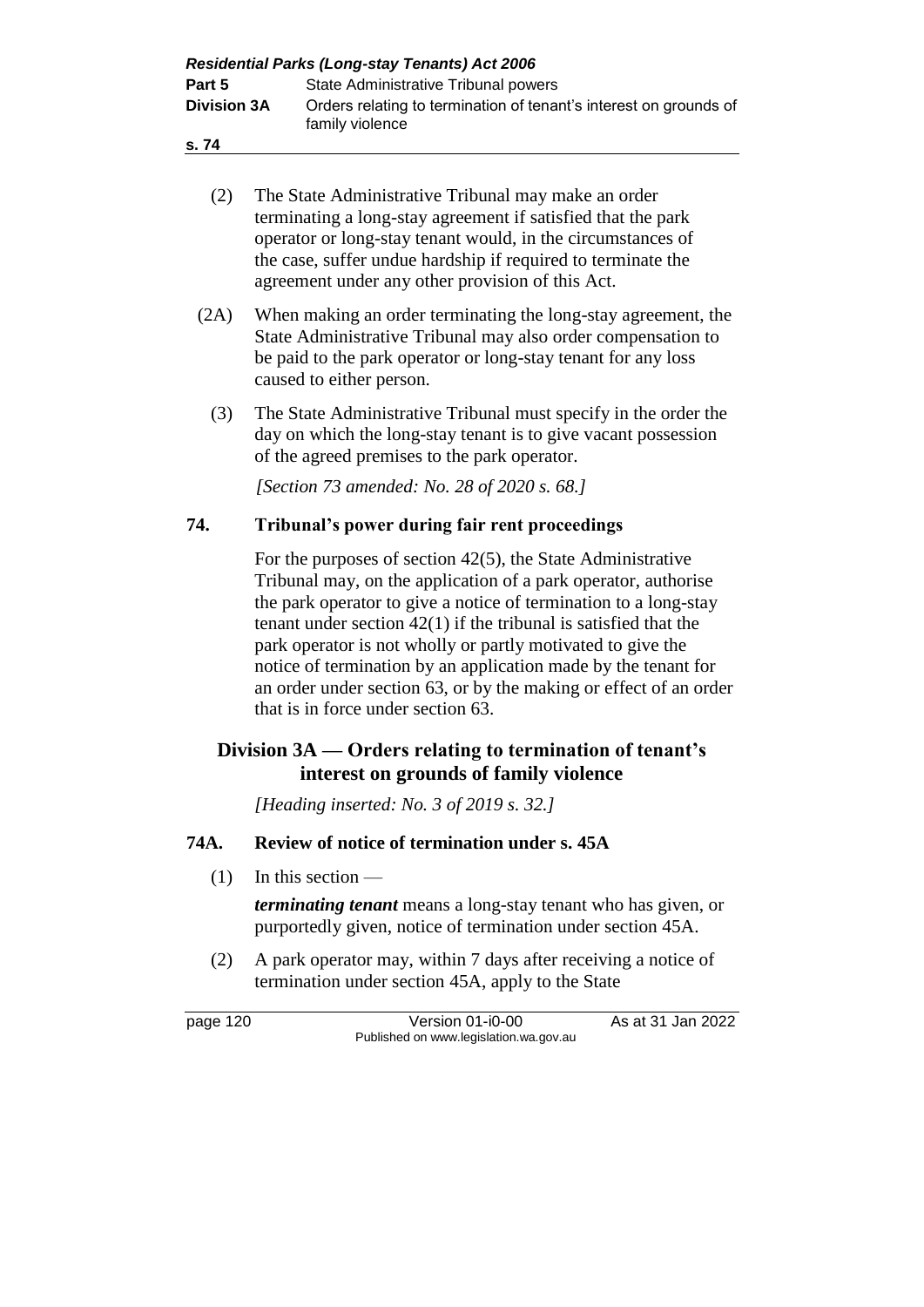(2) The State Administrative Tribunal may make an order terminating a long-stay agreement if satisfied that the park operator or long-stay tenant would, in the circumstances of the case, suffer undue hardship if required to terminate the agreement under any other provision of this Act.

(2A) When making an order terminating the long-stay agreement, the State Administrative Tribunal may also order compensation to be paid to the park operator or long-stay tenant for any loss caused to either person.

(3) The State Administrative Tribunal must specify in the order the day on which the long-stay tenant is to give vacant possession of the agreed premises to the park operator.

*[Section 73 amended: No. 28 of 2020 s. 68.]*

### 74. Tribunal's power during fair rent proceedings

For the purposes of section 42(5), the State Administrative Tribunal may, on the application of a park operator, authorise the park operator to give a notice of termination to a long-stay tenant under section 42(1) if the tribunal is satisfied that the park operator is not wholly or partly motivated to give the notice of termination by an application made by the tenant for an order under section 63, or by the making or effect of an order that is in force under section 63.

## Division 3A — Orders relating to termination of tenant's interest on grounds of family violence

*[Heading inserted: No. 3 of 2019 s. 32.]*

### 74A. Review of notice of termination under s. 45A

(1) In this section —

***terminating tenant*** means a long-stay tenant who has given, or purportedly given, notice of termination under section 45A.

(2) A park operator may, within 7 days after receiving a notice of termination under section 45A, apply to the State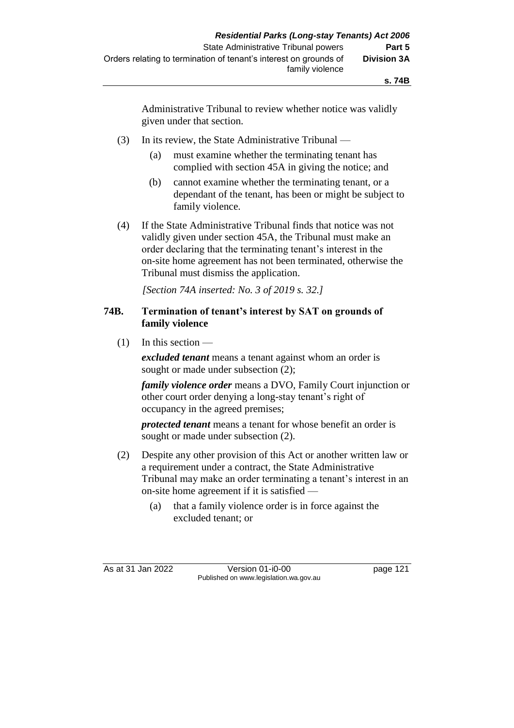Administrative Tribunal to review whether notice was validly given under that section.

(3) In its review, the State Administrative Tribunal —

(a) must examine whether the terminating tenant has complied with section 45A in giving the notice; and

(b) cannot examine whether the terminating tenant, or a dependant of the tenant, has been or might be subject to family violence.

(4) If the State Administrative Tribunal finds that notice was not validly given under section 45A, the Tribunal must make an order declaring that the terminating tenant's interest in the on-site home agreement has not been terminated, otherwise the Tribunal must dismiss the application.

*[Section 74A inserted: No. 3 of 2019 s. 32.]*

### 74B. Termination of tenant's interest by SAT on grounds of family violence

(1) In this section —

***excluded tenant*** means a tenant against whom an order is sought or made under subsection (2);

***family violence order*** means a DVO, Family Court injunction or other court order denying a long-stay tenant's right of occupancy in the agreed premises;

***protected tenant*** means a tenant for whose benefit an order is sought or made under subsection (2).

(2) Despite any other provision of this Act or another written law or a requirement under a contract, the State Administrative Tribunal may make an order terminating a tenant's interest in an on-site home agreement if it is satisfied —

(a) that a family violence order is in force against the excluded tenant; or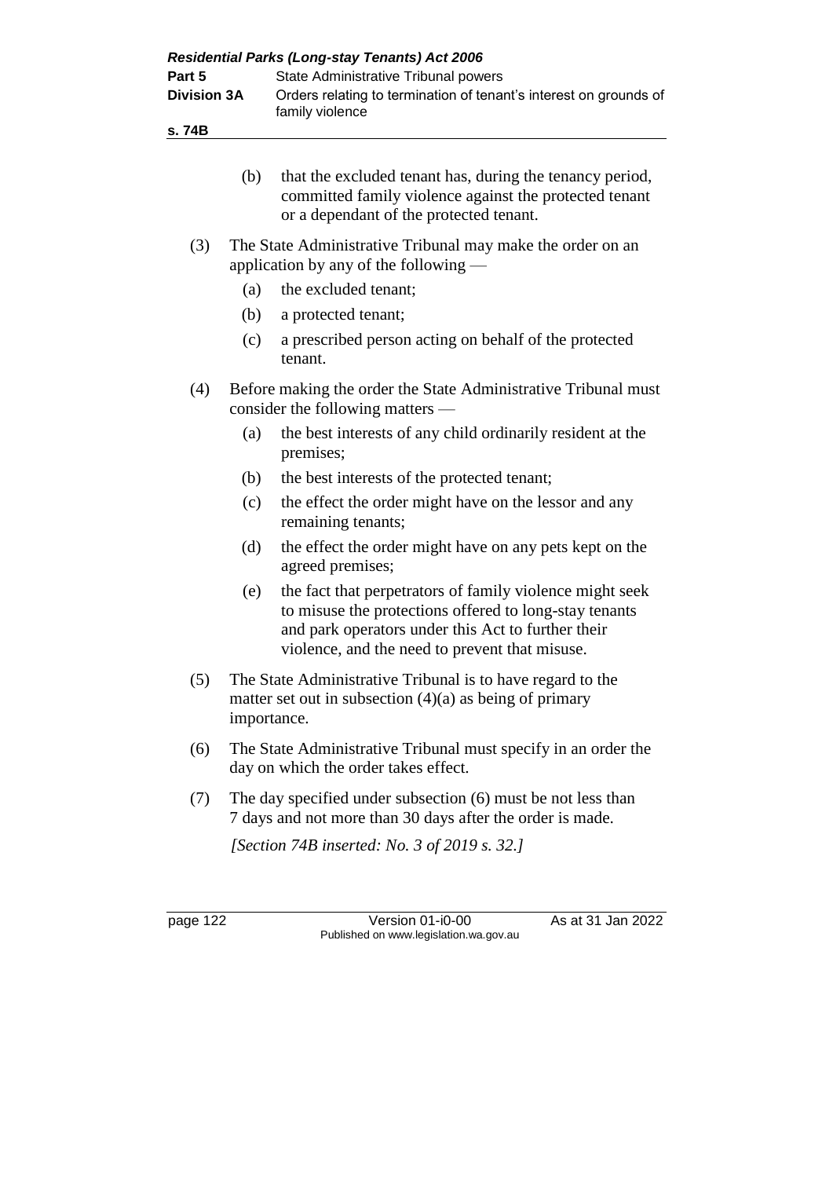(b) that the excluded tenant has, during the tenancy period, committed family violence against the protected tenant or a dependant of the protected tenant.

(3) The State Administrative Tribunal may make the order on an application by any of the following —

- (a) the excluded tenant;
- (b) a protected tenant;
- (c) a prescribed person acting on behalf of the protected tenant.

(4) Before making the order the State Administrative Tribunal must consider the following matters —

- (a) the best interests of any child ordinarily resident at the premises;
- (b) the best interests of the protected tenant;
- (c) the effect the order might have on the lessor and any remaining tenants;
- (d) the effect the order might have on any pets kept on the agreed premises;
- (e) the fact that perpetrators of family violence might seek to misuse the protections offered to long-stay tenants and park operators under this Act to further their violence, and the need to prevent that misuse.

(5) The State Administrative Tribunal is to have regard to the matter set out in subsection (4)(a) as being of primary importance.

(6) The State Administrative Tribunal must specify in an order the day on which the order takes effect.

(7) The day specified under subsection (6) must be not less than 7 days and not more than 30 days after the order is made.

*[Section 74B inserted: No. 3 of 2019 s. 32.]*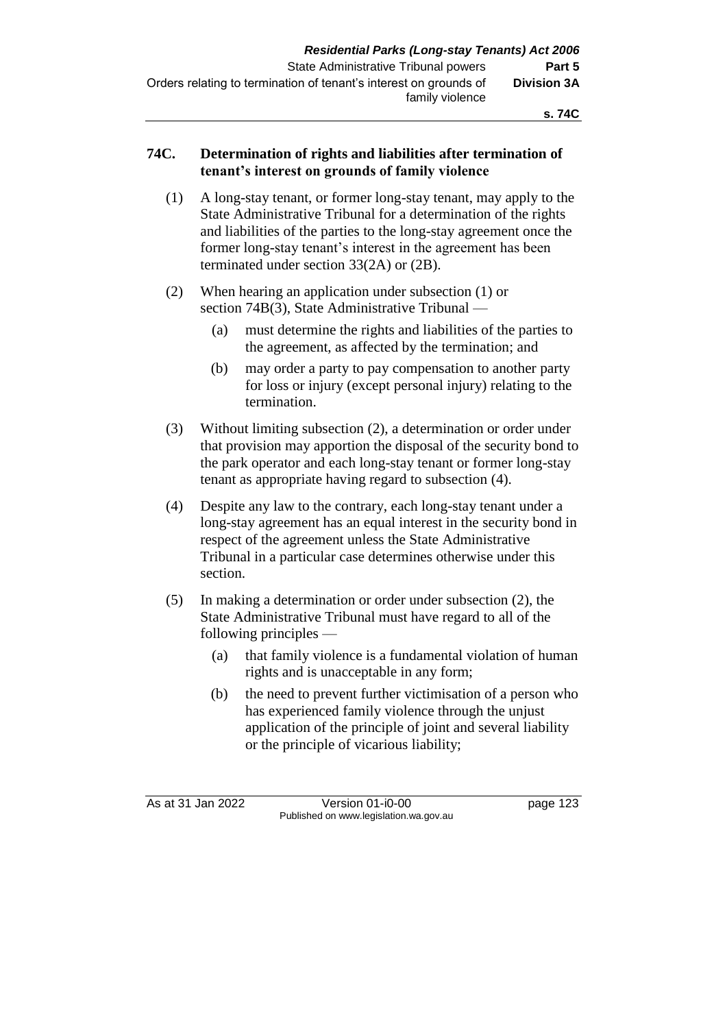## 74C. Determination of rights and liabilities after termination of tenant's interest on grounds of family violence

(1) A long-stay tenant, or former long-stay tenant, may apply to the State Administrative Tribunal for a determination of the rights and liabilities of the parties to the long-stay agreement once the former long-stay tenant's interest in the agreement has been terminated under section 33(2A) or (2B).

(2) When hearing an application under subsection (1) or section 74B(3), State Administrative Tribunal —

(a) must determine the rights and liabilities of the parties to the agreement, as affected by the termination; and

(b) may order a party to pay compensation to another party for loss or injury (except personal injury) relating to the termination.

(3) Without limiting subsection (2), a determination or order under that provision may apportion the disposal of the security bond to the park operator and each long-stay tenant or former long-stay tenant as appropriate having regard to subsection (4).

(4) Despite any law to the contrary, each long-stay tenant under a long-stay agreement has an equal interest in the security bond in respect of the agreement unless the State Administrative Tribunal in a particular case determines otherwise under this section.

(5) In making a determination or order under subsection (2), the State Administrative Tribunal must have regard to all of the following principles —

(a) that family violence is a fundamental violation of human rights and is unacceptable in any form;

(b) the need to prevent further victimisation of a person who has experienced family violence through the unjust application of the principle of joint and several liability or the principle of vicarious liability;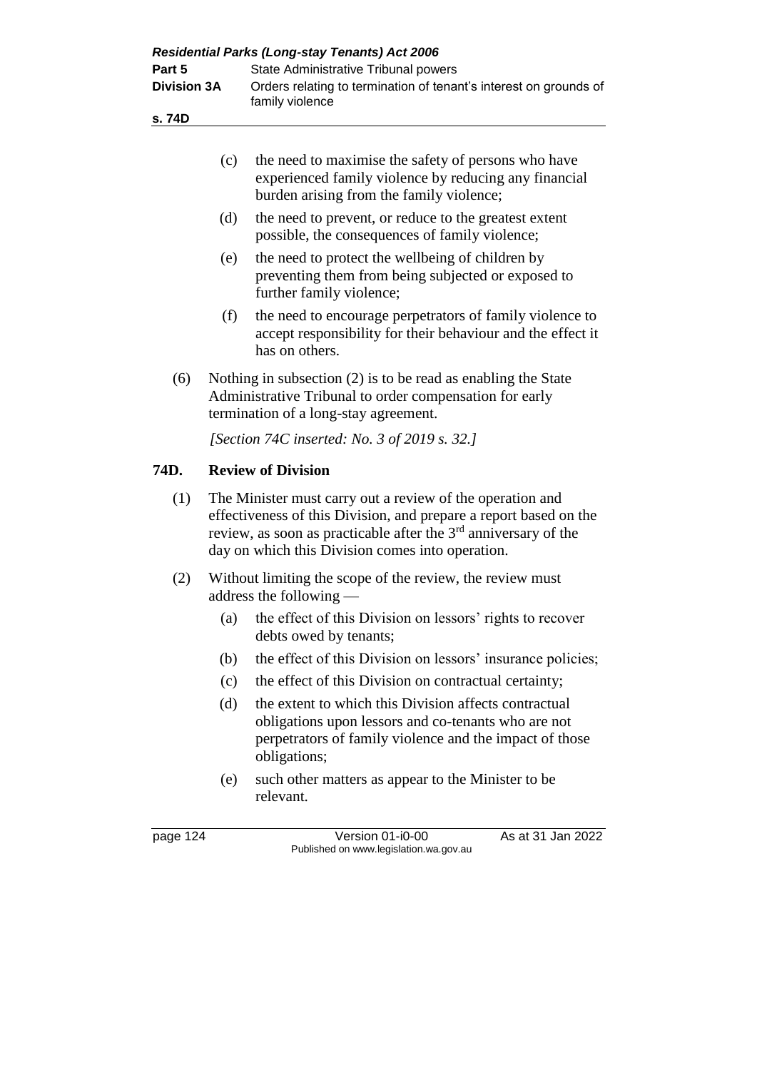(c) the need to maximise the safety of persons who have experienced family violence by reducing any financial burden arising from the family violence;

(d) the need to prevent, or reduce to the greatest extent possible, the consequences of family violence;

(e) the need to protect the wellbeing of children by preventing them from being subjected or exposed to further family violence;

(f) the need to encourage perpetrators of family violence to accept responsibility for their behaviour and the effect it has on others.

(6) Nothing in subsection (2) is to be read as enabling the State Administrative Tribunal to order compensation for early termination of a long-stay agreement.

*[Section 74C inserted: No. 3 of 2019 s. 32.]*

## 74D. Review of Division

(1) The Minister must carry out a review of the operation and effectiveness of this Division, and prepare a report based on the review, as soon as practicable after the 3rd anniversary of the day on which this Division comes into operation.

(2) Without limiting the scope of the review, the review must address the following —

(a) the effect of this Division on lessors' rights to recover debts owed by tenants;

(b) the effect of this Division on lessors' insurance policies;

(c) the effect of this Division on contractual certainty;

(d) the extent to which this Division affects contractual obligations upon lessors and co-tenants who are not perpetrators of family violence and the impact of those obligations;

(e) such other matters as appear to the Minister to be relevant.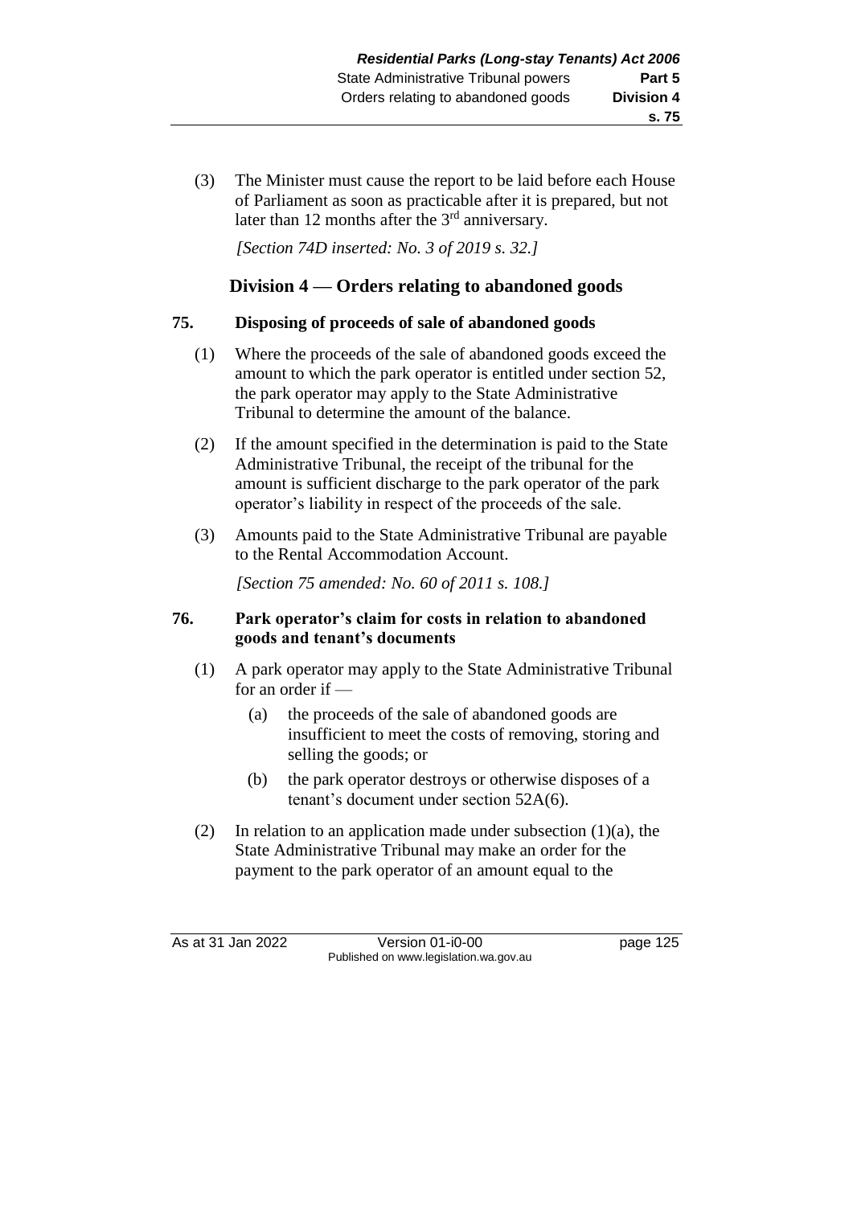(3) The Minister must cause the report to be laid before each House of Parliament as soon as practicable after it is prepared, but not later than 12 months after the 3rd anniversary.

*[Section 74D inserted: No. 3 of 2019 s. 32.]*

## Division 4 — Orders relating to abandoned goods

### 75. Disposing of proceeds of sale of abandoned goods

(1) Where the proceeds of the sale of abandoned goods exceed the amount to which the park operator is entitled under section 52, the park operator may apply to the State Administrative Tribunal to determine the amount of the balance.

(2) If the amount specified in the determination is paid to the State Administrative Tribunal, the receipt of the tribunal for the amount is sufficient discharge to the park operator of the park operator's liability in respect of the proceeds of the sale.

(3) Amounts paid to the State Administrative Tribunal are payable to the Rental Accommodation Account.

*[Section 75 amended: No. 60 of 2011 s. 108.]*

### 76. Park operator's claim for costs in relation to abandoned goods and tenant's documents

(1) A park operator may apply to the State Administrative Tribunal for an order if —

(a) the proceeds of the sale of abandoned goods are insufficient to meet the costs of removing, storing and selling the goods; or

(b) the park operator destroys or otherwise disposes of a tenant's document under section 52A(6).

(2) In relation to an application made under subsection (1)(a), the State Administrative Tribunal may make an order for the payment to the park operator of an amount equal to the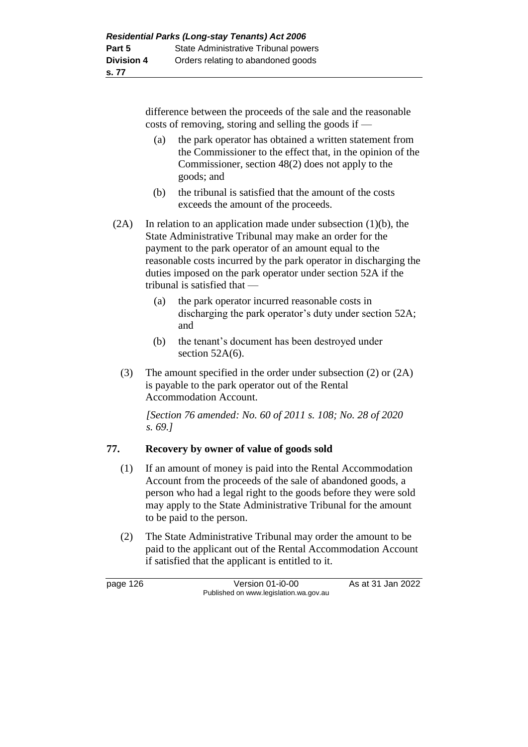difference between the proceeds of the sale and the reasonable costs of removing, storing and selling the goods if —

(a) the park operator has obtained a written statement from the Commissioner to the effect that, in the opinion of the Commissioner, section 48(2) does not apply to the goods; and

(b) the tribunal is satisfied that the amount of the costs exceeds the amount of the proceeds.

(2A) In relation to an application made under subsection (1)(b), the State Administrative Tribunal may make an order for the payment to the park operator of an amount equal to the reasonable costs incurred by the park operator in discharging the duties imposed on the park operator under section 52A if the tribunal is satisfied that —

(a) the park operator incurred reasonable costs in discharging the park operator's duty under section 52A; and

(b) the tenant's document has been destroyed under section 52A(6).

(3) The amount specified in the order under subsection (2) or (2A) is payable to the park operator out of the Rental Accommodation Account.

*[Section 76 amended: No. 60 of 2011 s. 108; No. 28 of 2020 s. 69.]*

## 77. Recovery by owner of value of goods sold

(1) If an amount of money is paid into the Rental Accommodation Account from the proceeds of the sale of abandoned goods, a person who had a legal right to the goods before they were sold may apply to the State Administrative Tribunal for the amount to be paid to the person.

(2) The State Administrative Tribunal may order the amount to be paid to the applicant out of the Rental Accommodation Account if satisfied that the applicant is entitled to it.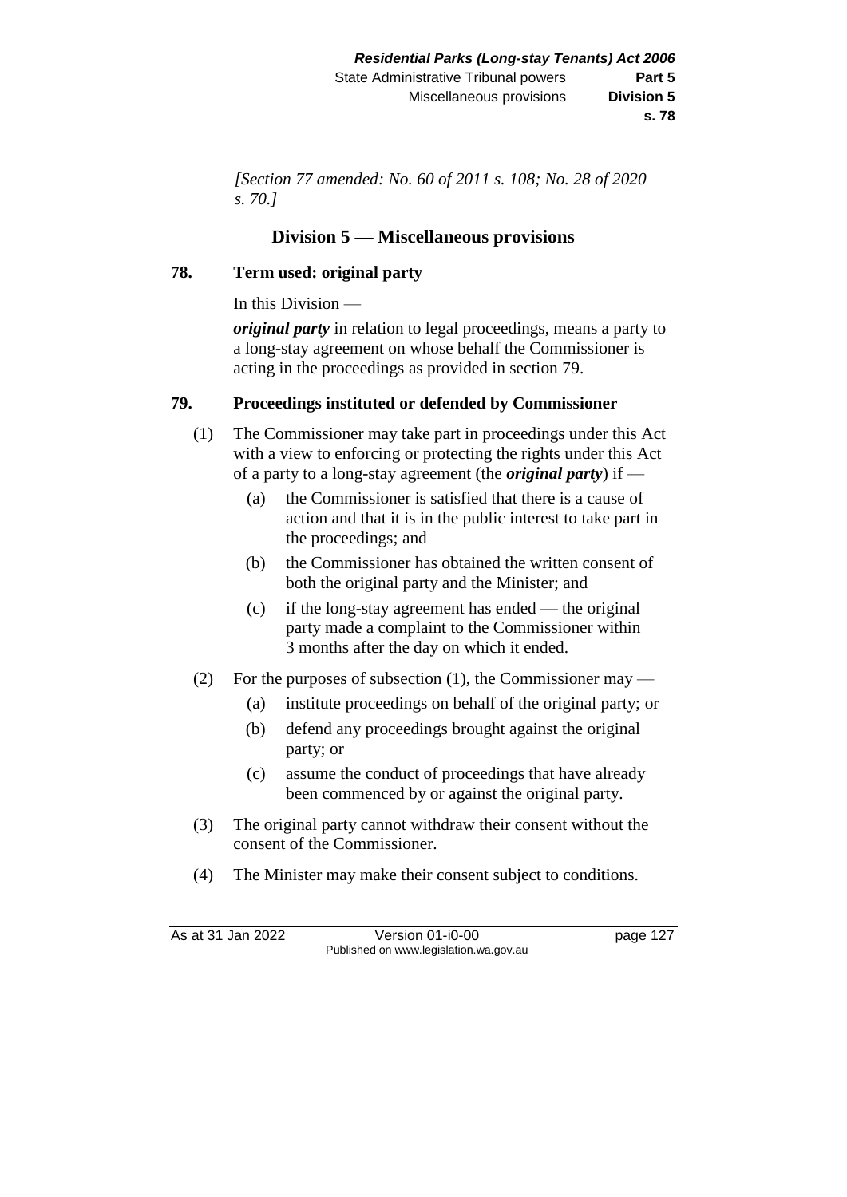*[Section 77 amended: No. 60 of 2011 s. 108; No. 28 of 2020 s. 70.]*

## Division 5 — Miscellaneous provisions

### 78. Term used: original party

In this Division —

***original party*** in relation to legal proceedings, means a party to a long-stay agreement on whose behalf the Commissioner is acting in the proceedings as provided in section 79.

### 79. Proceedings instituted or defended by Commissioner

(1) The Commissioner may take part in proceedings under this Act with a view to enforcing or protecting the rights under this Act of a party to a long-stay agreement (the ***original party***) if —

- (a) the Commissioner is satisfied that there is a cause of action and that it is in the public interest to take part in the proceedings; and
- (b) the Commissioner has obtained the written consent of both the original party and the Minister; and
- (c) if the long-stay agreement has ended — the original party made a complaint to the Commissioner within 3 months after the day on which it ended.

(2) For the purposes of subsection (1), the Commissioner may —

- (a) institute proceedings on behalf of the original party; or
- (b) defend any proceedings brought against the original party; or
- (c) assume the conduct of proceedings that have already been commenced by or against the original party.

(3) The original party cannot withdraw their consent without the consent of the Commissioner.

(4) The Minister may make their consent subject to conditions.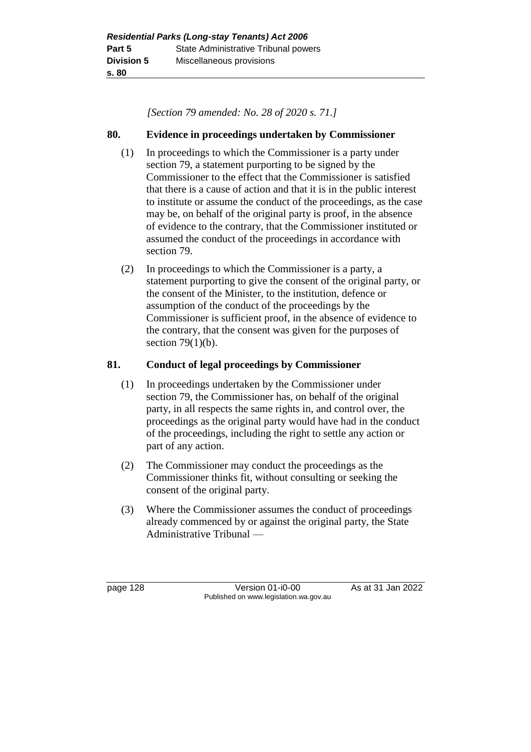*[Section 79 amended: No. 28 of 2020 s. 71.]*

## 80. Evidence in proceedings undertaken by Commissioner

(1) In proceedings to which the Commissioner is a party under section 79, a statement purporting to be signed by the Commissioner to the effect that the Commissioner is satisfied that there is a cause of action and that it is in the public interest to institute or assume the conduct of the proceedings, as the case may be, on behalf of the original party is proof, in the absence of evidence to the contrary, that the Commissioner instituted or assumed the conduct of the proceedings in accordance with section 79.

(2) In proceedings to which the Commissioner is a party, a statement purporting to give the consent of the original party, or the consent of the Minister, to the institution, defence or assumption of the conduct of the proceedings by the Commissioner is sufficient proof, in the absence of evidence to the contrary, that the consent was given for the purposes of section 79(1)(b).

## 81. Conduct of legal proceedings by Commissioner

(1) In proceedings undertaken by the Commissioner under section 79, the Commissioner has, on behalf of the original party, in all respects the same rights in, and control over, the proceedings as the original party would have had in the conduct of the proceedings, including the right to settle any action or part of any action.

(2) The Commissioner may conduct the proceedings as the Commissioner thinks fit, without consulting or seeking the consent of the original party.

(3) Where the Commissioner assumes the conduct of proceedings already commenced by or against the original party, the State Administrative Tribunal —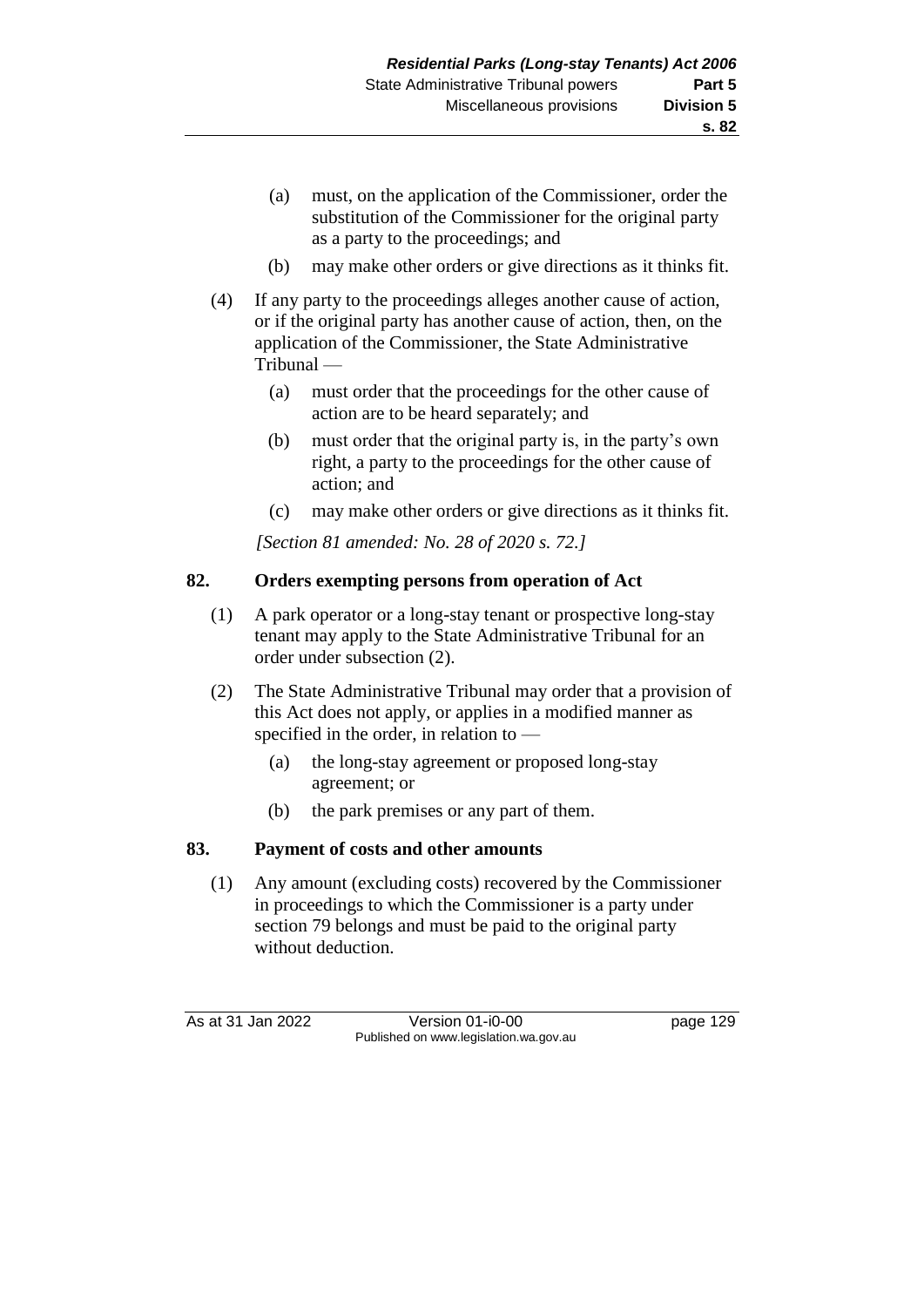(a) must, on the application of the Commissioner, order the substitution of the Commissioner for the original party as a party to the proceedings; and

(b) may make other orders or give directions as it thinks fit.

(4) If any party to the proceedings alleges another cause of action, or if the original party has another cause of action, then, on the application of the Commissioner, the State Administrative Tribunal —

(a) must order that the proceedings for the other cause of action are to be heard separately; and

(b) must order that the original party is, in the party's own right, a party to the proceedings for the other cause of action; and

(c) may make other orders or give directions as it thinks fit.

*[Section 81 amended: No. 28 of 2020 s. 72.]*

## 82. Orders exempting persons from operation of Act

(1) A park operator or a long-stay tenant or prospective long-stay tenant may apply to the State Administrative Tribunal for an order under subsection (2).

(2) The State Administrative Tribunal may order that a provision of this Act does not apply, or applies in a modified manner as specified in the order, in relation to —

(a) the long-stay agreement or proposed long-stay agreement; or

(b) the park premises or any part of them.

## 83. Payment of costs and other amounts

(1) Any amount (excluding costs) recovered by the Commissioner in proceedings to which the Commissioner is a party under section 79 belongs and must be paid to the original party without deduction.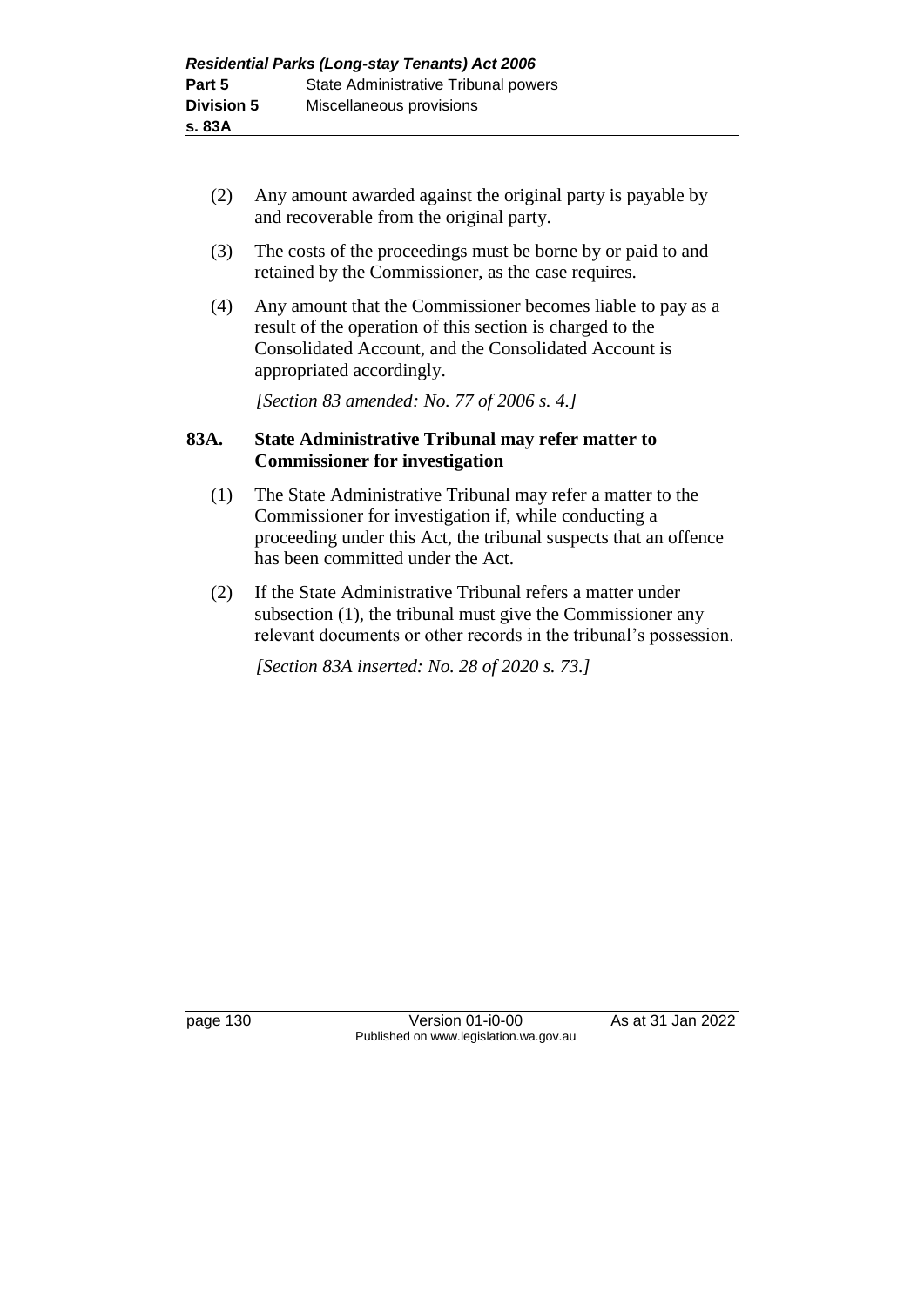(2) Any amount awarded against the original party is payable by and recoverable from the original party.

(3) The costs of the proceedings must be borne by or paid to and retained by the Commissioner, as the case requires.

(4) Any amount that the Commissioner becomes liable to pay as a result of the operation of this section is charged to the Consolidated Account, and the Consolidated Account is appropriated accordingly.

*[Section 83 amended: No. 77 of 2006 s. 4.]*

### 83A. State Administrative Tribunal may refer matter to Commissioner for investigation

(1) The State Administrative Tribunal may refer a matter to the Commissioner for investigation if, while conducting a proceeding under this Act, the tribunal suspects that an offence has been committed under the Act.

(2) If the State Administrative Tribunal refers a matter under subsection (1), the tribunal must give the Commissioner any relevant documents or other records in the tribunal's possession.

*[Section 83A inserted: No. 28 of 2020 s. 73.]*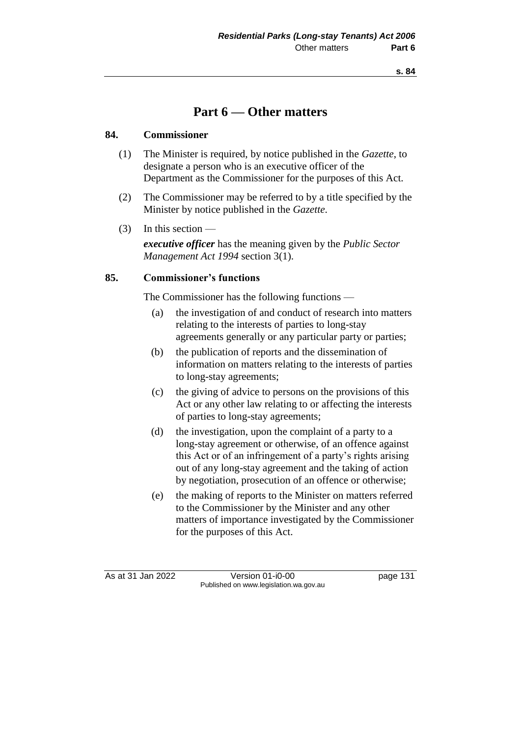# Part 6 — Other matters

### 84. Commissioner

(1) The Minister is required, by notice published in the *Gazette*, to designate a person who is an executive officer of the Department as the Commissioner for the purposes of this Act.

(2) The Commissioner may be referred to by a title specified by the Minister by notice published in the *Gazette*.

(3) In this section —

***executive officer*** has the meaning given by the *Public Sector Management Act 1994* section 3(1).

### 85. Commissioner's functions

The Commissioner has the following functions —

(a) the investigation of and conduct of research into matters relating to the interests of parties to long-stay agreements generally or any particular party or parties;

(b) the publication of reports and the dissemination of information on matters relating to the interests of parties to long-stay agreements;

(c) the giving of advice to persons on the provisions of this Act or any other law relating to or affecting the interests of parties to long-stay agreements;

(d) the investigation, upon the complaint of a party to a long-stay agreement or otherwise, of an offence against this Act or of an infringement of a party's rights arising out of any long-stay agreement and the taking of action by negotiation, prosecution of an offence or otherwise;

(e) the making of reports to the Minister on matters referred to the Commissioner by the Minister and any other matters of importance investigated by the Commissioner for the purposes of this Act.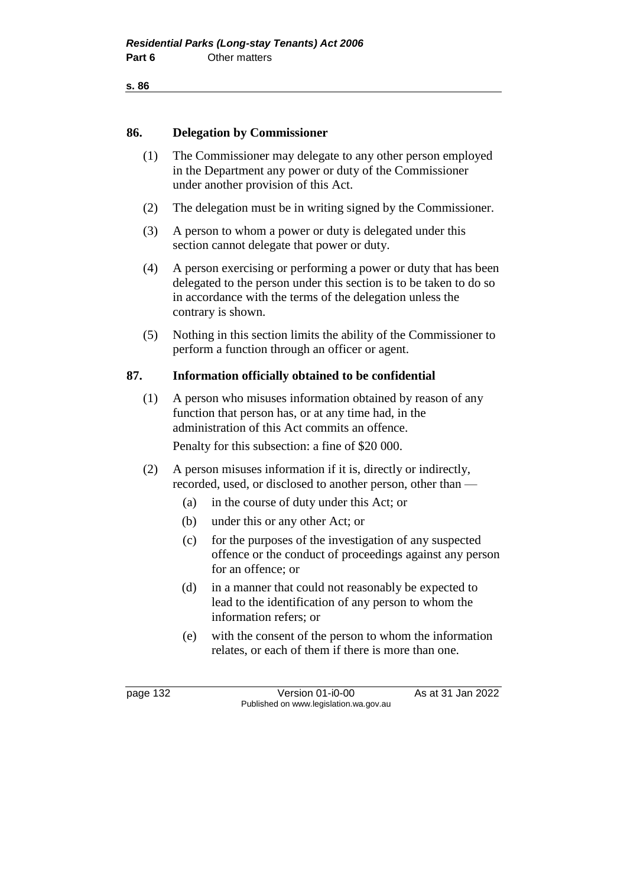## 86. Delegation by Commissioner

(1) The Commissioner may delegate to any other person employed in the Department any power or duty of the Commissioner under another provision of this Act.

(2) The delegation must be in writing signed by the Commissioner.

(3) A person to whom a power or duty is delegated under this section cannot delegate that power or duty.

(4) A person exercising or performing a power or duty that has been delegated to the person under this section is to be taken to do so in accordance with the terms of the delegation unless the contrary is shown.

(5) Nothing in this section limits the ability of the Commissioner to perform a function through an officer or agent.

## 87. Information officially obtained to be confidential

(1) A person who misuses information obtained by reason of any function that person has, or at any time had, in the administration of this Act commits an offence.

Penalty for this subsection: a fine of $20 000.

(2) A person misuses information if it is, directly or indirectly, recorded, used, or disclosed to another person, other than —

- (a) in the course of duty under this Act; or
- (b) under this or any other Act; or
- (c) for the purposes of the investigation of any suspected offence or the conduct of proceedings against any person for an offence; or
- (d) in a manner that could not reasonably be expected to lead to the identification of any person to whom the information refers; or
- (e) with the consent of the person to whom the information relates, or each of them if there is more than one.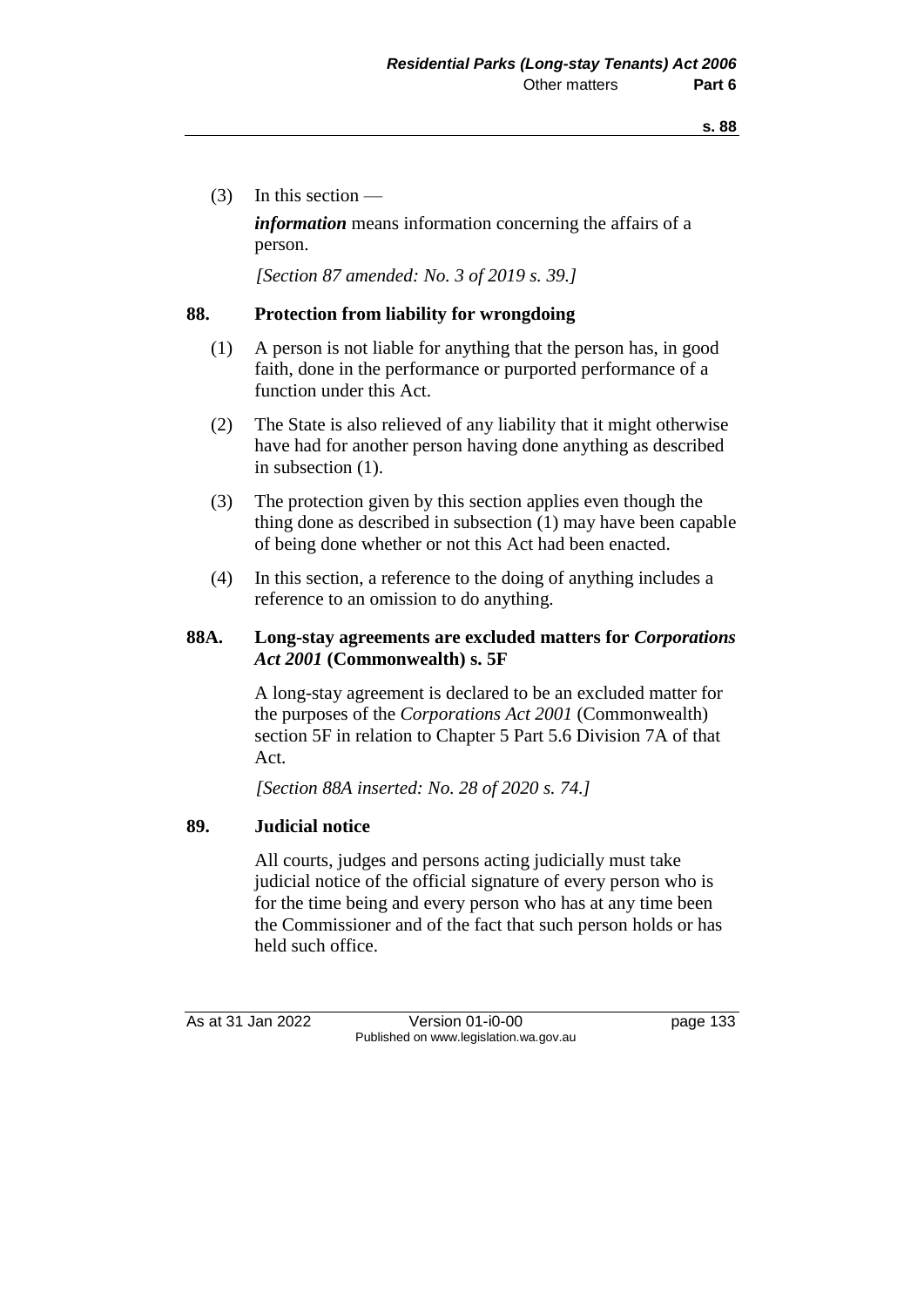(3) In this section —

***information*** means information concerning the affairs of a person.

*[Section 87 amended: No. 3 of 2019 s. 39.]*

## 88. Protection from liability for wrongdoing

(1) A person is not liable for anything that the person has, in good faith, done in the performance or purported performance of a function under this Act.

(2) The State is also relieved of any liability that it might otherwise have had for another person having done anything as described in subsection (1).

(3) The protection given by this section applies even though the thing done as described in subsection (1) may have been capable of being done whether or not this Act had been enacted.

(4) In this section, a reference to the doing of anything includes a reference to an omission to do anything.

## 88A. Long-stay agreements are excluded matters for *Corporations Act 2001* (Commonwealth) s. 5F

A long-stay agreement is declared to be an excluded matter for the purposes of the *Corporations Act 2001* (Commonwealth) section 5F in relation to Chapter 5 Part 5.6 Division 7A of that Act.

*[Section 88A inserted: No. 28 of 2020 s. 74.]*

## 89. Judicial notice

All courts, judges and persons acting judicially must take judicial notice of the official signature of every person who is for the time being and every person who has at any time been the Commissioner and of the fact that such person holds or has held such office.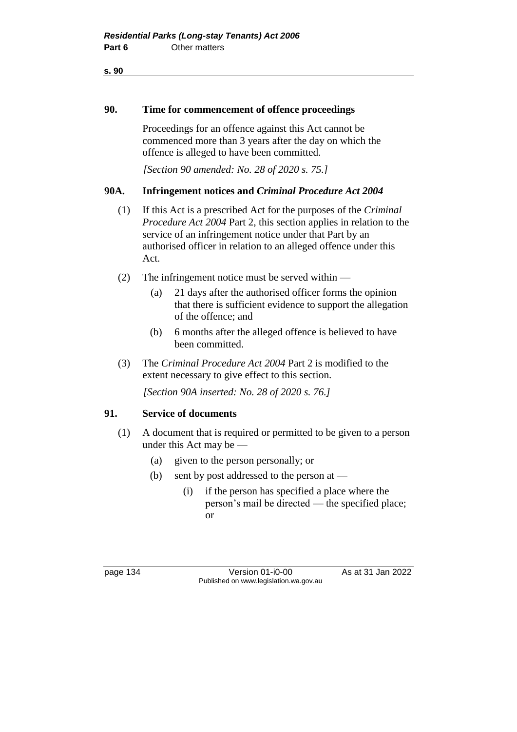## 90. Time for commencement of offence proceedings

Proceedings for an offence against this Act cannot be commenced more than 3 years after the day on which the offence is alleged to have been committed.

*[Section 90 amended: No. 28 of 2020 s. 75.]*

## 90A. Infringement notices and *Criminal Procedure Act 2004*

(1) If this Act is a prescribed Act for the purposes of the *Criminal Procedure Act 2004* Part 2, this section applies in relation to the service of an infringement notice under that Part by an authorised officer in relation to an alleged offence under this Act.

(2) The infringement notice must be served within —

- (a) 21 days after the authorised officer forms the opinion that there is sufficient evidence to support the allegation of the offence; and
- (b) 6 months after the alleged offence is believed to have been committed.

(3) The *Criminal Procedure Act 2004* Part 2 is modified to the extent necessary to give effect to this section.

*[Section 90A inserted: No. 28 of 2020 s. 76.]*

## 91. Service of documents

(1) A document that is required or permitted to be given to a person under this Act may be —

- (a) given to the person personally; or
- (b) sent by post addressed to the person at —
  - (i) if the person has specified a place where the person's mail be directed — the specified place; or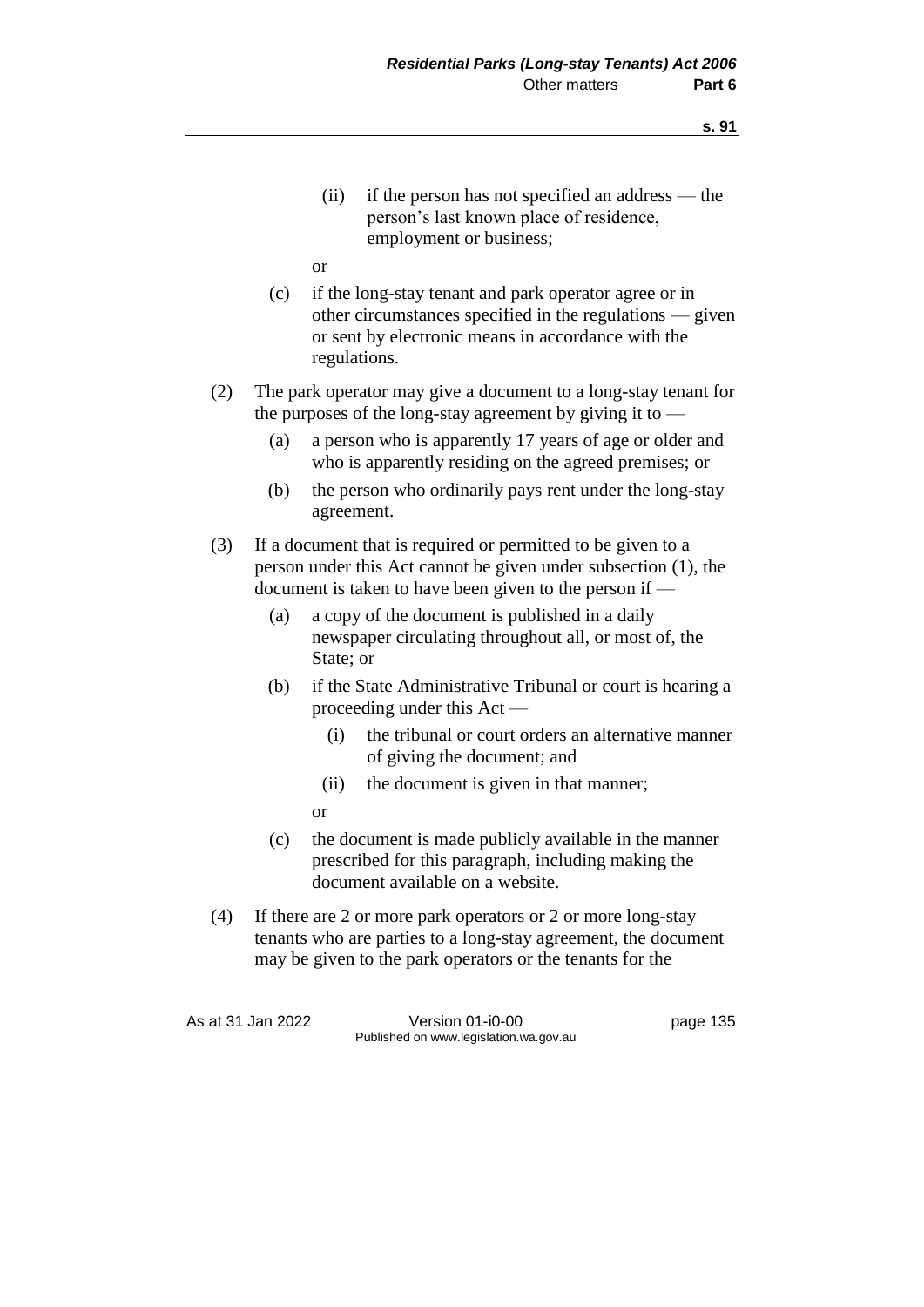(ii) if the person has not specified an address — the person's last known place of residence, employment or business;

or

(c) if the long-stay tenant and park operator agree or in other circumstances specified in the regulations — given or sent by electronic means in accordance with the regulations.

(2) The park operator may give a document to a long-stay tenant for the purposes of the long-stay agreement by giving it to —

(a) a person who is apparently 17 years of age or older and who is apparently residing on the agreed premises; or

(b) the person who ordinarily pays rent under the long-stay agreement.

(3) If a document that is required or permitted to be given to a person under this Act cannot be given under subsection (1), the document is taken to have been given to the person if —

(a) a copy of the document is published in a daily newspaper circulating throughout all, or most of, the State; or

(b) if the State Administrative Tribunal or court is hearing a proceeding under this Act —

(i) the tribunal or court orders an alternative manner of giving the document; and

(ii) the document is given in that manner;

or

(c) the document is made publicly available in the manner prescribed for this paragraph, including making the document available on a website.

(4) If there are 2 or more park operators or 2 or more long-stay tenants who are parties to a long-stay agreement, the document may be given to the park operators or the tenants for the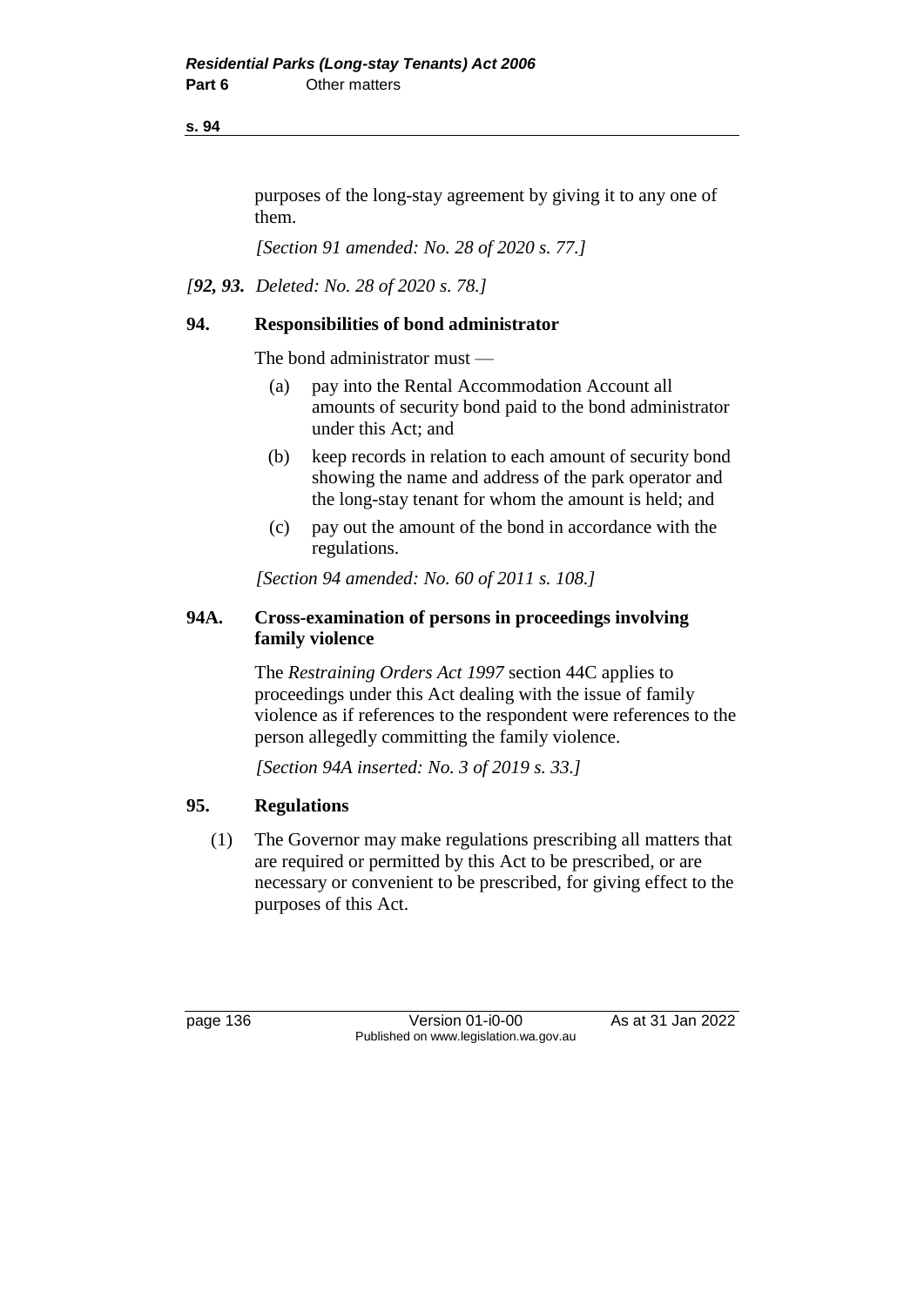purposes of the long-stay agreement by giving it to any one of them.

*[Section 91 amended: No. 28 of 2020 s. 77.]*

*[**92, 93.** Deleted: No. 28 of 2020 s. 78.]*

### 94. Responsibilities of bond administrator

The bond administrator must —

(a) pay into the Rental Accommodation Account all amounts of security bond paid to the bond administrator under this Act; and

(b) keep records in relation to each amount of security bond showing the name and address of the park operator and the long-stay tenant for whom the amount is held; and

(c) pay out the amount of the bond in accordance with the regulations.

*[Section 94 amended: No. 60 of 2011 s. 108.]*

### 94A. Cross-examination of persons in proceedings involving family violence

The *Restraining Orders Act 1997* section 44C applies to proceedings under this Act dealing with the issue of family violence as if references to the respondent were references to the person allegedly committing the family violence.

*[Section 94A inserted: No. 3 of 2019 s. 33.]*

### 95. Regulations

(1) The Governor may make regulations prescribing all matters that are required or permitted by this Act to be prescribed, or are necessary or convenient to be prescribed, for giving effect to the purposes of this Act.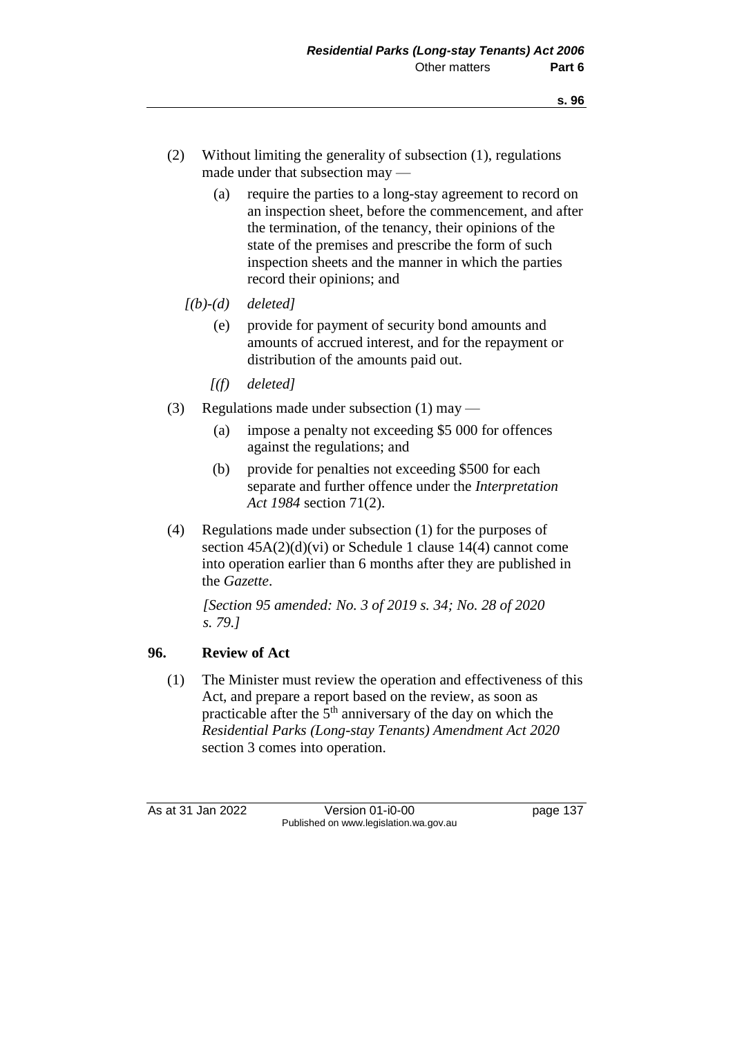(2) Without limiting the generality of subsection (1), regulations made under that subsection may —

 (a) require the parties to a long-stay agreement to record on an inspection sheet, before the commencement, and after the termination, of the tenancy, their opinions of the state of the premises and prescribe the form of such inspection sheets and the manner in which the parties record their opinions; and

 *[(b)-(d) deleted]*

 (e) provide for payment of security bond amounts and amounts of accrued interest, and for the repayment or distribution of the amounts paid out.

 *[(f) deleted]*

(3) Regulations made under subsection (1) may —

 (a) impose a penalty not exceeding $5 000 for offences against the regulations; and

 (b) provide for penalties not exceeding $500 for each separate and further offence under the *Interpretation Act 1984* section 71(2).

(4) Regulations made under subsection (1) for the purposes of section 45A(2)(d)(vi) or Schedule 1 clause 14(4) cannot come into operation earlier than 6 months after they are published in the *Gazette*.

*[Section 95 amended: No. 3 of 2019 s. 34; No. 28 of 2020 s. 79.]*

## 96. Review of Act

(1) The Minister must review the operation and effectiveness of this Act, and prepare a report based on the review, as soon as practicable after the 5th anniversary of the day on which the *Residential Parks (Long-stay Tenants) Amendment Act 2020* section 3 comes into operation.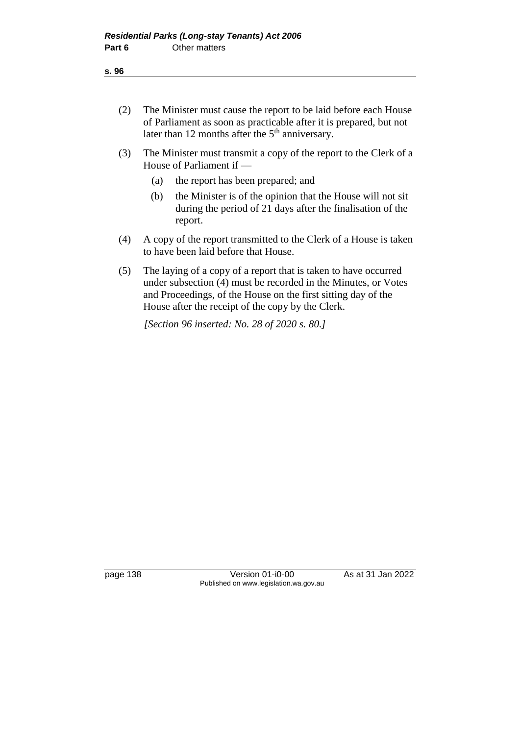(2) The Minister must cause the report to be laid before each House of Parliament as soon as practicable after it is prepared, but not later than 12 months after the 5th anniversary.

(3) The Minister must transmit a copy of the report to the Clerk of a House of Parliament if —

  (a) the report has been prepared; and

  (b) the Minister is of the opinion that the House will not sit during the period of 21 days after the finalisation of the report.

(4) A copy of the report transmitted to the Clerk of a House is taken to have been laid before that House.

(5) The laying of a copy of a report that is taken to have occurred under subsection (4) must be recorded in the Minutes, or Votes and Proceedings, of the House on the first sitting day of the House after the receipt of the copy by the Clerk.

*[Section 96 inserted: No. 28 of 2020 s. 80.]*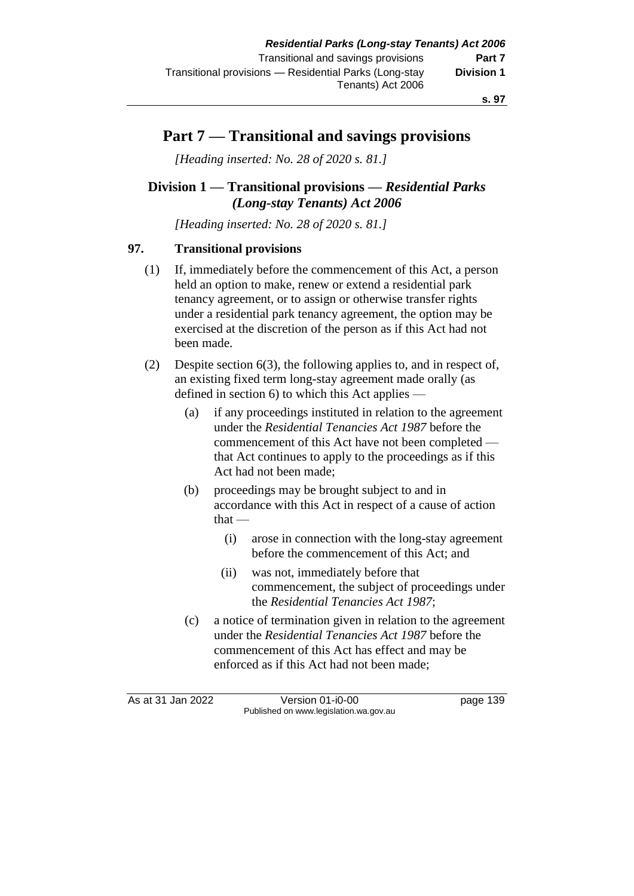# Part 7 — Transitional and savings provisions

*[Heading inserted: No. 28 of 2020 s. 81.]*

## Division 1 — Transitional provisions — *Residential Parks (Long-stay Tenants) Act 2006*

*[Heading inserted: No. 28 of 2020 s. 81.]*

### 97. Transitional provisions

(1) If, immediately before the commencement of this Act, a person held an option to make, renew or extend a residential park tenancy agreement, or to assign or otherwise transfer rights under a residential park tenancy agreement, the option may be exercised at the discretion of the person as if this Act had not been made.

(2) Despite section 6(3), the following applies to, and in respect of, an existing fixed term long-stay agreement made orally (as defined in section 6) to which this Act applies —

- (a) if any proceedings instituted in relation to the agreement under the *Residential Tenancies Act 1987* before the commencement of this Act have not been completed — that Act continues to apply to the proceedings as if this Act had not been made;
- (b) proceedings may be brought subject to and in accordance with this Act in respect of a cause of action that —
  - (i) arose in connection with the long-stay agreement before the commencement of this Act; and
  - (ii) was not, immediately before that commencement, the subject of proceedings under the *Residential Tenancies Act 1987*;
- (c) a notice of termination given in relation to the agreement under the *Residential Tenancies Act 1987* before the commencement of this Act has effect and may be enforced as if this Act had not been made;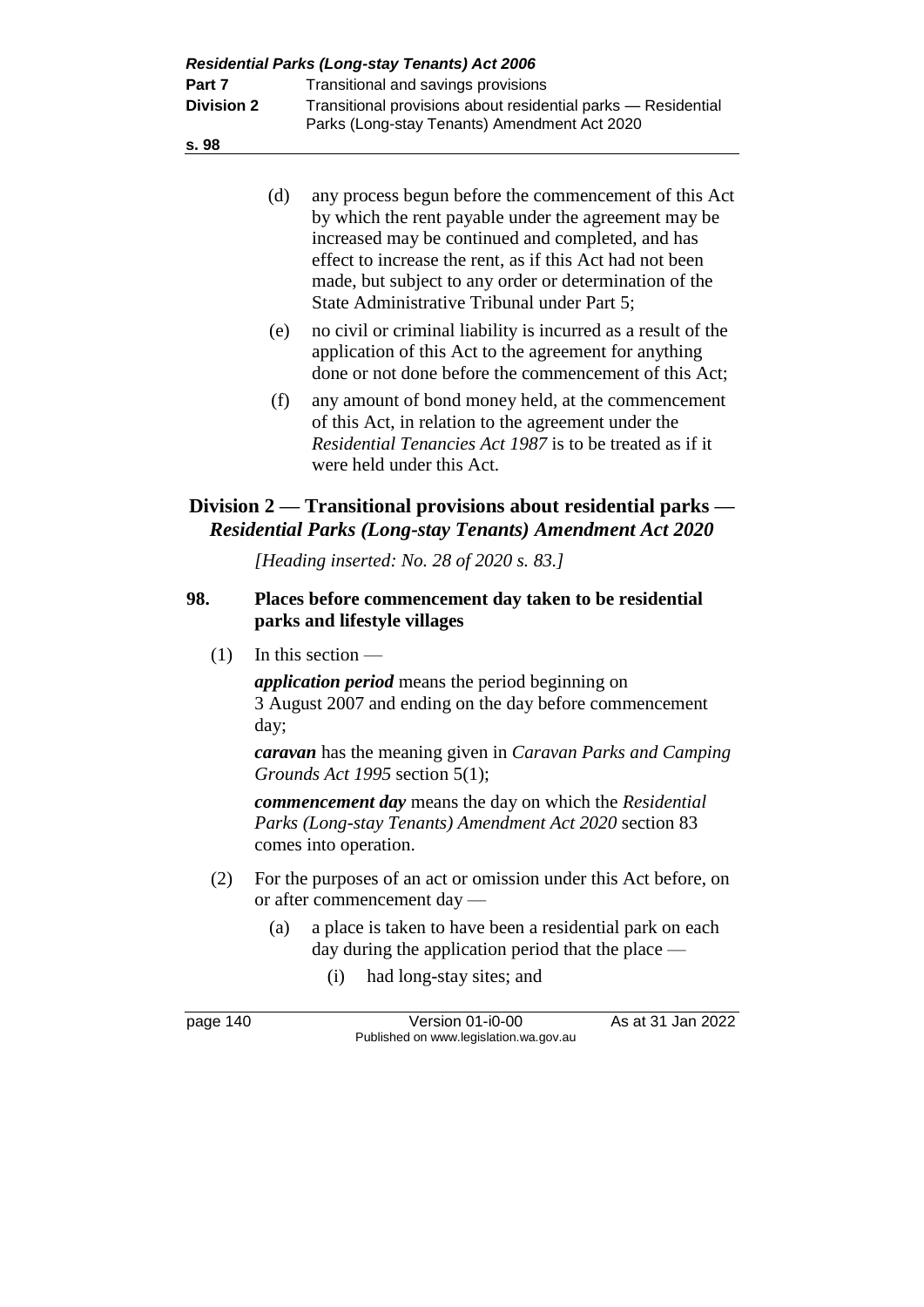(d) any process begun before the commencement of this Act by which the rent payable under the agreement may be increased may be continued and completed, and has effect to increase the rent, as if this Act had not been made, but subject to any order or determination of the State Administrative Tribunal under Part 5;

(e) no civil or criminal liability is incurred as a result of the application of this Act to the agreement for anything done or not done before the commencement of this Act;

(f) any amount of bond money held, at the commencement of this Act, in relation to the agreement under the *Residential Tenancies Act 1987* is to be treated as if it were held under this Act.

## Division 2 — Transitional provisions about residential parks — *Residential Parks (Long-stay Tenants) Amendment Act 2020*

*[Heading inserted: No. 28 of 2020 s. 83.]*

### 98. Places before commencement day taken to be residential parks and lifestyle villages

(1) In this section —

***application period*** means the period beginning on 3 August 2007 and ending on the day before commencement day;

***caravan*** has the meaning given in *Caravan Parks and Camping Grounds Act 1995* section 5(1);

***commencement day*** means the day on which the *Residential Parks (Long-stay Tenants) Amendment Act 2020* section 83 comes into operation.

(2) For the purposes of an act or omission under this Act before, on or after commencement day —

(a) a place is taken to have been a residential park on each day during the application period that the place —

(i) had long-stay sites; and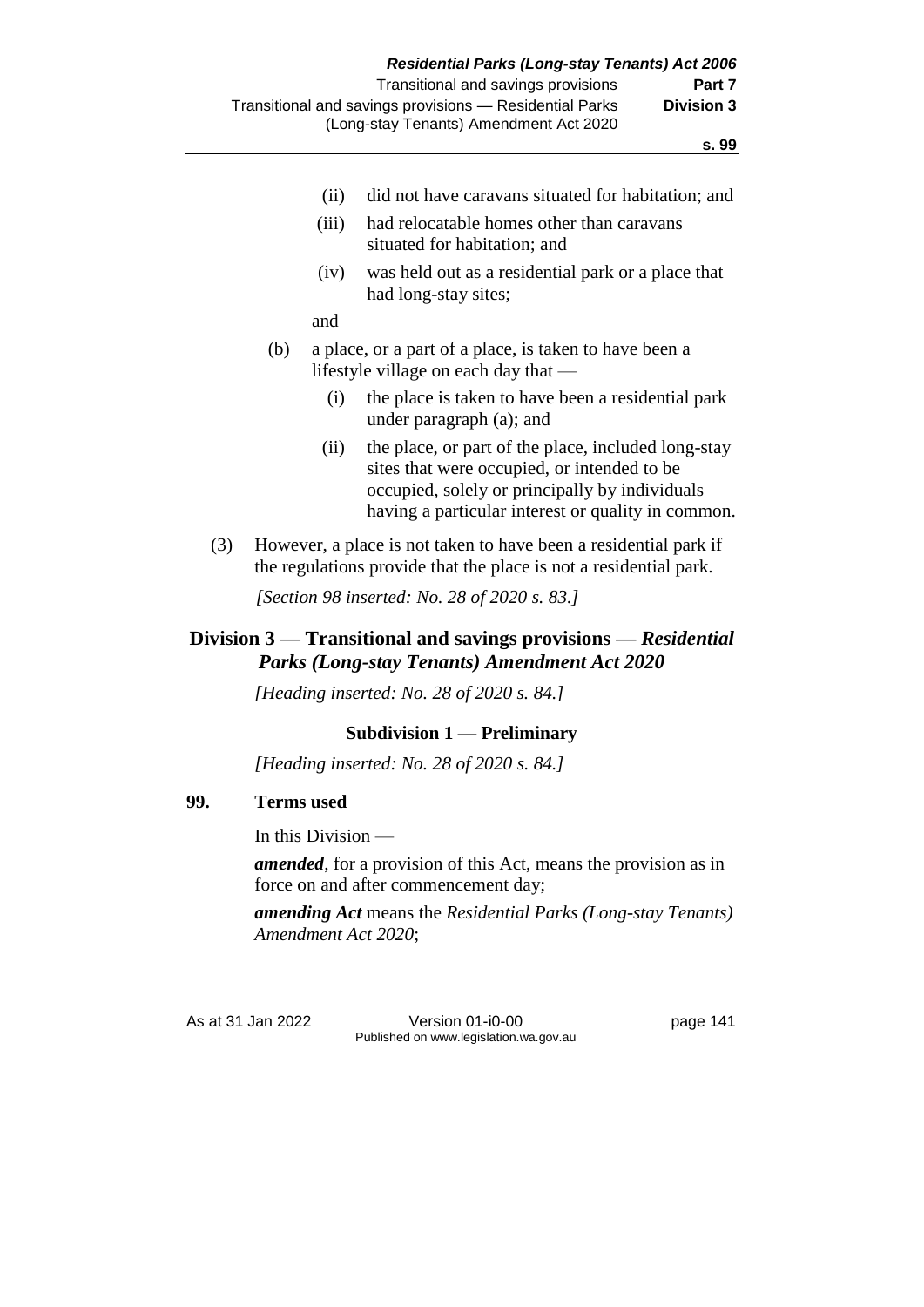(ii) did not have caravans situated for habitation; and

(iii) had relocatable homes other than caravans situated for habitation; and

(iv) was held out as a residential park or a place that had long-stay sites;

and

(b) a place, or a part of a place, is taken to have been a lifestyle village on each day that —

(i) the place is taken to have been a residential park under paragraph (a); and

(ii) the place, or part of the place, included long-stay sites that were occupied, or intended to be occupied, solely or principally by individuals having a particular interest or quality in common.

(3) However, a place is not taken to have been a residential park if the regulations provide that the place is not a residential park.

*[Section 98 inserted: No. 28 of 2020 s. 83.]*

## Division 3 — Transitional and savings provisions — *Residential Parks (Long-stay Tenants) Amendment Act 2020*

*[Heading inserted: No. 28 of 2020 s. 84.]*

### Subdivision 1 — Preliminary

*[Heading inserted: No. 28 of 2020 s. 84.]*

**99. Terms used**

In this Division —

***amended***, for a provision of this Act, means the provision as in force on and after commencement day;

***amending Act*** means the *Residential Parks (Long-stay Tenants) Amendment Act 2020*;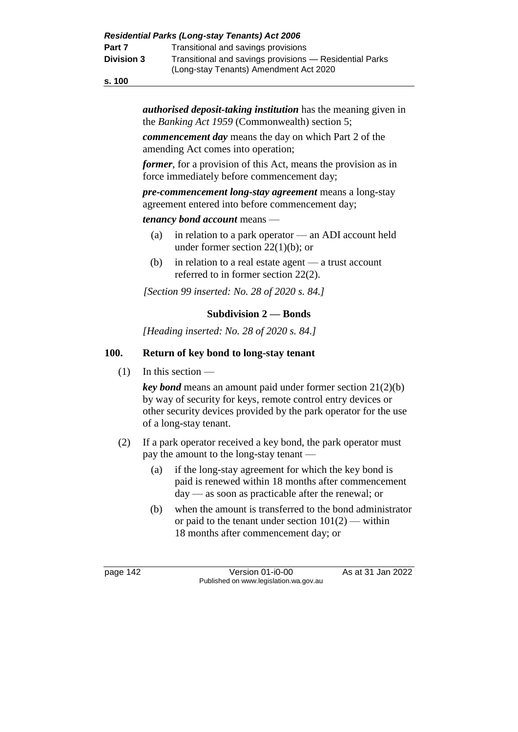***authorised deposit-taking institution*** has the meaning given in the *Banking Act 1959* (Commonwealth) section 5;

***commencement day*** means the day on which Part 2 of the amending Act comes into operation;

***former***, for a provision of this Act, means the provision as in force immediately before commencement day;

***pre-commencement long-stay agreement*** means a long-stay agreement entered into before commencement day;

***tenancy bond account*** means —

(a) in relation to a park operator — an ADI account held under former section 22(1)(b); or

(b) in relation to a real estate agent — a trust account referred to in former section 22(2).

*[Section 99 inserted: No. 28 of 2020 s. 84.]*

### Subdivision 2 — Bonds

*[Heading inserted: No. 28 of 2020 s. 84.]*

### 100. Return of key bond to long-stay tenant

(1) In this section —

***key bond*** means an amount paid under former section 21(2)(b) by way of security for keys, remote control entry devices or other security devices provided by the park operator for the use of a long-stay tenant.

(2) If a park operator received a key bond, the park operator must pay the amount to the long-stay tenant —

(a) if the long-stay agreement for which the key bond is paid is renewed within 18 months after commencement day — as soon as practicable after the renewal; or

(b) when the amount is transferred to the bond administrator or paid to the tenant under section 101(2) — within 18 months after commencement day; or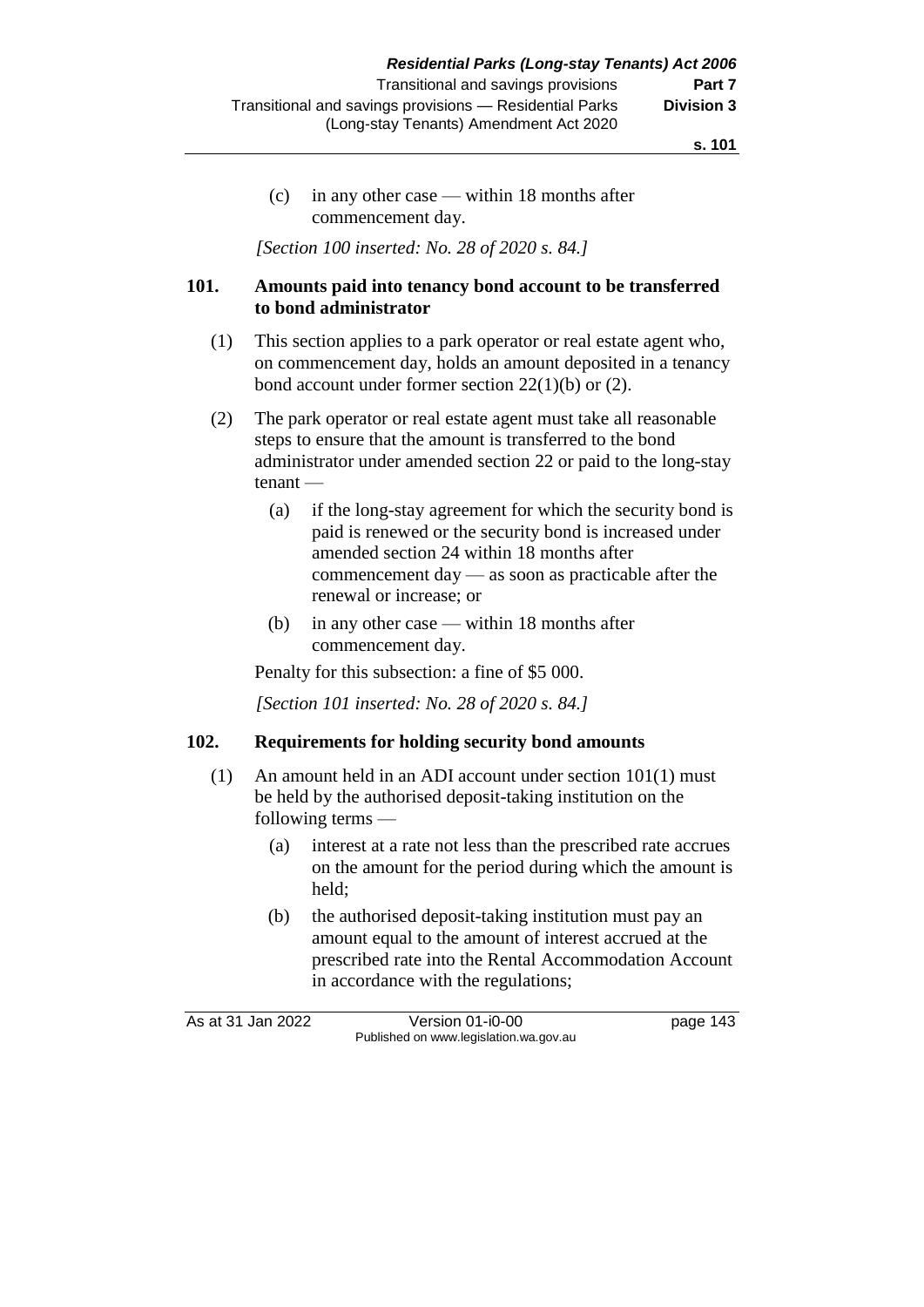(c) in any other case — within 18 months after commencement day.

*[Section 100 inserted: No. 28 of 2020 s. 84.]*

### 101. Amounts paid into tenancy bond account to be transferred to bond administrator

(1) This section applies to a park operator or real estate agent who, on commencement day, holds an amount deposited in a tenancy bond account under former section 22(1)(b) or (2).

(2) The park operator or real estate agent must take all reasonable steps to ensure that the amount is transferred to the bond administrator under amended section 22 or paid to the long-stay tenant —

(a) if the long-stay agreement for which the security bond is paid is renewed or the security bond is increased under amended section 24 within 18 months after commencement day — as soon as practicable after the renewal or increase; or

(b) in any other case — within 18 months after commencement day.

Penalty for this subsection: a fine of $5 000.

*[Section 101 inserted: No. 28 of 2020 s. 84.]*

### 102. Requirements for holding security bond amounts

(1) An amount held in an ADI account under section 101(1) must be held by the authorised deposit-taking institution on the following terms —

(a) interest at a rate not less than the prescribed rate accrues on the amount for the period during which the amount is held;

(b) the authorised deposit-taking institution must pay an amount equal to the amount of interest accrued at the prescribed rate into the Rental Accommodation Account in accordance with the regulations;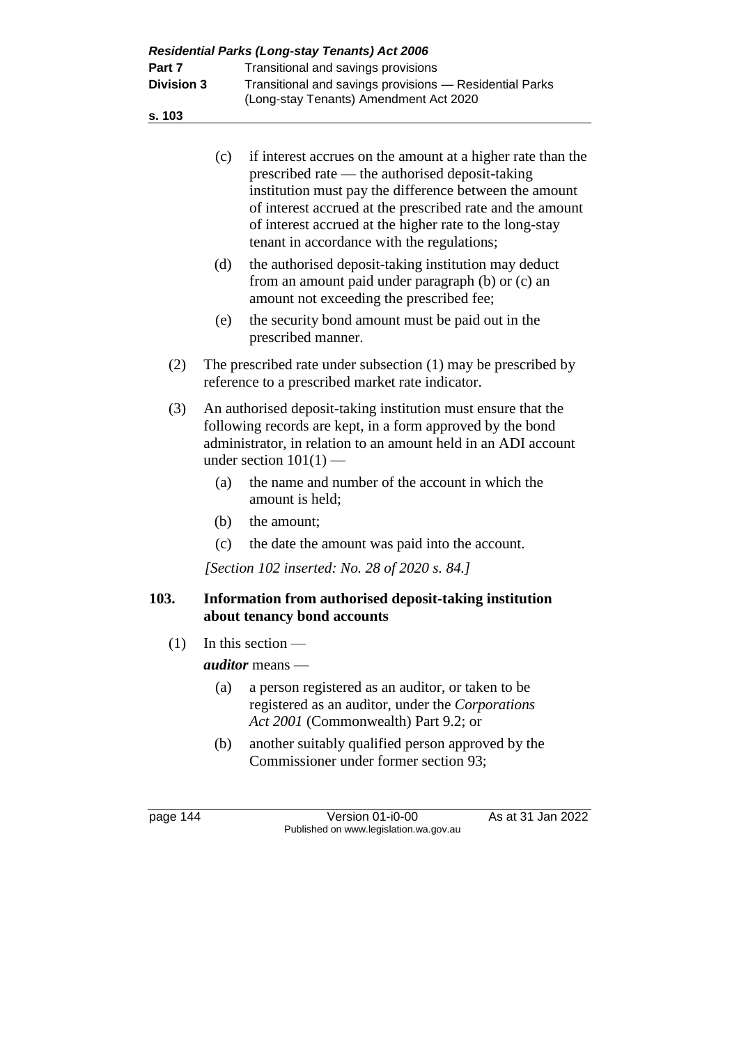(c) if interest accrues on the amount at a higher rate than the prescribed rate — the authorised deposit-taking institution must pay the difference between the amount of interest accrued at the prescribed rate and the amount of interest accrued at the higher rate to the long-stay tenant in accordance with the regulations;

(d) the authorised deposit-taking institution may deduct from an amount paid under paragraph (b) or (c) an amount not exceeding the prescribed fee;

(e) the security bond amount must be paid out in the prescribed manner.

(2) The prescribed rate under subsection (1) may be prescribed by reference to a prescribed market rate indicator.

(3) An authorised deposit-taking institution must ensure that the following records are kept, in a form approved by the bond administrator, in relation to an amount held in an ADI account under section 101(1) —

(a) the name and number of the account in which the amount is held;

(b) the amount;

(c) the date the amount was paid into the account.

*[Section 102 inserted: No. 28 of 2020 s. 84.]*

### 103. Information from authorised deposit-taking institution about tenancy bond accounts

(1) In this section —

***auditor*** means —

(a) a person registered as an auditor, or taken to be registered as an auditor, under the *Corporations Act 2001* (Commonwealth) Part 9.2; or

(b) another suitably qualified person approved by the Commissioner under former section 93;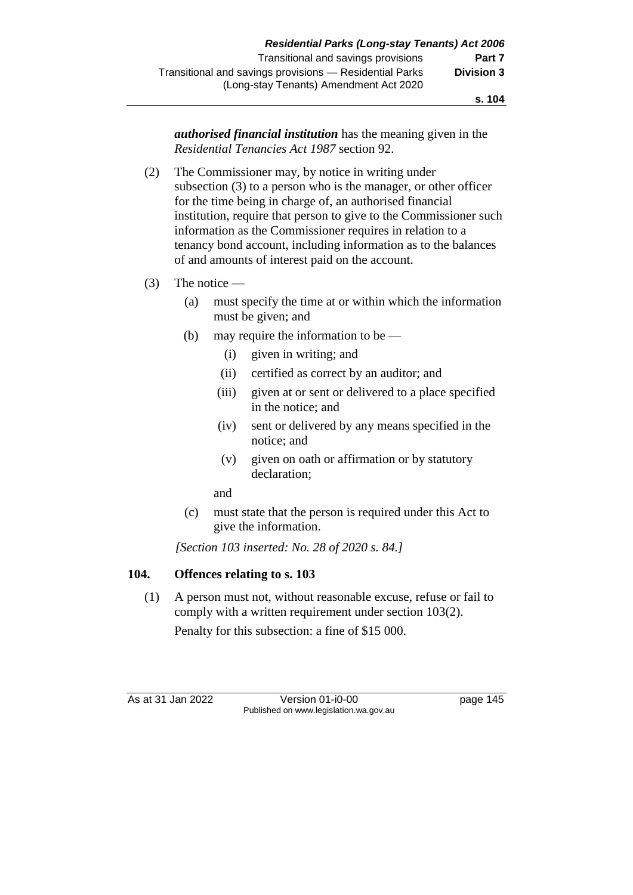***authorised financial institution*** has the meaning given in the *Residential Tenancies Act 1987* section 92.

(2) The Commissioner may, by notice in writing under subsection (3) to a person who is the manager, or other officer for the time being in charge of, an authorised financial institution, require that person to give to the Commissioner such information as the Commissioner requires in relation to a tenancy bond account, including information as to the balances of and amounts of interest paid on the account.

(3) The notice —

- (a) must specify the time at or within which the information must be given; and
- (b) may require the information to be —
  - (i) given in writing; and
  - (ii) certified as correct by an auditor; and
  - (iii) given at or sent or delivered to a place specified in the notice; and
  - (iv) sent or delivered by any means specified in the notice; and
  - (v) given on oath or affirmation or by statutory declaration;

  and
- (c) must state that the person is required under this Act to give the information.

*[Section 103 inserted: No. 28 of 2020 s. 84.]*

### 104. Offences relating to s. 103

(1) A person must not, without reasonable excuse, refuse or fail to comply with a written requirement under section 103(2).

Penalty for this subsection: a fine of $15 000.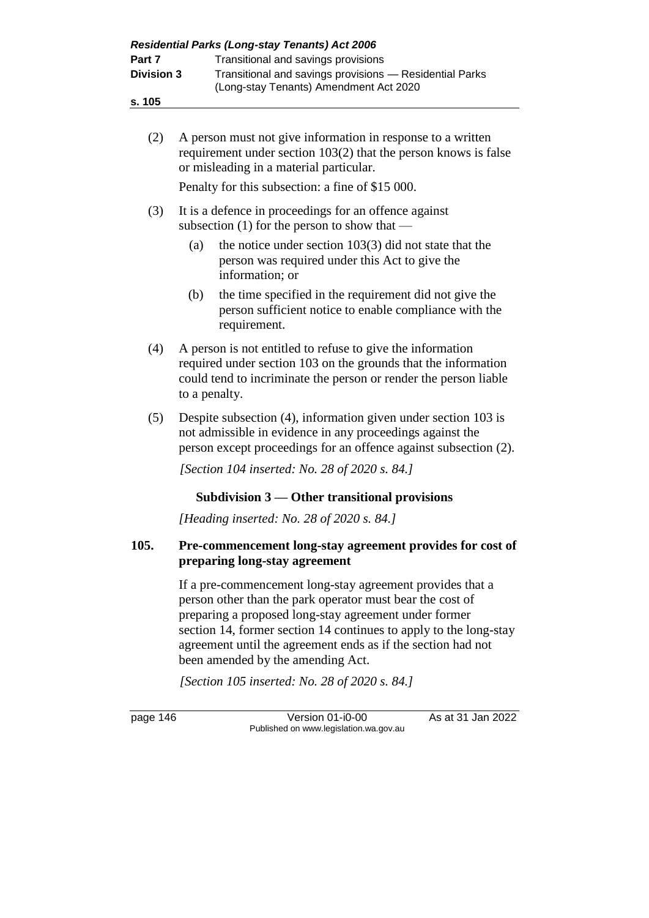(2) A person must not give information in response to a written requirement under section 103(2) that the person knows is false or misleading in a material particular.

Penalty for this subsection: a fine of $15 000.

(3) It is a defence in proceedings for an offence against subsection (1) for the person to show that —

(a) the notice under section 103(3) did not state that the person was required under this Act to give the information; or

(b) the time specified in the requirement did not give the person sufficient notice to enable compliance with the requirement.

(4) A person is not entitled to refuse to give the information required under section 103 on the grounds that the information could tend to incriminate the person or render the person liable to a penalty.

(5) Despite subsection (4), information given under section 103 is not admissible in evidence in any proceedings against the person except proceedings for an offence against subsection (2).

*[Section 104 inserted: No. 28 of 2020 s. 84.]*

### Subdivision 3 — Other transitional provisions

*[Heading inserted: No. 28 of 2020 s. 84.]*

#### 105. Pre-commencement long-stay agreement provides for cost of preparing long-stay agreement

If a pre-commencement long-stay agreement provides that a person other than the park operator must bear the cost of preparing a proposed long-stay agreement under former section 14, former section 14 continues to apply to the long-stay agreement until the agreement ends as if the section had not been amended by the amending Act.

*[Section 105 inserted: No. 28 of 2020 s. 84.]*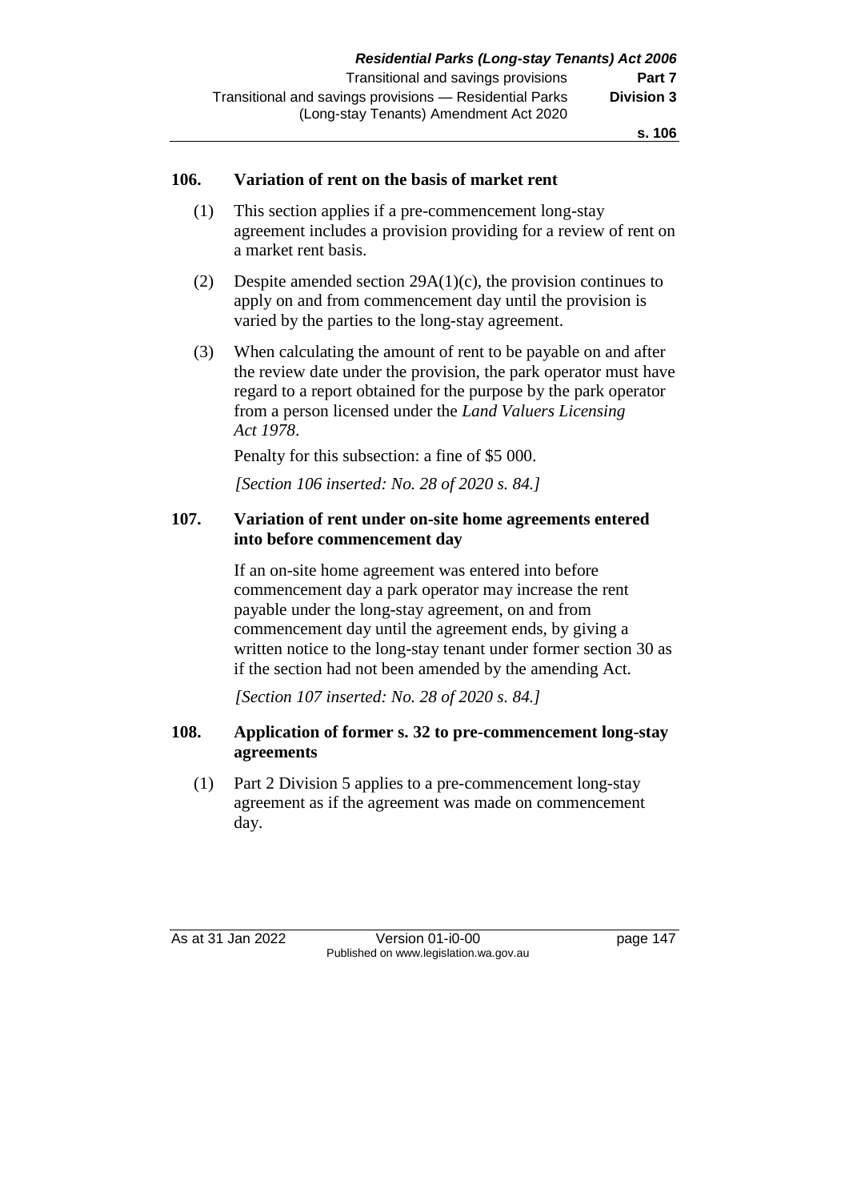### 106. Variation of rent on the basis of market rent

(1) This section applies if a pre-commencement long-stay agreement includes a provision providing for a review of rent on a market rent basis.

(2) Despite amended section 29A(1)(c), the provision continues to apply on and from commencement day until the provision is varied by the parties to the long-stay agreement.

(3) When calculating the amount of rent to be payable on and after the review date under the provision, the park operator must have regard to a report obtained for the purpose by the park operator from a person licensed under the *Land Valuers Licensing Act 1978*.

Penalty for this subsection: a fine of $5 000.

*[Section 106 inserted: No. 28 of 2020 s. 84.]*

### 107. Variation of rent under on-site home agreements entered into before commencement day

If an on-site home agreement was entered into before commencement day a park operator may increase the rent payable under the long-stay agreement, on and from commencement day until the agreement ends, by giving a written notice to the long-stay tenant under former section 30 as if the section had not been amended by the amending Act.

*[Section 107 inserted: No. 28 of 2020 s. 84.]*

### 108. Application of former s. 32 to pre-commencement long-stay agreements

(1) Part 2 Division 5 applies to a pre-commencement long-stay agreement as if the agreement was made on commencement day.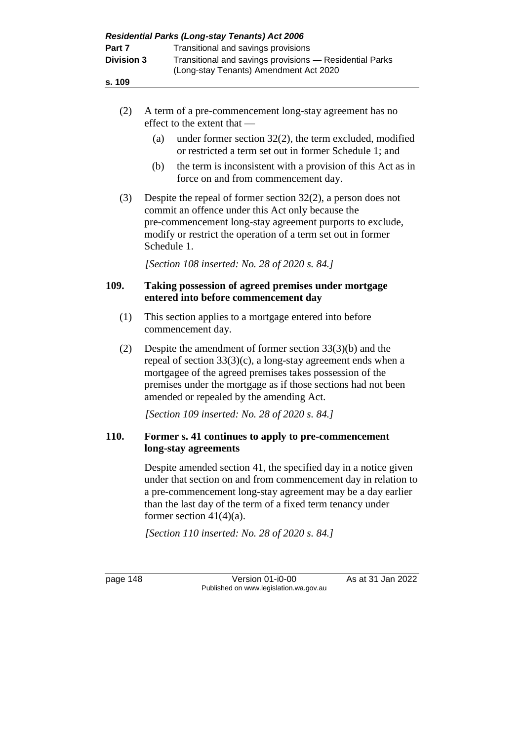(2) A term of a pre-commencement long-stay agreement has no effect to the extent that —

(a) under former section 32(2), the term excluded, modified or restricted a term set out in former Schedule 1; and

(b) the term is inconsistent with a provision of this Act as in force on and from commencement day.

(3) Despite the repeal of former section 32(2), a person does not commit an offence under this Act only because the pre-commencement long-stay agreement purports to exclude, modify or restrict the operation of a term set out in former Schedule 1.

*[Section 108 inserted: No. 28 of 2020 s. 84.]*

### 109. Taking possession of agreed premises under mortgage entered into before commencement day

(1) This section applies to a mortgage entered into before commencement day.

(2) Despite the amendment of former section 33(3)(b) and the repeal of section 33(3)(c), a long-stay agreement ends when a mortgagee of the agreed premises takes possession of the premises under the mortgage as if those sections had not been amended or repealed by the amending Act.

*[Section 109 inserted: No. 28 of 2020 s. 84.]*

### 110. Former s. 41 continues to apply to pre-commencement long-stay agreements

Despite amended section 41, the specified day in a notice given under that section on and from commencement day in relation to a pre-commencement long-stay agreement may be a day earlier than the last day of the term of a fixed term tenancy under former section 41(4)(a).

*[Section 110 inserted: No. 28 of 2020 s. 84.]*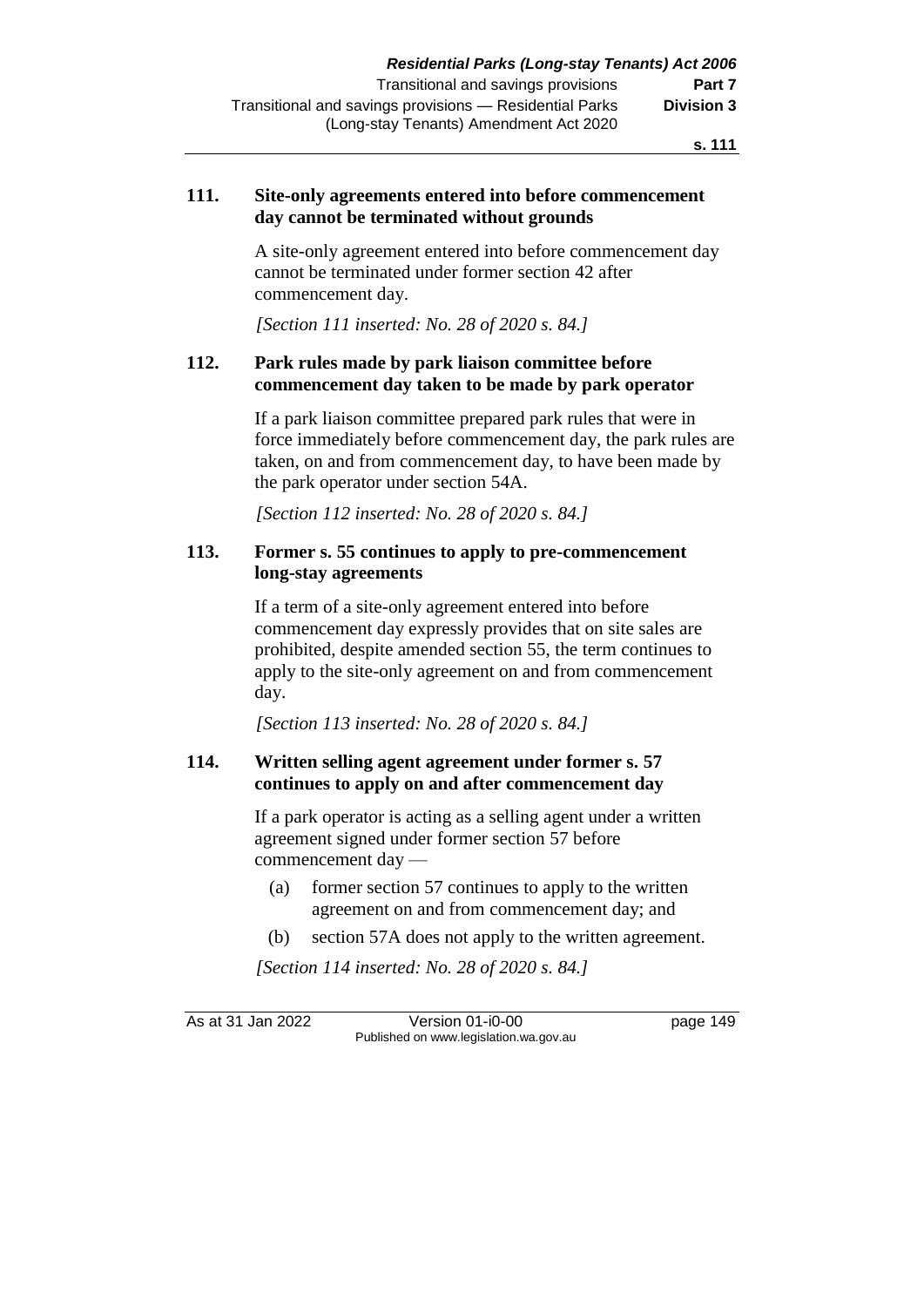**111. Site-only agreements entered into before commencement day cannot be terminated without grounds**

A site-only agreement entered into before commencement day cannot be terminated under former section 42 after commencement day.

*[Section 111 inserted: No. 28 of 2020 s. 84.]*

**112. Park rules made by park liaison committee before commencement day taken to be made by park operator**

If a park liaison committee prepared park rules that were in force immediately before commencement day, the park rules are taken, on and from commencement day, to have been made by the park operator under section 54A.

*[Section 112 inserted: No. 28 of 2020 s. 84.]*

**113. Former s. 55 continues to apply to pre-commencement long-stay agreements**

If a term of a site-only agreement entered into before commencement day expressly provides that on site sales are prohibited, despite amended section 55, the term continues to apply to the site-only agreement on and from commencement day.

*[Section 113 inserted: No. 28 of 2020 s. 84.]*

**114. Written selling agent agreement under former s. 57 continues to apply on and after commencement day**

If a park operator is acting as a selling agent under a written agreement signed under former section 57 before commencement day —

(a) former section 57 continues to apply to the written agreement on and from commencement day; and

(b) section 57A does not apply to the written agreement.

*[Section 114 inserted: No. 28 of 2020 s. 84.]*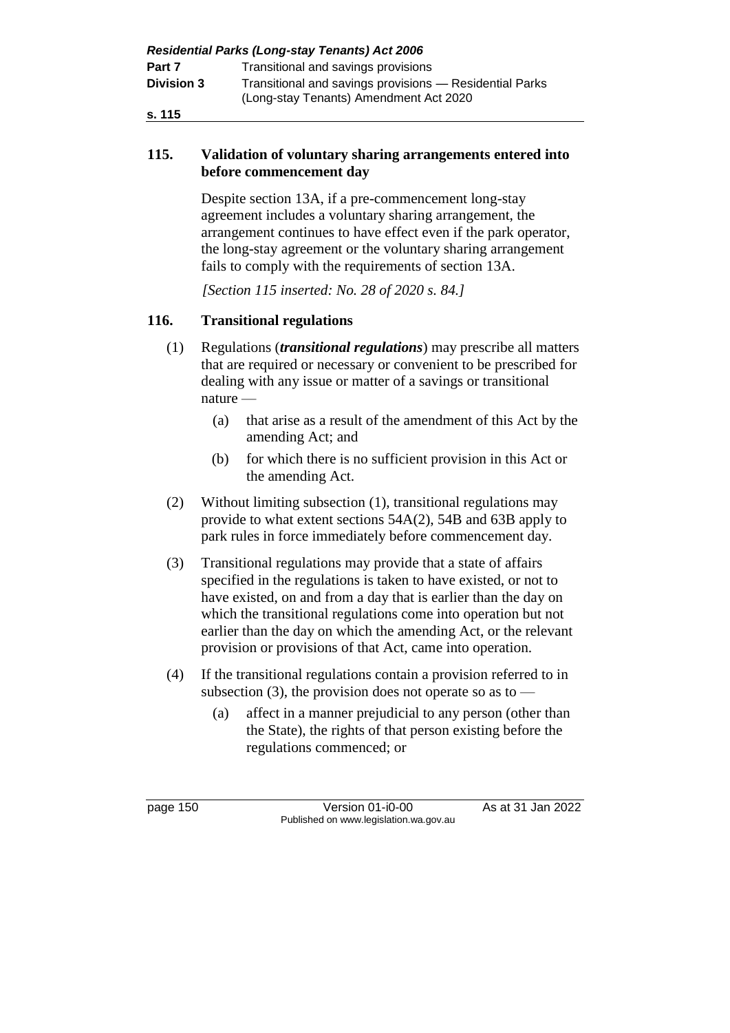## 115. Validation of voluntary sharing arrangements entered into before commencement day

Despite section 13A, if a pre-commencement long-stay agreement includes a voluntary sharing arrangement, the arrangement continues to have effect even if the park operator, the long-stay agreement or the voluntary sharing arrangement fails to comply with the requirements of section 13A.

*[Section 115 inserted: No. 28 of 2020 s. 84.]*

## 116. Transitional regulations

(1) Regulations (***transitional regulations***) may prescribe all matters that are required or necessary or convenient to be prescribed for dealing with any issue or matter of a savings or transitional nature —

- (a) that arise as a result of the amendment of this Act by the amending Act; and
- (b) for which there is no sufficient provision in this Act or the amending Act.

(2) Without limiting subsection (1), transitional regulations may provide to what extent sections 54A(2), 54B and 63B apply to park rules in force immediately before commencement day.

(3) Transitional regulations may provide that a state of affairs specified in the regulations is taken to have existed, or not to have existed, on and from a day that is earlier than the day on which the transitional regulations come into operation but not earlier than the day on which the amending Act, or the relevant provision or provisions of that Act, came into operation.

(4) If the transitional regulations contain a provision referred to in subsection (3), the provision does not operate so as to —

- (a) affect in a manner prejudicial to any person (other than the State), the rights of that person existing before the regulations commenced; or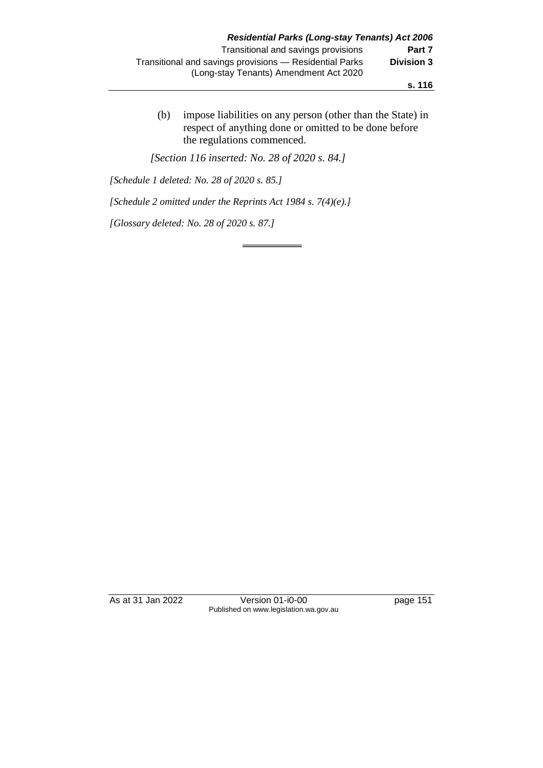(b) impose liabilities on any person (other than the State) in respect of anything done or omitted to be done before the regulations commenced.

*[Section 116 inserted: No. 28 of 2020 s. 84.]*

*[Schedule 1 deleted: No. 28 of 2020 s. 85.]*

*[Schedule 2 omitted under the Reprints Act 1984 s. 7(4)(e).]*

*[Glossary deleted: No. 28 of 2020 s. 87.]*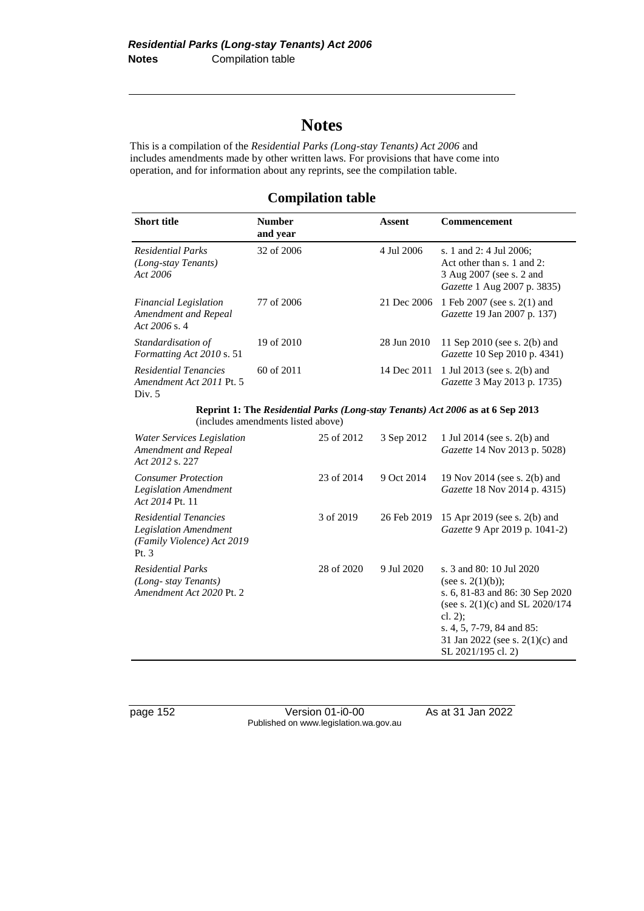# Notes

This is a compilation of the *Residential Parks (Long-stay Tenants) Act 2006* and includes amendments made by other written laws. For provisions that have come into operation, and for information about any reprints, see the compilation table.

## Compilation table

| Short title | Number and year | Assent | Commencement |
|---|---|---|---|
| *Residential Parks (Long-stay Tenants) Act 2006* | 32 of 2006 | 4 Jul 2006 | s. 1 and 2: 4 Jul 2006; Act other than s. 1 and 2: 3 Aug 2007 (see s. 2 and *Gazette* 1 Aug 2007 p. 3835) |
| *Financial Legislation Amendment and Repeal Act 2006* s. 4 | 77 of 2006 | 21 Dec 2006 | 1 Feb 2007 (see s. 2(1) and *Gazette* 19 Jan 2007 p. 137) |
| *Standardisation of Formatting Act 2010* s. 51 | 19 of 2010 | 28 Jun 2010 | 11 Sep 2010 (see s. 2(b) and *Gazette* 10 Sep 2010 p. 4341) |
| *Residential Tenancies Amendment Act 2011* Pt. 5 Div. 5 | 60 of 2011 | 14 Dec 2011 | 1 Jul 2013 (see s. 2(b) and *Gazette* 3 May 2013 p. 1735) |
| **Reprint 1: The *Residential Parks (Long-stay Tenants) Act 2006* as at 6 Sep 2013** (includes amendments listed above) | | | |
| *Water Services Legislation Amendment and Repeal Act 2012* s. 227 | 25 of 2012 | 3 Sep 2012 | 1 Jul 2014 (see s. 2(b) and *Gazette* 14 Nov 2013 p. 5028) |
| *Consumer Protection Legislation Amendment Act 2014* Pt. 11 | 23 of 2014 | 9 Oct 2014 | 19 Nov 2014 (see s. 2(b) and *Gazette* 18 Nov 2014 p. 4315) |
| *Residential Tenancies Legislation Amendment (Family Violence) Act 2019* Pt. 3 | 3 of 2019 | 26 Feb 2019 | 15 Apr 2019 (see s. 2(b) and *Gazette* 9 Apr 2019 p. 1041-2) |
| *Residential Parks (Long- stay Tenants) Amendment Act 2020* Pt. 2 | 28 of 2020 | 9 Jul 2020 | s. 3 and 80: 10 Jul 2020 (see s. 2(1)(b)); s. 6, 81-83 and 86: 30 Sep 2020 (see s. 2(1)(c) and SL 2020/174 cl. 2); s. 4, 5, 7-79, 84 and 85: 31 Jan 2022 (see s. 2(1)(c) and SL 2021/195 cl. 2) |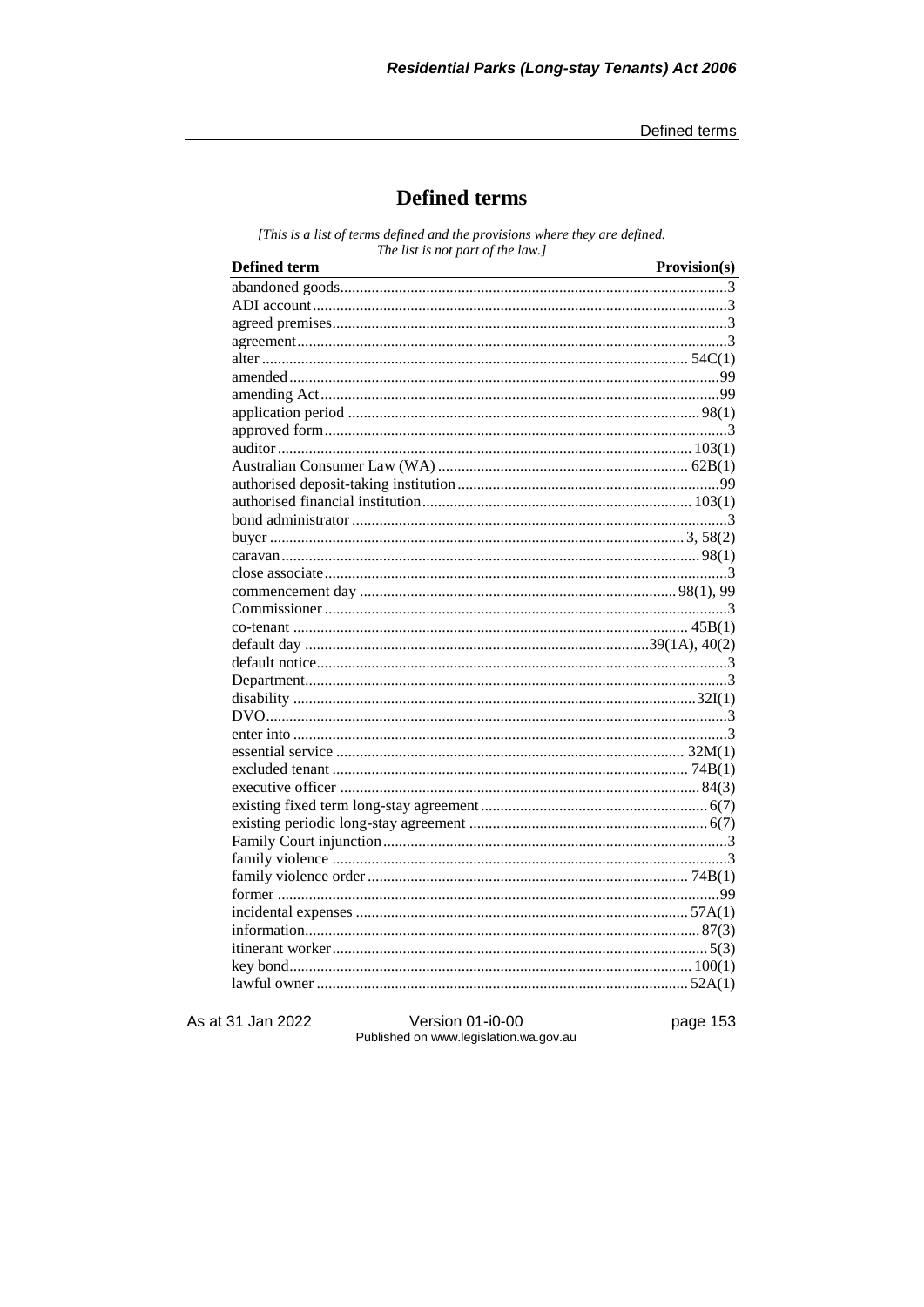# Defined terms

*[This is a list of terms defined and the provisions where they are defined. The list is not part of the law.]*

| Defined term | Provision(s) |
|---|---|
| abandoned goods | 3 |
| ADI account | 3 |
| agreed premises | 3 |
| agreement | 3 |
| alter | 54C(1) |
| amended | 99 |
| amending Act | 99 |
| application period | 98(1) |
| approved form | 3 |
| auditor | 103(1) |
| Australian Consumer Law (WA) | 62B(1) |
| authorised deposit-taking institution | 99 |
| authorised financial institution | 103(1) |
| bond administrator | 3 |
| buyer | 3, 58(2) |
| caravan | 98(1) |
| close associate | 3 |
| commencement day | 98(1), 99 |
| Commissioner | 3 |
| co-tenant | 45B(1) |
| default day | 39(1A), 40(2) |
| default notice | 3 |
| Department | 3 |
| disability | 32I(1) |
| DVO | 3 |
| enter into | 3 |
| essential service | 32M(1) |
| excluded tenant | 74B(1) |
| executive officer | 84(3) |
| existing fixed term long-stay agreement | 6(7) |
| existing periodic long-stay agreement | 6(7) |
| Family Court injunction | 3 |
| family violence | 3 |
| family violence order | 74B(1) |
| former | 99 |
| incidental expenses | 57A(1) |
| information | 87(3) |
| itinerant worker | 5(3) |
| key bond | 100(1) |
| lawful owner | 52A(1) |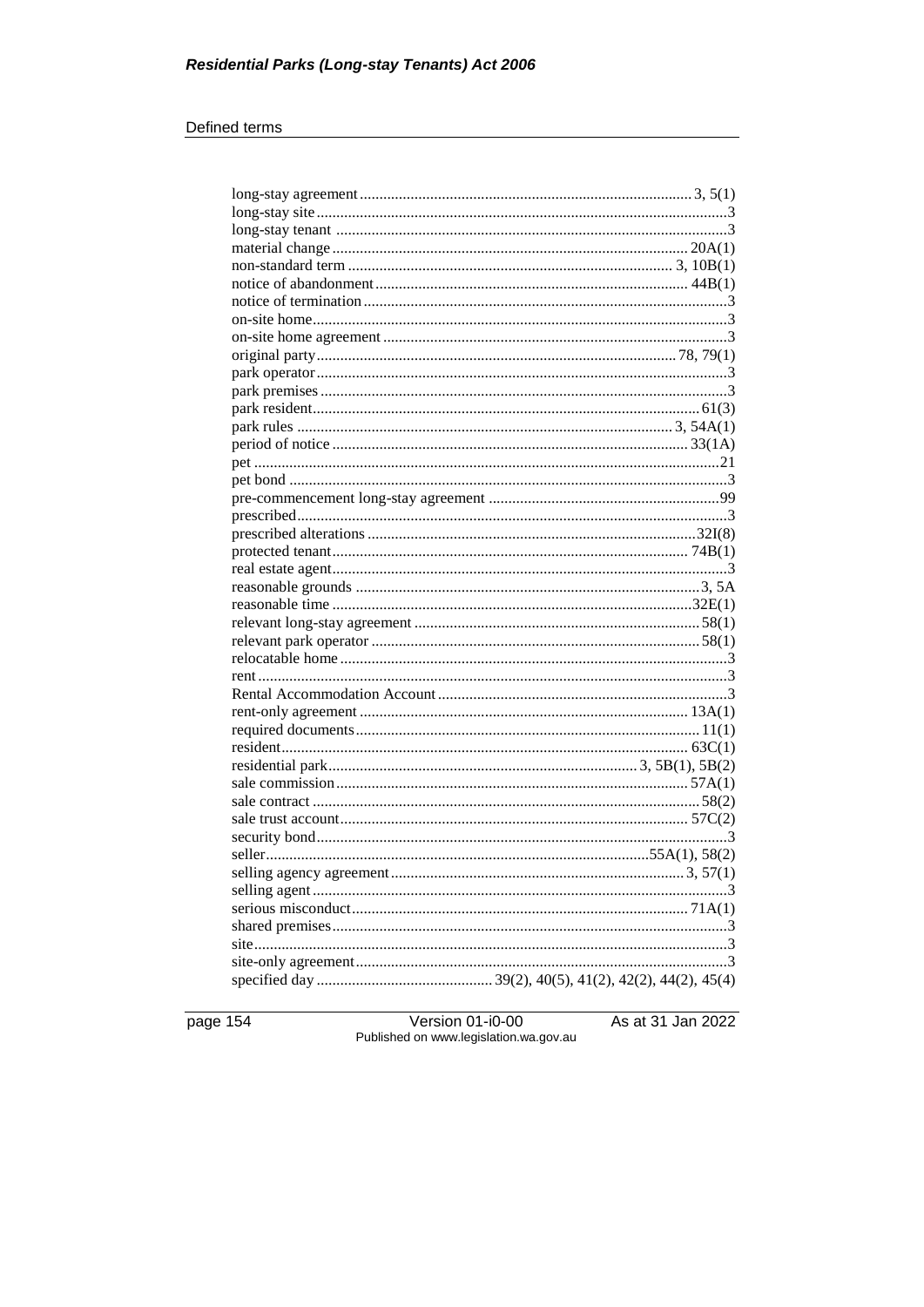## Defined terms

| | |
|---|---|
| long-stay agreement | 3, 5(1) |
| long-stay site | 3 |
| long-stay tenant | 3 |
| material change | 20A(1) |
| non-standard term | 3, 10B(1) |
| notice of abandonment | 44B(1) |
| notice of termination | 3 |
| on-site home | 3 |
| on-site home agreement | 3 |
| original party | 78, 79(1) |
| park operator | 3 |
| park premises | 3 |
| park resident | 61(3) |
| park rules | 3, 54A(1) |
| period of notice | 33(1A) |
| pet | 21 |
| pet bond | 3 |
| pre-commencement long-stay agreement | 99 |
| prescribed | 3 |
| prescribed alterations | 32I(8) |
| protected tenant | 74B(1) |
| real estate agent | 3 |
| reasonable grounds | 3, 5A |
| reasonable time | 32E(1) |
| relevant long-stay agreement | 58(1) |
| relevant park operator | 58(1) |
| relocatable home | 3 |
| rent | 3 |
| Rental Accommodation Account | 3 |
| rent-only agreement | 13A(1) |
| required documents | 11(1) |
| resident | 63C(1) |
| residential park | 3, 5B(1), 5B(2) |
| sale commission | 57A(1) |
| sale contract | 58(2) |
| sale trust account | 57C(2) |
| security bond | 3 |
| seller | 55A(1), 58(2) |
| selling agency agreement | 3, 57(1) |
| selling agent | 3 |
| serious misconduct | 71A(1) |
| shared premises | 3 |
| site | 3 |
| site-only agreement | 3 |
| specified day | 39(2), 40(5), 41(2), 42(2), 44(2), 45(4) |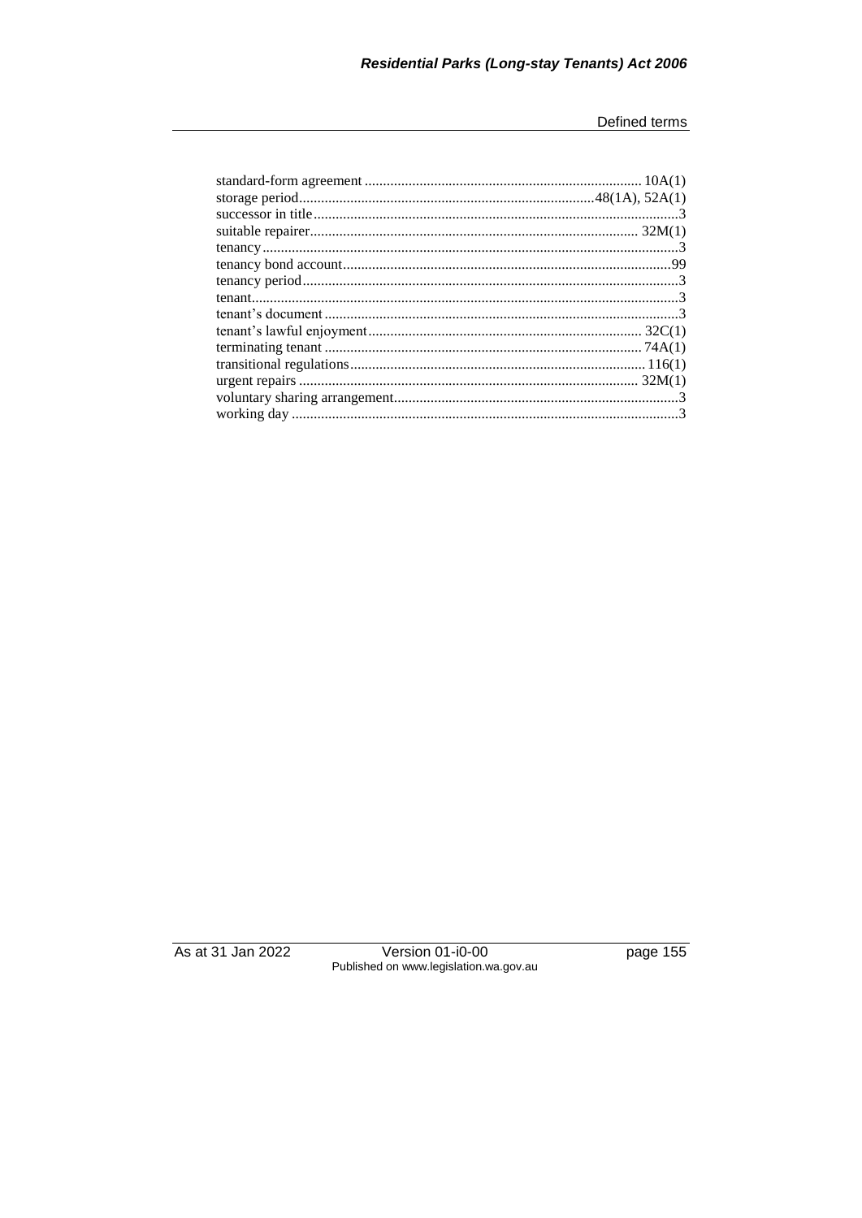| | |
|---|---|
| standard-form agreement | 10A(1) |
| storage period | 48(1A), 52A(1) |
| successor in title | 3 |
| suitable repairer | 32M(1) |
| tenancy | 3 |
| tenancy bond account | 99 |
| tenancy period | 3 |
| tenant | 3 |
| tenant's document | 3 |
| tenant's lawful enjoyment | 32C(1) |
| terminating tenant | 74A(1) |
| transitional regulations | 116(1) |
| urgent repairs | 32M(1) |
| voluntary sharing arrangement | 3 |
| working day | 3 |